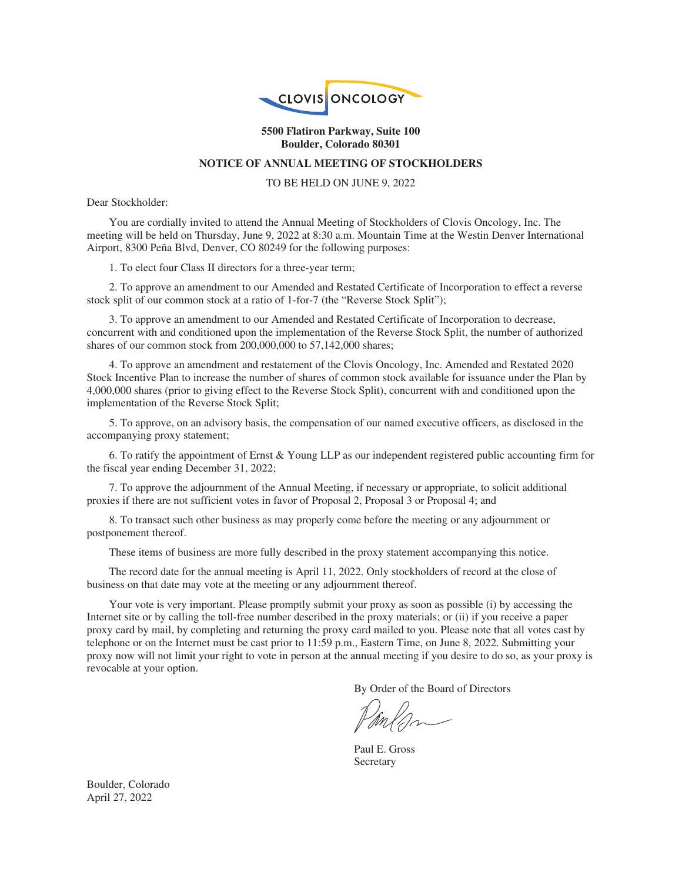CLOVIS ONCOLOGY

**5500 Flatiron Parkway, Suite 100**
**Boulder, Colorado 80301**

**NOTICE OF ANNUAL MEETING OF STOCKHOLDERS**

TO BE HELD ON JUNE 9, 2022

Dear Stockholder:

You are cordially invited to attend the Annual Meeting of Stockholders of Clovis Oncology, Inc. The meeting will be held on Thursday, June 9, 2022 at 8:30 a.m. Mountain Time at the Westin Denver International Airport, 8300 Peña Blvd, Denver, CO 80249 for the following purposes:

1. To elect four Class II directors for a three-year term;

2. To approve an amendment to our Amended and Restated Certificate of Incorporation to effect a reverse stock split of our common stock at a ratio of 1-for-7 (the "Reverse Stock Split");

3. To approve an amendment to our Amended and Restated Certificate of Incorporation to decrease, concurrent with and conditioned upon the implementation of the Reverse Stock Split, the number of authorized shares of our common stock from 200,000,000 to 57,142,000 shares;

4. To approve an amendment and restatement of the Clovis Oncology, Inc. Amended and Restated 2020 Stock Incentive Plan to increase the number of shares of common stock available for issuance under the Plan by 4,000,000 shares (prior to giving effect to the Reverse Stock Split), concurrent with and conditioned upon the implementation of the Reverse Stock Split;

5. To approve, on an advisory basis, the compensation of our named executive officers, as disclosed in the accompanying proxy statement;

6. To ratify the appointment of Ernst & Young LLP as our independent registered public accounting firm for the fiscal year ending December 31, 2022;

7. To approve the adjournment of the Annual Meeting, if necessary or appropriate, to solicit additional proxies if there are not sufficient votes in favor of Proposal 2, Proposal 3 or Proposal 4; and

8. To transact such other business as may properly come before the meeting or any adjournment or postponement thereof.

These items of business are more fully described in the proxy statement accompanying this notice.

The record date for the annual meeting is April 11, 2022. Only stockholders of record at the close of business on that date may vote at the meeting or any adjournment thereof.

Your vote is very important. Please promptly submit your proxy as soon as possible (i) by accessing the Internet site or by calling the toll-free number described in the proxy materials; or (ii) if you receive a paper proxy card by mail, by completing and returning the proxy card mailed to you. Please note that all votes cast by telephone or on the Internet must be cast prior to 11:59 p.m., Eastern Time, on June 8, 2022. Submitting your proxy now will not limit your right to vote in person at the annual meeting if you desire to do so, as your proxy is revocable at your option.

By Order of the Board of Directors

Paul E. Gross
Secretary

Boulder, Colorado
April 27, 2022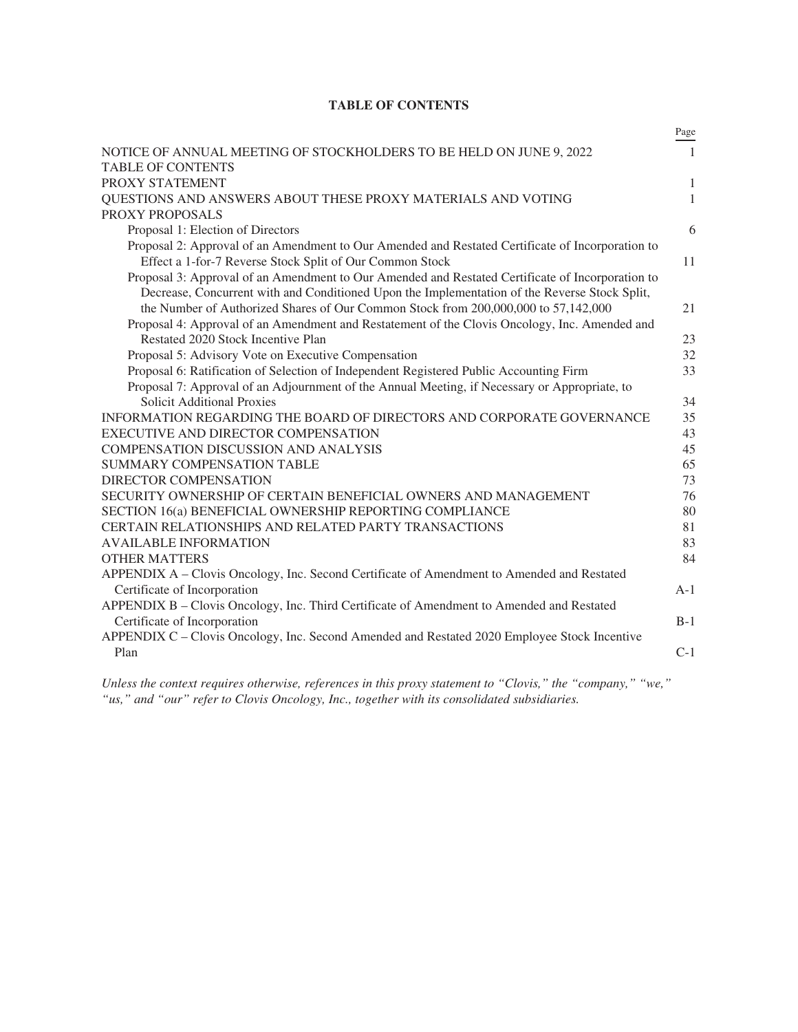**TABLE OF CONTENTS**

| | Page |
|---|---|
| NOTICE OF ANNUAL MEETING OF STOCKHOLDERS TO BE HELD ON JUNE 9, 2022 | 1 |
| TABLE OF CONTENTS | |
| PROXY STATEMENT | 1 |
| QUESTIONS AND ANSWERS ABOUT THESE PROXY MATERIALS AND VOTING | 1 |
| PROXY PROPOSALS | |
| Proposal 1: Election of Directors | 6 |
| Proposal 2: Approval of an Amendment to Our Amended and Restated Certificate of Incorporation to Effect a 1-for-7 Reverse Stock Split of Our Common Stock | 11 |
| Proposal 3: Approval of an Amendment to Our Amended and Restated Certificate of Incorporation to Decrease, Concurrent with and Conditioned Upon the Implementation of the Reverse Stock Split, the Number of Authorized Shares of Our Common Stock from 200,000,000 to 57,142,000 | 21 |
| Proposal 4: Approval of an Amendment and Restatement of the Clovis Oncology, Inc. Amended and Restated 2020 Stock Incentive Plan | 23 |
| Proposal 5: Advisory Vote on Executive Compensation | 32 |
| Proposal 6: Ratification of Selection of Independent Registered Public Accounting Firm | 33 |
| Proposal 7: Approval of an Adjournment of the Annual Meeting, if Necessary or Appropriate, to Solicit Additional Proxies | 34 |
| INFORMATION REGARDING THE BOARD OF DIRECTORS AND CORPORATE GOVERNANCE | 35 |
| EXECUTIVE AND DIRECTOR COMPENSATION | 43 |
| COMPENSATION DISCUSSION AND ANALYSIS | 45 |
| SUMMARY COMPENSATION TABLE | 65 |
| DIRECTOR COMPENSATION | 73 |
| SECURITY OWNERSHIP OF CERTAIN BENEFICIAL OWNERS AND MANAGEMENT | 76 |
| SECTION 16(a) BENEFICIAL OWNERSHIP REPORTING COMPLIANCE | 80 |
| CERTAIN RELATIONSHIPS AND RELATED PARTY TRANSACTIONS | 81 |
| AVAILABLE INFORMATION | 83 |
| OTHER MATTERS | 84 |
| APPENDIX A – Clovis Oncology, Inc. Second Certificate of Amendment to Amended and Restated Certificate of Incorporation | A-1 |
| APPENDIX B – Clovis Oncology, Inc. Third Certificate of Amendment to Amended and Restated Certificate of Incorporation | B-1 |
| APPENDIX C – Clovis Oncology, Inc. Second Amended and Restated 2020 Employee Stock Incentive Plan | C-1 |

*Unless the context requires otherwise, references in this proxy statement to "Clovis," the "company," "we," "us," and "our" refer to Clovis Oncology, Inc., together with its consolidated subsidiaries.*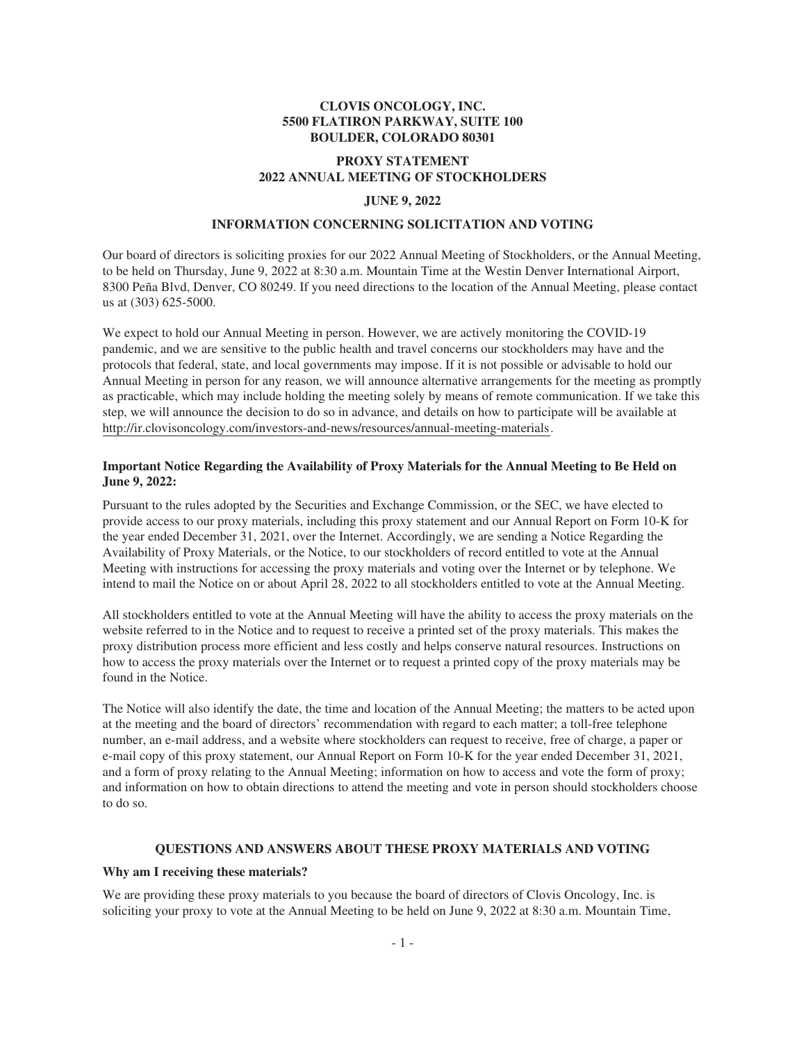**CLOVIS ONCOLOGY, INC.**
**5500 FLATIRON PARKWAY, SUITE 100**
**BOULDER, COLORADO 80301**

# PROXY STATEMENT
# 2022 ANNUAL MEETING OF STOCKHOLDERS

**JUNE 9, 2022**

## INFORMATION CONCERNING SOLICITATION AND VOTING

Our board of directors is soliciting proxies for our 2022 Annual Meeting of Stockholders, or the Annual Meeting, to be held on Thursday, June 9, 2022 at 8:30 a.m. Mountain Time at the Westin Denver International Airport, 8300 Peña Blvd, Denver, CO 80249. If you need directions to the location of the Annual Meeting, please contact us at (303) 625-5000.

We expect to hold our Annual Meeting in person. However, we are actively monitoring the COVID-19 pandemic, and we are sensitive to the public health and travel concerns our stockholders may have and the protocols that federal, state, and local governments may impose. If it is not possible or advisable to hold our Annual Meeting in person for any reason, we will announce alternative arrangements for the meeting as promptly as practicable, which may include holding the meeting solely by means of remote communication. If we take this step, we will announce the decision to do so in advance, and details on how to participate will be available at http://ir.clovisoncology.com/investors-and-news/resources/annual-meeting-materials.

### Important Notice Regarding the Availability of Proxy Materials for the Annual Meeting to Be Held on June 9, 2022:

Pursuant to the rules adopted by the Securities and Exchange Commission, or the SEC, we have elected to provide access to our proxy materials, including this proxy statement and our Annual Report on Form 10-K for the year ended December 31, 2021, over the Internet. Accordingly, we are sending a Notice Regarding the Availability of Proxy Materials, or the Notice, to our stockholders of record entitled to vote at the Annual Meeting with instructions for accessing the proxy materials and voting over the Internet or by telephone. We intend to mail the Notice on or about April 28, 2022 to all stockholders entitled to vote at the Annual Meeting.

All stockholders entitled to vote at the Annual Meeting will have the ability to access the proxy materials on the website referred to in the Notice and to request to receive a printed set of the proxy materials. This makes the proxy distribution process more efficient and less costly and helps conserve natural resources. Instructions on how to access the proxy materials over the Internet or to request a printed copy of the proxy materials may be found in the Notice.

The Notice will also identify the date, the time and location of the Annual Meeting; the matters to be acted upon at the meeting and the board of directors' recommendation with regard to each matter; a toll-free telephone number, an e-mail address, and a website where stockholders can request to receive, free of charge, a paper or e-mail copy of this proxy statement, our Annual Report on Form 10-K for the year ended December 31, 2021, and a form of proxy relating to the Annual Meeting; information on how to access and vote the form of proxy; and information on how to obtain directions to attend the meeting and vote in person should stockholders choose to do so.

## QUESTIONS AND ANSWERS ABOUT THESE PROXY MATERIALS AND VOTING

### Why am I receiving these materials?

We are providing these proxy materials to you because the board of directors of Clovis Oncology, Inc. is soliciting your proxy to vote at the Annual Meeting to be held on June 9, 2022 at 8:30 a.m. Mountain Time,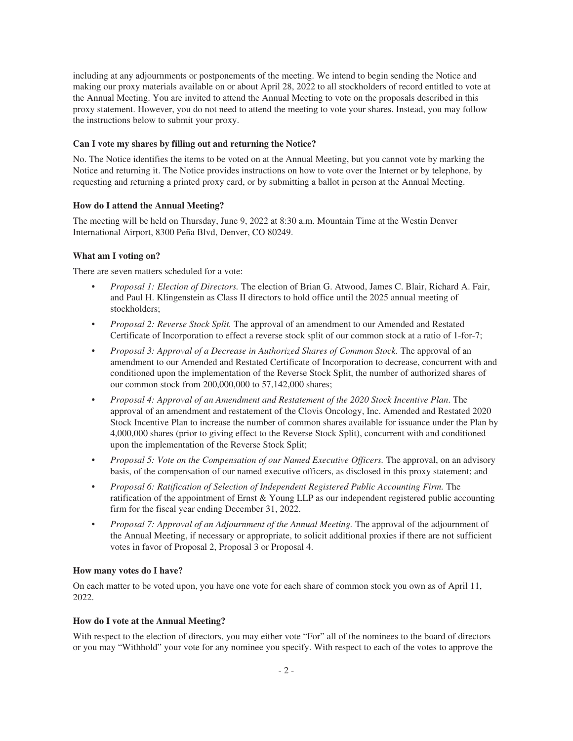including at any adjournments or postponements of the meeting. We intend to begin sending the Notice and making our proxy materials available on or about April 28, 2022 to all stockholders of record entitled to vote at the Annual Meeting. You are invited to attend the Annual Meeting to vote on the proposals described in this proxy statement. However, you do not need to attend the meeting to vote your shares. Instead, you may follow the instructions below to submit your proxy.

**Can I vote my shares by filling out and returning the Notice?**

No. The Notice identifies the items to be voted on at the Annual Meeting, but you cannot vote by marking the Notice and returning it. The Notice provides instructions on how to vote over the Internet or by telephone, by requesting and returning a printed proxy card, or by submitting a ballot in person at the Annual Meeting.

**How do I attend the Annual Meeting?**

The meeting will be held on Thursday, June 9, 2022 at 8:30 a.m. Mountain Time at the Westin Denver International Airport, 8300 Peña Blvd, Denver, CO 80249.

**What am I voting on?**

There are seven matters scheduled for a vote:

- *Proposal 1: Election of Directors.* The election of Brian G. Atwood, James C. Blair, Richard A. Fair, and Paul H. Klingenstein as Class II directors to hold office until the 2025 annual meeting of stockholders;
- *Proposal 2: Reverse Stock Split.* The approval of an amendment to our Amended and Restated Certificate of Incorporation to effect a reverse stock split of our common stock at a ratio of 1-for-7;
- *Proposal 3: Approval of a Decrease in Authorized Shares of Common Stock.* The approval of an amendment to our Amended and Restated Certificate of Incorporation to decrease, concurrent with and conditioned upon the implementation of the Reverse Stock Split, the number of authorized shares of our common stock from 200,000,000 to 57,142,000 shares;
- *Proposal 4: Approval of an Amendment and Restatement of the 2020 Stock Incentive Plan.* The approval of an amendment and restatement of the Clovis Oncology, Inc. Amended and Restated 2020 Stock Incentive Plan to increase the number of common shares available for issuance under the Plan by 4,000,000 shares (prior to giving effect to the Reverse Stock Split), concurrent with and conditioned upon the implementation of the Reverse Stock Split;
- *Proposal 5: Vote on the Compensation of our Named Executive Officers.* The approval, on an advisory basis, of the compensation of our named executive officers, as disclosed in this proxy statement; and
- *Proposal 6: Ratification of Selection of Independent Registered Public Accounting Firm.* The ratification of the appointment of Ernst & Young LLP as our independent registered public accounting firm for the fiscal year ending December 31, 2022.
- *Proposal 7: Approval of an Adjournment of the Annual Meeting.* The approval of the adjournment of the Annual Meeting, if necessary or appropriate, to solicit additional proxies if there are not sufficient votes in favor of Proposal 2, Proposal 3 or Proposal 4.

**How many votes do I have?**

On each matter to be voted upon, you have one vote for each share of common stock you own as of April 11, 2022.

**How do I vote at the Annual Meeting?**

With respect to the election of directors, you may either vote "For" all of the nominees to the board of directors or you may "Withhold" your vote for any nominee you specify. With respect to each of the votes to approve the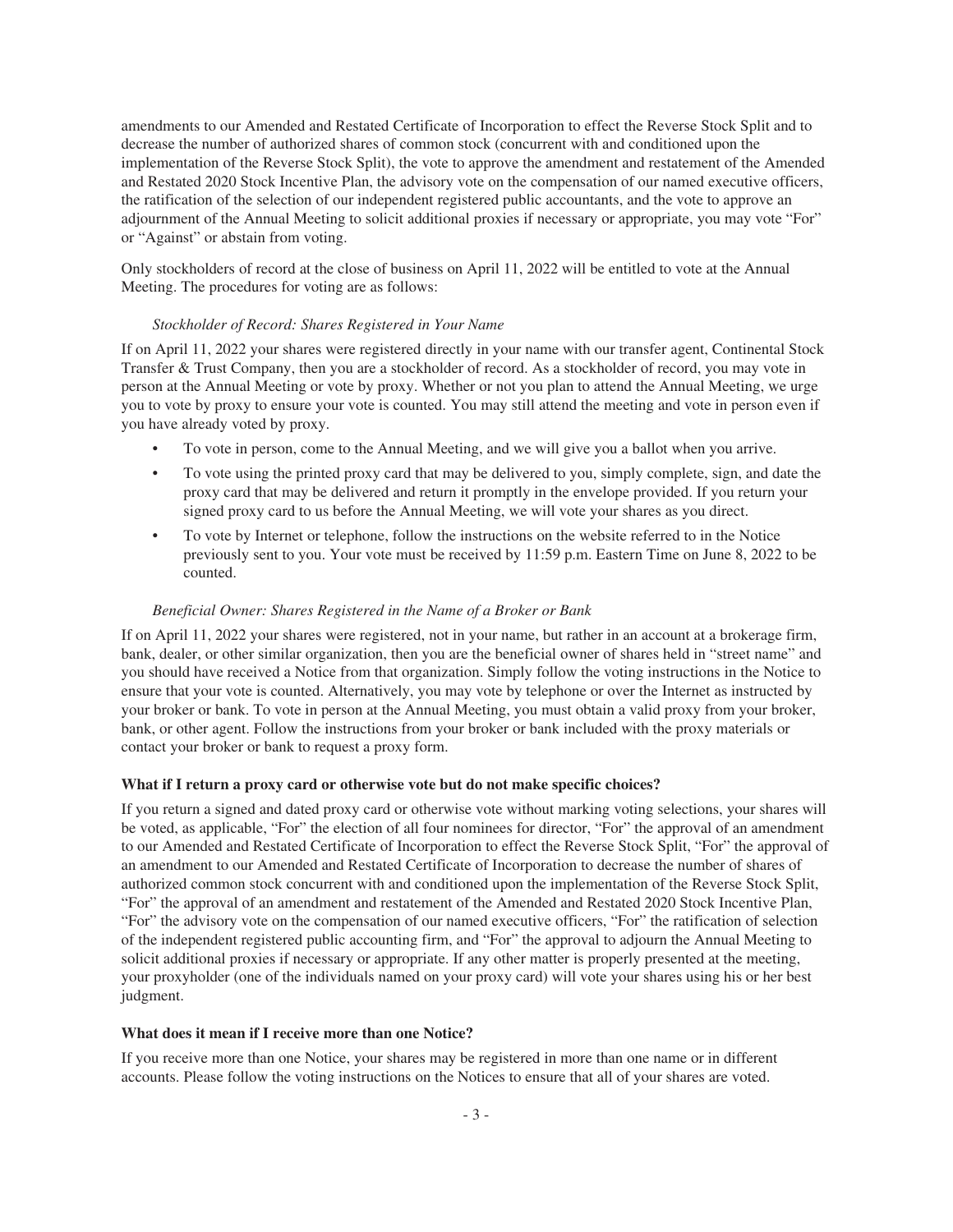amendments to our Amended and Restated Certificate of Incorporation to effect the Reverse Stock Split and to decrease the number of authorized shares of common stock (concurrent with and conditioned upon the implementation of the Reverse Stock Split), the vote to approve the amendment and restatement of the Amended and Restated 2020 Stock Incentive Plan, the advisory vote on the compensation of our named executive officers, the ratification of the selection of our independent registered public accountants, and the vote to approve an adjournment of the Annual Meeting to solicit additional proxies if necessary or appropriate, you may vote "For" or "Against" or abstain from voting.

Only stockholders of record at the close of business on April 11, 2022 will be entitled to vote at the Annual Meeting. The procedures for voting are as follows:

*Stockholder of Record: Shares Registered in Your Name*

If on April 11, 2022 your shares were registered directly in your name with our transfer agent, Continental Stock Transfer & Trust Company, then you are a stockholder of record. As a stockholder of record, you may vote in person at the Annual Meeting or vote by proxy. Whether or not you plan to attend the Annual Meeting, we urge you to vote by proxy to ensure your vote is counted. You may still attend the meeting and vote in person even if you have already voted by proxy.

- To vote in person, come to the Annual Meeting, and we will give you a ballot when you arrive.
- To vote using the printed proxy card that may be delivered to you, simply complete, sign, and date the proxy card that may be delivered and return it promptly in the envelope provided. If you return your signed proxy card to us before the Annual Meeting, we will vote your shares as you direct.
- To vote by Internet or telephone, follow the instructions on the website referred to in the Notice previously sent to you. Your vote must be received by 11:59 p.m. Eastern Time on June 8, 2022 to be counted.

*Beneficial Owner: Shares Registered in the Name of a Broker or Bank*

If on April 11, 2022 your shares were registered, not in your name, but rather in an account at a brokerage firm, bank, dealer, or other similar organization, then you are the beneficial owner of shares held in "street name" and you should have received a Notice from that organization. Simply follow the voting instructions in the Notice to ensure that your vote is counted. Alternatively, you may vote by telephone or over the Internet as instructed by your broker or bank. To vote in person at the Annual Meeting, you must obtain a valid proxy from your broker, bank, or other agent. Follow the instructions from your broker or bank included with the proxy materials or contact your broker or bank to request a proxy form.

**What if I return a proxy card or otherwise vote but do not make specific choices?**

If you return a signed and dated proxy card or otherwise vote without marking voting selections, your shares will be voted, as applicable, "For" the election of all four nominees for director, "For" the approval of an amendment to our Amended and Restated Certificate of Incorporation to effect the Reverse Stock Split, "For" the approval of an amendment to our Amended and Restated Certificate of Incorporation to decrease the number of shares of authorized common stock concurrent with and conditioned upon the implementation of the Reverse Stock Split, "For" the approval of an amendment and restatement of the Amended and Restated 2020 Stock Incentive Plan, "For" the advisory vote on the compensation of our named executive officers, "For" the ratification of selection of the independent registered public accounting firm, and "For" the approval to adjourn the Annual Meeting to solicit additional proxies if necessary or appropriate. If any other matter is properly presented at the meeting, your proxyholder (one of the individuals named on your proxy card) will vote your shares using his or her best judgment.

**What does it mean if I receive more than one Notice?**

If you receive more than one Notice, your shares may be registered in more than one name or in different accounts. Please follow the voting instructions on the Notices to ensure that all of your shares are voted.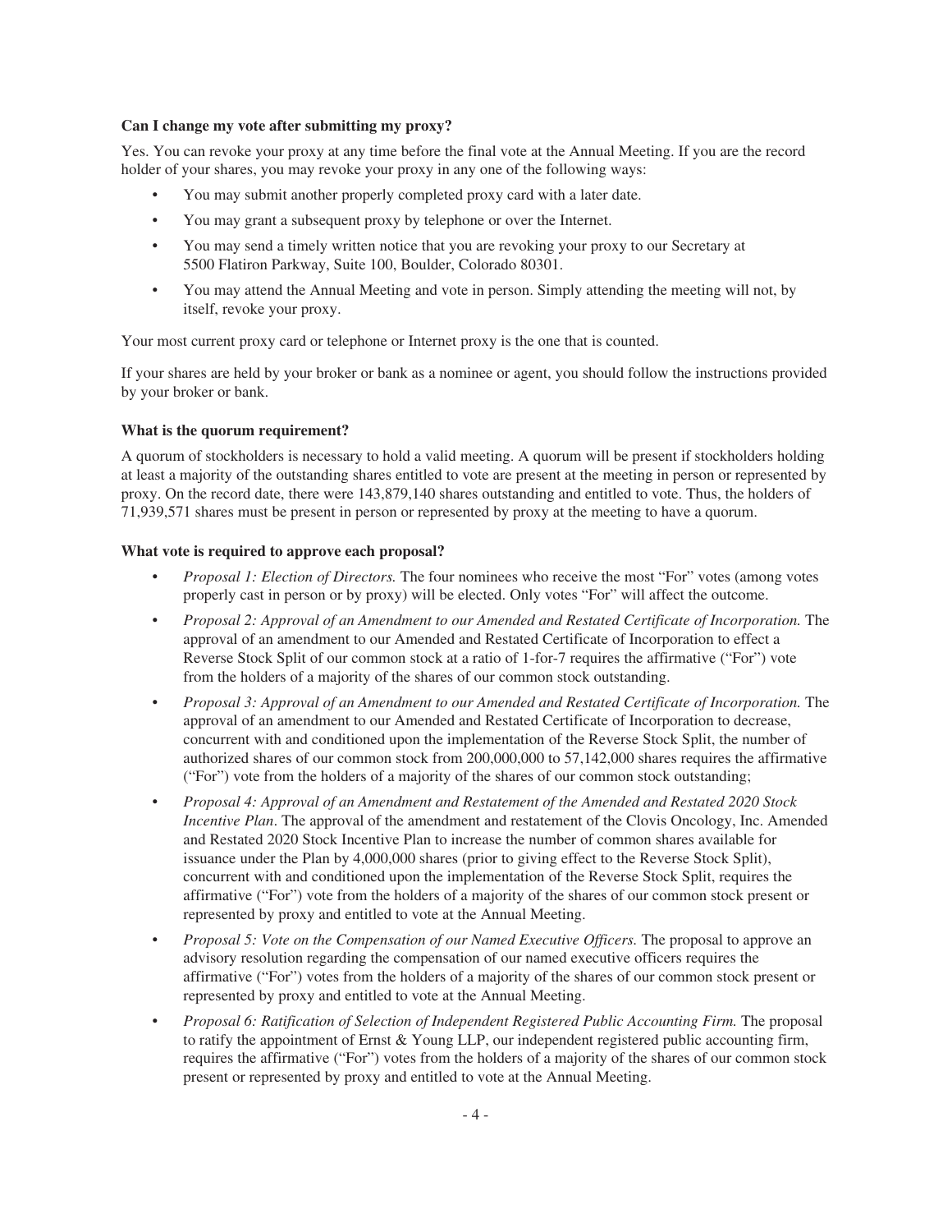**Can I change my vote after submitting my proxy?**

Yes. You can revoke your proxy at any time before the final vote at the Annual Meeting. If you are the record holder of your shares, you may revoke your proxy in any one of the following ways:

- You may submit another properly completed proxy card with a later date.
- You may grant a subsequent proxy by telephone or over the Internet.
- You may send a timely written notice that you are revoking your proxy to our Secretary at 5500 Flatiron Parkway, Suite 100, Boulder, Colorado 80301.
- You may attend the Annual Meeting and vote in person. Simply attending the meeting will not, by itself, revoke your proxy.

Your most current proxy card or telephone or Internet proxy is the one that is counted.

If your shares are held by your broker or bank as a nominee or agent, you should follow the instructions provided by your broker or bank.

**What is the quorum requirement?**

A quorum of stockholders is necessary to hold a valid meeting. A quorum will be present if stockholders holding at least a majority of the outstanding shares entitled to vote are present at the meeting in person or represented by proxy. On the record date, there were 143,879,140 shares outstanding and entitled to vote. Thus, the holders of 71,939,571 shares must be present in person or represented by proxy at the meeting to have a quorum.

**What vote is required to approve each proposal?**

- *Proposal 1: Election of Directors.* The four nominees who receive the most "For" votes (among votes properly cast in person or by proxy) will be elected. Only votes "For" will affect the outcome.
- *Proposal 2: Approval of an Amendment to our Amended and Restated Certificate of Incorporation.* The approval of an amendment to our Amended and Restated Certificate of Incorporation to effect a Reverse Stock Split of our common stock at a ratio of 1-for-7 requires the affirmative ("For") vote from the holders of a majority of the shares of our common stock outstanding.
- *Proposal 3: Approval of an Amendment to our Amended and Restated Certificate of Incorporation.* The approval of an amendment to our Amended and Restated Certificate of Incorporation to decrease, concurrent with and conditioned upon the implementation of the Reverse Stock Split, the number of authorized shares of our common stock from 200,000,000 to 57,142,000 shares requires the affirmative ("For") vote from the holders of a majority of the shares of our common stock outstanding;
- *Proposal 4: Approval of an Amendment and Restatement of the Amended and Restated 2020 Stock Incentive Plan*. The approval of the amendment and restatement of the Clovis Oncology, Inc. Amended and Restated 2020 Stock Incentive Plan to increase the number of common shares available for issuance under the Plan by 4,000,000 shares (prior to giving effect to the Reverse Stock Split), concurrent with and conditioned upon the implementation of the Reverse Stock Split, requires the affirmative ("For") vote from the holders of a majority of the shares of our common stock present or represented by proxy and entitled to vote at the Annual Meeting.
- *Proposal 5: Vote on the Compensation of our Named Executive Officers.* The proposal to approve an advisory resolution regarding the compensation of our named executive officers requires the affirmative ("For") votes from the holders of a majority of the shares of our common stock present or represented by proxy and entitled to vote at the Annual Meeting.
- *Proposal 6: Ratification of Selection of Independent Registered Public Accounting Firm.* The proposal to ratify the appointment of Ernst & Young LLP, our independent registered public accounting firm, requires the affirmative ("For") votes from the holders of a majority of the shares of our common stock present or represented by proxy and entitled to vote at the Annual Meeting.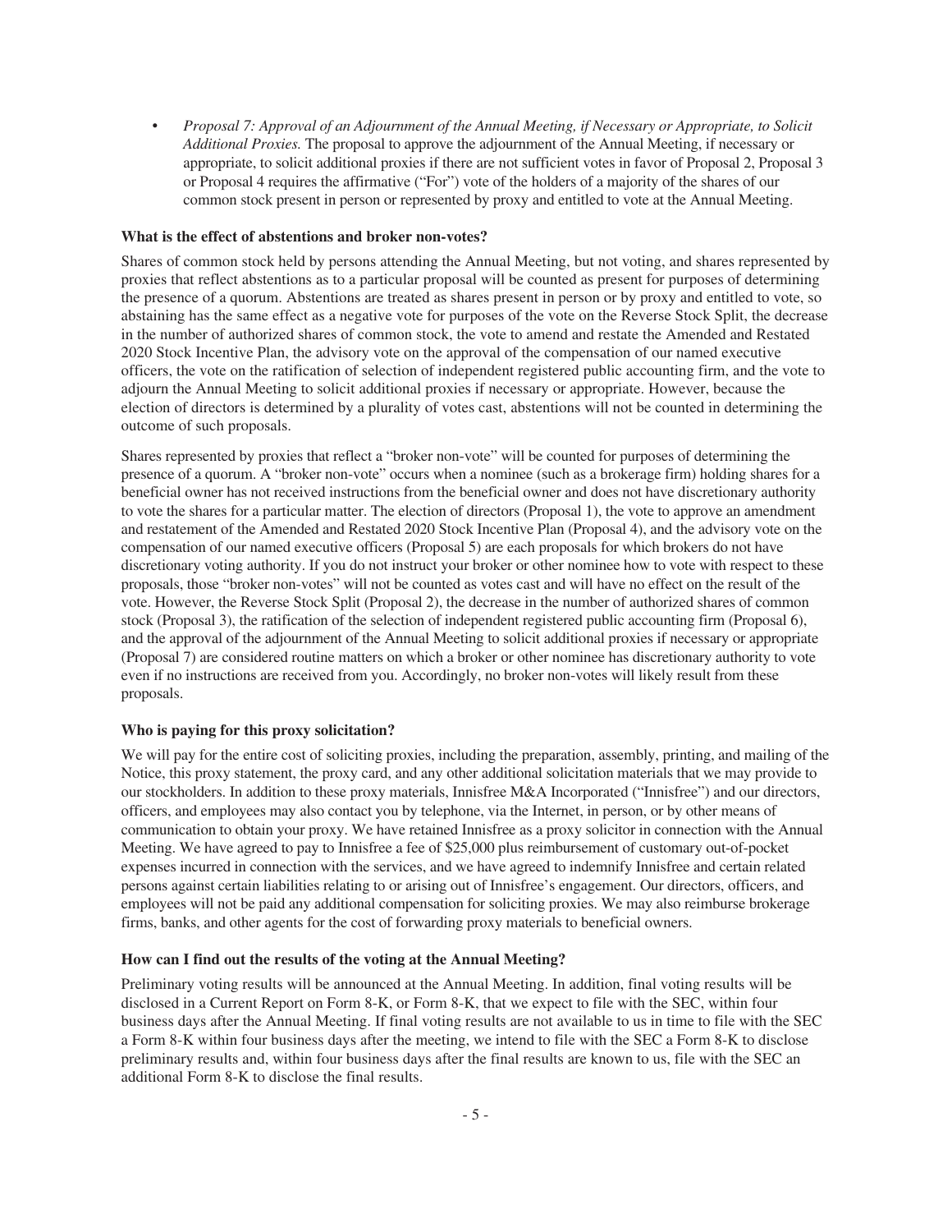- *Proposal 7: Approval of an Adjournment of the Annual Meeting, if Necessary or Appropriate, to Solicit Additional Proxies.* The proposal to approve the adjournment of the Annual Meeting, if necessary or appropriate, to solicit additional proxies if there are not sufficient votes in favor of Proposal 2, Proposal 3 or Proposal 4 requires the affirmative ("For") vote of the holders of a majority of the shares of our common stock present in person or represented by proxy and entitled to vote at the Annual Meeting.

**What is the effect of abstentions and broker non-votes?**

Shares of common stock held by persons attending the Annual Meeting, but not voting, and shares represented by proxies that reflect abstentions as to a particular proposal will be counted as present for purposes of determining the presence of a quorum. Abstentions are treated as shares present in person or by proxy and entitled to vote, so abstaining has the same effect as a negative vote for purposes of the vote on the Reverse Stock Split, the decrease in the number of authorized shares of common stock, the vote to amend and restate the Amended and Restated 2020 Stock Incentive Plan, the advisory vote on the approval of the compensation of our named executive officers, the vote on the ratification of selection of independent registered public accounting firm, and the vote to adjourn the Annual Meeting to solicit additional proxies if necessary or appropriate. However, because the election of directors is determined by a plurality of votes cast, abstentions will not be counted in determining the outcome of such proposals.

Shares represented by proxies that reflect a "broker non-vote" will be counted for purposes of determining the presence of a quorum. A "broker non-vote" occurs when a nominee (such as a brokerage firm) holding shares for a beneficial owner has not received instructions from the beneficial owner and does not have discretionary authority to vote the shares for a particular matter. The election of directors (Proposal 1), the vote to approve an amendment and restatement of the Amended and Restated 2020 Stock Incentive Plan (Proposal 4), and the advisory vote on the compensation of our named executive officers (Proposal 5) are each proposals for which brokers do not have discretionary voting authority. If you do not instruct your broker or other nominee how to vote with respect to these proposals, those "broker non-votes" will not be counted as votes cast and will have no effect on the result of the vote. However, the Reverse Stock Split (Proposal 2), the decrease in the number of authorized shares of common stock (Proposal 3), the ratification of the selection of independent registered public accounting firm (Proposal 6), and the approval of the adjournment of the Annual Meeting to solicit additional proxies if necessary or appropriate (Proposal 7) are considered routine matters on which a broker or other nominee has discretionary authority to vote even if no instructions are received from you. Accordingly, no broker non-votes will likely result from these proposals.

**Who is paying for this proxy solicitation?**

We will pay for the entire cost of soliciting proxies, including the preparation, assembly, printing, and mailing of the Notice, this proxy statement, the proxy card, and any other additional solicitation materials that we may provide to our stockholders. In addition to these proxy materials, Innisfree M&A Incorporated ("Innisfree") and our directors, officers, and employees may also contact you by telephone, via the Internet, in person, or by other means of communication to obtain your proxy. We have retained Innisfree as a proxy solicitor in connection with the Annual Meeting. We have agreed to pay to Innisfree a fee of $25,000 plus reimbursement of customary out-of-pocket expenses incurred in connection with the services, and we have agreed to indemnify Innisfree and certain related persons against certain liabilities relating to or arising out of Innisfree's engagement. Our directors, officers, and employees will not be paid any additional compensation for soliciting proxies. We may also reimburse brokerage firms, banks, and other agents for the cost of forwarding proxy materials to beneficial owners.

**How can I find out the results of the voting at the Annual Meeting?**

Preliminary voting results will be announced at the Annual Meeting. In addition, final voting results will be disclosed in a Current Report on Form 8-K, or Form 8-K, that we expect to file with the SEC, within four business days after the Annual Meeting. If final voting results are not available to us in time to file with the SEC a Form 8-K within four business days after the meeting, we intend to file with the SEC a Form 8-K to disclose preliminary results and, within four business days after the final results are known to us, file with the SEC an additional Form 8-K to disclose the final results.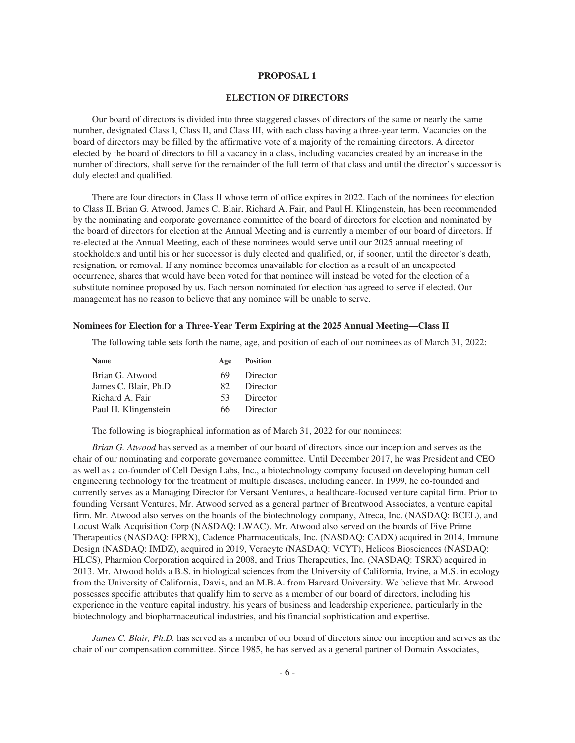# PROPOSAL 1

## ELECTION OF DIRECTORS

Our board of directors is divided into three staggered classes of directors of the same or nearly the same number, designated Class I, Class II, and Class III, with each class having a three-year term. Vacancies on the board of directors may be filled by the affirmative vote of a majority of the remaining directors. A director elected by the board of directors to fill a vacancy in a class, including vacancies created by an increase in the number of directors, shall serve for the remainder of the full term of that class and until the director's successor is duly elected and qualified.

There are four directors in Class II whose term of office expires in 2022. Each of the nominees for election to Class II, Brian G. Atwood, James C. Blair, Richard A. Fair, and Paul H. Klingenstein, has been recommended by the nominating and corporate governance committee of the board of directors for election and nominated by the board of directors for election at the Annual Meeting and is currently a member of our board of directors. If re-elected at the Annual Meeting, each of these nominees would serve until our 2025 annual meeting of stockholders and until his or her successor is duly elected and qualified, or, if sooner, until the director's death, resignation, or removal. If any nominee becomes unavailable for election as a result of an unexpected occurrence, shares that would have been voted for that nominee will instead be voted for the election of a substitute nominee proposed by us. Each person nominated for election has agreed to serve if elected. Our management has no reason to believe that any nominee will be unable to serve.

### Nominees for Election for a Three-Year Term Expiring at the 2025 Annual Meeting—Class II

The following table sets forth the name, age, and position of each of our nominees as of March 31, 2022:

| Name | Age | Position |
|---|---|---|
| Brian G. Atwood | 69 | Director |
| James C. Blair, Ph.D. | 82 | Director |
| Richard A. Fair | 53 | Director |
| Paul H. Klingenstein | 66 | Director |

The following is biographical information as of March 31, 2022 for our nominees:

*Brian G. Atwood* has served as a member of our board of directors since our inception and serves as the chair of our nominating and corporate governance committee. Until December 2017, he was President and CEO as well as a co-founder of Cell Design Labs, Inc., a biotechnology company focused on developing human cell engineering technology for the treatment of multiple diseases, including cancer. In 1999, he co-founded and currently serves as a Managing Director for Versant Ventures, a healthcare-focused venture capital firm. Prior to founding Versant Ventures, Mr. Atwood served as a general partner of Brentwood Associates, a venture capital firm. Mr. Atwood also serves on the boards of the biotechnology company, Atreca, Inc. (NASDAQ: BCEL), and Locust Walk Acquisition Corp (NASDAQ: LWAC). Mr. Atwood also served on the boards of Five Prime Therapeutics (NASDAQ: FPRX), Cadence Pharmaceuticals, Inc. (NASDAQ: CADX) acquired in 2014, Immune Design (NASDAQ: IMDZ), acquired in 2019, Veracyte (NASDAQ: VCYT), Helicos Biosciences (NASDAQ: HLCS), Pharmion Corporation acquired in 2008, and Trius Therapeutics, Inc. (NASDAQ: TSRX) acquired in 2013. Mr. Atwood holds a B.S. in biological sciences from the University of California, Irvine, a M.S. in ecology from the University of California, Davis, and an M.B.A. from Harvard University. We believe that Mr. Atwood possesses specific attributes that qualify him to serve as a member of our board of directors, including his experience in the venture capital industry, his years of business and leadership experience, particularly in the biotechnology and biopharmaceutical industries, and his financial sophistication and expertise.

*James C. Blair, Ph.D.* has served as a member of our board of directors since our inception and serves as the chair of our compensation committee. Since 1985, he has served as a general partner of Domain Associates,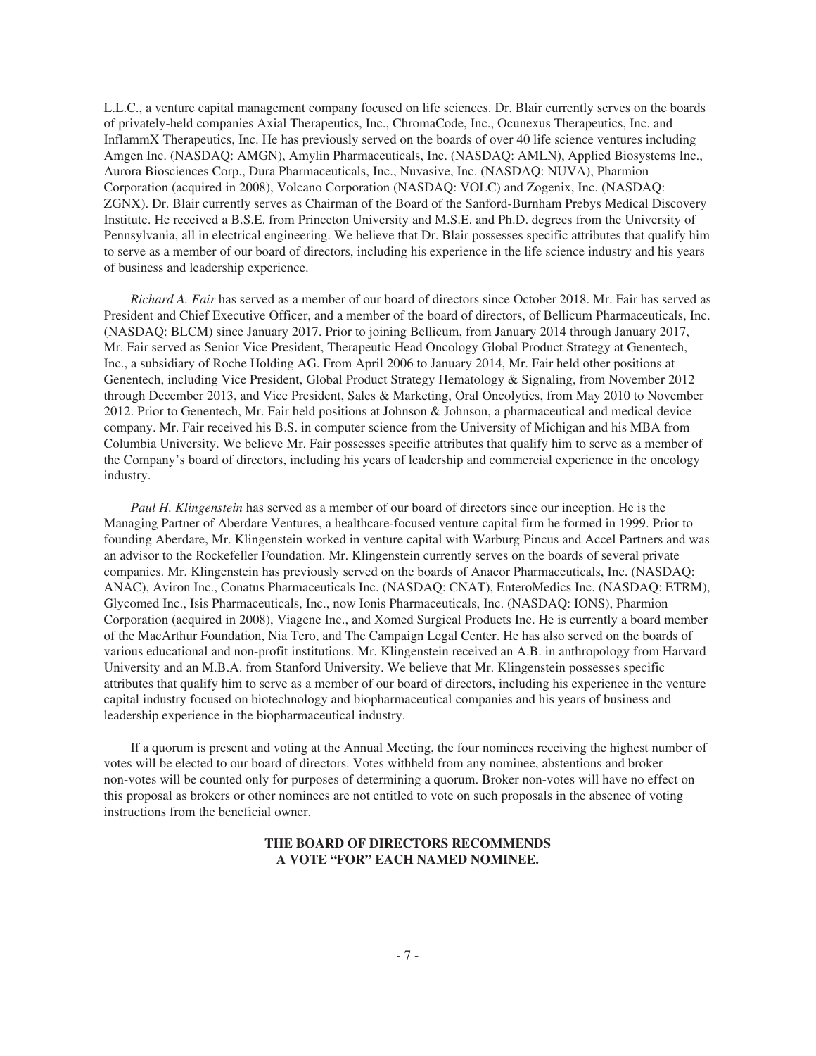L.L.C., a venture capital management company focused on life sciences. Dr. Blair currently serves on the boards of privately-held companies Axial Therapeutics, Inc., ChromaCode, Inc., Ocunexus Therapeutics, Inc. and InflammX Therapeutics, Inc. He has previously served on the boards of over 40 life science ventures including Amgen Inc. (NASDAQ: AMGN), Amylin Pharmaceuticals, Inc. (NASDAQ: AMLN), Applied Biosystems Inc., Aurora Biosciences Corp., Dura Pharmaceuticals, Inc., Nuvasive, Inc. (NASDAQ: NUVA), Pharmion Corporation (acquired in 2008), Volcano Corporation (NASDAQ: VOLC) and Zogenix, Inc. (NASDAQ: ZGNX). Dr. Blair currently serves as Chairman of the Board of the Sanford-Burnham Prebys Medical Discovery Institute. He received a B.S.E. from Princeton University and M.S.E. and Ph.D. degrees from the University of Pennsylvania, all in electrical engineering. We believe that Dr. Blair possesses specific attributes that qualify him to serve as a member of our board of directors, including his experience in the life science industry and his years of business and leadership experience.

*Richard A. Fair* has served as a member of our board of directors since October 2018. Mr. Fair has served as President and Chief Executive Officer, and a member of the board of directors, of Bellicum Pharmaceuticals, Inc. (NASDAQ: BLCM) since January 2017. Prior to joining Bellicum, from January 2014 through January 2017, Mr. Fair served as Senior Vice President, Therapeutic Head Oncology Global Product Strategy at Genentech, Inc., a subsidiary of Roche Holding AG. From April 2006 to January 2014, Mr. Fair held other positions at Genentech, including Vice President, Global Product Strategy Hematology & Signaling, from November 2012 through December 2013, and Vice President, Sales & Marketing, Oral Oncolytics, from May 2010 to November 2012. Prior to Genentech, Mr. Fair held positions at Johnson & Johnson, a pharmaceutical and medical device company. Mr. Fair received his B.S. in computer science from the University of Michigan and his MBA from Columbia University. We believe Mr. Fair possesses specific attributes that qualify him to serve as a member of the Company's board of directors, including his years of leadership and commercial experience in the oncology industry.

*Paul H. Klingenstein* has served as a member of our board of directors since our inception. He is the Managing Partner of Aberdare Ventures, a healthcare-focused venture capital firm he formed in 1999. Prior to founding Aberdare, Mr. Klingenstein worked in venture capital with Warburg Pincus and Accel Partners and was an advisor to the Rockefeller Foundation. Mr. Klingenstein currently serves on the boards of several private companies. Mr. Klingenstein has previously served on the boards of Anacor Pharmaceuticals, Inc. (NASDAQ: ANAC), Aviron Inc., Conatus Pharmaceuticals Inc. (NASDAQ: CNAT), EnteroMedics Inc. (NASDAQ: ETRM), Glycomed Inc., Isis Pharmaceuticals, Inc., now Ionis Pharmaceuticals, Inc. (NASDAQ: IONS), Pharmion Corporation (acquired in 2008), Viagene Inc., and Xomed Surgical Products Inc. He is currently a board member of the MacArthur Foundation, Nia Tero, and The Campaign Legal Center. He has also served on the boards of various educational and non-profit institutions. Mr. Klingenstein received an A.B. in anthropology from Harvard University and an M.B.A. from Stanford University. We believe that Mr. Klingenstein possesses specific attributes that qualify him to serve as a member of our board of directors, including his experience in the venture capital industry focused on biotechnology and biopharmaceutical companies and his years of business and leadership experience in the biopharmaceutical industry.

If a quorum is present and voting at the Annual Meeting, the four nominees receiving the highest number of votes will be elected to our board of directors. Votes withheld from any nominee, abstentions and broker non-votes will be counted only for purposes of determining a quorum. Broker non-votes will have no effect on this proposal as brokers or other nominees are not entitled to vote on such proposals in the absence of voting instructions from the beneficial owner.

**THE BOARD OF DIRECTORS RECOMMENDS A VOTE "FOR" EACH NAMED NOMINEE.**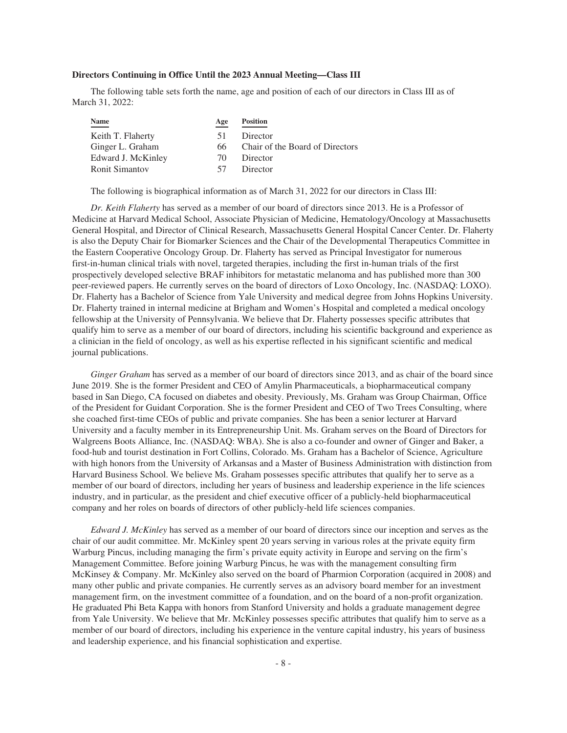**Directors Continuing in Office Until the 2023 Annual Meeting—Class III**

The following table sets forth the name, age and position of each of our directors in Class III as of March 31, 2022:

| Name | Age | Position |
| --- | --- | --- |
| Keith T. Flaherty | 51 | Director |
| Ginger L. Graham | 66 | Chair of the Board of Directors |
| Edward J. McKinley | 70 | Director |
| Ronit Simantov | 57 | Director |

The following is biographical information as of March 31, 2022 for our directors in Class III:

*Dr. Keith Flaherty* has served as a member of our board of directors since 2013. He is a Professor of Medicine at Harvard Medical School, Associate Physician of Medicine, Hematology/Oncology at Massachusetts General Hospital, and Director of Clinical Research, Massachusetts General Hospital Cancer Center. Dr. Flaherty is also the Deputy Chair for Biomarker Sciences and the Chair of the Developmental Therapeutics Committee in the Eastern Cooperative Oncology Group. Dr. Flaherty has served as Principal Investigator for numerous first-in-human clinical trials with novel, targeted therapies, including the first in-human trials of the first prospectively developed selective BRAF inhibitors for metastatic melanoma and has published more than 300 peer-reviewed papers. He currently serves on the board of directors of Loxo Oncology, Inc. (NASDAQ: LOXO). Dr. Flaherty has a Bachelor of Science from Yale University and medical degree from Johns Hopkins University. Dr. Flaherty trained in internal medicine at Brigham and Women's Hospital and completed a medical oncology fellowship at the University of Pennsylvania. We believe that Dr. Flaherty possesses specific attributes that qualify him to serve as a member of our board of directors, including his scientific background and experience as a clinician in the field of oncology, as well as his expertise reflected in his significant scientific and medical journal publications.

*Ginger Graham* has served as a member of our board of directors since 2013, and as chair of the board since June 2019. She is the former President and CEO of Amylin Pharmaceuticals, a biopharmaceutical company based in San Diego, CA focused on diabetes and obesity. Previously, Ms. Graham was Group Chairman, Office of the President for Guidant Corporation. She is the former President and CEO of Two Trees Consulting, where she coached first-time CEOs of public and private companies. She has been a senior lecturer at Harvard University and a faculty member in its Entrepreneurship Unit. Ms. Graham serves on the Board of Directors for Walgreens Boots Alliance, Inc. (NASDAQ: WBA). She is also a co-founder and owner of Ginger and Baker, a food-hub and tourist destination in Fort Collins, Colorado. Ms. Graham has a Bachelor of Science, Agriculture with high honors from the University of Arkansas and a Master of Business Administration with distinction from Harvard Business School. We believe Ms. Graham possesses specific attributes that qualify her to serve as a member of our board of directors, including her years of business and leadership experience in the life sciences industry, and in particular, as the president and chief executive officer of a publicly-held biopharmaceutical company and her roles on boards of directors of other publicly-held life sciences companies.

*Edward J. McKinley* has served as a member of our board of directors since our inception and serves as the chair of our audit committee. Mr. McKinley spent 20 years serving in various roles at the private equity firm Warburg Pincus, including managing the firm's private equity activity in Europe and serving on the firm's Management Committee. Before joining Warburg Pincus, he was with the management consulting firm McKinsey & Company. Mr. McKinley also served on the board of Pharmion Corporation (acquired in 2008) and many other public and private companies. He currently serves as an advisory board member for an investment management firm, on the investment committee of a foundation, and on the board of a non-profit organization. He graduated Phi Beta Kappa with honors from Stanford University and holds a graduate management degree from Yale University. We believe that Mr. McKinley possesses specific attributes that qualify him to serve as a member of our board of directors, including his experience in the venture capital industry, his years of business and leadership experience, and his financial sophistication and expertise.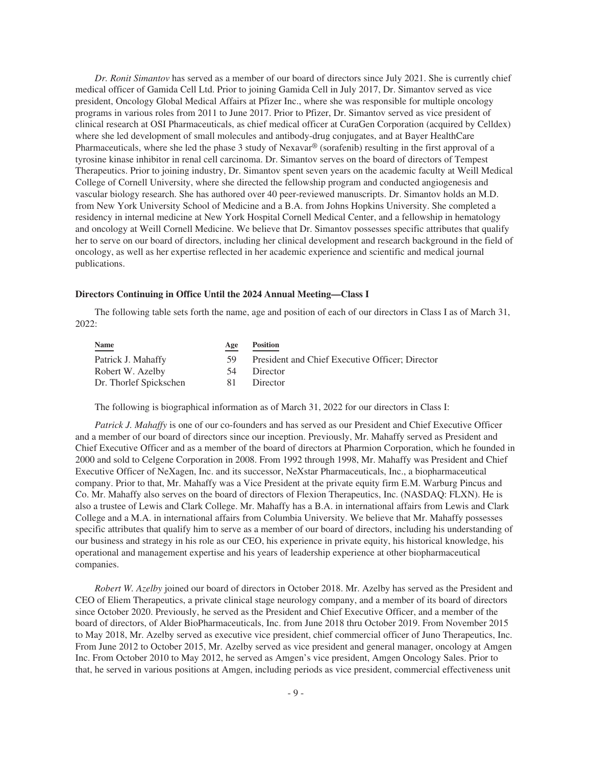*Dr. Ronit Simantov* has served as a member of our board of directors since July 2021. She is currently chief medical officer of Gamida Cell Ltd. Prior to joining Gamida Cell in July 2017, Dr. Simantov served as vice president, Oncology Global Medical Affairs at Pfizer Inc., where she was responsible for multiple oncology programs in various roles from 2011 to June 2017. Prior to Pfizer, Dr. Simantov served as vice president of clinical research at OSI Pharmaceuticals, as chief medical officer at CuraGen Corporation (acquired by Celldex) where she led development of small molecules and antibody-drug conjugates, and at Bayer HealthCare Pharmaceuticals, where she led the phase 3 study of Nexavar® (sorafenib) resulting in the first approval of a tyrosine kinase inhibitor in renal cell carcinoma. Dr. Simantov serves on the board of directors of Tempest Therapeutics. Prior to joining industry, Dr. Simantov spent seven years on the academic faculty at Weill Medical College of Cornell University, where she directed the fellowship program and conducted angiogenesis and vascular biology research. She has authored over 40 peer-reviewed manuscripts. Dr. Simantov holds an M.D. from New York University School of Medicine and a B.A. from Johns Hopkins University. She completed a residency in internal medicine at New York Hospital Cornell Medical Center, and a fellowship in hematology and oncology at Weill Cornell Medicine. We believe that Dr. Simantov possesses specific attributes that qualify her to serve on our board of directors, including her clinical development and research background in the field of oncology, as well as her expertise reflected in her academic experience and scientific and medical journal publications.

**Directors Continuing in Office Until the 2024 Annual Meeting—Class I**

The following table sets forth the name, age and position of each of our directors in Class I as of March 31, 2022:

| Name | Age | Position |
|---|---|---|
| Patrick J. Mahaffy | 59 | President and Chief Executive Officer; Director |
| Robert W. Azelby | 54 | Director |
| Dr. Thorlef Spickschen | 81 | Director |

The following is biographical information as of March 31, 2022 for our directors in Class I:

*Patrick J. Mahaffy* is one of our co-founders and has served as our President and Chief Executive Officer and a member of our board of directors since our inception. Previously, Mr. Mahaffy served as President and Chief Executive Officer and as a member of the board of directors at Pharmion Corporation, which he founded in 2000 and sold to Celgene Corporation in 2008. From 1992 through 1998, Mr. Mahaffy was President and Chief Executive Officer of NeXagen, Inc. and its successor, NeXstar Pharmaceuticals, Inc., a biopharmaceutical company. Prior to that, Mr. Mahaffy was a Vice President at the private equity firm E.M. Warburg Pincus and Co. Mr. Mahaffy also serves on the board of directors of Flexion Therapeutics, Inc. (NASDAQ: FLXN). He is also a trustee of Lewis and Clark College. Mr. Mahaffy has a B.A. in international affairs from Lewis and Clark College and a M.A. in international affairs from Columbia University. We believe that Mr. Mahaffy possesses specific attributes that qualify him to serve as a member of our board of directors, including his understanding of our business and strategy in his role as our CEO, his experience in private equity, his historical knowledge, his operational and management expertise and his years of leadership experience at other biopharmaceutical companies.

*Robert W. Azelby* joined our board of directors in October 2018. Mr. Azelby has served as the President and CEO of Eliem Therapeutics, a private clinical stage neurology company, and a member of its board of directors since October 2020. Previously, he served as the President and Chief Executive Officer, and a member of the board of directors, of Alder BioPharmaceuticals, Inc. from June 2018 thru October 2019. From November 2015 to May 2018, Mr. Azelby served as executive vice president, chief commercial officer of Juno Therapeutics, Inc. From June 2012 to October 2015, Mr. Azelby served as vice president and general manager, oncology at Amgen Inc. From October 2010 to May 2012, he served as Amgen's vice president, Amgen Oncology Sales. Prior to that, he served in various positions at Amgen, including periods as vice president, commercial effectiveness unit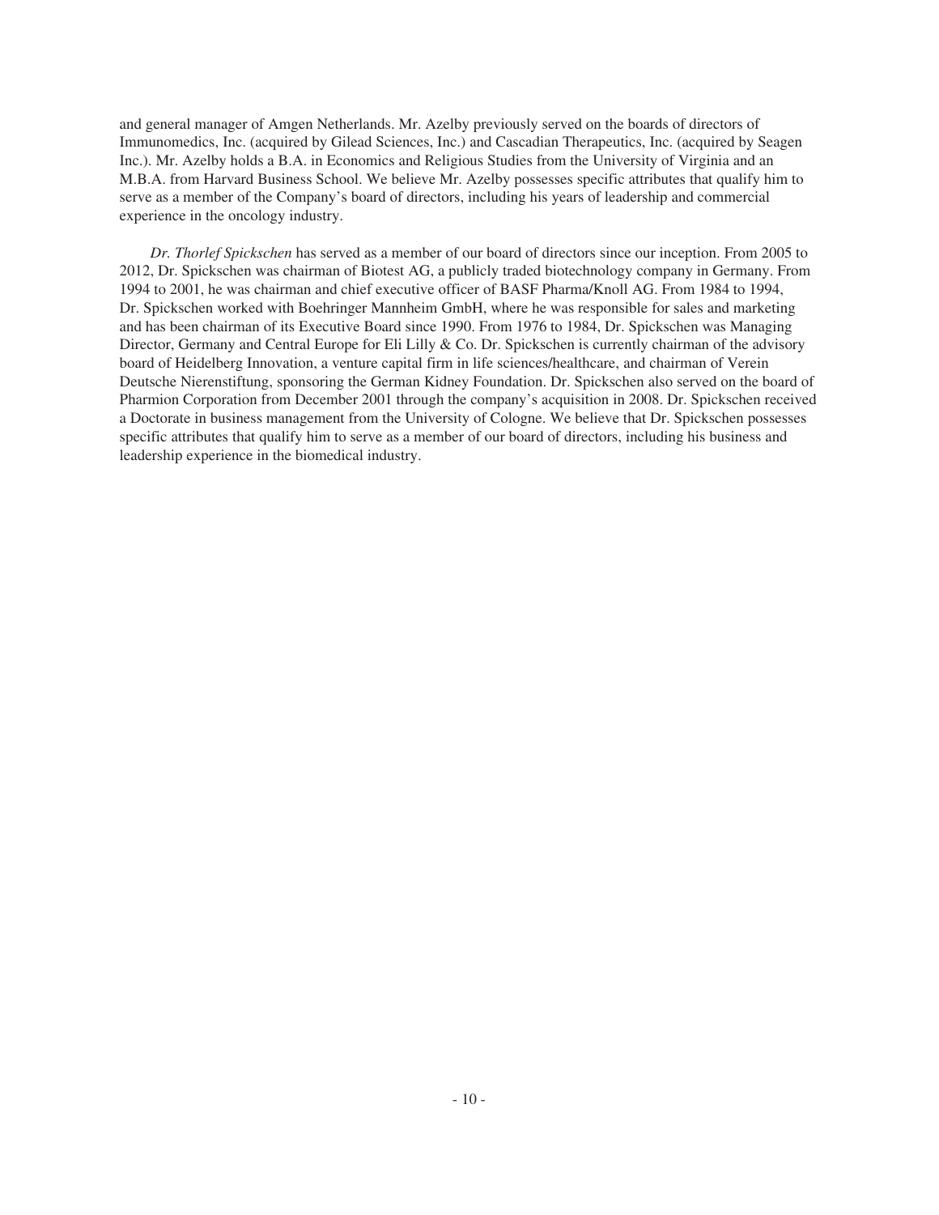and general manager of Amgen Netherlands. Mr. Azelby previously served on the boards of directors of Immunomedics, Inc. (acquired by Gilead Sciences, Inc.) and Cascadian Therapeutics, Inc. (acquired by Seagen Inc.). Mr. Azelby holds a B.A. in Economics and Religious Studies from the University of Virginia and an M.B.A. from Harvard Business School. We believe Mr. Azelby possesses specific attributes that qualify him to serve as a member of the Company's board of directors, including his years of leadership and commercial experience in the oncology industry.

*Dr. Thorlef Spickschen* has served as a member of our board of directors since our inception. From 2005 to 2012, Dr. Spickschen was chairman of Biotest AG, a publicly traded biotechnology company in Germany. From 1994 to 2001, he was chairman and chief executive officer of BASF Pharma/Knoll AG. From 1984 to 1994, Dr. Spickschen worked with Boehringer Mannheim GmbH, where he was responsible for sales and marketing and has been chairman of its Executive Board since 1990. From 1976 to 1984, Dr. Spickschen was Managing Director, Germany and Central Europe for Eli Lilly & Co. Dr. Spickschen is currently chairman of the advisory board of Heidelberg Innovation, a venture capital firm in life sciences/healthcare, and chairman of Verein Deutsche Nierenstiftung, sponsoring the German Kidney Foundation. Dr. Spickschen also served on the board of Pharmion Corporation from December 2001 through the company's acquisition in 2008. Dr. Spickschen received a Doctorate in business management from the University of Cologne. We believe that Dr. Spickschen possesses specific attributes that qualify him to serve as a member of our board of directors, including his business and leadership experience in the biomedical industry.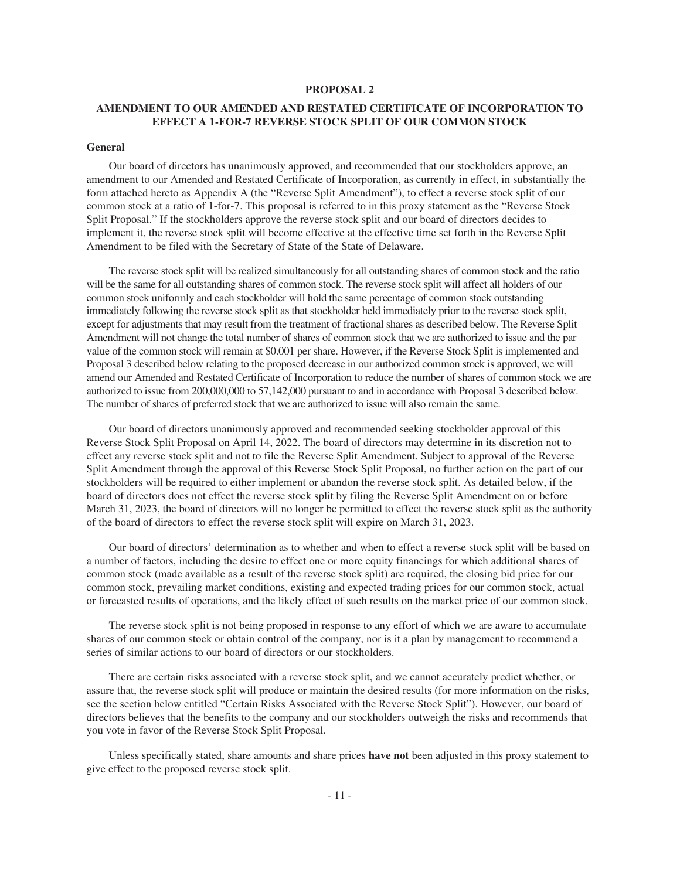# PROPOSAL 2

## AMENDMENT TO OUR AMENDED AND RESTATED CERTIFICATE OF INCORPORATION TO EFFECT A 1-FOR-7 REVERSE STOCK SPLIT OF OUR COMMON STOCK

### General

Our board of directors has unanimously approved, and recommended that our stockholders approve, an amendment to our Amended and Restated Certificate of Incorporation, as currently in effect, in substantially the form attached hereto as Appendix A (the "Reverse Split Amendment"), to effect a reverse stock split of our common stock at a ratio of 1-for-7. This proposal is referred to in this proxy statement as the "Reverse Stock Split Proposal." If the stockholders approve the reverse stock split and our board of directors decides to implement it, the reverse stock split will become effective at the effective time set forth in the Reverse Split Amendment to be filed with the Secretary of State of the State of Delaware.

The reverse stock split will be realized simultaneously for all outstanding shares of common stock and the ratio will be the same for all outstanding shares of common stock. The reverse stock split will affect all holders of our common stock uniformly and each stockholder will hold the same percentage of common stock outstanding immediately following the reverse stock split as that stockholder held immediately prior to the reverse stock split, except for adjustments that may result from the treatment of fractional shares as described below. The Reverse Split Amendment will not change the total number of shares of common stock that we are authorized to issue and the par value of the common stock will remain at $0.001 per share. However, if the Reverse Stock Split is implemented and Proposal 3 described below relating to the proposed decrease in our authorized common stock is approved, we will amend our Amended and Restated Certificate of Incorporation to reduce the number of shares of common stock we are authorized to issue from 200,000,000 to 57,142,000 pursuant to and in accordance with Proposal 3 described below. The number of shares of preferred stock that we are authorized to issue will also remain the same.

Our board of directors unanimously approved and recommended seeking stockholder approval of this Reverse Stock Split Proposal on April 14, 2022. The board of directors may determine in its discretion not to effect any reverse stock split and not to file the Reverse Split Amendment. Subject to approval of the Reverse Split Amendment through the approval of this Reverse Stock Split Proposal, no further action on the part of our stockholders will be required to either implement or abandon the reverse stock split. As detailed below, if the board of directors does not effect the reverse stock split by filing the Reverse Split Amendment on or before March 31, 2023, the board of directors will no longer be permitted to effect the reverse stock split as the authority of the board of directors to effect the reverse stock split will expire on March 31, 2023.

Our board of directors' determination as to whether and when to effect a reverse stock split will be based on a number of factors, including the desire to effect one or more equity financings for which additional shares of common stock (made available as a result of the reverse stock split) are required, the closing bid price for our common stock, prevailing market conditions, existing and expected trading prices for our common stock, actual or forecasted results of operations, and the likely effect of such results on the market price of our common stock.

The reverse stock split is not being proposed in response to any effort of which we are aware to accumulate shares of our common stock or obtain control of the company, nor is it a plan by management to recommend a series of similar actions to our board of directors or our stockholders.

There are certain risks associated with a reverse stock split, and we cannot accurately predict whether, or assure that, the reverse stock split will produce or maintain the desired results (for more information on the risks, see the section below entitled "Certain Risks Associated with the Reverse Stock Split"). However, our board of directors believes that the benefits to the company and our stockholders outweigh the risks and recommends that you vote in favor of the Reverse Stock Split Proposal.

Unless specifically stated, share amounts and share prices **have not** been adjusted in this proxy statement to give effect to the proposed reverse stock split.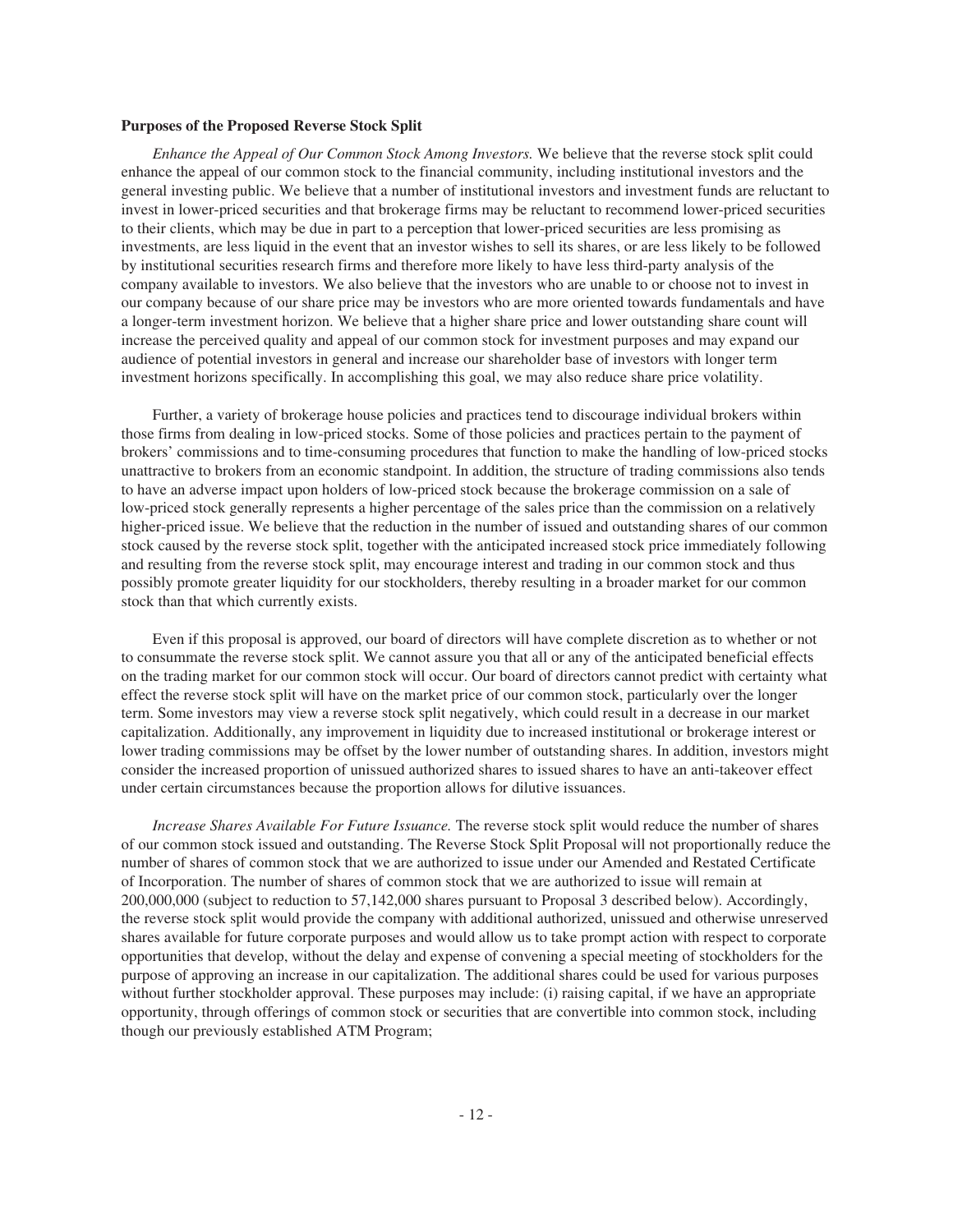**Purposes of the Proposed Reverse Stock Split**

*Enhance the Appeal of Our Common Stock Among Investors.* We believe that the reverse stock split could enhance the appeal of our common stock to the financial community, including institutional investors and the general investing public. We believe that a number of institutional investors and investment funds are reluctant to invest in lower-priced securities and that brokerage firms may be reluctant to recommend lower-priced securities to their clients, which may be due in part to a perception that lower-priced securities are less promising as investments, are less liquid in the event that an investor wishes to sell its shares, or are less likely to be followed by institutional securities research firms and therefore more likely to have less third-party analysis of the company available to investors. We also believe that the investors who are unable to or choose not to invest in our company because of our share price may be investors who are more oriented towards fundamentals and have a longer-term investment horizon. We believe that a higher share price and lower outstanding share count will increase the perceived quality and appeal of our common stock for investment purposes and may expand our audience of potential investors in general and increase our shareholder base of investors with longer term investment horizons specifically. In accomplishing this goal, we may also reduce share price volatility.

Further, a variety of brokerage house policies and practices tend to discourage individual brokers within those firms from dealing in low-priced stocks. Some of those policies and practices pertain to the payment of brokers' commissions and to time-consuming procedures that function to make the handling of low-priced stocks unattractive to brokers from an economic standpoint. In addition, the structure of trading commissions also tends to have an adverse impact upon holders of low-priced stock because the brokerage commission on a sale of low-priced stock generally represents a higher percentage of the sales price than the commission on a relatively higher-priced issue. We believe that the reduction in the number of issued and outstanding shares of our common stock caused by the reverse stock split, together with the anticipated increased stock price immediately following and resulting from the reverse stock split, may encourage interest and trading in our common stock and thus possibly promote greater liquidity for our stockholders, thereby resulting in a broader market for our common stock than that which currently exists.

Even if this proposal is approved, our board of directors will have complete discretion as to whether or not to consummate the reverse stock split. We cannot assure you that all or any of the anticipated beneficial effects on the trading market for our common stock will occur. Our board of directors cannot predict with certainty what effect the reverse stock split will have on the market price of our common stock, particularly over the longer term. Some investors may view a reverse stock split negatively, which could result in a decrease in our market capitalization. Additionally, any improvement in liquidity due to increased institutional or brokerage interest or lower trading commissions may be offset by the lower number of outstanding shares. In addition, investors might consider the increased proportion of unissued authorized shares to issued shares to have an anti-takeover effect under certain circumstances because the proportion allows for dilutive issuances.

*Increase Shares Available For Future Issuance.* The reverse stock split would reduce the number of shares of our common stock issued and outstanding. The Reverse Stock Split Proposal will not proportionally reduce the number of shares of common stock that we are authorized to issue under our Amended and Restated Certificate of Incorporation. The number of shares of common stock that we are authorized to issue will remain at 200,000,000 (subject to reduction to 57,142,000 shares pursuant to Proposal 3 described below). Accordingly, the reverse stock split would provide the company with additional authorized, unissued and otherwise unreserved shares available for future corporate purposes and would allow us to take prompt action with respect to corporate opportunities that develop, without the delay and expense of convening a special meeting of stockholders for the purpose of approving an increase in our capitalization. The additional shares could be used for various purposes without further stockholder approval. These purposes may include: (i) raising capital, if we have an appropriate opportunity, through offerings of common stock or securities that are convertible into common stock, including though our previously established ATM Program;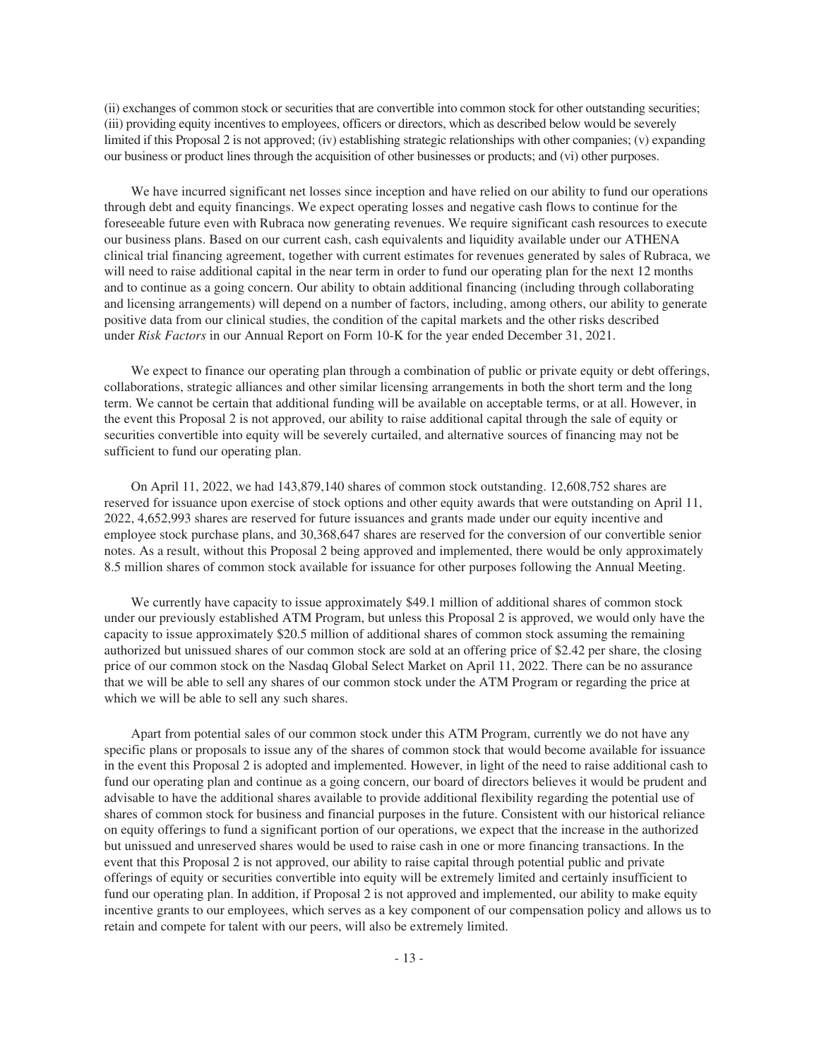(ii) exchanges of common stock or securities that are convertible into common stock for other outstanding securities; (iii) providing equity incentives to employees, officers or directors, which as described below would be severely limited if this Proposal 2 is not approved; (iv) establishing strategic relationships with other companies; (v) expanding our business or product lines through the acquisition of other businesses or products; and (vi) other purposes.

We have incurred significant net losses since inception and have relied on our ability to fund our operations through debt and equity financings. We expect operating losses and negative cash flows to continue for the foreseeable future even with Rubraca now generating revenues. We require significant cash resources to execute our business plans. Based on our current cash, cash equivalents and liquidity available under our ATHENA clinical trial financing agreement, together with current estimates for revenues generated by sales of Rubraca, we will need to raise additional capital in the near term in order to fund our operating plan for the next 12 months and to continue as a going concern. Our ability to obtain additional financing (including through collaborating and licensing arrangements) will depend on a number of factors, including, among others, our ability to generate positive data from our clinical studies, the condition of the capital markets and the other risks described under *Risk Factors* in our Annual Report on Form 10-K for the year ended December 31, 2021.

We expect to finance our operating plan through a combination of public or private equity or debt offerings, collaborations, strategic alliances and other similar licensing arrangements in both the short term and the long term. We cannot be certain that additional funding will be available on acceptable terms, or at all. However, in the event this Proposal 2 is not approved, our ability to raise additional capital through the sale of equity or securities convertible into equity will be severely curtailed, and alternative sources of financing may not be sufficient to fund our operating plan.

On April 11, 2022, we had 143,879,140 shares of common stock outstanding. 12,608,752 shares are reserved for issuance upon exercise of stock options and other equity awards that were outstanding on April 11, 2022, 4,652,993 shares are reserved for future issuances and grants made under our equity incentive and employee stock purchase plans, and 30,368,647 shares are reserved for the conversion of our convertible senior notes. As a result, without this Proposal 2 being approved and implemented, there would be only approximately 8.5 million shares of common stock available for issuance for other purposes following the Annual Meeting.

We currently have capacity to issue approximately $49.1 million of additional shares of common stock under our previously established ATM Program, but unless this Proposal 2 is approved, we would only have the capacity to issue approximately $20.5 million of additional shares of common stock assuming the remaining authorized but unissued shares of our common stock are sold at an offering price of $2.42 per share, the closing price of our common stock on the Nasdaq Global Select Market on April 11, 2022. There can be no assurance that we will be able to sell any shares of our common stock under the ATM Program or regarding the price at which we will be able to sell any such shares.

Apart from potential sales of our common stock under this ATM Program, currently we do not have any specific plans or proposals to issue any of the shares of common stock that would become available for issuance in the event this Proposal 2 is adopted and implemented. However, in light of the need to raise additional cash to fund our operating plan and continue as a going concern, our board of directors believes it would be prudent and advisable to have the additional shares available to provide additional flexibility regarding the potential use of shares of common stock for business and financial purposes in the future. Consistent with our historical reliance on equity offerings to fund a significant portion of our operations, we expect that the increase in the authorized but unissued and unreserved shares would be used to raise cash in one or more financing transactions. In the event that this Proposal 2 is not approved, our ability to raise capital through potential public and private offerings of equity or securities convertible into equity will be extremely limited and certainly insufficient to fund our operating plan. In addition, if Proposal 2 is not approved and implemented, our ability to make equity incentive grants to our employees, which serves as a key component of our compensation policy and allows us to retain and compete for talent with our peers, will also be extremely limited.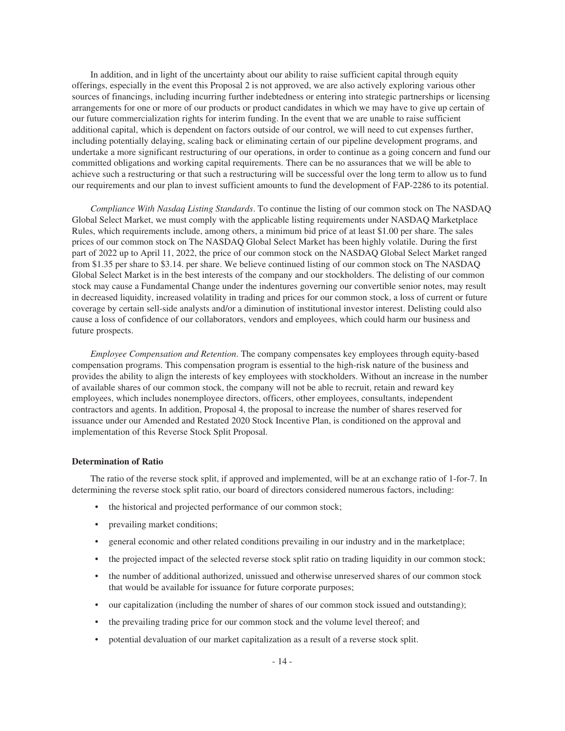In addition, and in light of the uncertainty about our ability to raise sufficient capital through equity offerings, especially in the event this Proposal 2 is not approved, we are also actively exploring various other sources of financings, including incurring further indebtedness or entering into strategic partnerships or licensing arrangements for one or more of our products or product candidates in which we may have to give up certain of our future commercialization rights for interim funding. In the event that we are unable to raise sufficient additional capital, which is dependent on factors outside of our control, we will need to cut expenses further, including potentially delaying, scaling back or eliminating certain of our pipeline development programs, and undertake a more significant restructuring of our operations, in order to continue as a going concern and fund our committed obligations and working capital requirements. There can be no assurances that we will be able to achieve such a restructuring or that such a restructuring will be successful over the long term to allow us to fund our requirements and our plan to invest sufficient amounts to fund the development of FAP-2286 to its potential.

*Compliance With Nasdaq Listing Standards*. To continue the listing of our common stock on The NASDAQ Global Select Market, we must comply with the applicable listing requirements under NASDAQ Marketplace Rules, which requirements include, among others, a minimum bid price of at least $1.00 per share. The sales prices of our common stock on The NASDAQ Global Select Market has been highly volatile. During the first part of 2022 up to April 11, 2022, the price of our common stock on the NASDAQ Global Select Market ranged from $1.35 per share to $3.14. per share. We believe continued listing of our common stock on The NASDAQ Global Select Market is in the best interests of the company and our stockholders. The delisting of our common stock may cause a Fundamental Change under the indentures governing our convertible senior notes, may result in decreased liquidity, increased volatility in trading and prices for our common stock, a loss of current or future coverage by certain sell-side analysts and/or a diminution of institutional investor interest. Delisting could also cause a loss of confidence of our collaborators, vendors and employees, which could harm our business and future prospects.

*Employee Compensation and Retention*. The company compensates key employees through equity-based compensation programs. This compensation program is essential to the high-risk nature of the business and provides the ability to align the interests of key employees with stockholders. Without an increase in the number of available shares of our common stock, the company will not be able to recruit, retain and reward key employees, which includes nonemployee directors, officers, other employees, consultants, independent contractors and agents. In addition, Proposal 4, the proposal to increase the number of shares reserved for issuance under our Amended and Restated 2020 Stock Incentive Plan, is conditioned on the approval and implementation of this Reverse Stock Split Proposal.

**Determination of Ratio**

The ratio of the reverse stock split, if approved and implemented, will be at an exchange ratio of 1-for-7. In determining the reverse stock split ratio, our board of directors considered numerous factors, including:

- the historical and projected performance of our common stock;
- prevailing market conditions;
- general economic and other related conditions prevailing in our industry and in the marketplace;
- the projected impact of the selected reverse stock split ratio on trading liquidity in our common stock;
- the number of additional authorized, unissued and otherwise unreserved shares of our common stock that would be available for issuance for future corporate purposes;
- our capitalization (including the number of shares of our common stock issued and outstanding);
- the prevailing trading price for our common stock and the volume level thereof; and
- potential devaluation of our market capitalization as a result of a reverse stock split.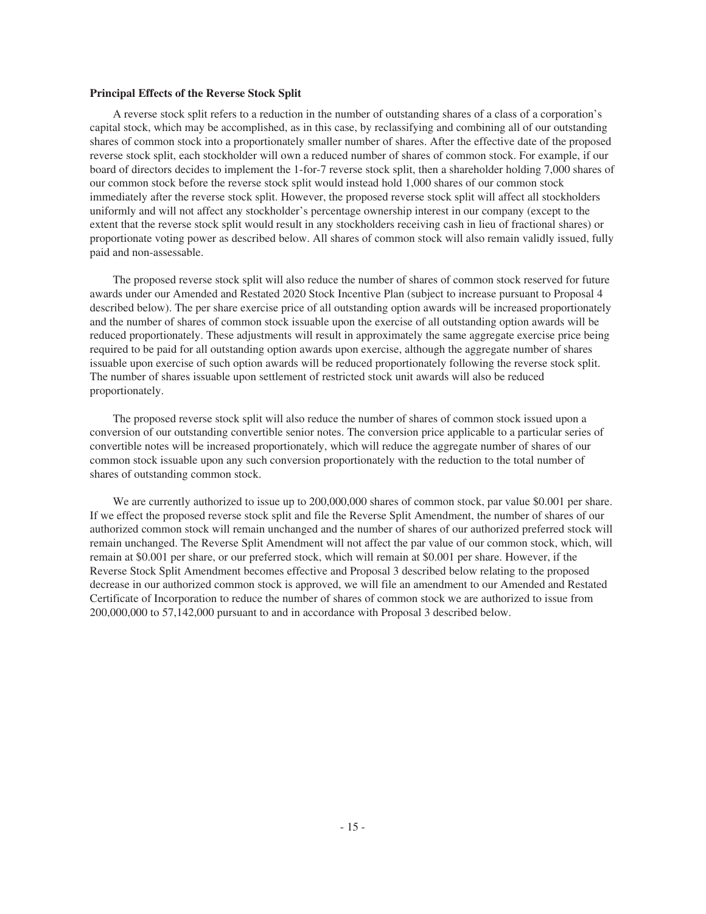**Principal Effects of the Reverse Stock Split**

A reverse stock split refers to a reduction in the number of outstanding shares of a class of a corporation's capital stock, which may be accomplished, as in this case, by reclassifying and combining all of our outstanding shares of common stock into a proportionately smaller number of shares. After the effective date of the proposed reverse stock split, each stockholder will own a reduced number of shares of common stock. For example, if our board of directors decides to implement the 1-for-7 reverse stock split, then a shareholder holding 7,000 shares of our common stock before the reverse stock split would instead hold 1,000 shares of our common stock immediately after the reverse stock split. However, the proposed reverse stock split will affect all stockholders uniformly and will not affect any stockholder's percentage ownership interest in our company (except to the extent that the reverse stock split would result in any stockholders receiving cash in lieu of fractional shares) or proportionate voting power as described below. All shares of common stock will also remain validly issued, fully paid and non-assessable.

The proposed reverse stock split will also reduce the number of shares of common stock reserved for future awards under our Amended and Restated 2020 Stock Incentive Plan (subject to increase pursuant to Proposal 4 described below). The per share exercise price of all outstanding option awards will be increased proportionately and the number of shares of common stock issuable upon the exercise of all outstanding option awards will be reduced proportionately. These adjustments will result in approximately the same aggregate exercise price being required to be paid for all outstanding option awards upon exercise, although the aggregate number of shares issuable upon exercise of such option awards will be reduced proportionately following the reverse stock split. The number of shares issuable upon settlement of restricted stock unit awards will also be reduced proportionately.

The proposed reverse stock split will also reduce the number of shares of common stock issued upon a conversion of our outstanding convertible senior notes. The conversion price applicable to a particular series of convertible notes will be increased proportionately, which will reduce the aggregate number of shares of our common stock issuable upon any such conversion proportionately with the reduction to the total number of shares of outstanding common stock.

We are currently authorized to issue up to 200,000,000 shares of common stock, par value $0.001 per share. If we effect the proposed reverse stock split and file the Reverse Split Amendment, the number of shares of our authorized common stock will remain unchanged and the number of shares of our authorized preferred stock will remain unchanged. The Reverse Split Amendment will not affect the par value of our common stock, which, will remain at $0.001 per share, or our preferred stock, which will remain at $0.001 per share. However, if the Reverse Stock Split Amendment becomes effective and Proposal 3 described below relating to the proposed decrease in our authorized common stock is approved, we will file an amendment to our Amended and Restated Certificate of Incorporation to reduce the number of shares of common stock we are authorized to issue from 200,000,000 to 57,142,000 pursuant to and in accordance with Proposal 3 described below.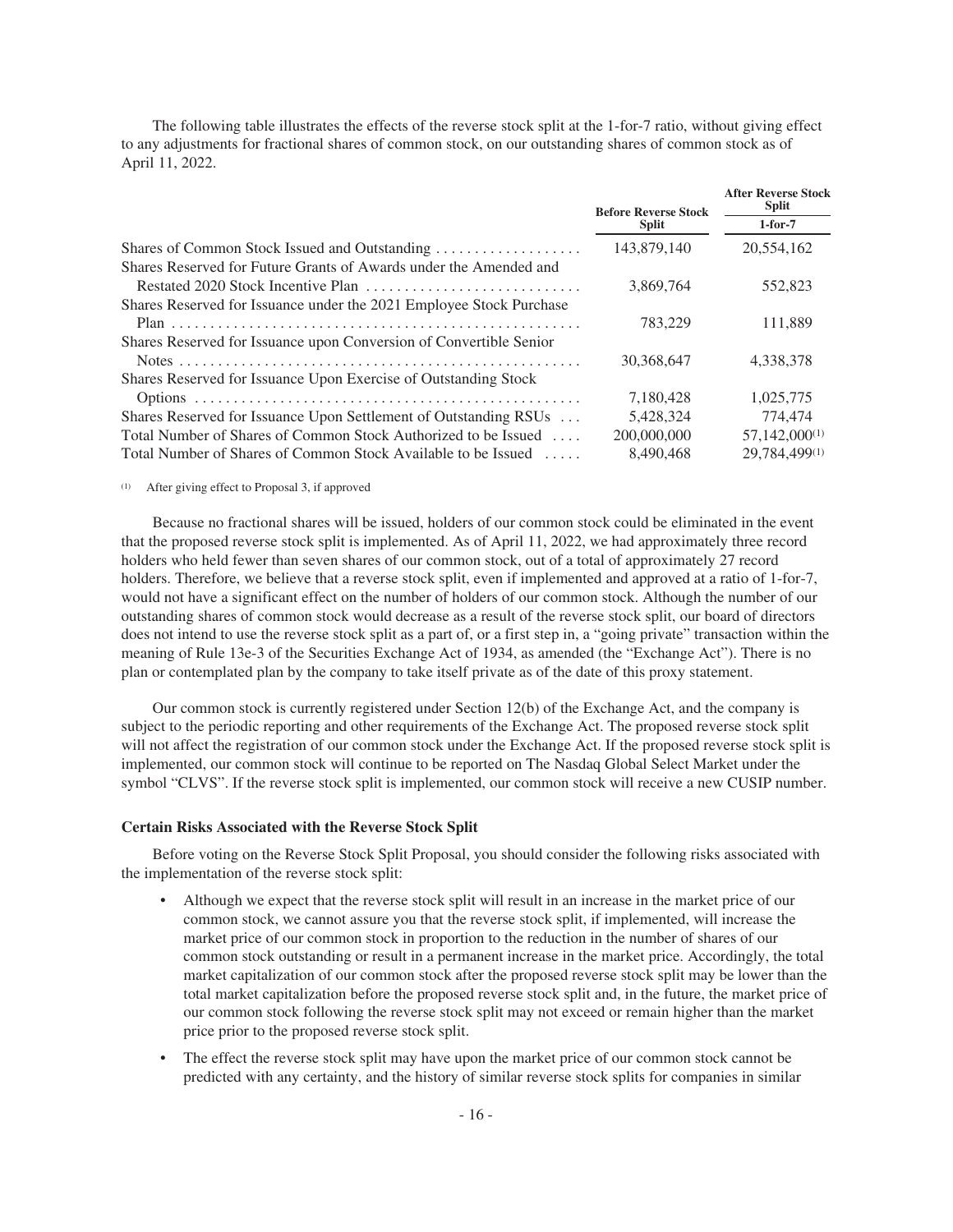The following table illustrates the effects of the reverse stock split at the 1-for-7 ratio, without giving effect to any adjustments for fractional shares of common stock, on our outstanding shares of common stock as of April 11, 2022.

| | Before Reverse Stock Split | After Reverse Stock Split 1-for-7 |
|---|---|---|
| Shares of Common Stock Issued and Outstanding | 143,879,140 | 20,554,162 |
| Shares Reserved for Future Grants of Awards under the Amended and Restated 2020 Stock Incentive Plan | 3,869,764 | 552,823 |
| Shares Reserved for Issuance under the 2021 Employee Stock Purchase Plan | 783,229 | 111,889 |
| Shares Reserved for Issuance upon Conversion of Convertible Senior Notes | 30,368,647 | 4,338,378 |
| Shares Reserved for Issuance Upon Exercise of Outstanding Stock Options | 7,180,428 | 1,025,775 |
| Shares Reserved for Issuance Upon Settlement of Outstanding RSUs | 5,428,324 | 774,474 |
| Total Number of Shares of Common Stock Authorized to be Issued | 200,000,000 | 57,142,000[(1)] |
| Total Number of Shares of Common Stock Available to be Issued | 8,490,468 | 29,784,499[(1)] |

(1) After giving effect to Proposal 3, if approved

Because no fractional shares will be issued, holders of our common stock could be eliminated in the event that the proposed reverse stock split is implemented. As of April 11, 2022, we had approximately three record holders who held fewer than seven shares of our common stock, out of a total of approximately 27 record holders. Therefore, we believe that a reverse stock split, even if implemented and approved at a ratio of 1-for-7, would not have a significant effect on the number of holders of our common stock. Although the number of our outstanding shares of common stock would decrease as a result of the reverse stock split, our board of directors does not intend to use the reverse stock split as a part of, or a first step in, a "going private" transaction within the meaning of Rule 13e-3 of the Securities Exchange Act of 1934, as amended (the "Exchange Act"). There is no plan or contemplated plan by the company to take itself private as of the date of this proxy statement.

Our common stock is currently registered under Section 12(b) of the Exchange Act, and the company is subject to the periodic reporting and other requirements of the Exchange Act. The proposed reverse stock split will not affect the registration of our common stock under the Exchange Act. If the proposed reverse stock split is implemented, our common stock will continue to be reported on The Nasdaq Global Select Market under the symbol "CLVS". If the reverse stock split is implemented, our common stock will receive a new CUSIP number.

**Certain Risks Associated with the Reverse Stock Split**

Before voting on the Reverse Stock Split Proposal, you should consider the following risks associated with the implementation of the reverse stock split:

- Although we expect that the reverse stock split will result in an increase in the market price of our common stock, we cannot assure you that the reverse stock split, if implemented, will increase the market price of our common stock in proportion to the reduction in the number of shares of our common stock outstanding or result in a permanent increase in the market price. Accordingly, the total market capitalization of our common stock after the proposed reverse stock split may be lower than the total market capitalization before the proposed reverse stock split and, in the future, the market price of our common stock following the reverse stock split may not exceed or remain higher than the market price prior to the proposed reverse stock split.
- The effect the reverse stock split may have upon the market price of our common stock cannot be predicted with any certainty, and the history of similar reverse stock splits for companies in similar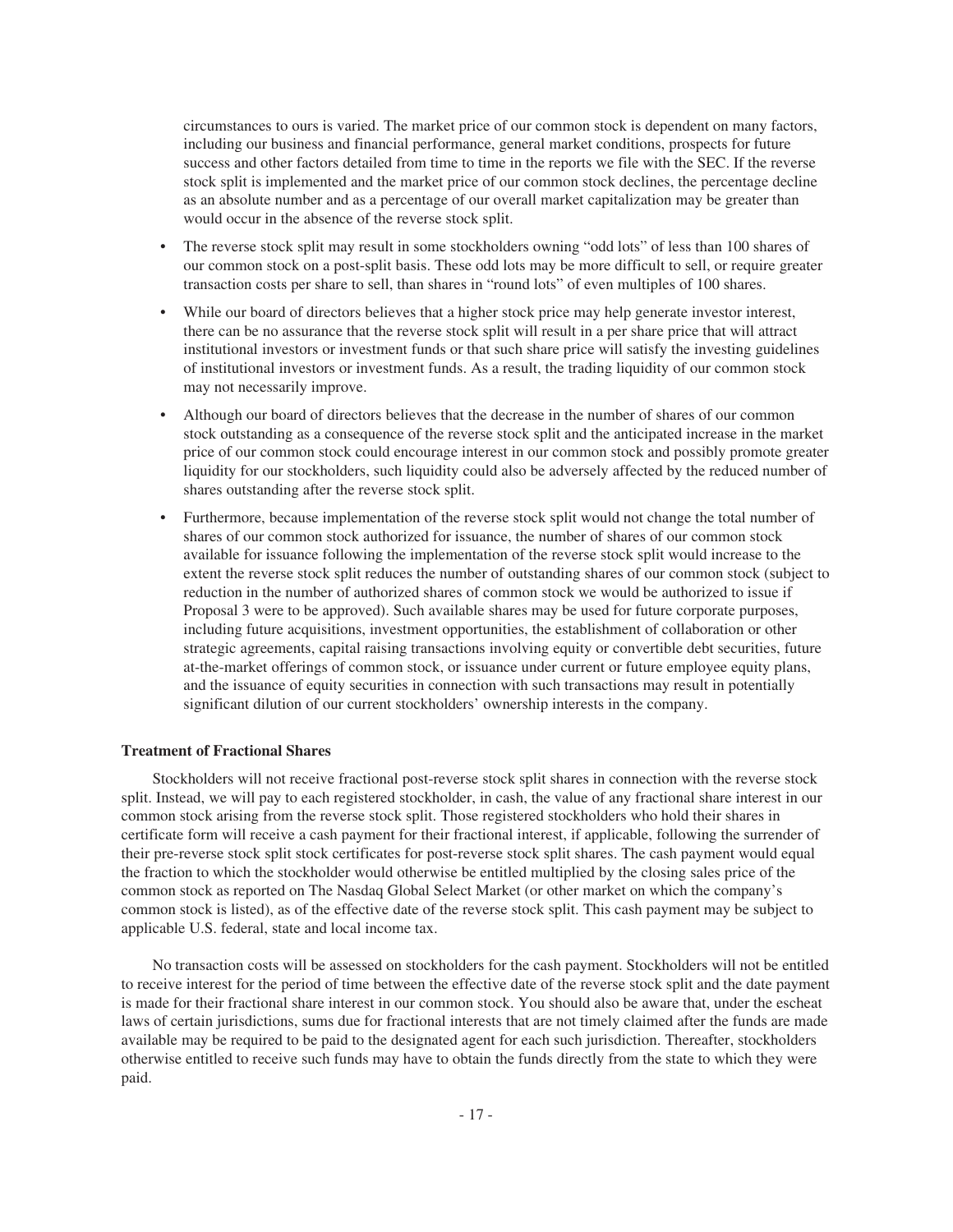circumstances to ours is varied. The market price of our common stock is dependent on many factors, including our business and financial performance, general market conditions, prospects for future success and other factors detailed from time to time in the reports we file with the SEC. If the reverse stock split is implemented and the market price of our common stock declines, the percentage decline as an absolute number and as a percentage of our overall market capitalization may be greater than would occur in the absence of the reverse stock split.

- The reverse stock split may result in some stockholders owning "odd lots" of less than 100 shares of our common stock on a post-split basis. These odd lots may be more difficult to sell, or require greater transaction costs per share to sell, than shares in "round lots" of even multiples of 100 shares.
- While our board of directors believes that a higher stock price may help generate investor interest, there can be no assurance that the reverse stock split will result in a per share price that will attract institutional investors or investment funds or that such share price will satisfy the investing guidelines of institutional investors or investment funds. As a result, the trading liquidity of our common stock may not necessarily improve.
- Although our board of directors believes that the decrease in the number of shares of our common stock outstanding as a consequence of the reverse stock split and the anticipated increase in the market price of our common stock could encourage interest in our common stock and possibly promote greater liquidity for our stockholders, such liquidity could also be adversely affected by the reduced number of shares outstanding after the reverse stock split.
- Furthermore, because implementation of the reverse stock split would not change the total number of shares of our common stock authorized for issuance, the number of shares of our common stock available for issuance following the implementation of the reverse stock split would increase to the extent the reverse stock split reduces the number of outstanding shares of our common stock (subject to reduction in the number of authorized shares of common stock we would be authorized to issue if Proposal 3 were to be approved). Such available shares may be used for future corporate purposes, including future acquisitions, investment opportunities, the establishment of collaboration or other strategic agreements, capital raising transactions involving equity or convertible debt securities, future at-the-market offerings of common stock, or issuance under current or future employee equity plans, and the issuance of equity securities in connection with such transactions may result in potentially significant dilution of our current stockholders' ownership interests in the company.

**Treatment of Fractional Shares**

Stockholders will not receive fractional post-reverse stock split shares in connection with the reverse stock split. Instead, we will pay to each registered stockholder, in cash, the value of any fractional share interest in our common stock arising from the reverse stock split. Those registered stockholders who hold their shares in certificate form will receive a cash payment for their fractional interest, if applicable, following the surrender of their pre-reverse stock split stock certificates for post-reverse stock split shares. The cash payment would equal the fraction to which the stockholder would otherwise be entitled multiplied by the closing sales price of the common stock as reported on The Nasdaq Global Select Market (or other market on which the company's common stock is listed), as of the effective date of the reverse stock split. This cash payment may be subject to applicable U.S. federal, state and local income tax.

No transaction costs will be assessed on stockholders for the cash payment. Stockholders will not be entitled to receive interest for the period of time between the effective date of the reverse stock split and the date payment is made for their fractional share interest in our common stock. You should also be aware that, under the escheat laws of certain jurisdictions, sums due for fractional interests that are not timely claimed after the funds are made available may be required to be paid to the designated agent for each such jurisdiction. Thereafter, stockholders otherwise entitled to receive such funds may have to obtain the funds directly from the state to which they were paid.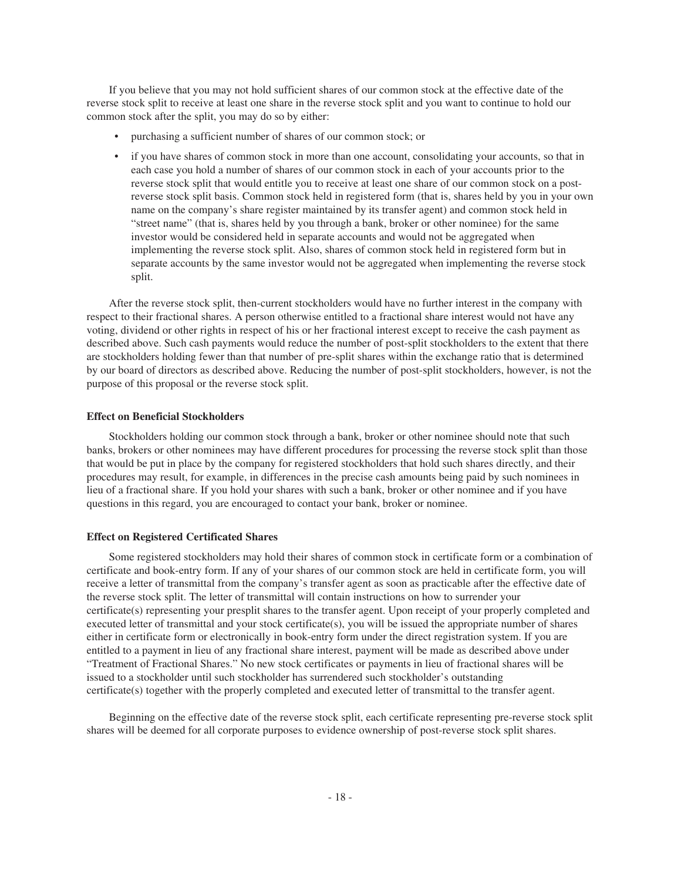If you believe that you may not hold sufficient shares of our common stock at the effective date of the reverse stock split to receive at least one share in the reverse stock split and you want to continue to hold our common stock after the split, you may do so by either:

- purchasing a sufficient number of shares of our common stock; or
- if you have shares of common stock in more than one account, consolidating your accounts, so that in each case you hold a number of shares of our common stock in each of your accounts prior to the reverse stock split that would entitle you to receive at least one share of our common stock on a post-reverse stock split basis. Common stock held in registered form (that is, shares held by you in your own name on the company's share register maintained by its transfer agent) and common stock held in "street name" (that is, shares held by you through a bank, broker or other nominee) for the same investor would be considered held in separate accounts and would not be aggregated when implementing the reverse stock split. Also, shares of common stock held in registered form but in separate accounts by the same investor would not be aggregated when implementing the reverse stock split.

After the reverse stock split, then-current stockholders would have no further interest in the company with respect to their fractional shares. A person otherwise entitled to a fractional share interest would not have any voting, dividend or other rights in respect of his or her fractional interest except to receive the cash payment as described above. Such cash payments would reduce the number of post-split stockholders to the extent that there are stockholders holding fewer than that number of pre-split shares within the exchange ratio that is determined by our board of directors as described above. Reducing the number of post-split stockholders, however, is not the purpose of this proposal or the reverse stock split.

**Effect on Beneficial Stockholders**

Stockholders holding our common stock through a bank, broker or other nominee should note that such banks, brokers or other nominees may have different procedures for processing the reverse stock split than those that would be put in place by the company for registered stockholders that hold such shares directly, and their procedures may result, for example, in differences in the precise cash amounts being paid by such nominees in lieu of a fractional share. If you hold your shares with such a bank, broker or other nominee and if you have questions in this regard, you are encouraged to contact your bank, broker or nominee.

**Effect on Registered Certificated Shares**

Some registered stockholders may hold their shares of common stock in certificate form or a combination of certificate and book-entry form. If any of your shares of our common stock are held in certificate form, you will receive a letter of transmittal from the company's transfer agent as soon as practicable after the effective date of the reverse stock split. The letter of transmittal will contain instructions on how to surrender your certificate(s) representing your presplit shares to the transfer agent. Upon receipt of your properly completed and executed letter of transmittal and your stock certificate(s), you will be issued the appropriate number of shares either in certificate form or electronically in book-entry form under the direct registration system. If you are entitled to a payment in lieu of any fractional share interest, payment will be made as described above under "Treatment of Fractional Shares." No new stock certificates or payments in lieu of fractional shares will be issued to a stockholder until such stockholder has surrendered such stockholder's outstanding certificate(s) together with the properly completed and executed letter of transmittal to the transfer agent.

Beginning on the effective date of the reverse stock split, each certificate representing pre-reverse stock split shares will be deemed for all corporate purposes to evidence ownership of post-reverse stock split shares.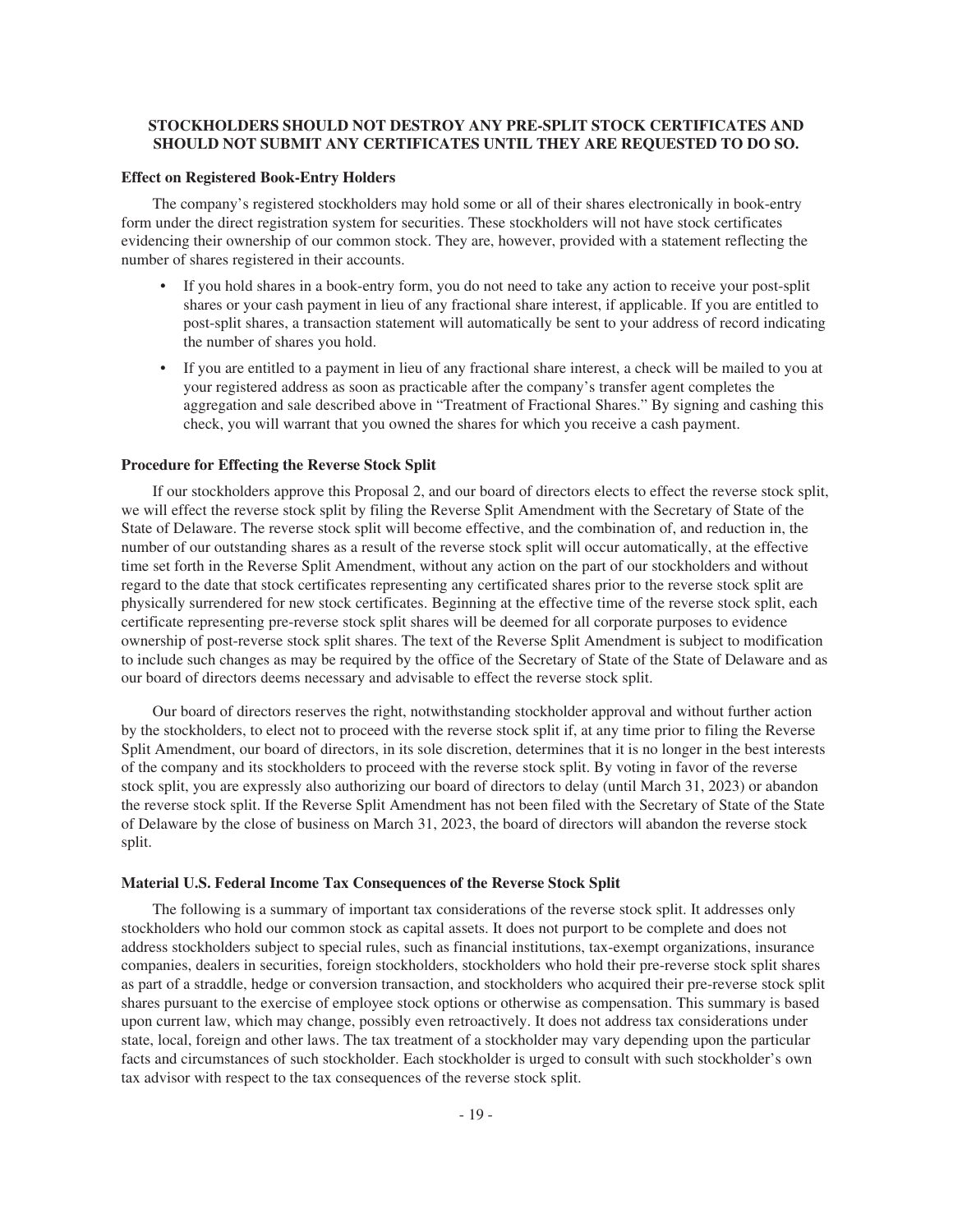**STOCKHOLDERS SHOULD NOT DESTROY ANY PRE-SPLIT STOCK CERTIFICATES AND SHOULD NOT SUBMIT ANY CERTIFICATES UNTIL THEY ARE REQUESTED TO DO SO.**

### Effect on Registered Book-Entry Holders

The company's registered stockholders may hold some or all of their shares electronically in book-entry form under the direct registration system for securities. These stockholders will not have stock certificates evidencing their ownership of our common stock. They are, however, provided with a statement reflecting the number of shares registered in their accounts.

- If you hold shares in a book-entry form, you do not need to take any action to receive your post-split shares or your cash payment in lieu of any fractional share interest, if applicable. If you are entitled to post-split shares, a transaction statement will automatically be sent to your address of record indicating the number of shares you hold.
- If you are entitled to a payment in lieu of any fractional share interest, a check will be mailed to you at your registered address as soon as practicable after the company's transfer agent completes the aggregation and sale described above in "Treatment of Fractional Shares." By signing and cashing this check, you will warrant that you owned the shares for which you receive a cash payment.

### Procedure for Effecting the Reverse Stock Split

If our stockholders approve this Proposal 2, and our board of directors elects to effect the reverse stock split, we will effect the reverse stock split by filing the Reverse Split Amendment with the Secretary of State of the State of Delaware. The reverse stock split will become effective, and the combination of, and reduction in, the number of our outstanding shares as a result of the reverse stock split will occur automatically, at the effective time set forth in the Reverse Split Amendment, without any action on the part of our stockholders and without regard to the date that stock certificates representing any certificated shares prior to the reverse stock split are physically surrendered for new stock certificates. Beginning at the effective time of the reverse stock split, each certificate representing pre-reverse stock split shares will be deemed for all corporate purposes to evidence ownership of post-reverse stock split shares. The text of the Reverse Split Amendment is subject to modification to include such changes as may be required by the office of the Secretary of State of the State of Delaware and as our board of directors deems necessary and advisable to effect the reverse stock split.

Our board of directors reserves the right, notwithstanding stockholder approval and without further action by the stockholders, to elect not to proceed with the reverse stock split if, at any time prior to filing the Reverse Split Amendment, our board of directors, in its sole discretion, determines that it is no longer in the best interests of the company and its stockholders to proceed with the reverse stock split. By voting in favor of the reverse stock split, you are expressly also authorizing our board of directors to delay (until March 31, 2023) or abandon the reverse stock split. If the Reverse Split Amendment has not been filed with the Secretary of State of the State of Delaware by the close of business on March 31, 2023, the board of directors will abandon the reverse stock split.

### Material U.S. Federal Income Tax Consequences of the Reverse Stock Split

The following is a summary of important tax considerations of the reverse stock split. It addresses only stockholders who hold our common stock as capital assets. It does not purport to be complete and does not address stockholders subject to special rules, such as financial institutions, tax-exempt organizations, insurance companies, dealers in securities, foreign stockholders, stockholders who hold their pre-reverse stock split shares as part of a straddle, hedge or conversion transaction, and stockholders who acquired their pre-reverse stock split shares pursuant to the exercise of employee stock options or otherwise as compensation. This summary is based upon current law, which may change, possibly even retroactively. It does not address tax considerations under state, local, foreign and other laws. The tax treatment of a stockholder may vary depending upon the particular facts and circumstances of such stockholder. Each stockholder is urged to consult with such stockholder's own tax advisor with respect to the tax consequences of the reverse stock split.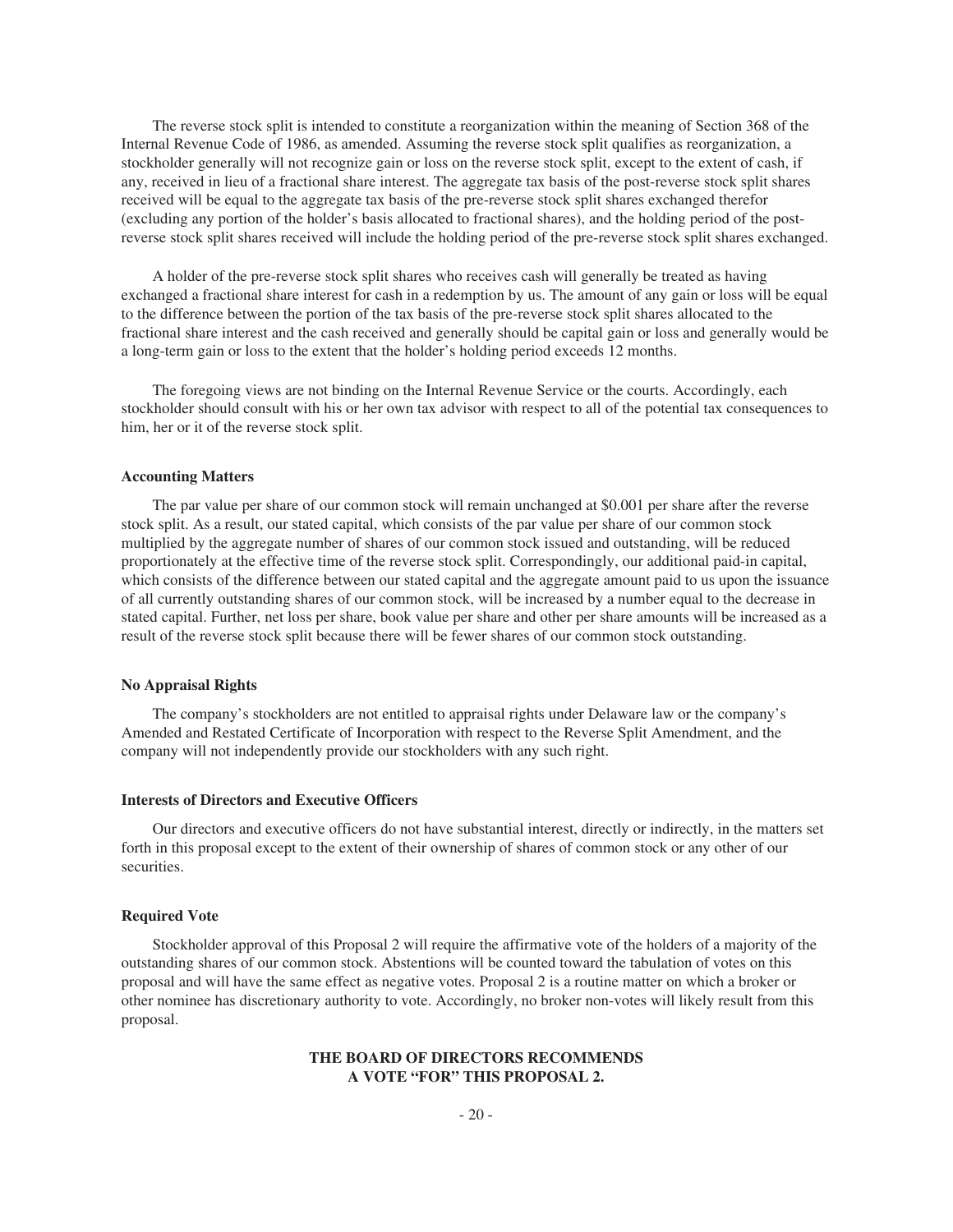The reverse stock split is intended to constitute a reorganization within the meaning of Section 368 of the Internal Revenue Code of 1986, as amended. Assuming the reverse stock split qualifies as reorganization, a stockholder generally will not recognize gain or loss on the reverse stock split, except to the extent of cash, if any, received in lieu of a fractional share interest. The aggregate tax basis of the post-reverse stock split shares received will be equal to the aggregate tax basis of the pre-reverse stock split shares exchanged therefor (excluding any portion of the holder's basis allocated to fractional shares), and the holding period of the post-reverse stock split shares received will include the holding period of the pre-reverse stock split shares exchanged.

A holder of the pre-reverse stock split shares who receives cash will generally be treated as having exchanged a fractional share interest for cash in a redemption by us. The amount of any gain or loss will be equal to the difference between the portion of the tax basis of the pre-reverse stock split shares allocated to the fractional share interest and the cash received and generally should be capital gain or loss and generally would be a long-term gain or loss to the extent that the holder's holding period exceeds 12 months.

The foregoing views are not binding on the Internal Revenue Service or the courts. Accordingly, each stockholder should consult with his or her own tax advisor with respect to all of the potential tax consequences to him, her or it of the reverse stock split.

**Accounting Matters**

The par value per share of our common stock will remain unchanged at $0.001 per share after the reverse stock split. As a result, our stated capital, which consists of the par value per share of our common stock multiplied by the aggregate number of shares of our common stock issued and outstanding, will be reduced proportionately at the effective time of the reverse stock split. Correspondingly, our additional paid-in capital, which consists of the difference between our stated capital and the aggregate amount paid to us upon the issuance of all currently outstanding shares of our common stock, will be increased by a number equal to the decrease in stated capital. Further, net loss per share, book value per share and other per share amounts will be increased as a result of the reverse stock split because there will be fewer shares of our common stock outstanding.

**No Appraisal Rights**

The company's stockholders are not entitled to appraisal rights under Delaware law or the company's Amended and Restated Certificate of Incorporation with respect to the Reverse Split Amendment, and the company will not independently provide our stockholders with any such right.

**Interests of Directors and Executive Officers**

Our directors and executive officers do not have substantial interest, directly or indirectly, in the matters set forth in this proposal except to the extent of their ownership of shares of common stock or any other of our securities.

**Required Vote**

Stockholder approval of this Proposal 2 will require the affirmative vote of the holders of a majority of the outstanding shares of our common stock. Abstentions will be counted toward the tabulation of votes on this proposal and will have the same effect as negative votes. Proposal 2 is a routine matter on which a broker or other nominee has discretionary authority to vote. Accordingly, no broker non-votes will likely result from this proposal.

**THE BOARD OF DIRECTORS RECOMMENDS A VOTE "FOR" THIS PROPOSAL 2.**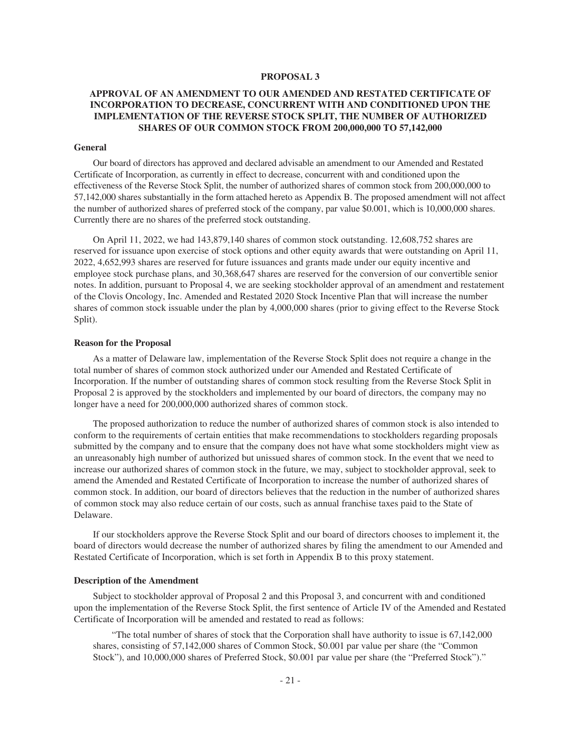## PROPOSAL 3

## APPROVAL OF AN AMENDMENT TO OUR AMENDED AND RESTATED CERTIFICATE OF INCORPORATION TO DECREASE, CONCURRENT WITH AND CONDITIONED UPON THE IMPLEMENTATION OF THE REVERSE STOCK SPLIT, THE NUMBER OF AUTHORIZED SHARES OF OUR COMMON STOCK FROM 200,000,000 TO 57,142,000

### General

Our board of directors has approved and declared advisable an amendment to our Amended and Restated Certificate of Incorporation, as currently in effect to decrease, concurrent with and conditioned upon the effectiveness of the Reverse Stock Split, the number of authorized shares of common stock from 200,000,000 to 57,142,000 shares substantially in the form attached hereto as Appendix B. The proposed amendment will not affect the number of authorized shares of preferred stock of the company, par value $0.001, which is 10,000,000 shares. Currently there are no shares of the preferred stock outstanding.

On April 11, 2022, we had 143,879,140 shares of common stock outstanding. 12,608,752 shares are reserved for issuance upon exercise of stock options and other equity awards that were outstanding on April 11, 2022, 4,652,993 shares are reserved for future issuances and grants made under our equity incentive and employee stock purchase plans, and 30,368,647 shares are reserved for the conversion of our convertible senior notes. In addition, pursuant to Proposal 4, we are seeking stockholder approval of an amendment and restatement of the Clovis Oncology, Inc. Amended and Restated 2020 Stock Incentive Plan that will increase the number shares of common stock issuable under the plan by 4,000,000 shares (prior to giving effect to the Reverse Stock Split).

### Reason for the Proposal

As a matter of Delaware law, implementation of the Reverse Stock Split does not require a change in the total number of shares of common stock authorized under our Amended and Restated Certificate of Incorporation. If the number of outstanding shares of common stock resulting from the Reverse Stock Split in Proposal 2 is approved by the stockholders and implemented by our board of directors, the company may no longer have a need for 200,000,000 authorized shares of common stock.

The proposed authorization to reduce the number of authorized shares of common stock is also intended to conform to the requirements of certain entities that make recommendations to stockholders regarding proposals submitted by the company and to ensure that the company does not have what some stockholders might view as an unreasonably high number of authorized but unissued shares of common stock. In the event that we need to increase our authorized shares of common stock in the future, we may, subject to stockholder approval, seek to amend the Amended and Restated Certificate of Incorporation to increase the number of authorized shares of common stock. In addition, our board of directors believes that the reduction in the number of authorized shares of common stock may also reduce certain of our costs, such as annual franchise taxes paid to the State of Delaware.

If our stockholders approve the Reverse Stock Split and our board of directors chooses to implement it, the board of directors would decrease the number of authorized shares by filing the amendment to our Amended and Restated Certificate of Incorporation, which is set forth in Appendix B to this proxy statement.

### Description of the Amendment

Subject to stockholder approval of Proposal 2 and this Proposal 3, and concurrent with and conditioned upon the implementation of the Reverse Stock Split, the first sentence of Article IV of the Amended and Restated Certificate of Incorporation will be amended and restated to read as follows:

"The total number of shares of stock that the Corporation shall have authority to issue is 67,142,000 shares, consisting of 57,142,000 shares of Common Stock, $0.001 par value per share (the "Common Stock"), and 10,000,000 shares of Preferred Stock, $0.001 par value per share (the "Preferred Stock")."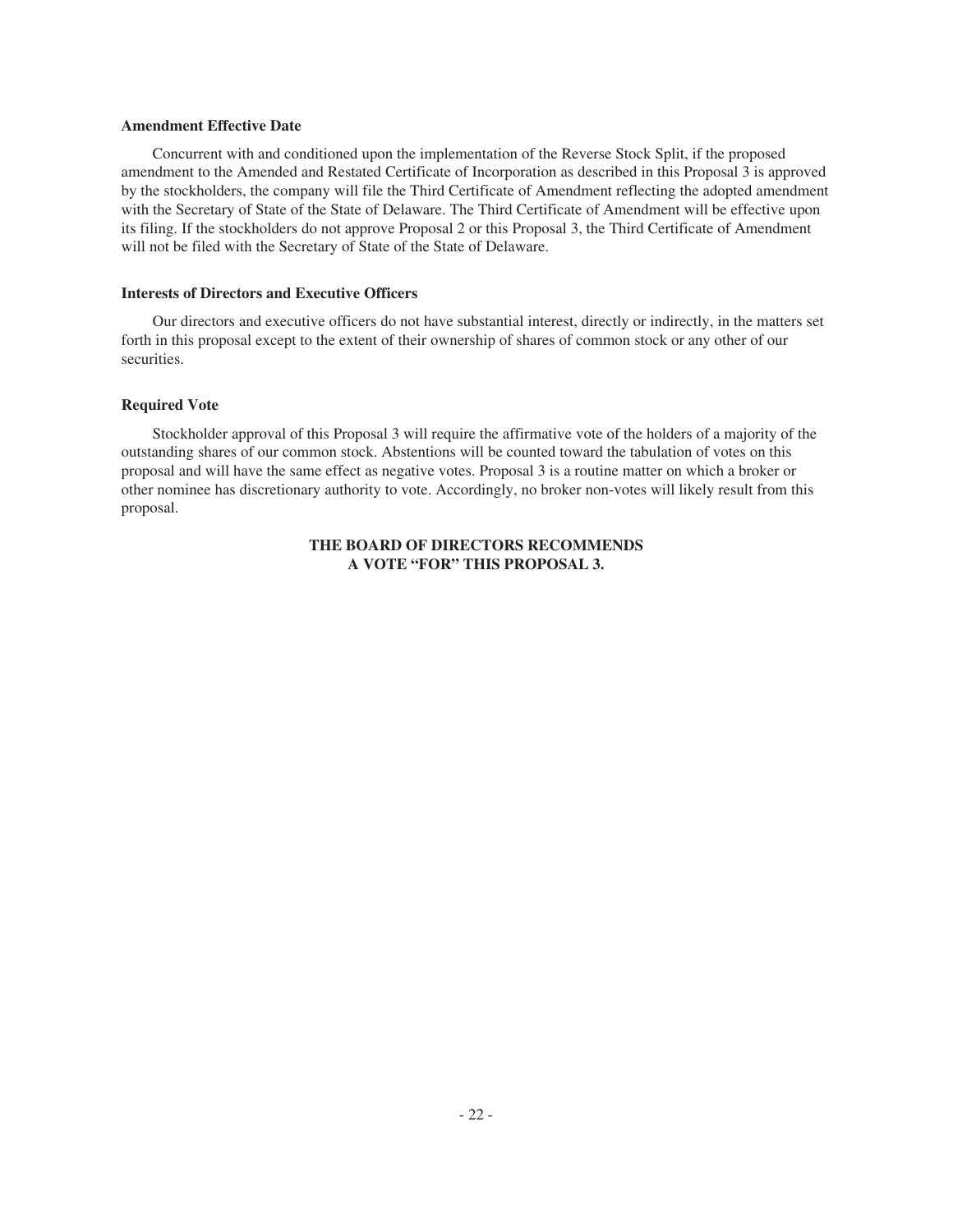**Amendment Effective Date**

Concurrent with and conditioned upon the implementation of the Reverse Stock Split, if the proposed amendment to the Amended and Restated Certificate of Incorporation as described in this Proposal 3 is approved by the stockholders, the company will file the Third Certificate of Amendment reflecting the adopted amendment with the Secretary of State of the State of Delaware. The Third Certificate of Amendment will be effective upon its filing. If the stockholders do not approve Proposal 2 or this Proposal 3, the Third Certificate of Amendment will not be filed with the Secretary of State of the State of Delaware.

**Interests of Directors and Executive Officers**

Our directors and executive officers do not have substantial interest, directly or indirectly, in the matters set forth in this proposal except to the extent of their ownership of shares of common stock or any other of our securities.

**Required Vote**

Stockholder approval of this Proposal 3 will require the affirmative vote of the holders of a majority of the outstanding shares of our common stock. Abstentions will be counted toward the tabulation of votes on this proposal and will have the same effect as negative votes. Proposal 3 is a routine matter on which a broker or other nominee has discretionary authority to vote. Accordingly, no broker non-votes will likely result from this proposal.

**THE BOARD OF DIRECTORS RECOMMENDS A VOTE "FOR" THIS PROPOSAL 3.**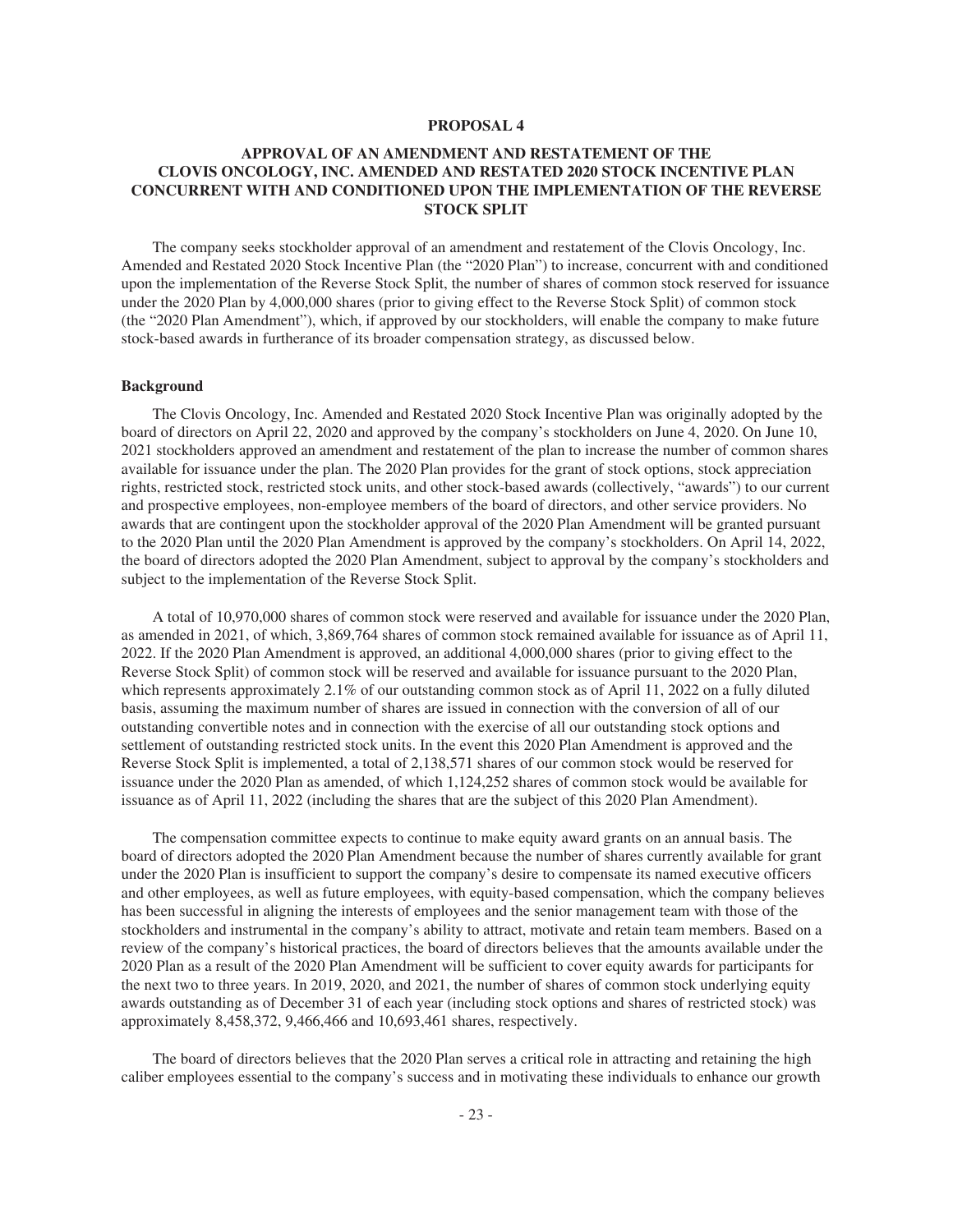# PROPOSAL 4

## APPROVAL OF AN AMENDMENT AND RESTATEMENT OF THE CLOVIS ONCOLOGY, INC. AMENDED AND RESTATED 2020 STOCK INCENTIVE PLAN CONCURRENT WITH AND CONDITIONED UPON THE IMPLEMENTATION OF THE REVERSE STOCK SPLIT

The company seeks stockholder approval of an amendment and restatement of the Clovis Oncology, Inc. Amended and Restated 2020 Stock Incentive Plan (the "2020 Plan") to increase, concurrent with and conditioned upon the implementation of the Reverse Stock Split, the number of shares of common stock reserved for issuance under the 2020 Plan by 4,000,000 shares (prior to giving effect to the Reverse Stock Split) of common stock (the "2020 Plan Amendment"), which, if approved by our stockholders, will enable the company to make future stock-based awards in furtherance of its broader compensation strategy, as discussed below.

### Background

The Clovis Oncology, Inc. Amended and Restated 2020 Stock Incentive Plan was originally adopted by the board of directors on April 22, 2020 and approved by the company's stockholders on June 4, 2020. On June 10, 2021 stockholders approved an amendment and restatement of the plan to increase the number of common shares available for issuance under the plan. The 2020 Plan provides for the grant of stock options, stock appreciation rights, restricted stock, restricted stock units, and other stock-based awards (collectively, "awards") to our current and prospective employees, non-employee members of the board of directors, and other service providers. No awards that are contingent upon the stockholder approval of the 2020 Plan Amendment will be granted pursuant to the 2020 Plan until the 2020 Plan Amendment is approved by the company's stockholders. On April 14, 2022, the board of directors adopted the 2020 Plan Amendment, subject to approval by the company's stockholders and subject to the implementation of the Reverse Stock Split.

A total of 10,970,000 shares of common stock were reserved and available for issuance under the 2020 Plan, as amended in 2021, of which, 3,869,764 shares of common stock remained available for issuance as of April 11, 2022. If the 2020 Plan Amendment is approved, an additional 4,000,000 shares (prior to giving effect to the Reverse Stock Split) of common stock will be reserved and available for issuance pursuant to the 2020 Plan, which represents approximately 2.1% of our outstanding common stock as of April 11, 2022 on a fully diluted basis, assuming the maximum number of shares are issued in connection with the conversion of all of our outstanding convertible notes and in connection with the exercise of all our outstanding stock options and settlement of outstanding restricted stock units. In the event this 2020 Plan Amendment is approved and the Reverse Stock Split is implemented, a total of 2,138,571 shares of our common stock would be reserved for issuance under the 2020 Plan as amended, of which 1,124,252 shares of common stock would be available for issuance as of April 11, 2022 (including the shares that are the subject of this 2020 Plan Amendment).

The compensation committee expects to continue to make equity award grants on an annual basis. The board of directors adopted the 2020 Plan Amendment because the number of shares currently available for grant under the 2020 Plan is insufficient to support the company's desire to compensate its named executive officers and other employees, as well as future employees, with equity-based compensation, which the company believes has been successful in aligning the interests of employees and the senior management team with those of the stockholders and instrumental in the company's ability to attract, motivate and retain team members. Based on a review of the company's historical practices, the board of directors believes that the amounts available under the 2020 Plan as a result of the 2020 Plan Amendment will be sufficient to cover equity awards for participants for the next two to three years. In 2019, 2020, and 2021, the number of shares of common stock underlying equity awards outstanding as of December 31 of each year (including stock options and shares of restricted stock) was approximately 8,458,372, 9,466,466 and 10,693,461 shares, respectively.

The board of directors believes that the 2020 Plan serves a critical role in attracting and retaining the high caliber employees essential to the company's success and in motivating these individuals to enhance our growth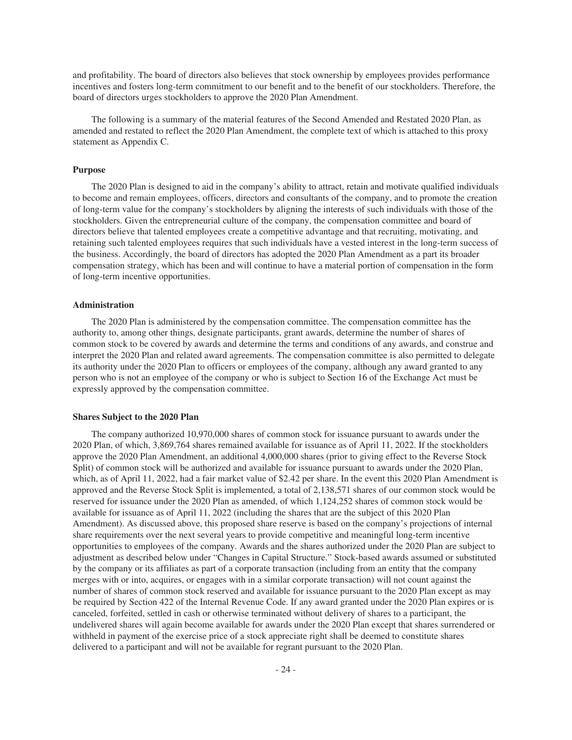and profitability. The board of directors also believes that stock ownership by employees provides performance incentives and fosters long-term commitment to our benefit and to the benefit of our stockholders. Therefore, the board of directors urges stockholders to approve the 2020 Plan Amendment.

The following is a summary of the material features of the Second Amended and Restated 2020 Plan, as amended and restated to reflect the 2020 Plan Amendment, the complete text of which is attached to this proxy statement as Appendix C.

**Purpose**

The 2020 Plan is designed to aid in the company's ability to attract, retain and motivate qualified individuals to become and remain employees, officers, directors and consultants of the company, and to promote the creation of long-term value for the company's stockholders by aligning the interests of such individuals with those of the stockholders. Given the entrepreneurial culture of the company, the compensation committee and board of directors believe that talented employees create a competitive advantage and that recruiting, motivating, and retaining such talented employees requires that such individuals have a vested interest in the long-term success of the business. Accordingly, the board of directors has adopted the 2020 Plan Amendment as a part its broader compensation strategy, which has been and will continue to have a material portion of compensation in the form of long-term incentive opportunities.

**Administration**

The 2020 Plan is administered by the compensation committee. The compensation committee has the authority to, among other things, designate participants, grant awards, determine the number of shares of common stock to be covered by awards and determine the terms and conditions of any awards, and construe and interpret the 2020 Plan and related award agreements. The compensation committee is also permitted to delegate its authority under the 2020 Plan to officers or employees of the company, although any award granted to any person who is not an employee of the company or who is subject to Section 16 of the Exchange Act must be expressly approved by the compensation committee.

**Shares Subject to the 2020 Plan**

The company authorized 10,970,000 shares of common stock for issuance pursuant to awards under the 2020 Plan, of which, 3,869,764 shares remained available for issuance as of April 11, 2022. If the stockholders approve the 2020 Plan Amendment, an additional 4,000,000 shares (prior to giving effect to the Reverse Stock Split) of common stock will be authorized and available for issuance pursuant to awards under the 2020 Plan, which, as of April 11, 2022, had a fair market value of $2.42 per share. In the event this 2020 Plan Amendment is approved and the Reverse Stock Split is implemented, a total of 2,138,571 shares of our common stock would be reserved for issuance under the 2020 Plan as amended, of which 1,124,252 shares of common stock would be available for issuance as of April 11, 2022 (including the shares that are the subject of this 2020 Plan Amendment). As discussed above, this proposed share reserve is based on the company's projections of internal share requirements over the next several years to provide competitive and meaningful long-term incentive opportunities to employees of the company. Awards and the shares authorized under the 2020 Plan are subject to adjustment as described below under "Changes in Capital Structure." Stock-based awards assumed or substituted by the company or its affiliates as part of a corporate transaction (including from an entity that the company merges with or into, acquires, or engages with in a similar corporate transaction) will not count against the number of shares of common stock reserved and available for issuance pursuant to the 2020 Plan except as may be required by Section 422 of the Internal Revenue Code. If any award granted under the 2020 Plan expires or is canceled, forfeited, settled in cash or otherwise terminated without delivery of shares to a participant, the undelivered shares will again become available for awards under the 2020 Plan except that shares surrendered or withheld in payment of the exercise price of a stock appreciate right shall be deemed to constitute shares delivered to a participant and will not be available for regrant pursuant to the 2020 Plan.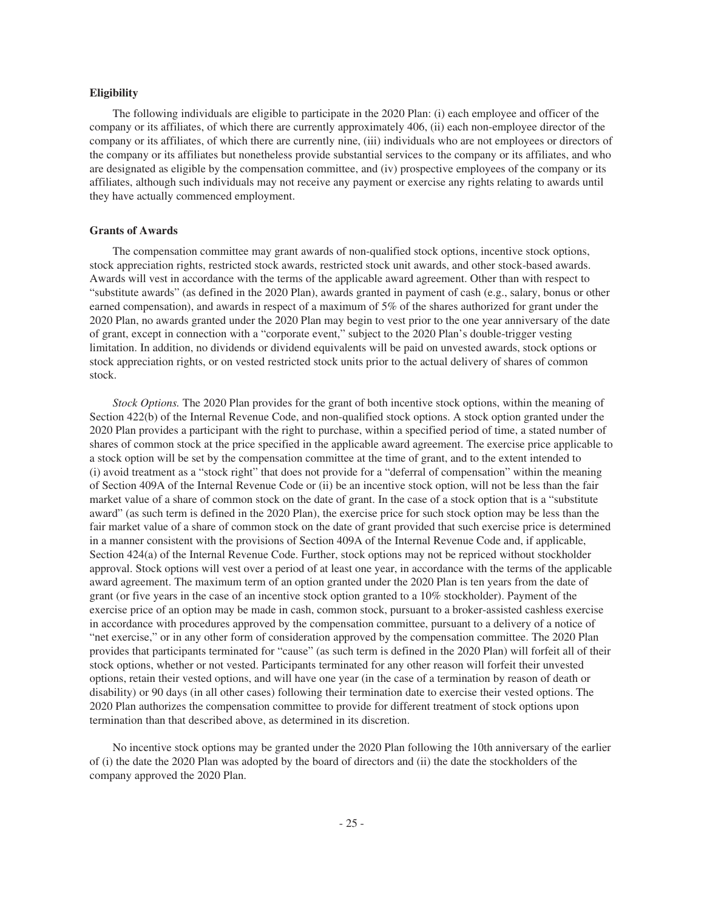**Eligibility**

The following individuals are eligible to participate in the 2020 Plan: (i) each employee and officer of the company or its affiliates, of which there are currently approximately 406, (ii) each non-employee director of the company or its affiliates, of which there are currently nine, (iii) individuals who are not employees or directors of the company or its affiliates but nonetheless provide substantial services to the company or its affiliates, and who are designated as eligible by the compensation committee, and (iv) prospective employees of the company or its affiliates, although such individuals may not receive any payment or exercise any rights relating to awards until they have actually commenced employment.

**Grants of Awards**

The compensation committee may grant awards of non-qualified stock options, incentive stock options, stock appreciation rights, restricted stock awards, restricted stock unit awards, and other stock-based awards. Awards will vest in accordance with the terms of the applicable award agreement. Other than with respect to "substitute awards" (as defined in the 2020 Plan), awards granted in payment of cash (e.g., salary, bonus or other earned compensation), and awards in respect of a maximum of 5% of the shares authorized for grant under the 2020 Plan, no awards granted under the 2020 Plan may begin to vest prior to the one year anniversary of the date of grant, except in connection with a "corporate event," subject to the 2020 Plan's double-trigger vesting limitation. In addition, no dividends or dividend equivalents will be paid on unvested awards, stock options or stock appreciation rights, or on vested restricted stock units prior to the actual delivery of shares of common stock.

*Stock Options.* The 2020 Plan provides for the grant of both incentive stock options, within the meaning of Section 422(b) of the Internal Revenue Code, and non-qualified stock options. A stock option granted under the 2020 Plan provides a participant with the right to purchase, within a specified period of time, a stated number of shares of common stock at the price specified in the applicable award agreement. The exercise price applicable to a stock option will be set by the compensation committee at the time of grant, and to the extent intended to (i) avoid treatment as a "stock right" that does not provide for a "deferral of compensation" within the meaning of Section 409A of the Internal Revenue Code or (ii) be an incentive stock option, will not be less than the fair market value of a share of common stock on the date of grant. In the case of a stock option that is a "substitute award" (as such term is defined in the 2020 Plan), the exercise price for such stock option may be less than the fair market value of a share of common stock on the date of grant provided that such exercise price is determined in a manner consistent with the provisions of Section 409A of the Internal Revenue Code and, if applicable, Section 424(a) of the Internal Revenue Code. Further, stock options may not be repriced without stockholder approval. Stock options will vest over a period of at least one year, in accordance with the terms of the applicable award agreement. The maximum term of an option granted under the 2020 Plan is ten years from the date of grant (or five years in the case of an incentive stock option granted to a 10% stockholder). Payment of the exercise price of an option may be made in cash, common stock, pursuant to a broker-assisted cashless exercise in accordance with procedures approved by the compensation committee, pursuant to a delivery of a notice of "net exercise," or in any other form of consideration approved by the compensation committee. The 2020 Plan provides that participants terminated for "cause" (as such term is defined in the 2020 Plan) will forfeit all of their stock options, whether or not vested. Participants terminated for any other reason will forfeit their unvested options, retain their vested options, and will have one year (in the case of a termination by reason of death or disability) or 90 days (in all other cases) following their termination date to exercise their vested options. The 2020 Plan authorizes the compensation committee to provide for different treatment of stock options upon termination than that described above, as determined in its discretion.

No incentive stock options may be granted under the 2020 Plan following the 10th anniversary of the earlier of (i) the date the 2020 Plan was adopted by the board of directors and (ii) the date the stockholders of the company approved the 2020 Plan.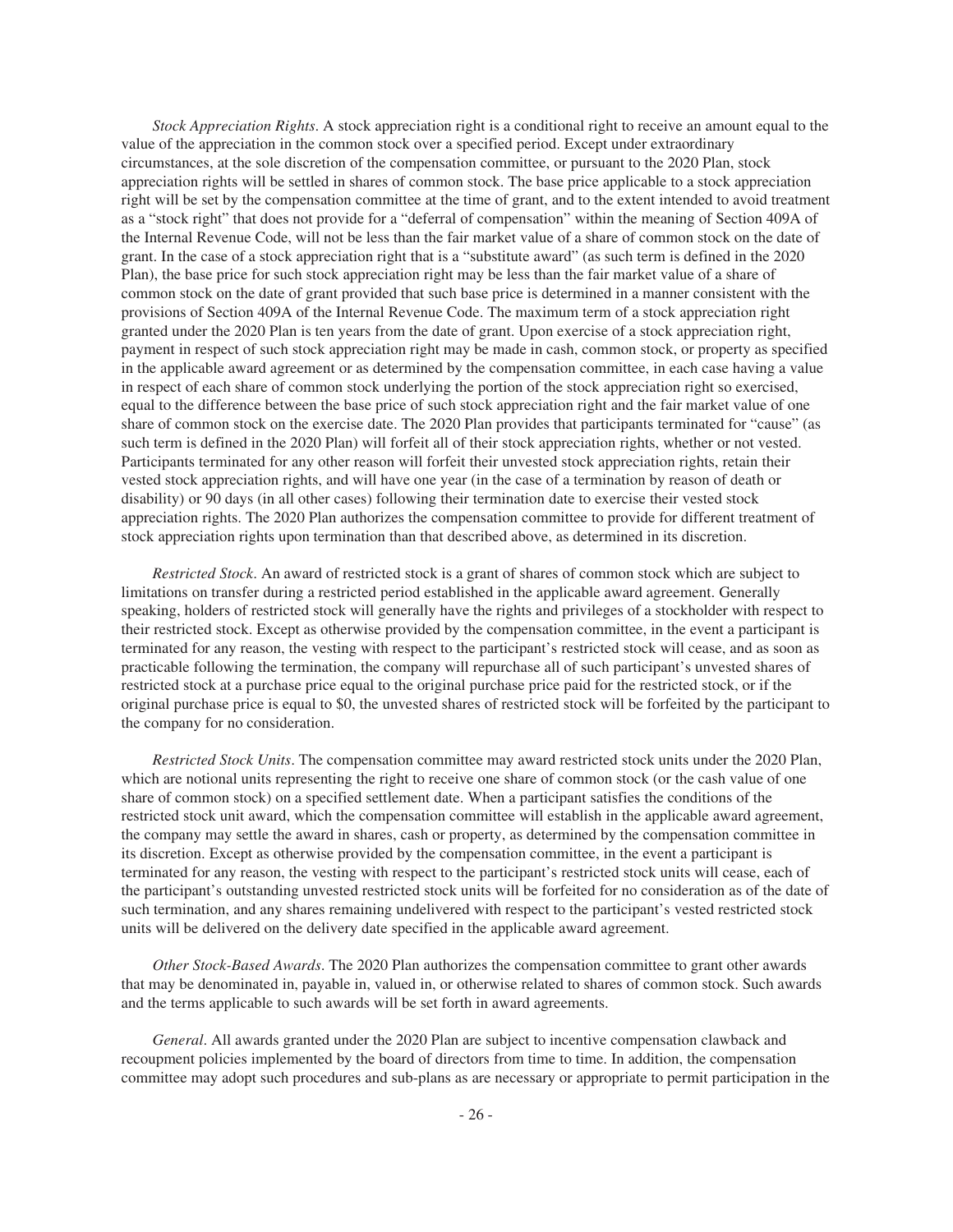*Stock Appreciation Rights*. A stock appreciation right is a conditional right to receive an amount equal to the value of the appreciation in the common stock over a specified period. Except under extraordinary circumstances, at the sole discretion of the compensation committee, or pursuant to the 2020 Plan, stock appreciation rights will be settled in shares of common stock. The base price applicable to a stock appreciation right will be set by the compensation committee at the time of grant, and to the extent intended to avoid treatment as a "stock right" that does not provide for a "deferral of compensation" within the meaning of Section 409A of the Internal Revenue Code, will not be less than the fair market value of a share of common stock on the date of grant. In the case of a stock appreciation right that is a "substitute award" (as such term is defined in the 2020 Plan), the base price for such stock appreciation right may be less than the fair market value of a share of common stock on the date of grant provided that such base price is determined in a manner consistent with the provisions of Section 409A of the Internal Revenue Code. The maximum term of a stock appreciation right granted under the 2020 Plan is ten years from the date of grant. Upon exercise of a stock appreciation right, payment in respect of such stock appreciation right may be made in cash, common stock, or property as specified in the applicable award agreement or as determined by the compensation committee, in each case having a value in respect of each share of common stock underlying the portion of the stock appreciation right so exercised, equal to the difference between the base price of such stock appreciation right and the fair market value of one share of common stock on the exercise date. The 2020 Plan provides that participants terminated for "cause" (as such term is defined in the 2020 Plan) will forfeit all of their stock appreciation rights, whether or not vested. Participants terminated for any other reason will forfeit their unvested stock appreciation rights, retain their vested stock appreciation rights, and will have one year (in the case of a termination by reason of death or disability) or 90 days (in all other cases) following their termination date to exercise their vested stock appreciation rights. The 2020 Plan authorizes the compensation committee to provide for different treatment of stock appreciation rights upon termination than that described above, as determined in its discretion.

*Restricted Stock*. An award of restricted stock is a grant of shares of common stock which are subject to limitations on transfer during a restricted period established in the applicable award agreement. Generally speaking, holders of restricted stock will generally have the rights and privileges of a stockholder with respect to their restricted stock. Except as otherwise provided by the compensation committee, in the event a participant is terminated for any reason, the vesting with respect to the participant's restricted stock will cease, and as soon as practicable following the termination, the company will repurchase all of such participant's unvested shares of restricted stock at a purchase price equal to the original purchase price paid for the restricted stock, or if the original purchase price is equal to $0, the unvested shares of restricted stock will be forfeited by the participant to the company for no consideration.

*Restricted Stock Units*. The compensation committee may award restricted stock units under the 2020 Plan, which are notional units representing the right to receive one share of common stock (or the cash value of one share of common stock) on a specified settlement date. When a participant satisfies the conditions of the restricted stock unit award, which the compensation committee will establish in the applicable award agreement, the company may settle the award in shares, cash or property, as determined by the compensation committee in its discretion. Except as otherwise provided by the compensation committee, in the event a participant is terminated for any reason, the vesting with respect to the participant's restricted stock units will cease, each of the participant's outstanding unvested restricted stock units will be forfeited for no consideration as of the date of such termination, and any shares remaining undelivered with respect to the participant's vested restricted stock units will be delivered on the delivery date specified in the applicable award agreement.

*Other Stock-Based Awards*. The 2020 Plan authorizes the compensation committee to grant other awards that may be denominated in, payable in, valued in, or otherwise related to shares of common stock. Such awards and the terms applicable to such awards will be set forth in award agreements.

*General*. All awards granted under the 2020 Plan are subject to incentive compensation clawback and recoupment policies implemented by the board of directors from time to time. In addition, the compensation committee may adopt such procedures and sub-plans as are necessary or appropriate to permit participation in the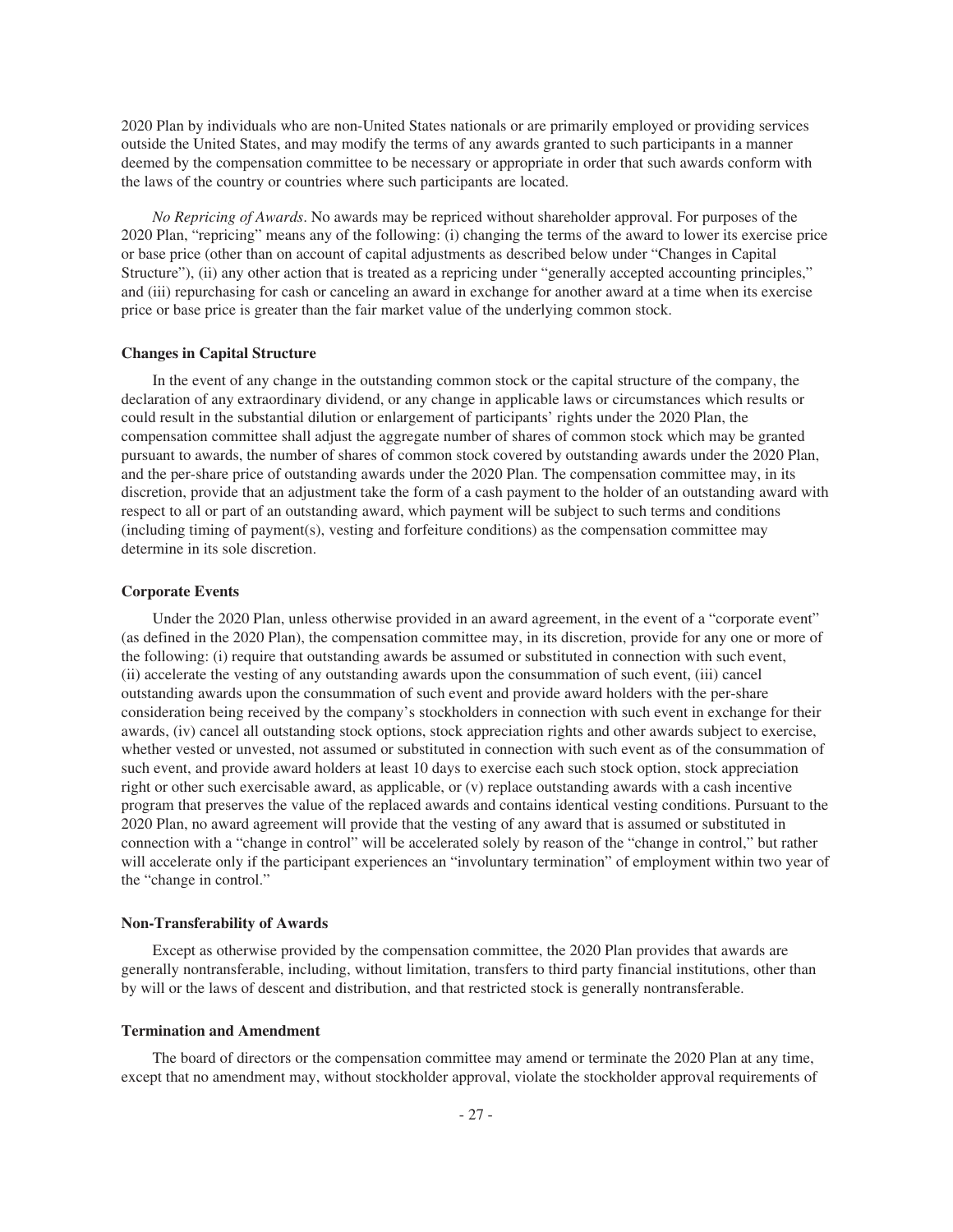2020 Plan by individuals who are non-United States nationals or are primarily employed or providing services outside the United States, and may modify the terms of any awards granted to such participants in a manner deemed by the compensation committee to be necessary or appropriate in order that such awards conform with the laws of the country or countries where such participants are located.

*No Repricing of Awards*. No awards may be repriced without shareholder approval. For purposes of the 2020 Plan, "repricing" means any of the following: (i) changing the terms of the award to lower its exercise price or base price (other than on account of capital adjustments as described below under "Changes in Capital Structure"), (ii) any other action that is treated as a repricing under "generally accepted accounting principles," and (iii) repurchasing for cash or canceling an award in exchange for another award at a time when its exercise price or base price is greater than the fair market value of the underlying common stock.

**Changes in Capital Structure**

In the event of any change in the outstanding common stock or the capital structure of the company, the declaration of any extraordinary dividend, or any change in applicable laws or circumstances which results or could result in the substantial dilution or enlargement of participants' rights under the 2020 Plan, the compensation committee shall adjust the aggregate number of shares of common stock which may be granted pursuant to awards, the number of shares of common stock covered by outstanding awards under the 2020 Plan, and the per-share price of outstanding awards under the 2020 Plan. The compensation committee may, in its discretion, provide that an adjustment take the form of a cash payment to the holder of an outstanding award with respect to all or part of an outstanding award, which payment will be subject to such terms and conditions (including timing of payment(s), vesting and forfeiture conditions) as the compensation committee may determine in its sole discretion.

**Corporate Events**

Under the 2020 Plan, unless otherwise provided in an award agreement, in the event of a "corporate event" (as defined in the 2020 Plan), the compensation committee may, in its discretion, provide for any one or more of the following: (i) require that outstanding awards be assumed or substituted in connection with such event, (ii) accelerate the vesting of any outstanding awards upon the consummation of such event, (iii) cancel outstanding awards upon the consummation of such event and provide award holders with the per-share consideration being received by the company's stockholders in connection with such event in exchange for their awards, (iv) cancel all outstanding stock options, stock appreciation rights and other awards subject to exercise, whether vested or unvested, not assumed or substituted in connection with such event as of the consummation of such event, and provide award holders at least 10 days to exercise each such stock option, stock appreciation right or other such exercisable award, as applicable, or (v) replace outstanding awards with a cash incentive program that preserves the value of the replaced awards and contains identical vesting conditions. Pursuant to the 2020 Plan, no award agreement will provide that the vesting of any award that is assumed or substituted in connection with a "change in control" will be accelerated solely by reason of the "change in control," but rather will accelerate only if the participant experiences an "involuntary termination" of employment within two year of the "change in control."

**Non-Transferability of Awards**

Except as otherwise provided by the compensation committee, the 2020 Plan provides that awards are generally nontransferable, including, without limitation, transfers to third party financial institutions, other than by will or the laws of descent and distribution, and that restricted stock is generally nontransferable.

**Termination and Amendment**

The board of directors or the compensation committee may amend or terminate the 2020 Plan at any time, except that no amendment may, without stockholder approval, violate the stockholder approval requirements of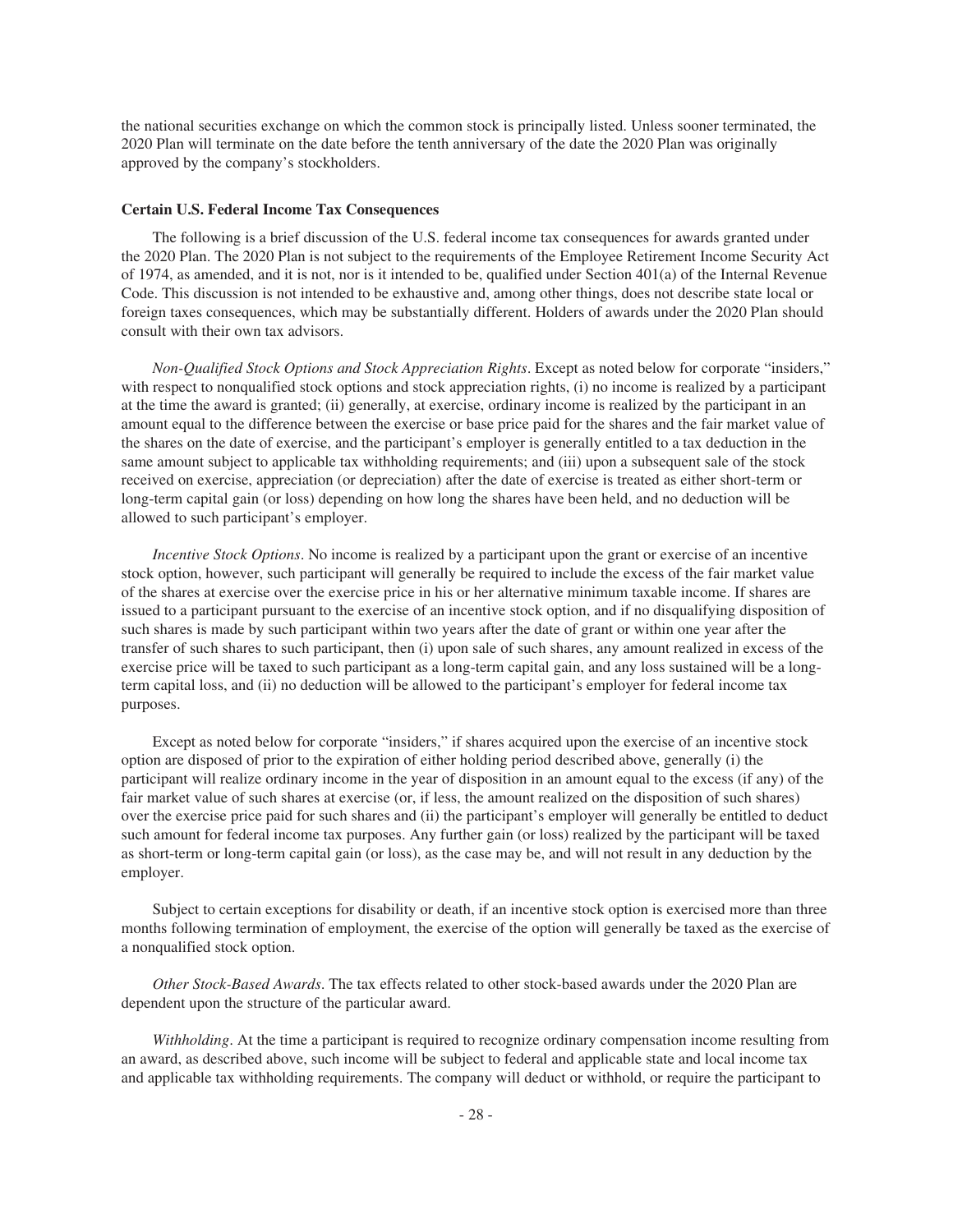the national securities exchange on which the common stock is principally listed. Unless sooner terminated, the 2020 Plan will terminate on the date before the tenth anniversary of the date the 2020 Plan was originally approved by the company's stockholders.

**Certain U.S. Federal Income Tax Consequences**

The following is a brief discussion of the U.S. federal income tax consequences for awards granted under the 2020 Plan. The 2020 Plan is not subject to the requirements of the Employee Retirement Income Security Act of 1974, as amended, and it is not, nor is it intended to be, qualified under Section 401(a) of the Internal Revenue Code. This discussion is not intended to be exhaustive and, among other things, does not describe state local or foreign taxes consequences, which may be substantially different. Holders of awards under the 2020 Plan should consult with their own tax advisors.

*Non-Qualified Stock Options and Stock Appreciation Rights*. Except as noted below for corporate "insiders," with respect to nonqualified stock options and stock appreciation rights, (i) no income is realized by a participant at the time the award is granted; (ii) generally, at exercise, ordinary income is realized by the participant in an amount equal to the difference between the exercise or base price paid for the shares and the fair market value of the shares on the date of exercise, and the participant's employer is generally entitled to a tax deduction in the same amount subject to applicable tax withholding requirements; and (iii) upon a subsequent sale of the stock received on exercise, appreciation (or depreciation) after the date of exercise is treated as either short-term or long-term capital gain (or loss) depending on how long the shares have been held, and no deduction will be allowed to such participant's employer.

*Incentive Stock Options*. No income is realized by a participant upon the grant or exercise of an incentive stock option, however, such participant will generally be required to include the excess of the fair market value of the shares at exercise over the exercise price in his or her alternative minimum taxable income. If shares are issued to a participant pursuant to the exercise of an incentive stock option, and if no disqualifying disposition of such shares is made by such participant within two years after the date of grant or within one year after the transfer of such shares to such participant, then (i) upon sale of such shares, any amount realized in excess of the exercise price will be taxed to such participant as a long-term capital gain, and any loss sustained will be a long-term capital loss, and (ii) no deduction will be allowed to the participant's employer for federal income tax purposes.

Except as noted below for corporate "insiders," if shares acquired upon the exercise of an incentive stock option are disposed of prior to the expiration of either holding period described above, generally (i) the participant will realize ordinary income in the year of disposition in an amount equal to the excess (if any) of the fair market value of such shares at exercise (or, if less, the amount realized on the disposition of such shares) over the exercise price paid for such shares and (ii) the participant's employer will generally be entitled to deduct such amount for federal income tax purposes. Any further gain (or loss) realized by the participant will be taxed as short-term or long-term capital gain (or loss), as the case may be, and will not result in any deduction by the employer.

Subject to certain exceptions for disability or death, if an incentive stock option is exercised more than three months following termination of employment, the exercise of the option will generally be taxed as the exercise of a nonqualified stock option.

*Other Stock-Based Awards*. The tax effects related to other stock-based awards under the 2020 Plan are dependent upon the structure of the particular award.

*Withholding*. At the time a participant is required to recognize ordinary compensation income resulting from an award, as described above, such income will be subject to federal and applicable state and local income tax and applicable tax withholding requirements. The company will deduct or withhold, or require the participant to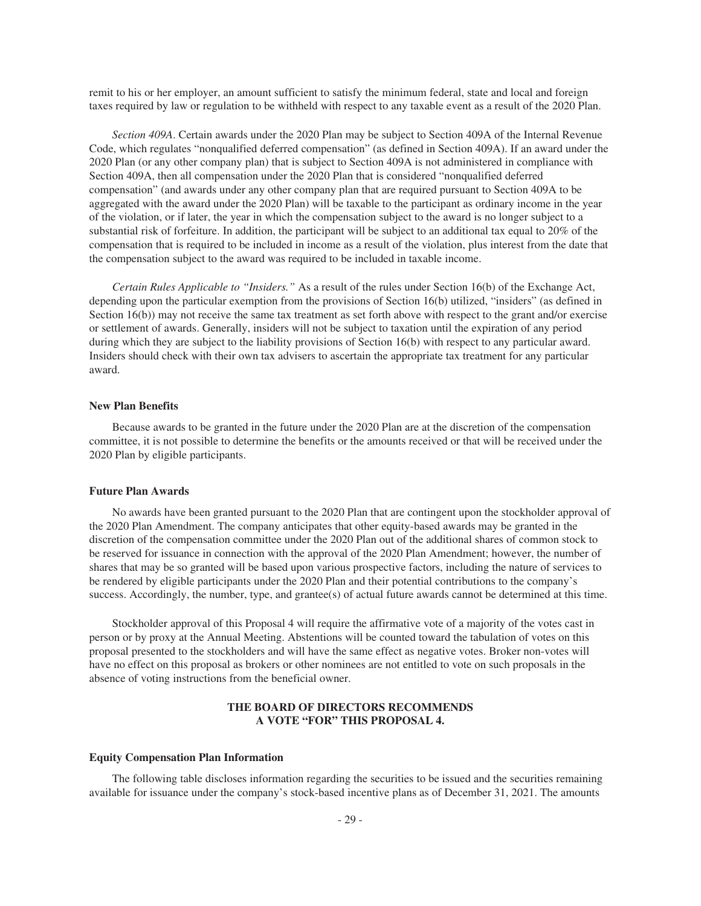remit to his or her employer, an amount sufficient to satisfy the minimum federal, state and local and foreign taxes required by law or regulation to be withheld with respect to any taxable event as a result of the 2020 Plan.

*Section 409A*. Certain awards under the 2020 Plan may be subject to Section 409A of the Internal Revenue Code, which regulates "nonqualified deferred compensation" (as defined in Section 409A). If an award under the 2020 Plan (or any other company plan) that is subject to Section 409A is not administered in compliance with Section 409A, then all compensation under the 2020 Plan that is considered "nonqualified deferred compensation" (and awards under any other company plan that are required pursuant to Section 409A to be aggregated with the award under the 2020 Plan) will be taxable to the participant as ordinary income in the year of the violation, or if later, the year in which the compensation subject to the award is no longer subject to a substantial risk of forfeiture. In addition, the participant will be subject to an additional tax equal to 20% of the compensation that is required to be included in income as a result of the violation, plus interest from the date that the compensation subject to the award was required to be included in taxable income.

*Certain Rules Applicable to "Insiders."* As a result of the rules under Section 16(b) of the Exchange Act, depending upon the particular exemption from the provisions of Section 16(b) utilized, "insiders" (as defined in Section 16(b)) may not receive the same tax treatment as set forth above with respect to the grant and/or exercise or settlement of awards. Generally, insiders will not be subject to taxation until the expiration of any period during which they are subject to the liability provisions of Section 16(b) with respect to any particular award. Insiders should check with their own tax advisers to ascertain the appropriate tax treatment for any particular award.

**New Plan Benefits**

Because awards to be granted in the future under the 2020 Plan are at the discretion of the compensation committee, it is not possible to determine the benefits or the amounts received or that will be received under the 2020 Plan by eligible participants.

**Future Plan Awards**

No awards have been granted pursuant to the 2020 Plan that are contingent upon the stockholder approval of the 2020 Plan Amendment. The company anticipates that other equity-based awards may be granted in the discretion of the compensation committee under the 2020 Plan out of the additional shares of common stock to be reserved for issuance in connection with the approval of the 2020 Plan Amendment; however, the number of shares that may be so granted will be based upon various prospective factors, including the nature of services to be rendered by eligible participants under the 2020 Plan and their potential contributions to the company's success. Accordingly, the number, type, and grantee(s) of actual future awards cannot be determined at this time.

Stockholder approval of this Proposal 4 will require the affirmative vote of a majority of the votes cast in person or by proxy at the Annual Meeting. Abstentions will be counted toward the tabulation of votes on this proposal presented to the stockholders and will have the same effect as negative votes. Broker non-votes will have no effect on this proposal as brokers or other nominees are not entitled to vote on such proposals in the absence of voting instructions from the beneficial owner.

**THE BOARD OF DIRECTORS RECOMMENDS A VOTE "FOR" THIS PROPOSAL 4.**

**Equity Compensation Plan Information**

The following table discloses information regarding the securities to be issued and the securities remaining available for issuance under the company's stock-based incentive plans as of December 31, 2021. The amounts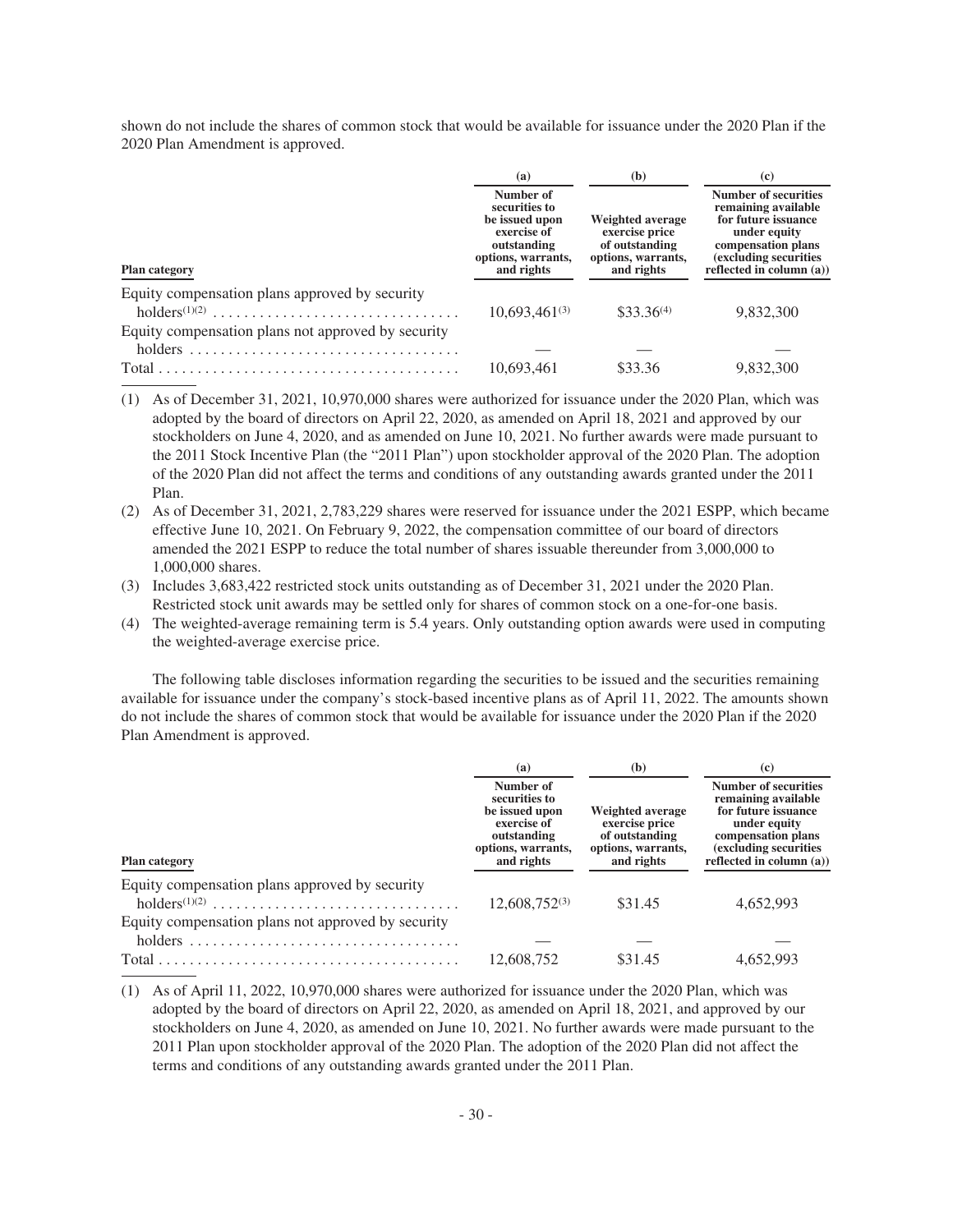shown do not include the shares of common stock that would be available for issuance under the 2020 Plan if the 2020 Plan Amendment is approved.

| Plan category | (a) Number of securities to be issued upon exercise of outstanding options, warrants, and rights | (b) Weighted average exercise price of outstanding options, warrants, and rights | (c) Number of securities remaining available for future issuance under equity compensation plans (excluding securities reflected in column (a)) |
|---|---|---|---|
| Equity compensation plans approved by security holders[(1)(2)] | 10,693,461[(3)] | $33.36[(4)] | 9,832,300 |
| Equity compensation plans not approved by security holders | — | — | — |
| Total | 10,693,461 | $33.36 | 9,832,300 |

(1) As of December 31, 2021, 10,970,000 shares were authorized for issuance under the 2020 Plan, which was adopted by the board of directors on April 22, 2020, as amended on April 18, 2021 and approved by our stockholders on June 4, 2020, and as amended on June 10, 2021. No further awards were made pursuant to the 2011 Stock Incentive Plan (the "2011 Plan") upon stockholder approval of the 2020 Plan. The adoption of the 2020 Plan did not affect the terms and conditions of any outstanding awards granted under the 2011 Plan.

(2) As of December 31, 2021, 2,783,229 shares were reserved for issuance under the 2021 ESPP, which became effective June 10, 2021. On February 9, 2022, the compensation committee of our board of directors amended the 2021 ESPP to reduce the total number of shares issuable thereunder from 3,000,000 to 1,000,000 shares.

(3) Includes 3,683,422 restricted stock units outstanding as of December 31, 2021 under the 2020 Plan. Restricted stock unit awards may be settled only for shares of common stock on a one-for-one basis.

(4) The weighted-average remaining term is 5.4 years. Only outstanding option awards were used in computing the weighted-average exercise price.

The following table discloses information regarding the securities to be issued and the securities remaining available for issuance under the company's stock-based incentive plans as of April 11, 2022. The amounts shown do not include the shares of common stock that would be available for issuance under the 2020 Plan if the 2020 Plan Amendment is approved.

| Plan category | (a) Number of securities to be issued upon exercise of outstanding options, warrants, and rights | (b) Weighted average exercise price of outstanding options, warrants, and rights | (c) Number of securities remaining available for future issuance under equity compensation plans (excluding securities reflected in column (a)) |
|---|---|---|---|
| Equity compensation plans approved by security holders[(1)(2)] | 12,608,752[(3)] | $31.45 | 4,652,993 |
| Equity compensation plans not approved by security holders | — | — | — |
| Total | 12,608,752 | $31.45 | 4,652,993 |

(1) As of April 11, 2022, 10,970,000 shares were authorized for issuance under the 2020 Plan, which was adopted by the board of directors on April 22, 2020, as amended on April 18, 2021, and approved by our stockholders on June 4, 2020, as amended on June 10, 2021. No further awards were made pursuant to the 2011 Plan upon stockholder approval of the 2020 Plan. The adoption of the 2020 Plan did not affect the terms and conditions of any outstanding awards granted under the 2011 Plan.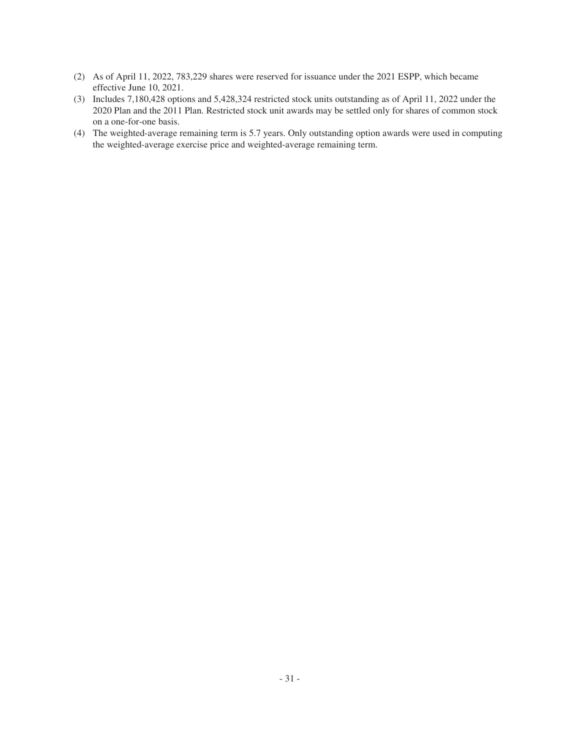(2) As of April 11, 2022, 783,229 shares were reserved for issuance under the 2021 ESPP, which became effective June 10, 2021.

(3) Includes 7,180,428 options and 5,428,324 restricted stock units outstanding as of April 11, 2022 under the 2020 Plan and the 2011 Plan. Restricted stock unit awards may be settled only for shares of common stock on a one-for-one basis.

(4) The weighted-average remaining term is 5.7 years. Only outstanding option awards were used in computing the weighted-average exercise price and weighted-average remaining term.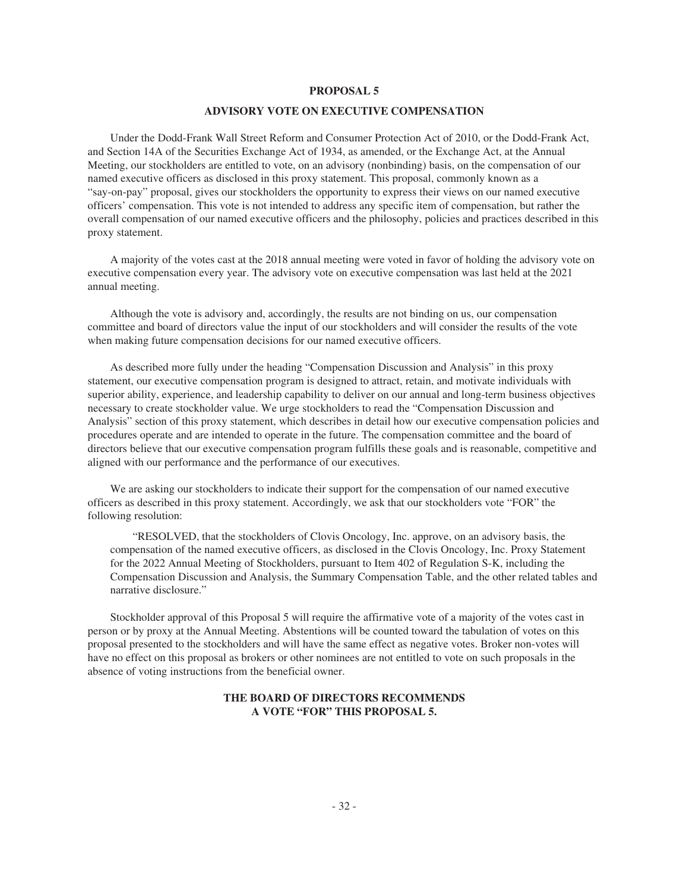## PROPOSAL 5

## ADVISORY VOTE ON EXECUTIVE COMPENSATION

Under the Dodd-Frank Wall Street Reform and Consumer Protection Act of 2010, or the Dodd-Frank Act, and Section 14A of the Securities Exchange Act of 1934, as amended, or the Exchange Act, at the Annual Meeting, our stockholders are entitled to vote, on an advisory (nonbinding) basis, on the compensation of our named executive officers as disclosed in this proxy statement. This proposal, commonly known as a "say-on-pay" proposal, gives our stockholders the opportunity to express their views on our named executive officers' compensation. This vote is not intended to address any specific item of compensation, but rather the overall compensation of our named executive officers and the philosophy, policies and practices described in this proxy statement.

A majority of the votes cast at the 2018 annual meeting were voted in favor of holding the advisory vote on executive compensation every year. The advisory vote on executive compensation was last held at the 2021 annual meeting.

Although the vote is advisory and, accordingly, the results are not binding on us, our compensation committee and board of directors value the input of our stockholders and will consider the results of the vote when making future compensation decisions for our named executive officers.

As described more fully under the heading "Compensation Discussion and Analysis" in this proxy statement, our executive compensation program is designed to attract, retain, and motivate individuals with superior ability, experience, and leadership capability to deliver on our annual and long-term business objectives necessary to create stockholder value. We urge stockholders to read the "Compensation Discussion and Analysis" section of this proxy statement, which describes in detail how our executive compensation policies and procedures operate and are intended to operate in the future. The compensation committee and the board of directors believe that our executive compensation program fulfills these goals and is reasonable, competitive and aligned with our performance and the performance of our executives.

We are asking our stockholders to indicate their support for the compensation of our named executive officers as described in this proxy statement. Accordingly, we ask that our stockholders vote "FOR" the following resolution:

> "RESOLVED, that the stockholders of Clovis Oncology, Inc. approve, on an advisory basis, the compensation of the named executive officers, as disclosed in the Clovis Oncology, Inc. Proxy Statement for the 2022 Annual Meeting of Stockholders, pursuant to Item 402 of Regulation S-K, including the Compensation Discussion and Analysis, the Summary Compensation Table, and the other related tables and narrative disclosure."

Stockholder approval of this Proposal 5 will require the affirmative vote of a majority of the votes cast in person or by proxy at the Annual Meeting. Abstentions will be counted toward the tabulation of votes on this proposal presented to the stockholders and will have the same effect as negative votes. Broker non-votes will have no effect on this proposal as brokers or other nominees are not entitled to vote on such proposals in the absence of voting instructions from the beneficial owner.

**THE BOARD OF DIRECTORS RECOMMENDS A VOTE "FOR" THIS PROPOSAL 5.**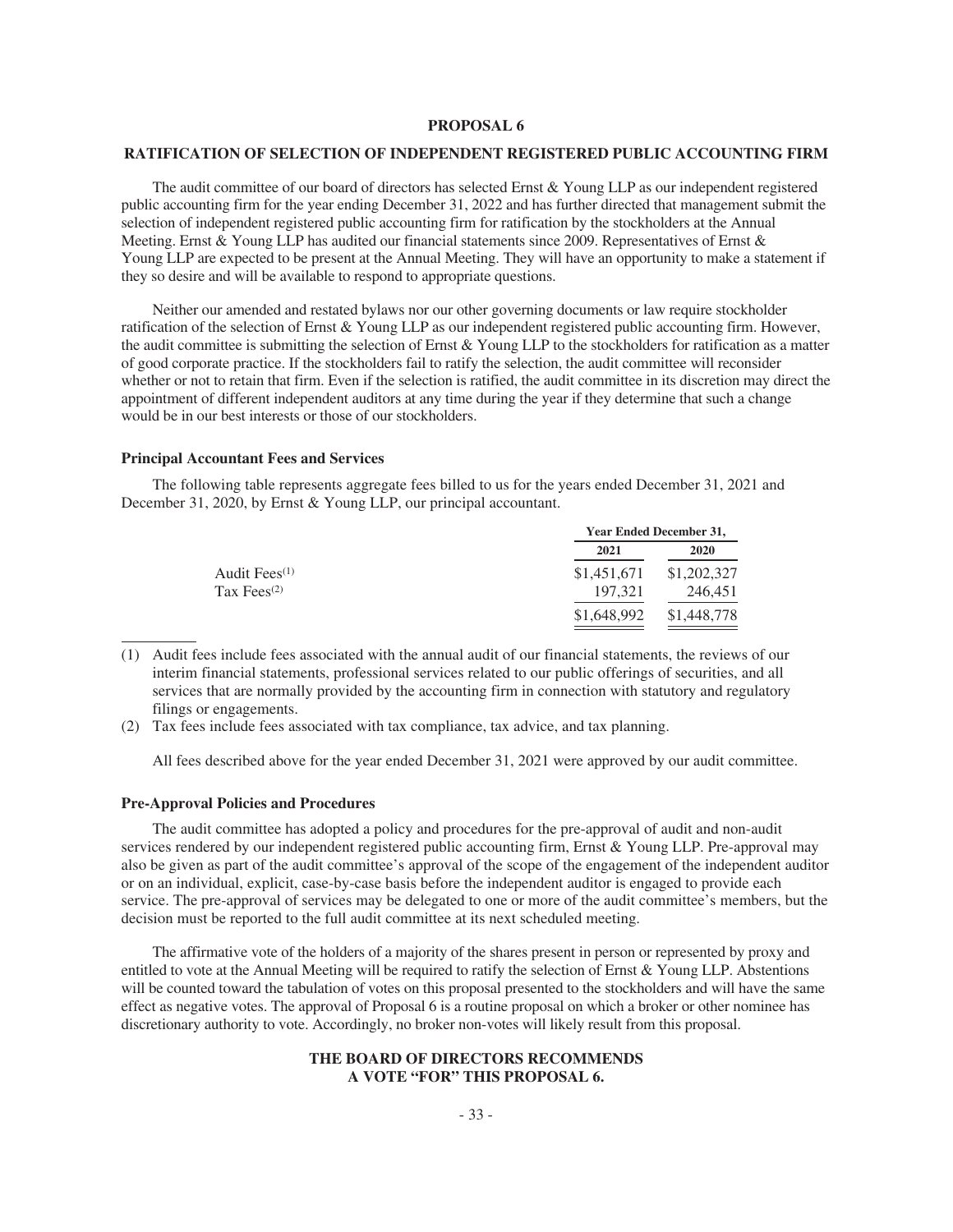# PROPOSAL 6

## RATIFICATION OF SELECTION OF INDEPENDENT REGISTERED PUBLIC ACCOUNTING FIRM

The audit committee of our board of directors has selected Ernst & Young LLP as our independent registered public accounting firm for the year ending December 31, 2022 and has further directed that management submit the selection of independent registered public accounting firm for ratification by the stockholders at the Annual Meeting. Ernst & Young LLP has audited our financial statements since 2009. Representatives of Ernst & Young LLP are expected to be present at the Annual Meeting. They will have an opportunity to make a statement if they so desire and will be available to respond to appropriate questions.

Neither our amended and restated bylaws nor our other governing documents or law require stockholder ratification of the selection of Ernst & Young LLP as our independent registered public accounting firm. However, the audit committee is submitting the selection of Ernst & Young LLP to the stockholders for ratification as a matter of good corporate practice. If the stockholders fail to ratify the selection, the audit committee will reconsider whether or not to retain that firm. Even if the selection is ratified, the audit committee in its discretion may direct the appointment of different independent auditors at any time during the year if they determine that such a change would be in our best interests or those of our stockholders.

### Principal Accountant Fees and Services

The following table represents aggregate fees billed to us for the years ended December 31, 2021 and December 31, 2020, by Ernst & Young LLP, our principal accountant.

| | Year Ended December 31, | |
|---|---|---|
| | 2021 | 2020 |
| Audit Fees[(1)] | $1,451,671 | $1,202,327 |
| Tax Fees[(2)] | 197,321 | 246,451 |
| | $1,648,992 | $1,448,778 |

(1) Audit fees include fees associated with the annual audit of our financial statements, the reviews of our interim financial statements, professional services related to our public offerings of securities, and all services that are normally provided by the accounting firm in connection with statutory and regulatory filings or engagements.

(2) Tax fees include fees associated with tax compliance, tax advice, and tax planning.

All fees described above for the year ended December 31, 2021 were approved by our audit committee.

### Pre-Approval Policies and Procedures

The audit committee has adopted a policy and procedures for the pre-approval of audit and non-audit services rendered by our independent registered public accounting firm, Ernst & Young LLP. Pre-approval may also be given as part of the audit committee's approval of the scope of the engagement of the independent auditor or on an individual, explicit, case-by-case basis before the independent auditor is engaged to provide each service. The pre-approval of services may be delegated to one or more of the audit committee's members, but the decision must be reported to the full audit committee at its next scheduled meeting.

The affirmative vote of the holders of a majority of the shares present in person or represented by proxy and entitled to vote at the Annual Meeting will be required to ratify the selection of Ernst & Young LLP. Abstentions will be counted toward the tabulation of votes on this proposal presented to the stockholders and will have the same effect as negative votes. The approval of Proposal 6 is a routine proposal on which a broker or other nominee has discretionary authority to vote. Accordingly, no broker non-votes will likely result from this proposal.

**THE BOARD OF DIRECTORS RECOMMENDS A VOTE "FOR" THIS PROPOSAL 6.**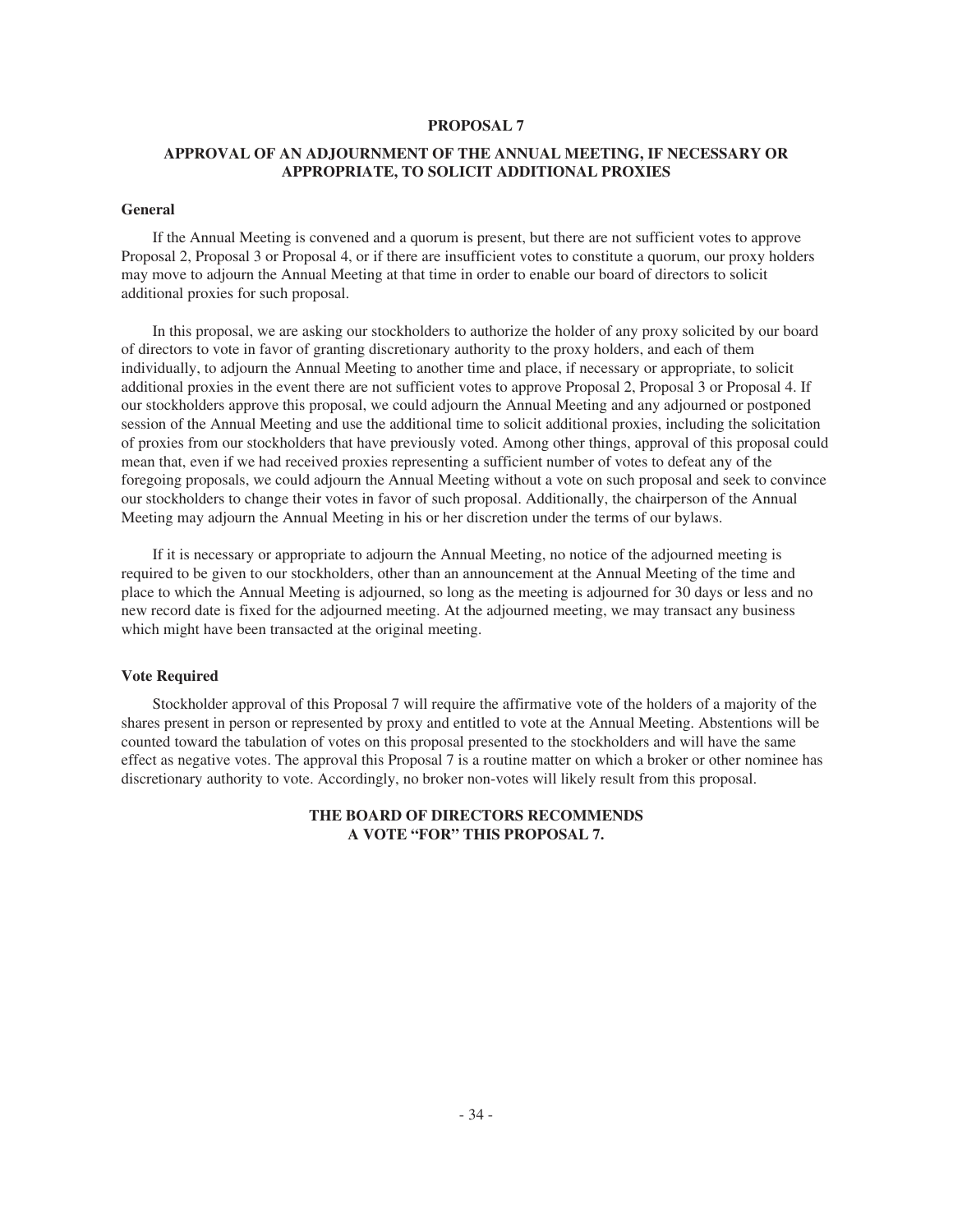# PROPOSAL 7

## APPROVAL OF AN ADJOURNMENT OF THE ANNUAL MEETING, IF NECESSARY OR APPROPRIATE, TO SOLICIT ADDITIONAL PROXIES

### General

If the Annual Meeting is convened and a quorum is present, but there are not sufficient votes to approve Proposal 2, Proposal 3 or Proposal 4, or if there are insufficient votes to constitute a quorum, our proxy holders may move to adjourn the Annual Meeting at that time in order to enable our board of directors to solicit additional proxies for such proposal.

In this proposal, we are asking our stockholders to authorize the holder of any proxy solicited by our board of directors to vote in favor of granting discretionary authority to the proxy holders, and each of them individually, to adjourn the Annual Meeting to another time and place, if necessary or appropriate, to solicit additional proxies in the event there are not sufficient votes to approve Proposal 2, Proposal 3 or Proposal 4. If our stockholders approve this proposal, we could adjourn the Annual Meeting and any adjourned or postponed session of the Annual Meeting and use the additional time to solicit additional proxies, including the solicitation of proxies from our stockholders that have previously voted. Among other things, approval of this proposal could mean that, even if we had received proxies representing a sufficient number of votes to defeat any of the foregoing proposals, we could adjourn the Annual Meeting without a vote on such proposal and seek to convince our stockholders to change their votes in favor of such proposal. Additionally, the chairperson of the Annual Meeting may adjourn the Annual Meeting in his or her discretion under the terms of our bylaws.

If it is necessary or appropriate to adjourn the Annual Meeting, no notice of the adjourned meeting is required to be given to our stockholders, other than an announcement at the Annual Meeting of the time and place to which the Annual Meeting is adjourned, so long as the meeting is adjourned for 30 days or less and no new record date is fixed for the adjourned meeting. At the adjourned meeting, we may transact any business which might have been transacted at the original meeting.

### Vote Required

Stockholder approval of this Proposal 7 will require the affirmative vote of the holders of a majority of the shares present in person or represented by proxy and entitled to vote at the Annual Meeting. Abstentions will be counted toward the tabulation of votes on this proposal presented to the stockholders and will have the same effect as negative votes. The approval this Proposal 7 is a routine matter on which a broker or other nominee has discretionary authority to vote. Accordingly, no broker non-votes will likely result from this proposal.

**THE BOARD OF DIRECTORS RECOMMENDS A VOTE "FOR" THIS PROPOSAL 7.**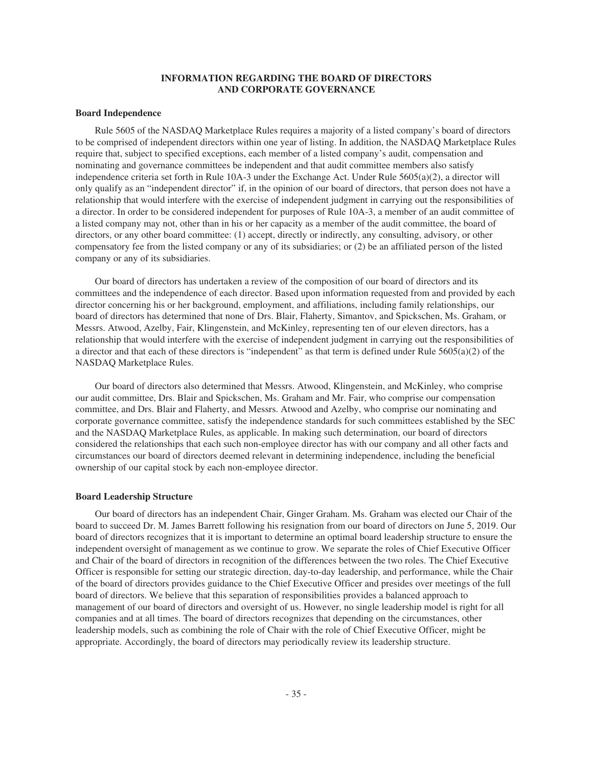# INFORMATION REGARDING THE BOARD OF DIRECTORS AND CORPORATE GOVERNANCE

## Board Independence

Rule 5605 of the NASDAQ Marketplace Rules requires a majority of a listed company's board of directors to be comprised of independent directors within one year of listing. In addition, the NASDAQ Marketplace Rules require that, subject to specified exceptions, each member of a listed company's audit, compensation and nominating and governance committees be independent and that audit committee members also satisfy independence criteria set forth in Rule 10A-3 under the Exchange Act. Under Rule 5605(a)(2), a director will only qualify as an "independent director" if, in the opinion of our board of directors, that person does not have a relationship that would interfere with the exercise of independent judgment in carrying out the responsibilities of a director. In order to be considered independent for purposes of Rule 10A-3, a member of an audit committee of a listed company may not, other than in his or her capacity as a member of the audit committee, the board of directors, or any other board committee: (1) accept, directly or indirectly, any consulting, advisory, or other compensatory fee from the listed company or any of its subsidiaries; or (2) be an affiliated person of the listed company or any of its subsidiaries.

Our board of directors has undertaken a review of the composition of our board of directors and its committees and the independence of each director. Based upon information requested from and provided by each director concerning his or her background, employment, and affiliations, including family relationships, our board of directors has determined that none of Drs. Blair, Flaherty, Simantov, and Spickschen, Ms. Graham, or Messrs. Atwood, Azelby, Fair, Klingenstein, and McKinley, representing ten of our eleven directors, has a relationship that would interfere with the exercise of independent judgment in carrying out the responsibilities of a director and that each of these directors is "independent" as that term is defined under Rule 5605(a)(2) of the NASDAQ Marketplace Rules.

Our board of directors also determined that Messrs. Atwood, Klingenstein, and McKinley, who comprise our audit committee, Drs. Blair and Spickschen, Ms. Graham and Mr. Fair, who comprise our compensation committee, and Drs. Blair and Flaherty, and Messrs. Atwood and Azelby, who comprise our nominating and corporate governance committee, satisfy the independence standards for such committees established by the SEC and the NASDAQ Marketplace Rules, as applicable. In making such determination, our board of directors considered the relationships that each such non-employee director has with our company and all other facts and circumstances our board of directors deemed relevant in determining independence, including the beneficial ownership of our capital stock by each non-employee director.

## Board Leadership Structure

Our board of directors has an independent Chair, Ginger Graham. Ms. Graham was elected our Chair of the board to succeed Dr. M. James Barrett following his resignation from our board of directors on June 5, 2019. Our board of directors recognizes that it is important to determine an optimal board leadership structure to ensure the independent oversight of management as we continue to grow. We separate the roles of Chief Executive Officer and Chair of the board of directors in recognition of the differences between the two roles. The Chief Executive Officer is responsible for setting our strategic direction, day-to-day leadership, and performance, while the Chair of the board of directors provides guidance to the Chief Executive Officer and presides over meetings of the full board of directors. We believe that this separation of responsibilities provides a balanced approach to management of our board of directors and oversight of us. However, no single leadership model is right for all companies and at all times. The board of directors recognizes that depending on the circumstances, other leadership models, such as combining the role of Chair with the role of Chief Executive Officer, might be appropriate. Accordingly, the board of directors may periodically review its leadership structure.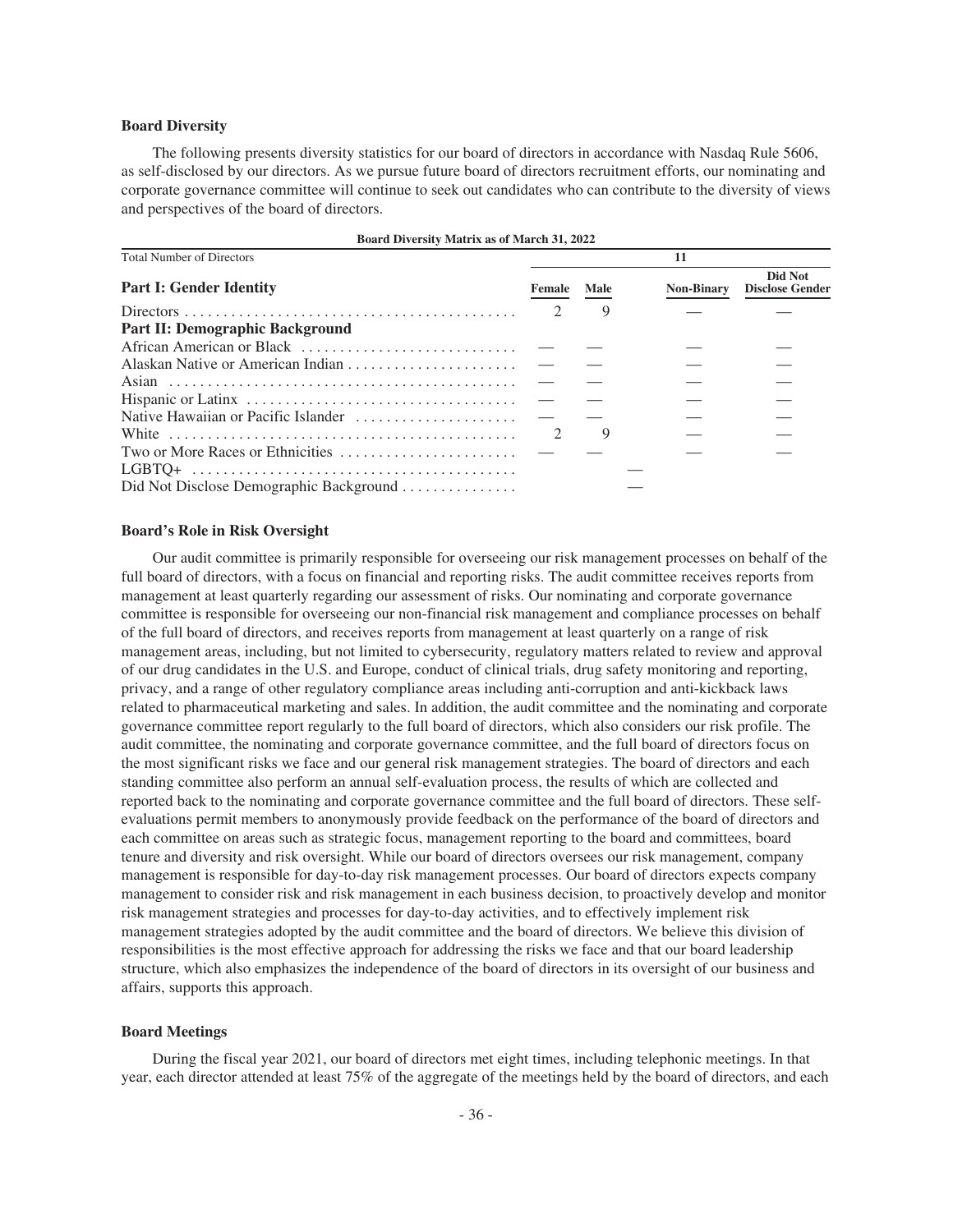**Board Diversity**

The following presents diversity statistics for our board of directors in accordance with Nasdaq Rule 5606, as self-disclosed by our directors. As we pursue future board of directors recruitment efforts, our nominating and corporate governance committee will continue to seek out candidates who can contribute to the diversity of views and perspectives of the board of directors.

**Board Diversity Matrix as of March 31, 2022**

| Total Number of Directors | 11 | | | |
|---|---|---|---|---|
| **Part I: Gender Identity** | **Female** | **Male** | **Non-Binary** | **Did Not Disclose Gender** |
| Directors | 2 | 9 | — | — |
| **Part II: Demographic Background** | | | | |
| African American or Black | — | — | — | — |
| Alaskan Native or American Indian | — | — | — | — |
| Asian | — | — | — | — |
| Hispanic or Latinx | — | — | — | — |
| Native Hawaiian or Pacific Islander | — | — | — | — |
| White | 2 | 9 | — | — |
| Two or More Races or Ethnicities | — | — | — | — |
| LGBTQ+ | — | | | |
| Did Not Disclose Demographic Background | — | | | |

**Board's Role in Risk Oversight**

Our audit committee is primarily responsible for overseeing our risk management processes on behalf of the full board of directors, with a focus on financial and reporting risks. The audit committee receives reports from management at least quarterly regarding our assessment of risks. Our nominating and corporate governance committee is responsible for overseeing our non-financial risk management and compliance processes on behalf of the full board of directors, and receives reports from management at least quarterly on a range of risk management areas, including, but not limited to cybersecurity, regulatory matters related to review and approval of our drug candidates in the U.S. and Europe, conduct of clinical trials, drug safety monitoring and reporting, privacy, and a range of other regulatory compliance areas including anti-corruption and anti-kickback laws related to pharmaceutical marketing and sales. In addition, the audit committee and the nominating and corporate governance committee report regularly to the full board of directors, which also considers our risk profile. The audit committee, the nominating and corporate governance committee, and the full board of directors focus on the most significant risks we face and our general risk management strategies. The board of directors and each standing committee also perform an annual self-evaluation process, the results of which are collected and reported back to the nominating and corporate governance committee and the full board of directors. These self-evaluations permit members to anonymously provide feedback on the performance of the board of directors and each committee on areas such as strategic focus, management reporting to the board and committees, board tenure and diversity and risk oversight. While our board of directors oversees our risk management, company management is responsible for day-to-day risk management processes. Our board of directors expects company management to consider risk and risk management in each business decision, to proactively develop and monitor risk management strategies and processes for day-to-day activities, and to effectively implement risk management strategies adopted by the audit committee and the board of directors. We believe this division of responsibilities is the most effective approach for addressing the risks we face and that our board leadership structure, which also emphasizes the independence of the board of directors in its oversight of our business and affairs, supports this approach.

**Board Meetings**

During the fiscal year 2021, our board of directors met eight times, including telephonic meetings. In that year, each director attended at least 75% of the aggregate of the meetings held by the board of directors, and each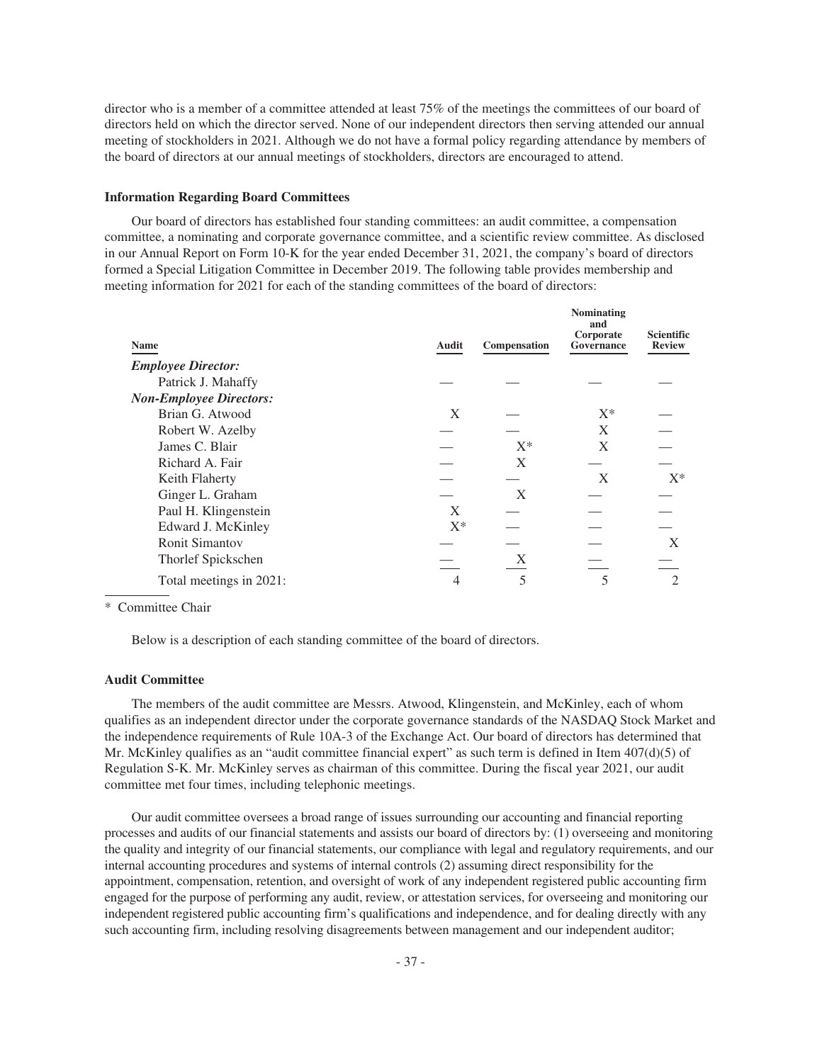director who is a member of a committee attended at least 75% of the meetings the committees of our board of directors held on which the director served. None of our independent directors then serving attended our annual meeting of stockholders in 2021. Although we do not have a formal policy regarding attendance by members of the board of directors at our annual meetings of stockholders, directors are encouraged to attend.

**Information Regarding Board Committees**

Our board of directors has established four standing committees: an audit committee, a compensation committee, a nominating and corporate governance committee, and a scientific review committee. As disclosed in our Annual Report on Form 10-K for the year ended December 31, 2021, the company's board of directors formed a Special Litigation Committee in December 2019. The following table provides membership and meeting information for 2021 for each of the standing committees of the board of directors:

| Name | Audit | Compensation | Nominating and Corporate Governance | Scientific Review |
|---|---|---|---|---|
| ***Employee Director:*** | | | | |
| Patrick J. Mahaffy | — | — | — | — |
| ***Non-Employee Directors:*** | | | | |
| Brian G. Atwood | X | — | X* | — |
| Robert W. Azelby | — | — | X | — |
| James C. Blair | — | X* | X | — |
| Richard A. Fair | — | X | — | — |
| Keith Flaherty | — | — | X | X* |
| Ginger L. Graham | — | X | — | — |
| Paul H. Klingenstein | X | — | — | — |
| Edward J. McKinley | X* | — | — | — |
| Ronit Simantov | — | — | — | X |
| Thorlef Spickschen | — | X | — | — |
| Total meetings in 2021: | 4 | 5 | 5 | 2 |

\* Committee Chair

Below is a description of each standing committee of the board of directors.

**Audit Committee**

The members of the audit committee are Messrs. Atwood, Klingenstein, and McKinley, each of whom qualifies as an independent director under the corporate governance standards of the NASDAQ Stock Market and the independence requirements of Rule 10A-3 of the Exchange Act. Our board of directors has determined that Mr. McKinley qualifies as an "audit committee financial expert" as such term is defined in Item 407(d)(5) of Regulation S-K. Mr. McKinley serves as chairman of this committee. During the fiscal year 2021, our audit committee met four times, including telephonic meetings.

Our audit committee oversees a broad range of issues surrounding our accounting and financial reporting processes and audits of our financial statements and assists our board of directors by: (1) overseeing and monitoring the quality and integrity of our financial statements, our compliance with legal and regulatory requirements, and our internal accounting procedures and systems of internal controls (2) assuming direct responsibility for the appointment, compensation, retention, and oversight of work of any independent registered public accounting firm engaged for the purpose of performing any audit, review, or attestation services, for overseeing and monitoring our independent registered public accounting firm's qualifications and independence, and for dealing directly with any such accounting firm, including resolving disagreements between management and our independent auditor;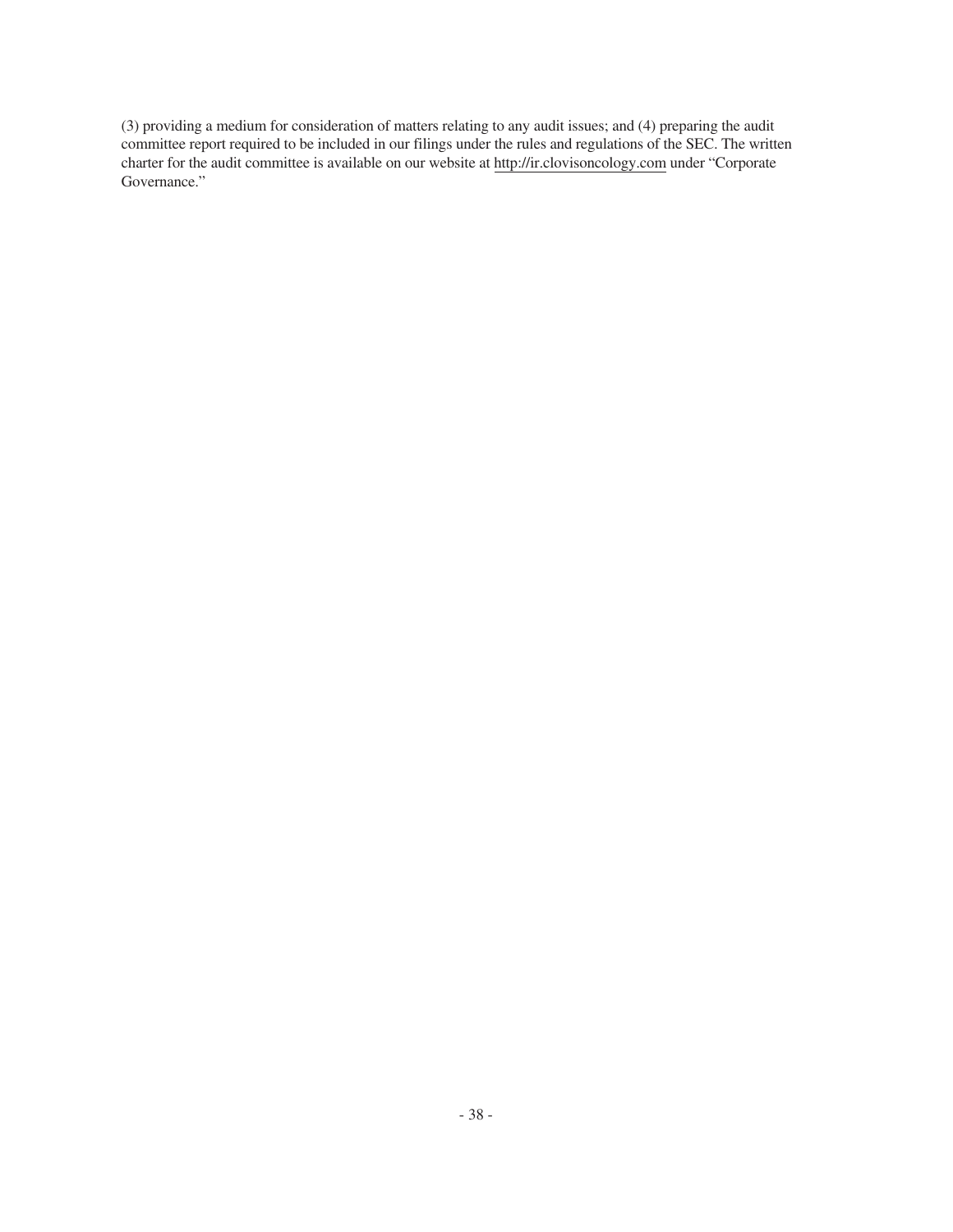(3) providing a medium for consideration of matters relating to any audit issues; and (4) preparing the audit committee report required to be included in our filings under the rules and regulations of the SEC. The written charter for the audit committee is available on our website at http://ir.clovisoncology.com under "Corporate Governance."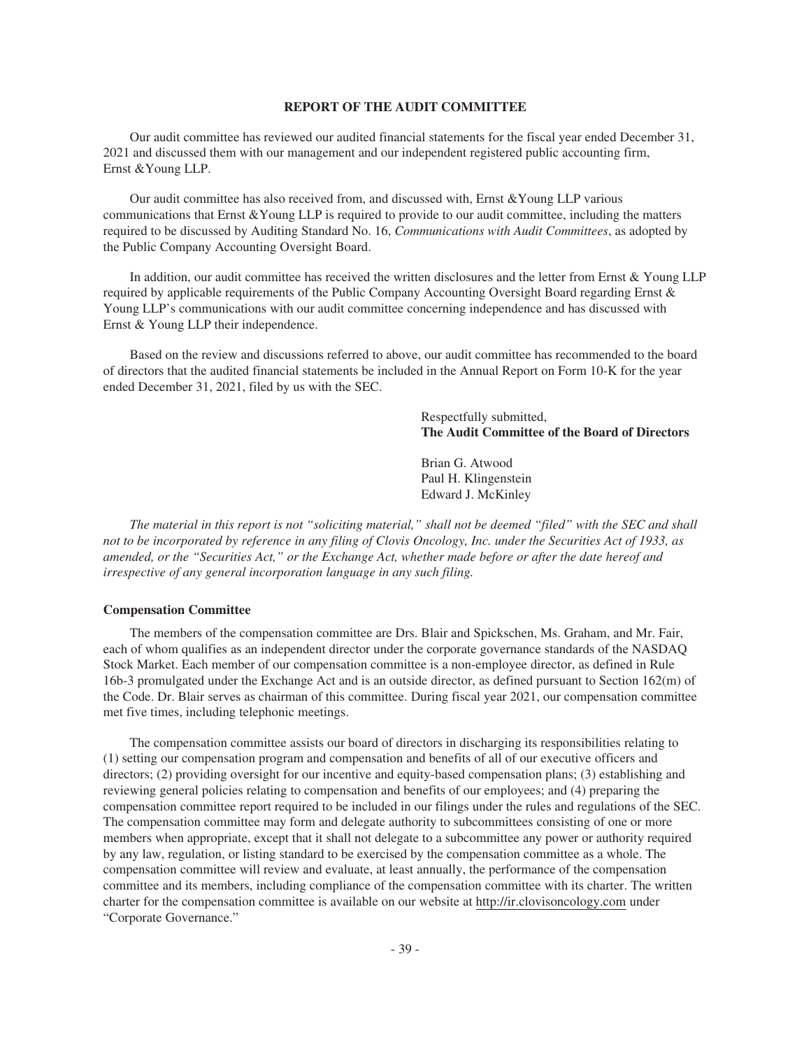## REPORT OF THE AUDIT COMMITTEE

Our audit committee has reviewed our audited financial statements for the fiscal year ended December 31, 2021 and discussed them with our management and our independent registered public accounting firm, Ernst &Young LLP.

Our audit committee has also received from, and discussed with, Ernst &Young LLP various communications that Ernst &Young LLP is required to provide to our audit committee, including the matters required to be discussed by Auditing Standard No. 16, *Communications with Audit Committees*, as adopted by the Public Company Accounting Oversight Board.

In addition, our audit committee has received the written disclosures and the letter from Ernst & Young LLP required by applicable requirements of the Public Company Accounting Oversight Board regarding Ernst & Young LLP's communications with our audit committee concerning independence and has discussed with Ernst & Young LLP their independence.

Based on the review and discussions referred to above, our audit committee has recommended to the board of directors that the audited financial statements be included in the Annual Report on Form 10-K for the year ended December 31, 2021, filed by us with the SEC.

Respectfully submitted,
**The Audit Committee of the Board of Directors**

Brian G. Atwood
Paul H. Klingenstein
Edward J. McKinley

*The material in this report is not "soliciting material," shall not be deemed "filed" with the SEC and shall not to be incorporated by reference in any filing of Clovis Oncology, Inc. under the Securities Act of 1933, as amended, or the "Securities Act," or the Exchange Act, whether made before or after the date hereof and irrespective of any general incorporation language in any such filing.*

**Compensation Committee**

The members of the compensation committee are Drs. Blair and Spickschen, Ms. Graham, and Mr. Fair, each of whom qualifies as an independent director under the corporate governance standards of the NASDAQ Stock Market. Each member of our compensation committee is a non-employee director, as defined in Rule 16b-3 promulgated under the Exchange Act and is an outside director, as defined pursuant to Section 162(m) of the Code. Dr. Blair serves as chairman of this committee. During fiscal year 2021, our compensation committee met five times, including telephonic meetings.

The compensation committee assists our board of directors in discharging its responsibilities relating to (1) setting our compensation program and compensation and benefits of all of our executive officers and directors; (2) providing oversight for our incentive and equity-based compensation plans; (3) establishing and reviewing general policies relating to compensation and benefits of our employees; and (4) preparing the compensation committee report required to be included in our filings under the rules and regulations of the SEC. The compensation committee may form and delegate authority to subcommittees consisting of one or more members when appropriate, except that it shall not delegate to a subcommittee any power or authority required by any law, regulation, or listing standard to be exercised by the compensation committee as a whole. The compensation committee will review and evaluate, at least annually, the performance of the compensation committee and its members, including compliance of the compensation committee with its charter. The written charter for the compensation committee is available on our website at http://ir.clovisoncology.com under "Corporate Governance."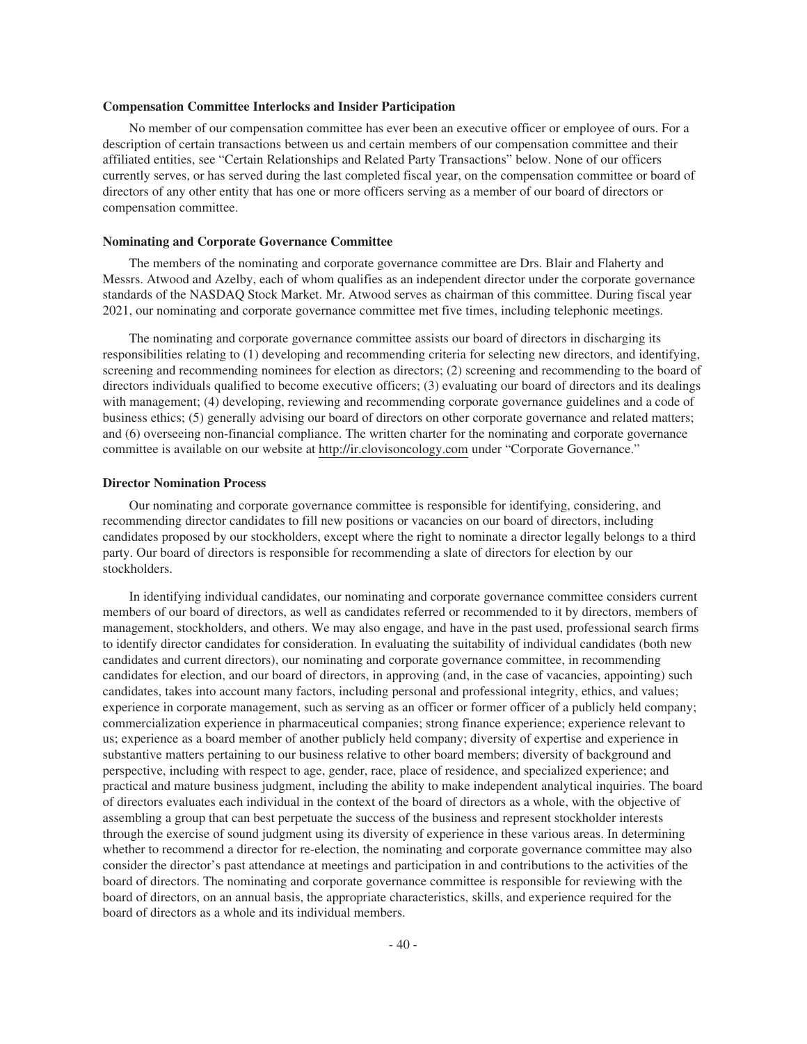### Compensation Committee Interlocks and Insider Participation

No member of our compensation committee has ever been an executive officer or employee of ours. For a description of certain transactions between us and certain members of our compensation committee and their affiliated entities, see "Certain Relationships and Related Party Transactions" below. None of our officers currently serves, or has served during the last completed fiscal year, on the compensation committee or board of directors of any other entity that has one or more officers serving as a member of our board of directors or compensation committee.

### Nominating and Corporate Governance Committee

The members of the nominating and corporate governance committee are Drs. Blair and Flaherty and Messrs. Atwood and Azelby, each of whom qualifies as an independent director under the corporate governance standards of the NASDAQ Stock Market. Mr. Atwood serves as chairman of this committee. During fiscal year 2021, our nominating and corporate governance committee met five times, including telephonic meetings.

The nominating and corporate governance committee assists our board of directors in discharging its responsibilities relating to (1) developing and recommending criteria for selecting new directors, and identifying, screening and recommending nominees for election as directors; (2) screening and recommending to the board of directors individuals qualified to become executive officers; (3) evaluating our board of directors and its dealings with management; (4) developing, reviewing and recommending corporate governance guidelines and a code of business ethics; (5) generally advising our board of directors on other corporate governance and related matters; and (6) overseeing non-financial compliance. The written charter for the nominating and corporate governance committee is available on our website at http://ir.clovisoncology.com under "Corporate Governance."

### Director Nomination Process

Our nominating and corporate governance committee is responsible for identifying, considering, and recommending director candidates to fill new positions or vacancies on our board of directors, including candidates proposed by our stockholders, except where the right to nominate a director legally belongs to a third party. Our board of directors is responsible for recommending a slate of directors for election by our stockholders.

In identifying individual candidates, our nominating and corporate governance committee considers current members of our board of directors, as well as candidates referred or recommended to it by directors, members of management, stockholders, and others. We may also engage, and have in the past used, professional search firms to identify director candidates for consideration. In evaluating the suitability of individual candidates (both new candidates and current directors), our nominating and corporate governance committee, in recommending candidates for election, and our board of directors, in approving (and, in the case of vacancies, appointing) such candidates, takes into account many factors, including personal and professional integrity, ethics, and values; experience in corporate management, such as serving as an officer or former officer of a publicly held company; commercialization experience in pharmaceutical companies; strong finance experience; experience relevant to us; experience as a board member of another publicly held company; diversity of expertise and experience in substantive matters pertaining to our business relative to other board members; diversity of background and perspective, including with respect to age, gender, race, place of residence, and specialized experience; and practical and mature business judgment, including the ability to make independent analytical inquiries. The board of directors evaluates each individual in the context of the board of directors as a whole, with the objective of assembling a group that can best perpetuate the success of the business and represent stockholder interests through the exercise of sound judgment using its diversity of experience in these various areas. In determining whether to recommend a director for re-election, the nominating and corporate governance committee may also consider the director's past attendance at meetings and participation in and contributions to the activities of the board of directors. The nominating and corporate governance committee is responsible for reviewing with the board of directors, on an annual basis, the appropriate characteristics, skills, and experience required for the board of directors as a whole and its individual members.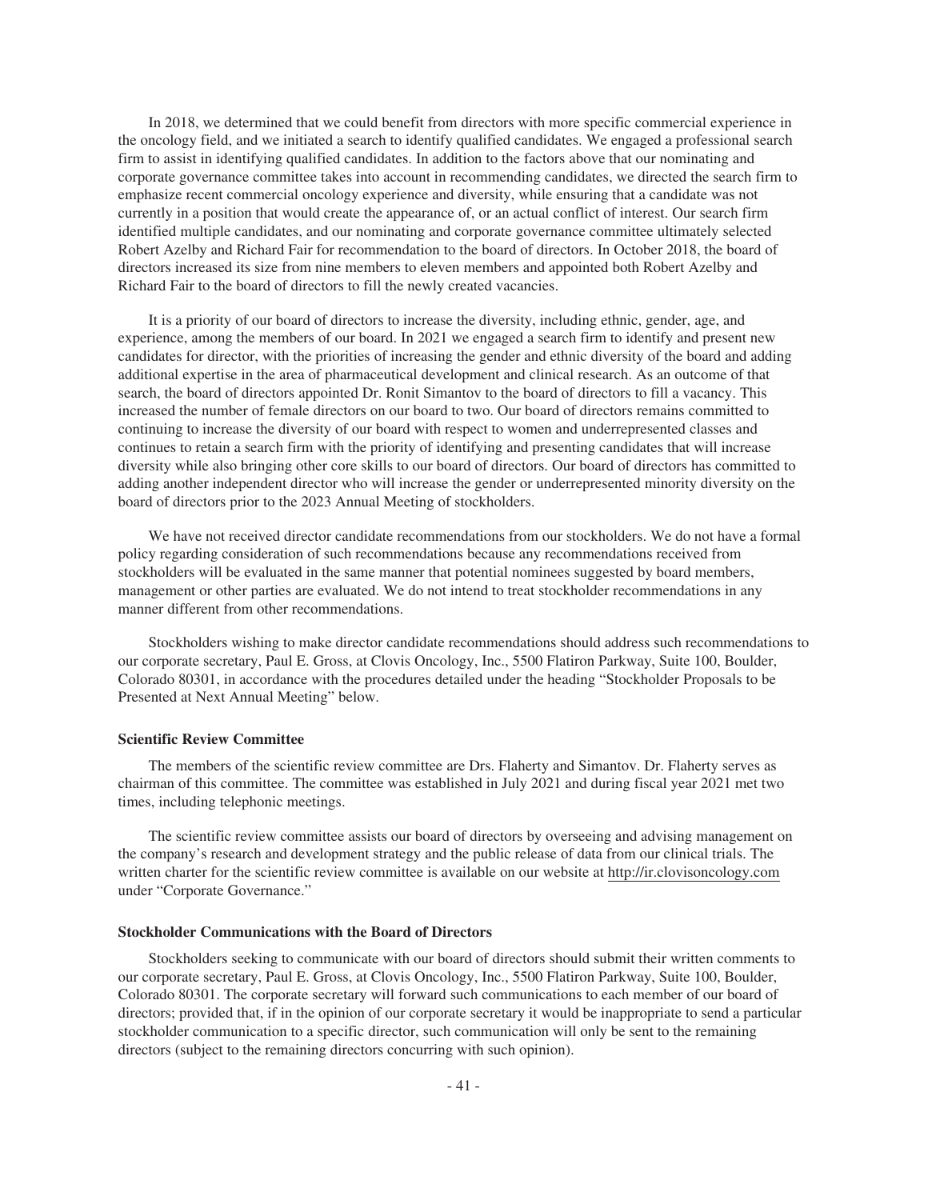In 2018, we determined that we could benefit from directors with more specific commercial experience in the oncology field, and we initiated a search to identify qualified candidates. We engaged a professional search firm to assist in identifying qualified candidates. In addition to the factors above that our nominating and corporate governance committee takes into account in recommending candidates, we directed the search firm to emphasize recent commercial oncology experience and diversity, while ensuring that a candidate was not currently in a position that would create the appearance of, or an actual conflict of interest. Our search firm identified multiple candidates, and our nominating and corporate governance committee ultimately selected Robert Azelby and Richard Fair for recommendation to the board of directors. In October 2018, the board of directors increased its size from nine members to eleven members and appointed both Robert Azelby and Richard Fair to the board of directors to fill the newly created vacancies.

It is a priority of our board of directors to increase the diversity, including ethnic, gender, age, and experience, among the members of our board. In 2021 we engaged a search firm to identify and present new candidates for director, with the priorities of increasing the gender and ethnic diversity of the board and adding additional expertise in the area of pharmaceutical development and clinical research. As an outcome of that search, the board of directors appointed Dr. Ronit Simantov to the board of directors to fill a vacancy. This increased the number of female directors on our board to two. Our board of directors remains committed to continuing to increase the diversity of our board with respect to women and underrepresented classes and continues to retain a search firm with the priority of identifying and presenting candidates that will increase diversity while also bringing other core skills to our board of directors. Our board of directors has committed to adding another independent director who will increase the gender or underrepresented minority diversity on the board of directors prior to the 2023 Annual Meeting of stockholders.

We have not received director candidate recommendations from our stockholders. We do not have a formal policy regarding consideration of such recommendations because any recommendations received from stockholders will be evaluated in the same manner that potential nominees suggested by board members, management or other parties are evaluated. We do not intend to treat stockholder recommendations in any manner different from other recommendations.

Stockholders wishing to make director candidate recommendations should address such recommendations to our corporate secretary, Paul E. Gross, at Clovis Oncology, Inc., 5500 Flatiron Parkway, Suite 100, Boulder, Colorado 80301, in accordance with the procedures detailed under the heading "Stockholder Proposals to be Presented at Next Annual Meeting" below.

### Scientific Review Committee

The members of the scientific review committee are Drs. Flaherty and Simantov. Dr. Flaherty serves as chairman of this committee. The committee was established in July 2021 and during fiscal year 2021 met two times, including telephonic meetings.

The scientific review committee assists our board of directors by overseeing and advising management on the company's research and development strategy and the public release of data from our clinical trials. The written charter for the scientific review committee is available on our website at http://ir.clovisoncology.com under "Corporate Governance."

### Stockholder Communications with the Board of Directors

Stockholders seeking to communicate with our board of directors should submit their written comments to our corporate secretary, Paul E. Gross, at Clovis Oncology, Inc., 5500 Flatiron Parkway, Suite 100, Boulder, Colorado 80301. The corporate secretary will forward such communications to each member of our board of directors; provided that, if in the opinion of our corporate secretary it would be inappropriate to send a particular stockholder communication to a specific director, such communication will only be sent to the remaining directors (subject to the remaining directors concurring with such opinion).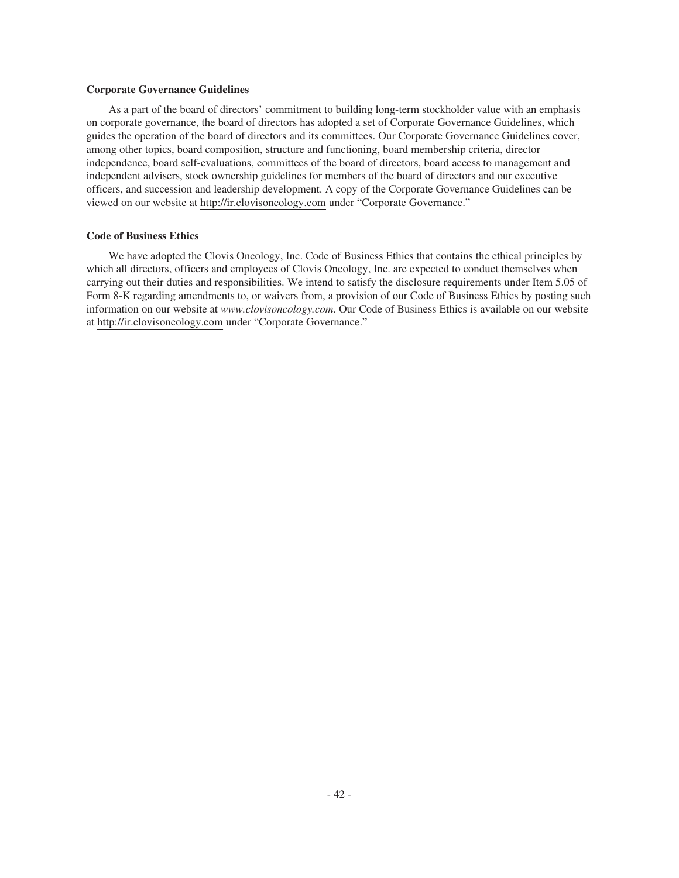**Corporate Governance Guidelines**

As a part of the board of directors' commitment to building long-term stockholder value with an emphasis on corporate governance, the board of directors has adopted a set of Corporate Governance Guidelines, which guides the operation of the board of directors and its committees. Our Corporate Governance Guidelines cover, among other topics, board composition, structure and functioning, board membership criteria, director independence, board self-evaluations, committees of the board of directors, board access to management and independent advisers, stock ownership guidelines for members of the board of directors and our executive officers, and succession and leadership development. A copy of the Corporate Governance Guidelines can be viewed on our website at http://ir.clovisoncology.com under "Corporate Governance."

**Code of Business Ethics**

We have adopted the Clovis Oncology, Inc. Code of Business Ethics that contains the ethical principles by which all directors, officers and employees of Clovis Oncology, Inc. are expected to conduct themselves when carrying out their duties and responsibilities. We intend to satisfy the disclosure requirements under Item 5.05 of Form 8-K regarding amendments to, or waivers from, a provision of our Code of Business Ethics by posting such information on our website at *www.clovisoncology.com*. Our Code of Business Ethics is available on our website at http://ir.clovisoncology.com under "Corporate Governance."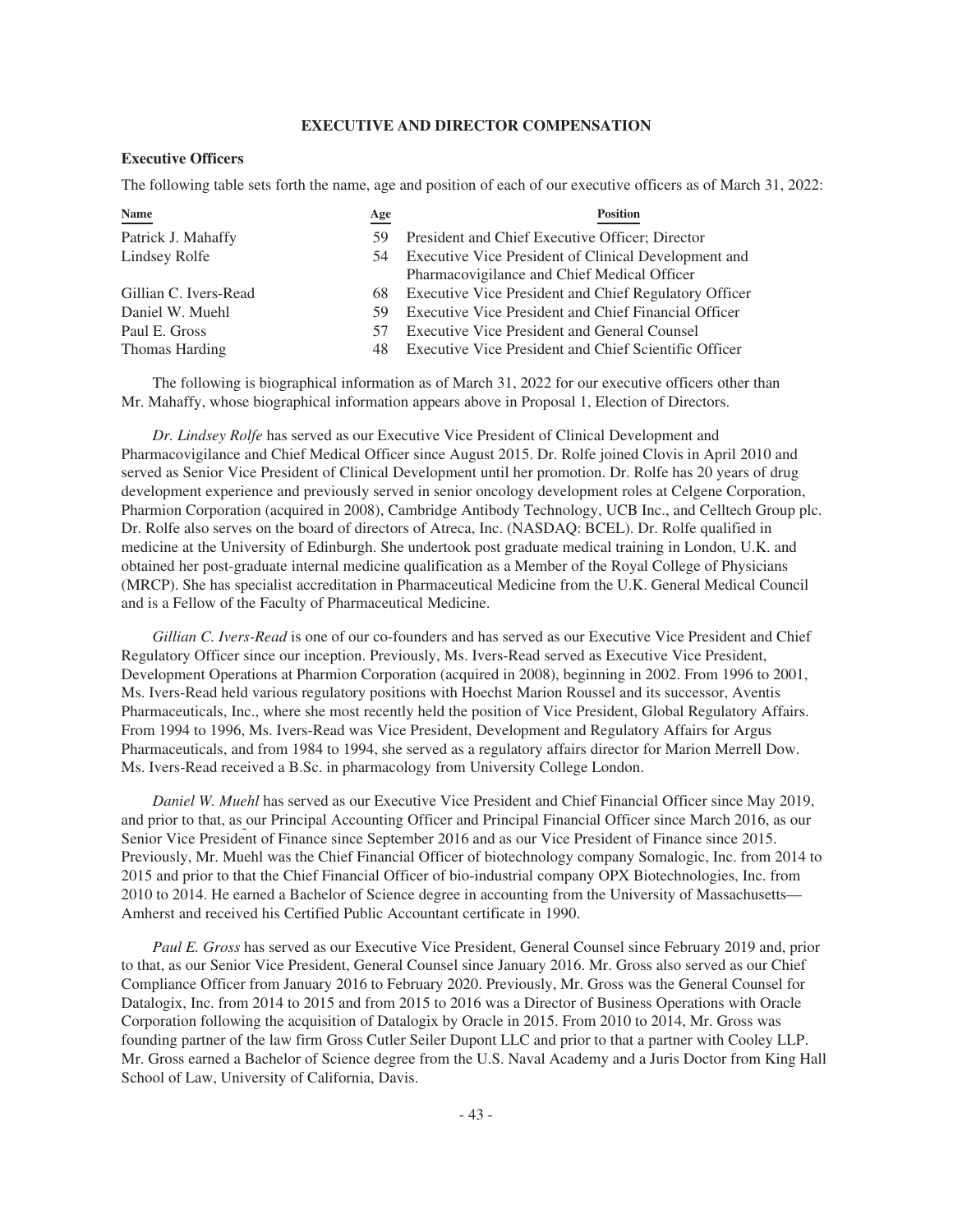## EXECUTIVE AND DIRECTOR COMPENSATION

### Executive Officers

The following table sets forth the name, age and position of each of our executive officers as of March 31, 2022:

| Name | Age | Position |
| --- | --- | --- |
| Patrick J. Mahaffy | 59 | President and Chief Executive Officer; Director |
| Lindsey Rolfe | 54 | Executive Vice President of Clinical Development and Pharmacovigilance and Chief Medical Officer |
| Gillian C. Ivers-Read | 68 | Executive Vice President and Chief Regulatory Officer |
| Daniel W. Muehl | 59 | Executive Vice President and Chief Financial Officer |
| Paul E. Gross | 57 | Executive Vice President and General Counsel |
| Thomas Harding | 48 | Executive Vice President and Chief Scientific Officer |

The following is biographical information as of March 31, 2022 for our executive officers other than Mr. Mahaffy, whose biographical information appears above in Proposal 1, Election of Directors.

*Dr. Lindsey Rolfe* has served as our Executive Vice President of Clinical Development and Pharmacovigilance and Chief Medical Officer since August 2015. Dr. Rolfe joined Clovis in April 2010 and served as Senior Vice President of Clinical Development until her promotion. Dr. Rolfe has 20 years of drug development experience and previously served in senior oncology development roles at Celgene Corporation, Pharmion Corporation (acquired in 2008), Cambridge Antibody Technology, UCB Inc., and Celltech Group plc. Dr. Rolfe also serves on the board of directors of Atreca, Inc. (NASDAQ: BCEL). Dr. Rolfe qualified in medicine at the University of Edinburgh. She undertook post graduate medical training in London, U.K. and obtained her post-graduate internal medicine qualification as a Member of the Royal College of Physicians (MRCP). She has specialist accreditation in Pharmaceutical Medicine from the U.K. General Medical Council and is a Fellow of the Faculty of Pharmaceutical Medicine.

*Gillian C. Ivers-Read* is one of our co-founders and has served as our Executive Vice President and Chief Regulatory Officer since our inception. Previously, Ms. Ivers-Read served as Executive Vice President, Development Operations at Pharmion Corporation (acquired in 2008), beginning in 2002. From 1996 to 2001, Ms. Ivers-Read held various regulatory positions with Hoechst Marion Roussel and its successor, Aventis Pharmaceuticals, Inc., where she most recently held the position of Vice President, Global Regulatory Affairs. From 1994 to 1996, Ms. Ivers-Read was Vice President, Development and Regulatory Affairs for Argus Pharmaceuticals, and from 1984 to 1994, she served as a regulatory affairs director for Marion Merrell Dow. Ms. Ivers-Read received a B.Sc. in pharmacology from University College London.

*Daniel W. Muehl* has served as our Executive Vice President and Chief Financial Officer since May 2019, and prior to that, as our Principal Accounting Officer and Principal Financial Officer since March 2016, as our Senior Vice President of Finance since September 2016 and as our Vice President of Finance since 2015. Previously, Mr. Muehl was the Chief Financial Officer of biotechnology company Somalogic, Inc. from 2014 to 2015 and prior to that the Chief Financial Officer of bio-industrial company OPX Biotechnologies, Inc. from 2010 to 2014. He earned a Bachelor of Science degree in accounting from the University of Massachusetts—Amherst and received his Certified Public Accountant certificate in 1990.

*Paul E. Gross* has served as our Executive Vice President, General Counsel since February 2019 and, prior to that, as our Senior Vice President, General Counsel since January 2016. Mr. Gross also served as our Chief Compliance Officer from January 2016 to February 2020. Previously, Mr. Gross was the General Counsel for Datalogix, Inc. from 2014 to 2015 and from 2015 to 2016 was a Director of Business Operations with Oracle Corporation following the acquisition of Datalogix by Oracle in 2015. From 2010 to 2014, Mr. Gross was founding partner of the law firm Gross Cutler Seiler Dupont LLC and prior to that a partner with Cooley LLP. Mr. Gross earned a Bachelor of Science degree from the U.S. Naval Academy and a Juris Doctor from King Hall School of Law, University of California, Davis.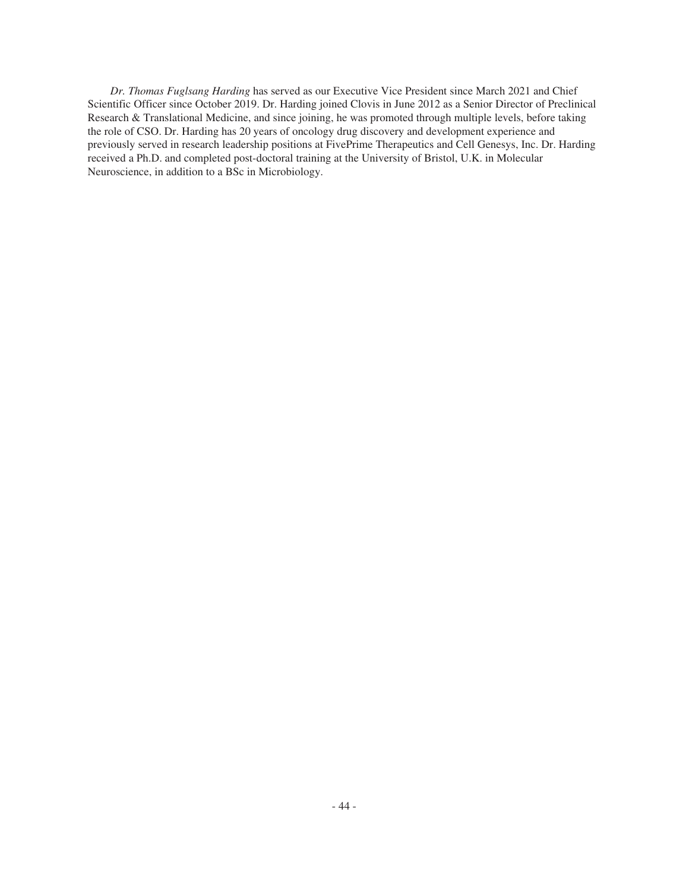*Dr. Thomas Fuglsang Harding* has served as our Executive Vice President since March 2021 and Chief Scientific Officer since October 2019. Dr. Harding joined Clovis in June 2012 as a Senior Director of Preclinical Research & Translational Medicine, and since joining, he was promoted through multiple levels, before taking the role of CSO. Dr. Harding has 20 years of oncology drug discovery and development experience and previously served in research leadership positions at FivePrime Therapeutics and Cell Genesys, Inc. Dr. Harding received a Ph.D. and completed post-doctoral training at the University of Bristol, U.K. in Molecular Neuroscience, in addition to a BSc in Microbiology.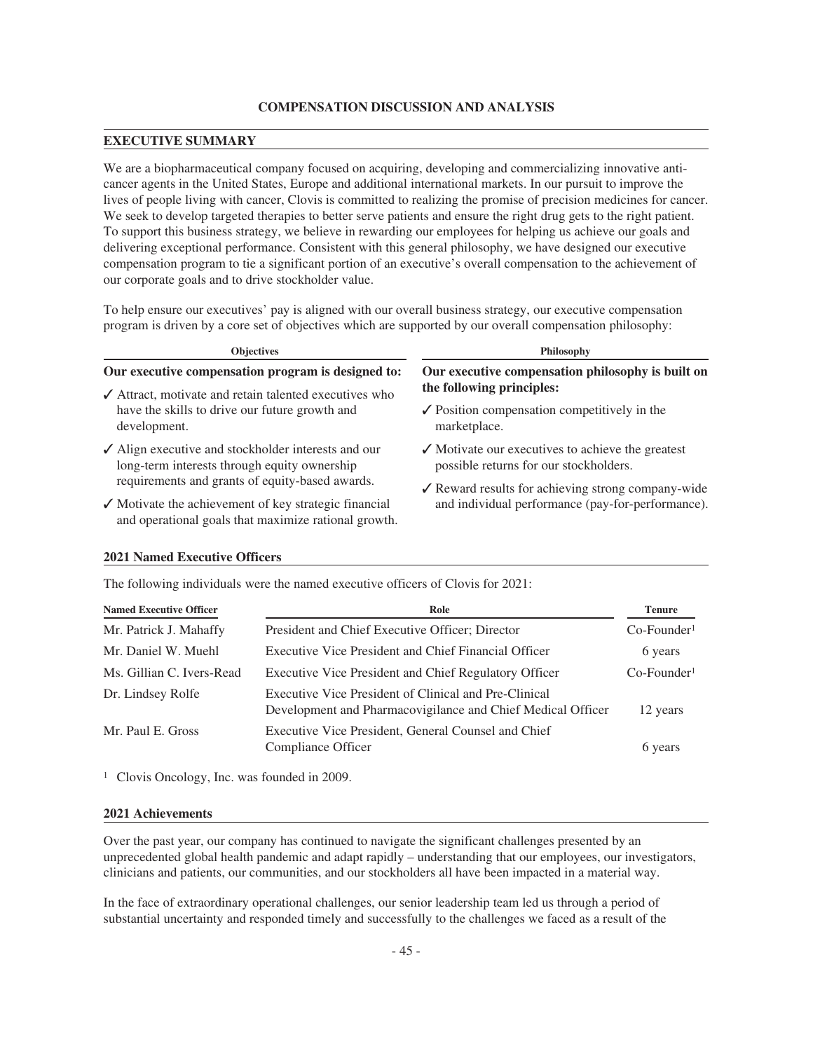## COMPENSATION DISCUSSION AND ANALYSIS

### EXECUTIVE SUMMARY

We are a biopharmaceutical company focused on acquiring, developing and commercializing innovative anti-cancer agents in the United States, Europe and additional international markets. In our pursuit to improve the lives of people living with cancer, Clovis is committed to realizing the promise of precision medicines for cancer. We seek to develop targeted therapies to better serve patients and ensure the right drug gets to the right patient. To support this business strategy, we believe in rewarding our employees for helping us achieve our goals and delivering exceptional performance. Consistent with this general philosophy, we have designed our executive compensation program to tie a significant portion of an executive's overall compensation to the achievement of our corporate goals and to drive stockholder value.

To help ensure our executives' pay is aligned with our overall business strategy, our executive compensation program is driven by a core set of objectives which are supported by our overall compensation philosophy:

**Objectives**

**Our executive compensation program is designed to:**

- ✓ Attract, motivate and retain talented executives who have the skills to drive our future growth and development.
- ✓ Align executive and stockholder interests and our long-term interests through equity ownership requirements and grants of equity-based awards.
- ✓ Motivate the achievement of key strategic financial and operational goals that maximize rational growth.

**Philosophy**

**Our executive compensation philosophy is built on the following principles:**

- ✓ Position compensation competitively in the marketplace.
- ✓ Motivate our executives to achieve the greatest possible returns for our stockholders.
- ✓ Reward results for achieving strong company-wide and individual performance (pay-for-performance).

### 2021 Named Executive Officers

The following individuals were the named executive officers of Clovis for 2021:

| Named Executive Officer | Role | Tenure |
|---|---|---|
| Mr. Patrick J. Mahaffy | President and Chief Executive Officer; Director | Co-Founder[1] |
| Mr. Daniel W. Muehl | Executive Vice President and Chief Financial Officer | 6 years |
| Ms. Gillian C. Ivers-Read | Executive Vice President and Chief Regulatory Officer | Co-Founder[1] |
| Dr. Lindsey Rolfe | Executive Vice President of Clinical and Pre-Clinical Development and Pharmacovigilance and Chief Medical Officer | 12 years |
| Mr. Paul E. Gross | Executive Vice President, General Counsel and Chief Compliance Officer | 6 years |

[1] Clovis Oncology, Inc. was founded in 2009.

### 2021 Achievements

Over the past year, our company has continued to navigate the significant challenges presented by an unprecedented global health pandemic and adapt rapidly – understanding that our employees, our investigators, clinicians and patients, our communities, and our stockholders all have been impacted in a material way.

In the face of extraordinary operational challenges, our senior leadership team led us through a period of substantial uncertainty and responded timely and successfully to the challenges we faced as a result of the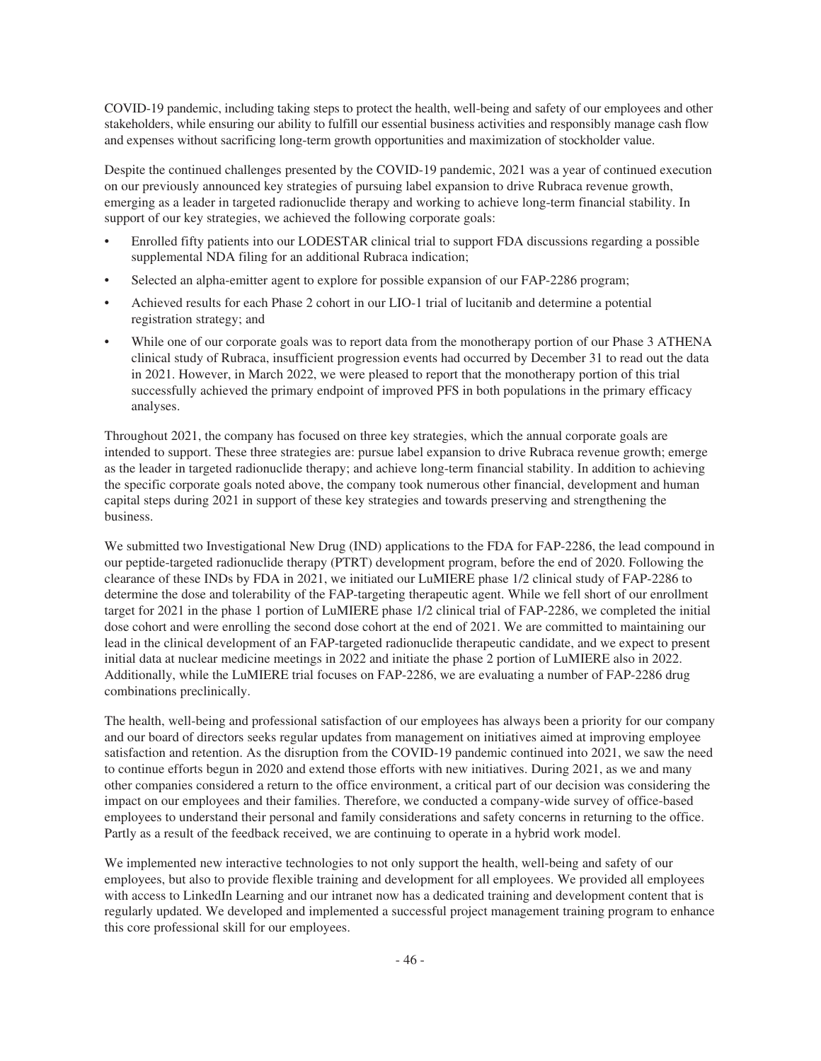COVID-19 pandemic, including taking steps to protect the health, well-being and safety of our employees and other stakeholders, while ensuring our ability to fulfill our essential business activities and responsibly manage cash flow and expenses without sacrificing long-term growth opportunities and maximization of stockholder value.

Despite the continued challenges presented by the COVID-19 pandemic, 2021 was a year of continued execution on our previously announced key strategies of pursuing label expansion to drive Rubraca revenue growth, emerging as a leader in targeted radionuclide therapy and working to achieve long-term financial stability. In support of our key strategies, we achieved the following corporate goals:

- Enrolled fifty patients into our LODESTAR clinical trial to support FDA discussions regarding a possible supplemental NDA filing for an additional Rubraca indication;
- Selected an alpha-emitter agent to explore for possible expansion of our FAP-2286 program;
- Achieved results for each Phase 2 cohort in our LIO-1 trial of lucitanib and determine a potential registration strategy; and
- While one of our corporate goals was to report data from the monotherapy portion of our Phase 3 ATHENA clinical study of Rubraca, insufficient progression events had occurred by December 31 to read out the data in 2021. However, in March 2022, we were pleased to report that the monotherapy portion of this trial successfully achieved the primary endpoint of improved PFS in both populations in the primary efficacy analyses.

Throughout 2021, the company has focused on three key strategies, which the annual corporate goals are intended to support. These three strategies are: pursue label expansion to drive Rubraca revenue growth; emerge as the leader in targeted radionuclide therapy; and achieve long-term financial stability. In addition to achieving the specific corporate goals noted above, the company took numerous other financial, development and human capital steps during 2021 in support of these key strategies and towards preserving and strengthening the business.

We submitted two Investigational New Drug (IND) applications to the FDA for FAP-2286, the lead compound in our peptide-targeted radionuclide therapy (PTRT) development program, before the end of 2020. Following the clearance of these INDs by FDA in 2021, we initiated our LuMIERE phase 1/2 clinical study of FAP-2286 to determine the dose and tolerability of the FAP-targeting therapeutic agent. While we fell short of our enrollment target for 2021 in the phase 1 portion of LuMIERE phase 1/2 clinical trial of FAP-2286, we completed the initial dose cohort and were enrolling the second dose cohort at the end of 2021. We are committed to maintaining our lead in the clinical development of an FAP-targeted radionuclide therapeutic candidate, and we expect to present initial data at nuclear medicine meetings in 2022 and initiate the phase 2 portion of LuMIERE also in 2022. Additionally, while the LuMIERE trial focuses on FAP-2286, we are evaluating a number of FAP-2286 drug combinations preclinically.

The health, well-being and professional satisfaction of our employees has always been a priority for our company and our board of directors seeks regular updates from management on initiatives aimed at improving employee satisfaction and retention. As the disruption from the COVID-19 pandemic continued into 2021, we saw the need to continue efforts begun in 2020 and extend those efforts with new initiatives. During 2021, as we and many other companies considered a return to the office environment, a critical part of our decision was considering the impact on our employees and their families. Therefore, we conducted a company-wide survey of office-based employees to understand their personal and family considerations and safety concerns in returning to the office. Partly as a result of the feedback received, we are continuing to operate in a hybrid work model.

We implemented new interactive technologies to not only support the health, well-being and safety of our employees, but also to provide flexible training and development for all employees. We provided all employees with access to LinkedIn Learning and our intranet now has a dedicated training and development content that is regularly updated. We developed and implemented a successful project management training program to enhance this core professional skill for our employees.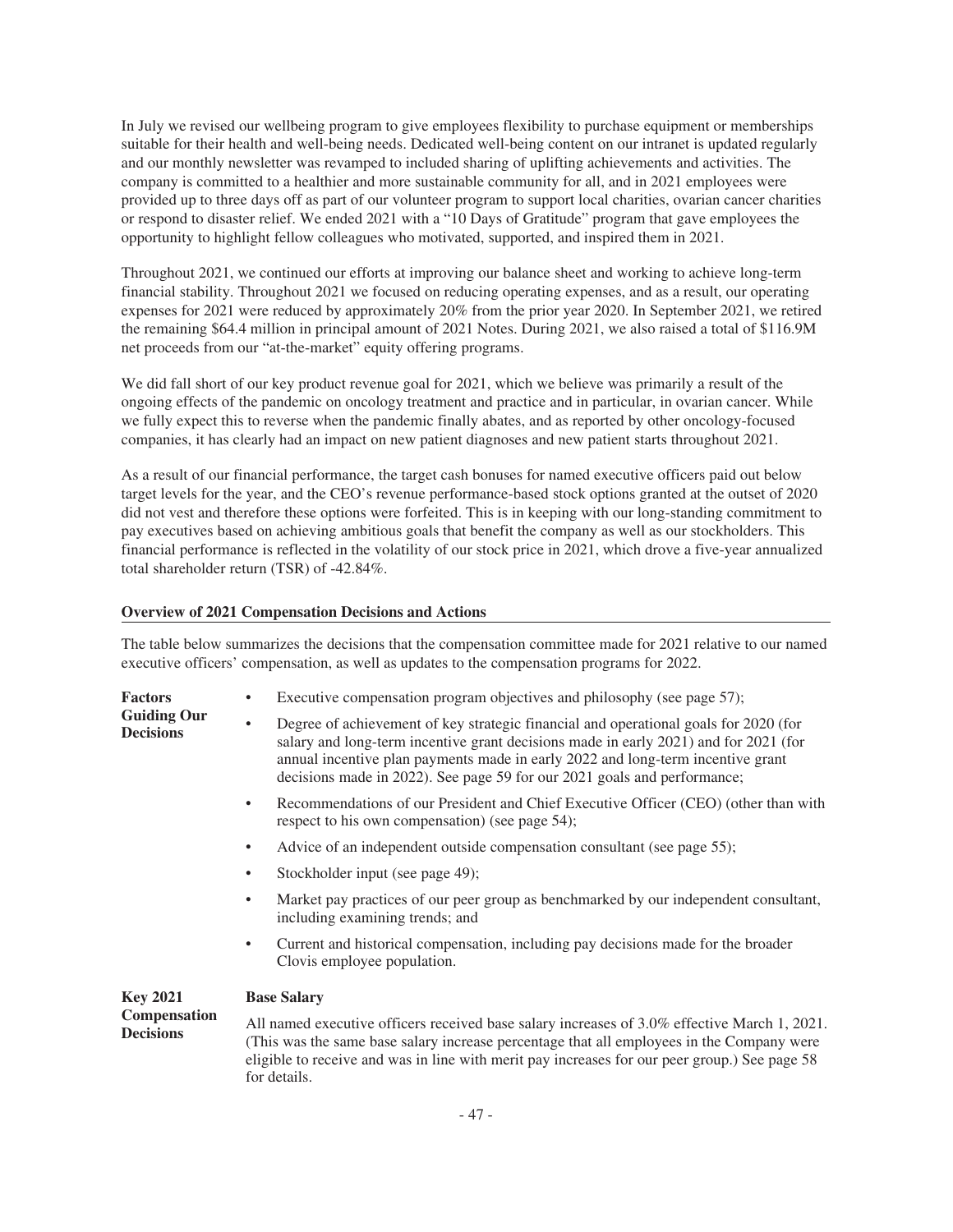In July we revised our wellbeing program to give employees flexibility to purchase equipment or memberships suitable for their health and well-being needs. Dedicated well-being content on our intranet is updated regularly and our monthly newsletter was revamped to included sharing of uplifting achievements and activities. The company is committed to a healthier and more sustainable community for all, and in 2021 employees were provided up to three days off as part of our volunteer program to support local charities, ovarian cancer charities or respond to disaster relief. We ended 2021 with a "10 Days of Gratitude" program that gave employees the opportunity to highlight fellow colleagues who motivated, supported, and inspired them in 2021.

Throughout 2021, we continued our efforts at improving our balance sheet and working to achieve long-term financial stability. Throughout 2021 we focused on reducing operating expenses, and as a result, our operating expenses for 2021 were reduced by approximately 20% from the prior year 2020. In September 2021, we retired the remaining $64.4 million in principal amount of 2021 Notes. During 2021, we also raised a total of $116.9M net proceeds from our "at-the-market" equity offering programs.

We did fall short of our key product revenue goal for 2021, which we believe was primarily a result of the ongoing effects of the pandemic on oncology treatment and practice and in particular, in ovarian cancer. While we fully expect this to reverse when the pandemic finally abates, and as reported by other oncology-focused companies, it has clearly had an impact on new patient diagnoses and new patient starts throughout 2021.

As a result of our financial performance, the target cash bonuses for named executive officers paid out below target levels for the year, and the CEO's revenue performance-based stock options granted at the outset of 2020 did not vest and therefore these options were forfeited. This is in keeping with our long-standing commitment to pay executives based on achieving ambitious goals that benefit the company as well as our stockholders. This financial performance is reflected in the volatility of our stock price in 2021, which drove a five-year annualized total shareholder return (TSR) of -42.84%.

**Overview of 2021 Compensation Decisions and Actions**

The table below summarizes the decisions that the compensation committee made for 2021 relative to our named executive officers' compensation, as well as updates to the compensation programs for 2022.

| | |
|---|---|
| **Factors Guiding Our Decisions** | • Executive compensation program objectives and philosophy (see page 57);<br>• Degree of achievement of key strategic financial and operational goals for 2020 (for salary and long-term incentive grant decisions made in early 2021) and for 2021 (for annual incentive plan payments made in early 2022 and long-term incentive grant decisions made in 2022). See page 59 for our 2021 goals and performance;<br>• Recommendations of our President and Chief Executive Officer (CEO) (other than with respect to his own compensation) (see page 54);<br>• Advice of an independent outside compensation consultant (see page 55);<br>• Stockholder input (see page 49);<br>• Market pay practices of our peer group as benchmarked by our independent consultant, including examining trends; and<br>• Current and historical compensation, including pay decisions made for the broader Clovis employee population. |
| **Key 2021 Compensation Decisions** | **Base Salary**<br>All named executive officers received base salary increases of 3.0% effective March 1, 2021. (This was the same base salary increase percentage that all employees in the Company were eligible to receive and was in line with merit pay increases for our peer group.) See page 58 for details. |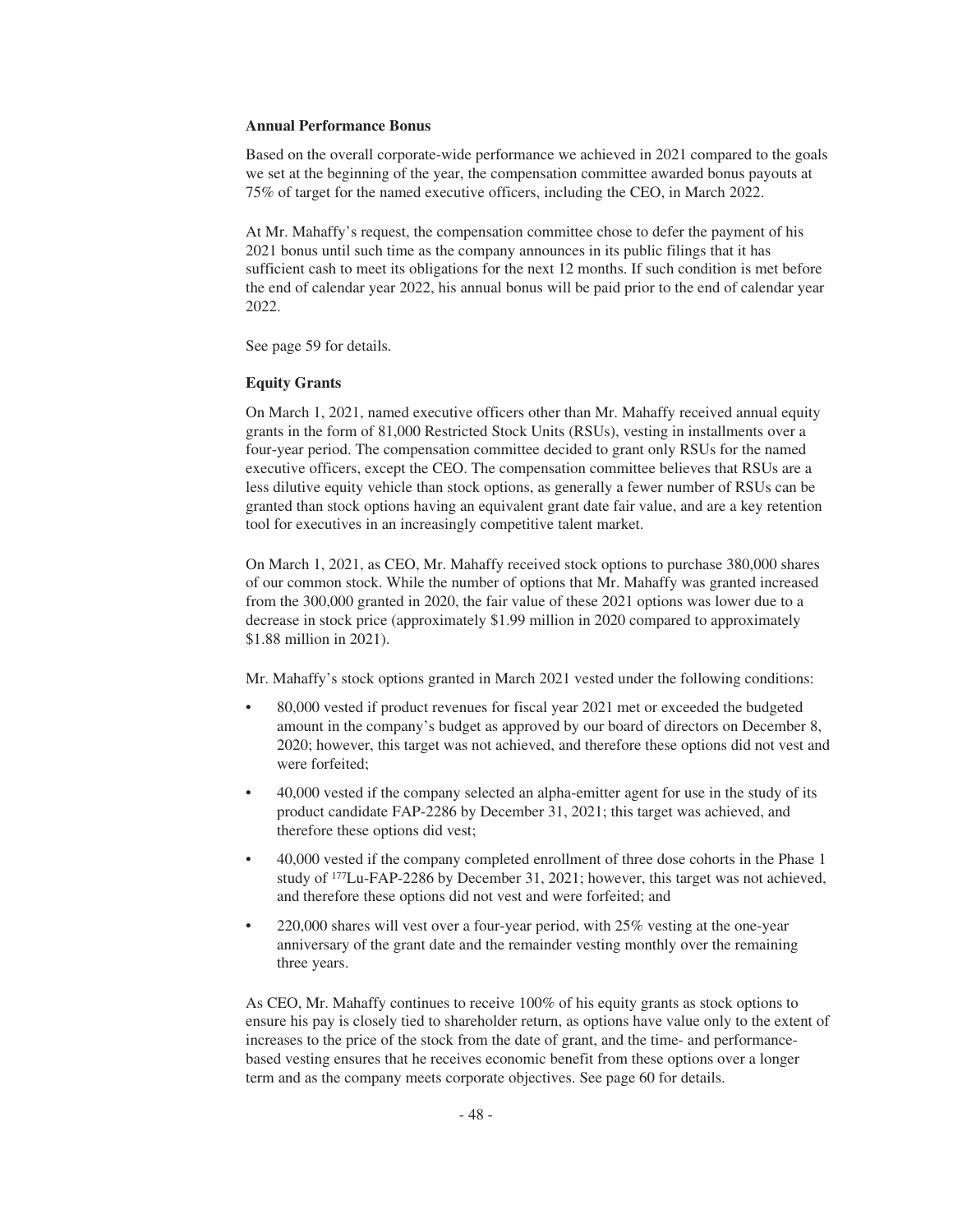**Annual Performance Bonus**

Based on the overall corporate-wide performance we achieved in 2021 compared to the goals we set at the beginning of the year, the compensation committee awarded bonus payouts at 75% of target for the named executive officers, including the CEO, in March 2022.

At Mr. Mahaffy's request, the compensation committee chose to defer the payment of his 2021 bonus until such time as the company announces in its public filings that it has sufficient cash to meet its obligations for the next 12 months. If such condition is met before the end of calendar year 2022, his annual bonus will be paid prior to the end of calendar year 2022.

See page 59 for details.

**Equity Grants**

On March 1, 2021, named executive officers other than Mr. Mahaffy received annual equity grants in the form of 81,000 Restricted Stock Units (RSUs), vesting in installments over a four-year period. The compensation committee decided to grant only RSUs for the named executive officers, except the CEO. The compensation committee believes that RSUs are a less dilutive equity vehicle than stock options, as generally a fewer number of RSUs can be granted than stock options having an equivalent grant date fair value, and are a key retention tool for executives in an increasingly competitive talent market.

On March 1, 2021, as CEO, Mr. Mahaffy received stock options to purchase 380,000 shares of our common stock. While the number of options that Mr. Mahaffy was granted increased from the 300,000 granted in 2020, the fair value of these 2021 options was lower due to a decrease in stock price (approximately \$1.99 million in 2020 compared to approximately \$1.88 million in 2021).

Mr. Mahaffy's stock options granted in March 2021 vested under the following conditions:

- 80,000 vested if product revenues for fiscal year 2021 met or exceeded the budgeted amount in the company's budget as approved by our board of directors on December 8, 2020; however, this target was not achieved, and therefore these options did not vest and were forfeited;
- 40,000 vested if the company selected an alpha-emitter agent for use in the study of its product candidate FAP-2286 by December 31, 2021; this target was achieved, and therefore these options did vest;
- 40,000 vested if the company completed enrollment of three dose cohorts in the Phase 1 study of $^{177}$Lu-FAP-2286 by December 31, 2021; however, this target was not achieved, and therefore these options did not vest and were forfeited; and
- 220,000 shares will vest over a four-year period, with 25% vesting at the one-year anniversary of the grant date and the remainder vesting monthly over the remaining three years.

As CEO, Mr. Mahaffy continues to receive 100% of his equity grants as stock options to ensure his pay is closely tied to shareholder return, as options have value only to the extent of increases to the price of the stock from the date of grant, and the time- and performance-based vesting ensures that he receives economic benefit from these options over a longer term and as the company meets corporate objectives. See page 60 for details.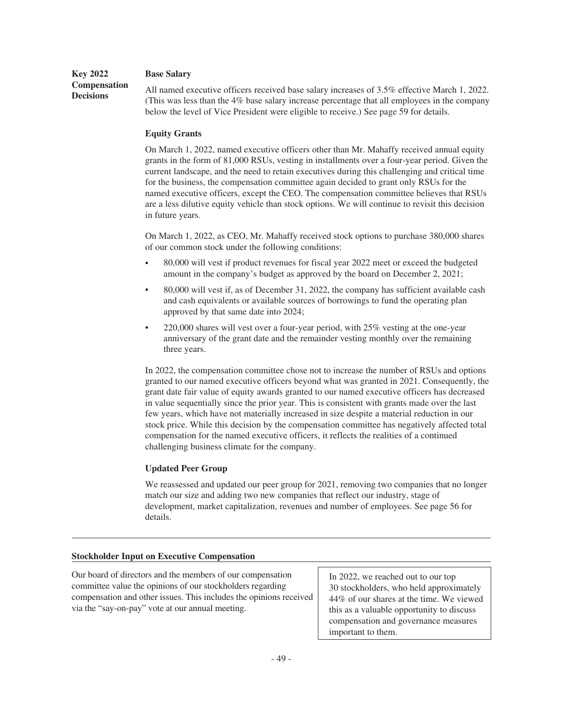### Key 2022 Compensation Decisions

**Base Salary**

All named executive officers received base salary increases of 3.5% effective March 1, 2022. (This was less than the 4% base salary increase percentage that all employees in the company below the level of Vice President were eligible to receive.) See page 59 for details.

**Equity Grants**

On March 1, 2022, named executive officers other than Mr. Mahaffy received annual equity grants in the form of 81,000 RSUs, vesting in installments over a four-year period. Given the current landscape, and the need to retain executives during this challenging and critical time for the business, the compensation committee again decided to grant only RSUs for the named executive officers, except the CEO. The compensation committee believes that RSUs are a less dilutive equity vehicle than stock options. We will continue to revisit this decision in future years.

On March 1, 2022, as CEO, Mr. Mahaffy received stock options to purchase 380,000 shares of our common stock under the following conditions:

- 80,000 will vest if product revenues for fiscal year 2022 meet or exceed the budgeted amount in the company's budget as approved by the board on December 2, 2021;
- 80,000 will vest if, as of December 31, 2022, the company has sufficient available cash and cash equivalents or available sources of borrowings to fund the operating plan approved by that same date into 2024;
- 220,000 shares will vest over a four-year period, with 25% vesting at the one-year anniversary of the grant date and the remainder vesting monthly over the remaining three years.

In 2022, the compensation committee chose not to increase the number of RSUs and options granted to our named executive officers beyond what was granted in 2021. Consequently, the grant date fair value of equity awards granted to our named executive officers has decreased in value sequentially since the prior year. This is consistent with grants made over the last few years, which have not materially increased in size despite a material reduction in our stock price. While this decision by the compensation committee has negatively affected total compensation for the named executive officers, it reflects the realities of a continued challenging business climate for the company.

**Updated Peer Group**

We reassessed and updated our peer group for 2021, removing two companies that no longer match our size and adding two new companies that reflect our industry, stage of development, market capitalization, revenues and number of employees. See page 56 for details.

### Stockholder Input on Executive Compensation

Our board of directors and the members of our compensation committee value the opinions of our stockholders regarding compensation and other issues. This includes the opinions received via the "say-on-pay" vote at our annual meeting.

In 2022, we reached out to our top 30 stockholders, who held approximately 44% of our shares at the time. We viewed this as a valuable opportunity to discuss compensation and governance measures important to them.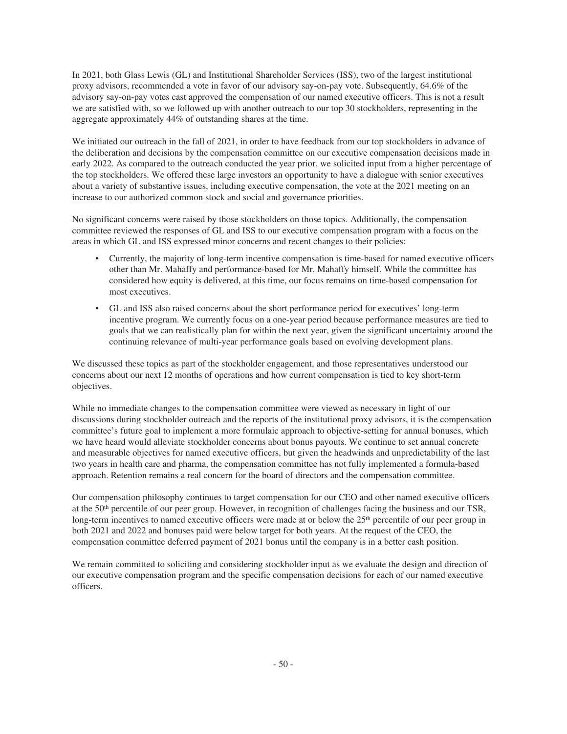In 2021, both Glass Lewis (GL) and Institutional Shareholder Services (ISS), two of the largest institutional proxy advisors, recommended a vote in favor of our advisory say-on-pay vote. Subsequently, 64.6% of the advisory say-on-pay votes cast approved the compensation of our named executive officers. This is not a result we are satisfied with, so we followed up with another outreach to our top 30 stockholders, representing in the aggregate approximately 44% of outstanding shares at the time.

We initiated our outreach in the fall of 2021, in order to have feedback from our top stockholders in advance of the deliberation and decisions by the compensation committee on our executive compensation decisions made in early 2022. As compared to the outreach conducted the year prior, we solicited input from a higher percentage of the top stockholders. We offered these large investors an opportunity to have a dialogue with senior executives about a variety of substantive issues, including executive compensation, the vote at the 2021 meeting on an increase to our authorized common stock and social and governance priorities.

No significant concerns were raised by those stockholders on those topics. Additionally, the compensation committee reviewed the responses of GL and ISS to our executive compensation program with a focus on the areas in which GL and ISS expressed minor concerns and recent changes to their policies:

- Currently, the majority of long-term incentive compensation is time-based for named executive officers other than Mr. Mahaffy and performance-based for Mr. Mahaffy himself. While the committee has considered how equity is delivered, at this time, our focus remains on time-based compensation for most executives.
- GL and ISS also raised concerns about the short performance period for executives' long-term incentive program. We currently focus on a one-year period because performance measures are tied to goals that we can realistically plan for within the next year, given the significant uncertainty around the continuing relevance of multi-year performance goals based on evolving development plans.

We discussed these topics as part of the stockholder engagement, and those representatives understood our concerns about our next 12 months of operations and how current compensation is tied to key short-term objectives.

While no immediate changes to the compensation committee were viewed as necessary in light of our discussions during stockholder outreach and the reports of the institutional proxy advisors, it is the compensation committee's future goal to implement a more formulaic approach to objective-setting for annual bonuses, which we have heard would alleviate stockholder concerns about bonus payouts. We continue to set annual concrete and measurable objectives for named executive officers, but given the headwinds and unpredictability of the last two years in health care and pharma, the compensation committee has not fully implemented a formula-based approach. Retention remains a real concern for the board of directors and the compensation committee.

Our compensation philosophy continues to target compensation for our CEO and other named executive officers at the 50th percentile of our peer group. However, in recognition of challenges facing the business and our TSR, long-term incentives to named executive officers were made at or below the 25th percentile of our peer group in both 2021 and 2022 and bonuses paid were below target for both years. At the request of the CEO, the compensation committee deferred payment of 2021 bonus until the company is in a better cash position.

We remain committed to soliciting and considering stockholder input as we evaluate the design and direction of our executive compensation program and the specific compensation decisions for each of our named executive officers.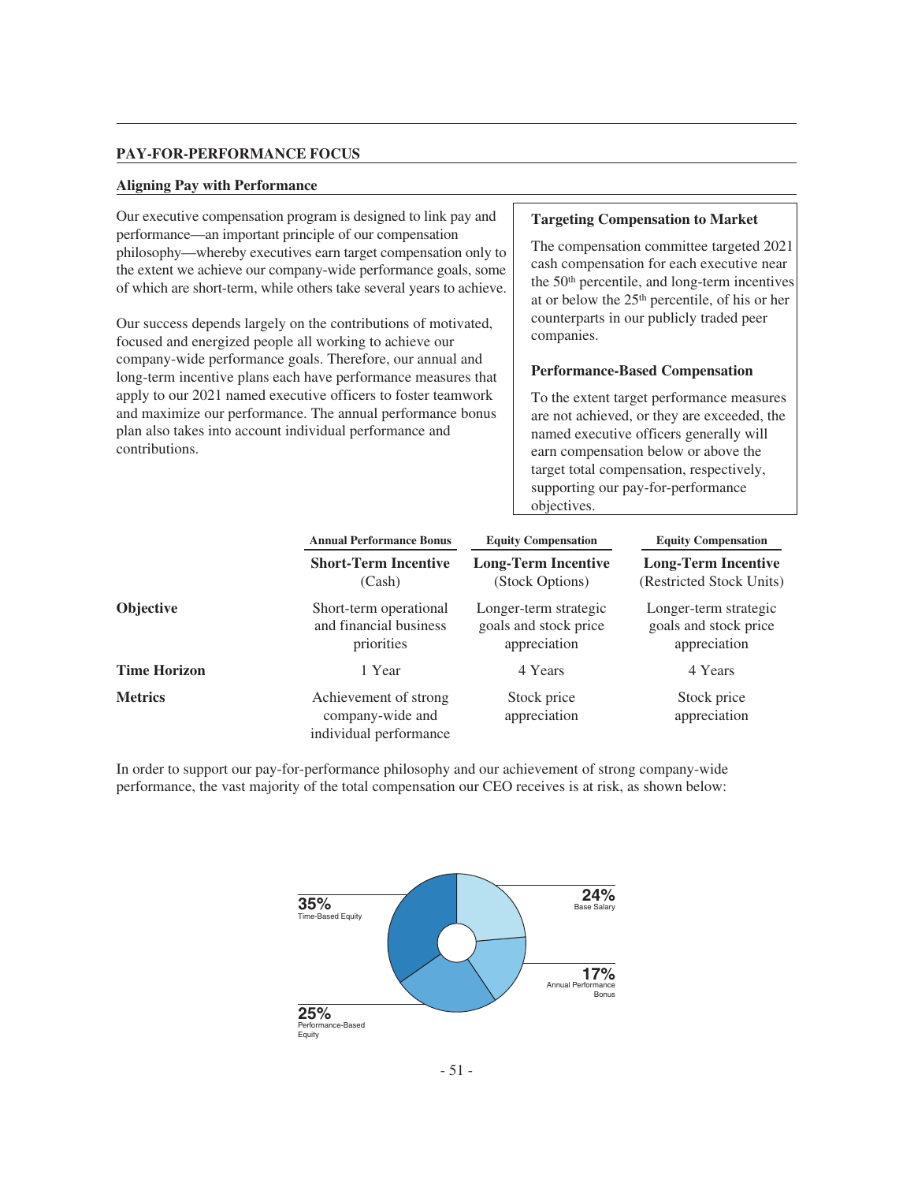## PAY-FOR-PERFORMANCE FOCUS

### Aligning Pay with Performance

Our executive compensation program is designed to link pay and performance—an important principle of our compensation philosophy—whereby executives earn target compensation only to the extent we achieve our company-wide performance goals, some of which are short-term, while others take several years to achieve.

Our success depends largely on the contributions of motivated, focused and energized people all working to achieve our company-wide performance goals. Therefore, our annual and long-term incentive plans each have performance measures that apply to our 2021 named executive officers to foster teamwork and maximize our performance. The annual performance bonus plan also takes into account individual performance and contributions.

**Targeting Compensation to Market**

The compensation committee targeted 2021 cash compensation for each executive near the 50th percentile, and long-term incentives at or below the 25th percentile, of his or her counterparts in our publicly traded peer companies.

**Performance-Based Compensation**

To the extent target performance measures are not achieved, or they are exceeded, the named executive officers generally will earn compensation below or above the target total compensation, respectively, supporting our pay-for-performance objectives.

| | Annual Performance Bonus | Equity Compensation | Equity Compensation |
|---|---|---|---|
| | **Short-Term Incentive** (Cash) | **Long-Term Incentive** (Stock Options) | **Long-Term Incentive** (Restricted Stock Units) |
| **Objective** | Short-term operational and financial business priorities | Longer-term strategic goals and stock price appreciation | Longer-term strategic goals and stock price appreciation |
| **Time Horizon** | 1 Year | 4 Years | 4 Years |
| **Metrics** | Achievement of strong company-wide and individual performance | Stock price appreciation | Stock price appreciation |

In order to support our pay-for-performance philosophy and our achievement of strong company-wide performance, the vast majority of the total compensation our CEO receives is at risk, as shown below:

- 35% Time-Based Equity
- 24% Base Salary
- 17% Annual Performance Bonus
- 25% Performance-Based Equity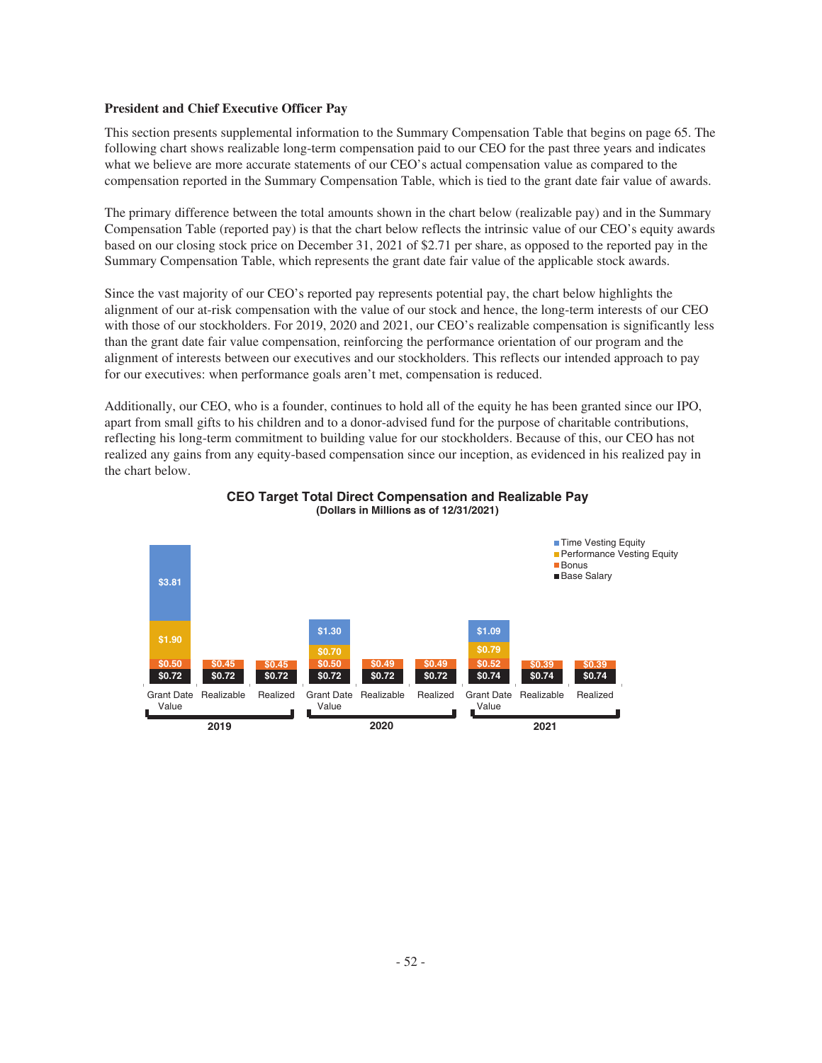**President and Chief Executive Officer Pay**

This section presents supplemental information to the Summary Compensation Table that begins on page 65. The following chart shows realizable long-term compensation paid to our CEO for the past three years and indicates what we believe are more accurate statements of our CEO's actual compensation value as compared to the compensation reported in the Summary Compensation Table, which is tied to the grant date fair value of awards.

The primary difference between the total amounts shown in the chart below (realizable pay) and in the Summary Compensation Table (reported pay) is that the chart below reflects the intrinsic value of our CEO's equity awards based on our closing stock price on December 31, 2021 of $2.71 per share, as opposed to the reported pay in the Summary Compensation Table, which represents the grant date fair value of the applicable stock awards.

Since the vast majority of our CEO's reported pay represents potential pay, the chart below highlights the alignment of our at-risk compensation with the value of our stock and hence, the long-term interests of our CEO with those of our stockholders. For 2019, 2020 and 2021, our CEO's realizable compensation is significantly less than the grant date fair value compensation, reinforcing the performance orientation of our program and the alignment of interests between our executives and our stockholders. This reflects our intended approach to pay for our executives: when performance goals aren't met, compensation is reduced.

Additionally, our CEO, who is a founder, continues to hold all of the equity he has been granted since our IPO, apart from small gifts to his children and to a donor-advised fund for the purpose of charitable contributions, reflecting his long-term commitment to building value for our stockholders. Because of this, our CEO has not realized any gains from any equity-based compensation since our inception, as evidenced in his realized pay in the chart below.

**CEO Target Total Direct Compensation and Realizable Pay**
**(Dollars in Millions as of 12/31/2021)**

| Year | Type | Base Salary | Bonus | Performance Vesting Equity | Time Vesting Equity |
|---|---|---|---|---|---|
| 2019 | Grant Date Value | $0.72 | $0.50 | $1.90 | $3.81 |
| 2019 | Realizable | $0.72 | $0.45 | | |
| 2019 | Realized | $0.72 | $0.45 | | |
| 2020 | Grant Date Value | $0.72 | $0.50 | $0.70 | $1.30 |
| 2020 | Realizable | $0.72 | $0.49 | | |
| 2020 | Realized | $0.72 | $0.49 | | |
| 2021 | Grant Date Value | $0.74 | $0.52 | $0.79 | $1.09 |
| 2021 | Realizable | $0.74 | $0.39 | | |
| 2021 | Realized | $0.74 | $0.39 | | |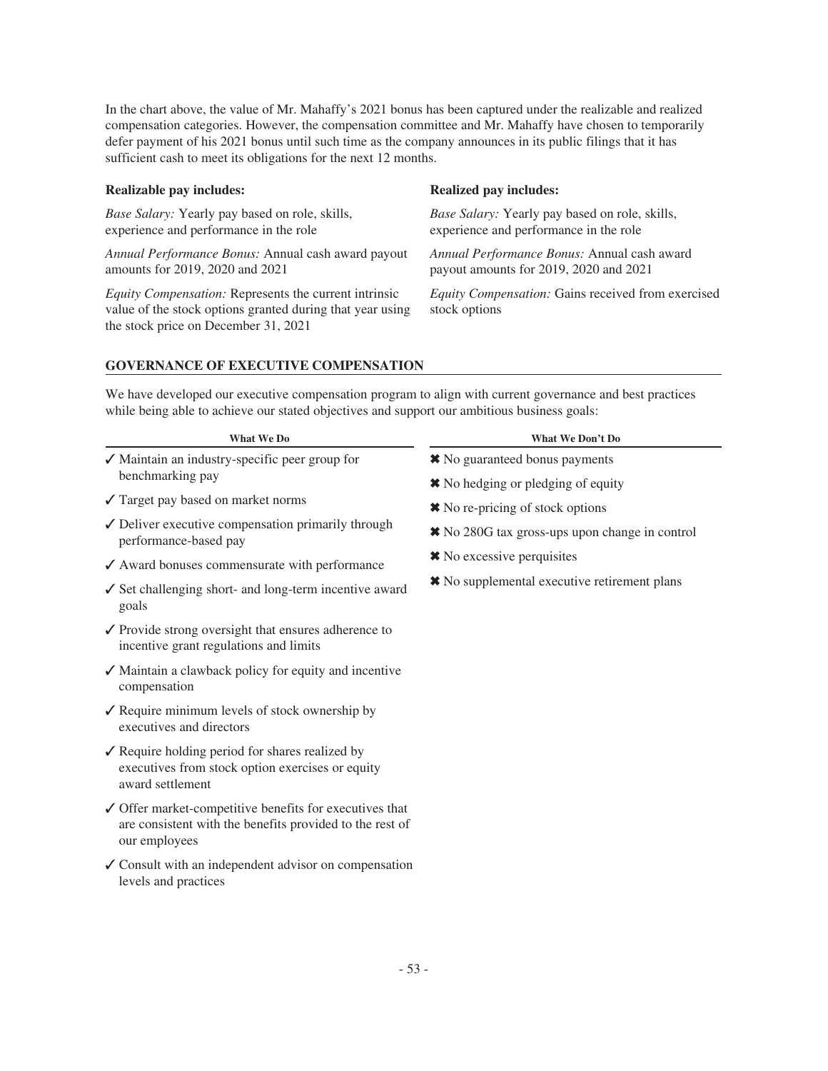In the chart above, the value of Mr. Mahaffy's 2021 bonus has been captured under the realizable and realized compensation categories. However, the compensation committee and Mr. Mahaffy have chosen to temporarily defer payment of his 2021 bonus until such time as the company announces in its public filings that it has sufficient cash to meet its obligations for the next 12 months.

**Realizable pay includes:**

*Base Salary:* Yearly pay based on role, skills, experience and performance in the role

*Annual Performance Bonus:* Annual cash award payout amounts for 2019, 2020 and 2021

*Equity Compensation:* Represents the current intrinsic value of the stock options granted during that year using the stock price on December 31, 2021

**Realized pay includes:**

*Base Salary:* Yearly pay based on role, skills, experience and performance in the role

*Annual Performance Bonus:* Annual cash award payout amounts for 2019, 2020 and 2021

*Equity Compensation:* Gains received from exercised stock options

## GOVERNANCE OF EXECUTIVE COMPENSATION

We have developed our executive compensation program to align with current governance and best practices while being able to achieve our stated objectives and support our ambitious business goals:

**What We Do**

- ✓ Maintain an industry-specific peer group for benchmarking pay
- ✓ Target pay based on market norms
- ✓ Deliver executive compensation primarily through performance-based pay
- ✓ Award bonuses commensurate with performance
- ✓ Set challenging short- and long-term incentive award goals
- ✓ Provide strong oversight that ensures adherence to incentive grant regulations and limits
- ✓ Maintain a clawback policy for equity and incentive compensation
- ✓ Require minimum levels of stock ownership by executives and directors
- ✓ Require holding period for shares realized by executives from stock option exercises or equity award settlement
- ✓ Offer market-competitive benefits for executives that are consistent with the benefits provided to the rest of our employees
- ✓ Consult with an independent advisor on compensation levels and practices

**What We Don't Do**

- ✖ No guaranteed bonus payments
- ✖ No hedging or pledging of equity
- ✖ No re-pricing of stock options
- ✖ No 280G tax gross-ups upon change in control
- ✖ No excessive perquisites
- ✖ No supplemental executive retirement plans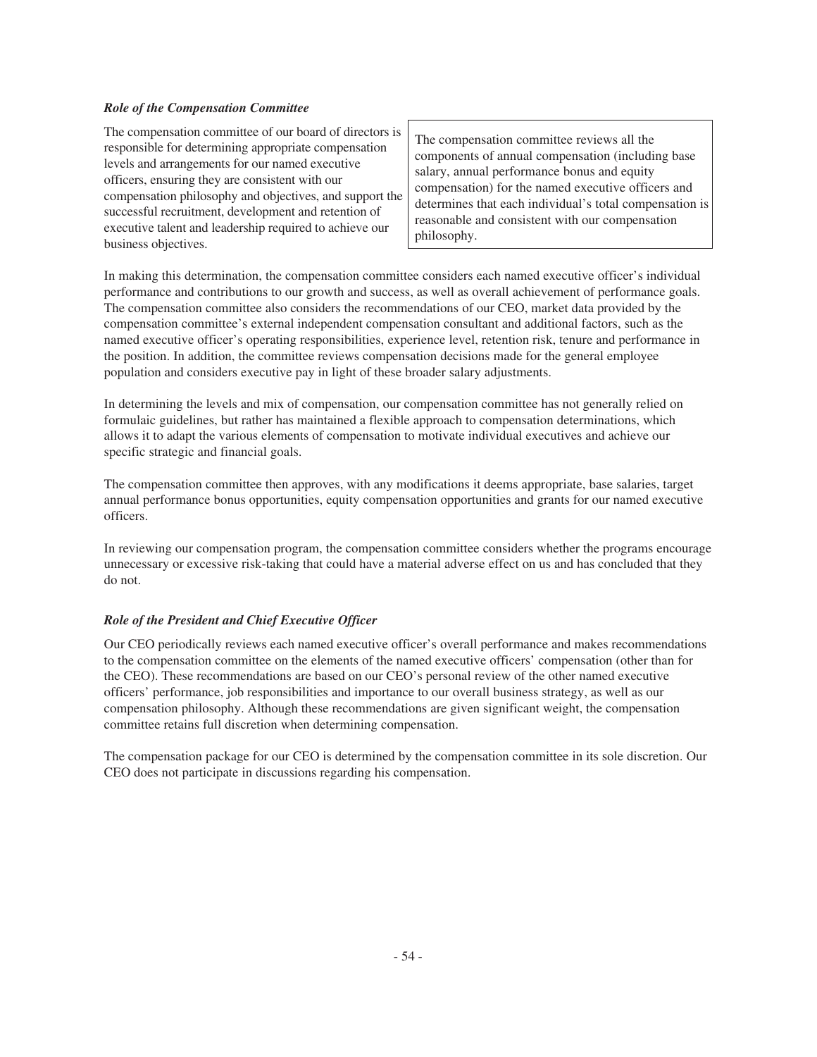### *Role of the Compensation Committee*

The compensation committee of our board of directors is responsible for determining appropriate compensation levels and arrangements for our named executive officers, ensuring they are consistent with our compensation philosophy and objectives, and support the successful recruitment, development and retention of executive talent and leadership required to achieve our business objectives.

> The compensation committee reviews all the components of annual compensation (including base salary, annual performance bonus and equity compensation) for the named executive officers and determines that each individual's total compensation is reasonable and consistent with our compensation philosophy.

In making this determination, the compensation committee considers each named executive officer's individual performance and contributions to our growth and success, as well as overall achievement of performance goals. The compensation committee also considers the recommendations of our CEO, market data provided by the compensation committee's external independent compensation consultant and additional factors, such as the named executive officer's operating responsibilities, experience level, retention risk, tenure and performance in the position. In addition, the committee reviews compensation decisions made for the general employee population and considers executive pay in light of these broader salary adjustments.

In determining the levels and mix of compensation, our compensation committee has not generally relied on formulaic guidelines, but rather has maintained a flexible approach to compensation determinations, which allows it to adapt the various elements of compensation to motivate individual executives and achieve our specific strategic and financial goals.

The compensation committee then approves, with any modifications it deems appropriate, base salaries, target annual performance bonus opportunities, equity compensation opportunities and grants for our named executive officers.

In reviewing our compensation program, the compensation committee considers whether the programs encourage unnecessary or excessive risk-taking that could have a material adverse effect on us and has concluded that they do not.

### *Role of the President and Chief Executive Officer*

Our CEO periodically reviews each named executive officer's overall performance and makes recommendations to the compensation committee on the elements of the named executive officers' compensation (other than for the CEO). These recommendations are based on our CEO's personal review of the other named executive officers' performance, job responsibilities and importance to our overall business strategy, as well as our compensation philosophy. Although these recommendations are given significant weight, the compensation committee retains full discretion when determining compensation.

The compensation package for our CEO is determined by the compensation committee in its sole discretion. Our CEO does not participate in discussions regarding his compensation.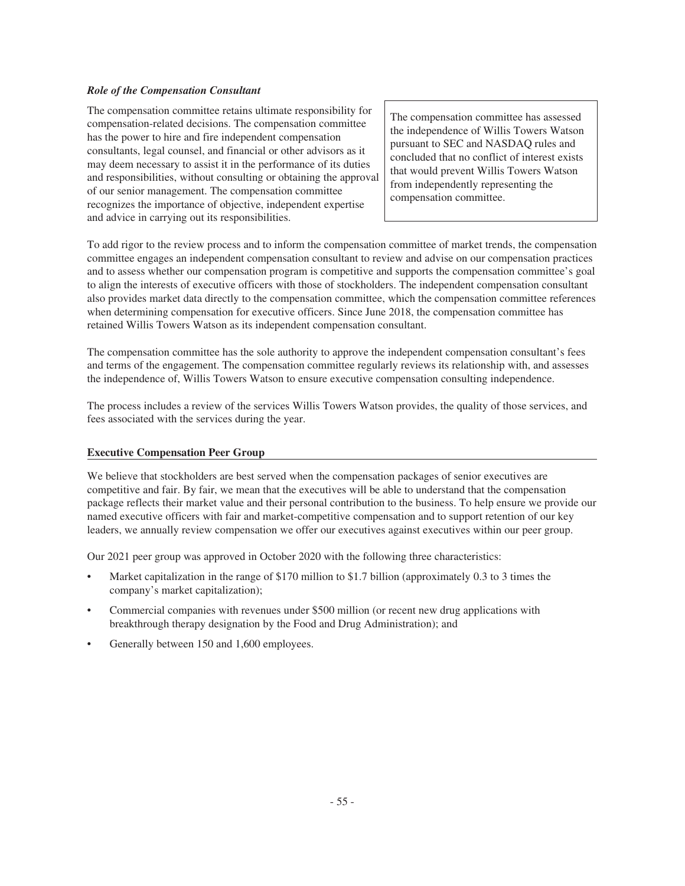### *Role of the Compensation Consultant*

The compensation committee retains ultimate responsibility for compensation-related decisions. The compensation committee has the power to hire and fire independent compensation consultants, legal counsel, and financial or other advisors as it may deem necessary to assist it in the performance of its duties and responsibilities, without consulting or obtaining the approval of our senior management. The compensation committee recognizes the importance of objective, independent expertise and advice in carrying out its responsibilities.

> The compensation committee has assessed the independence of Willis Towers Watson pursuant to SEC and NASDAQ rules and concluded that no conflict of interest exists that would prevent Willis Towers Watson from independently representing the compensation committee.

To add rigor to the review process and to inform the compensation committee of market trends, the compensation committee engages an independent compensation consultant to review and advise on our compensation practices and to assess whether our compensation program is competitive and supports the compensation committee's goal to align the interests of executive officers with those of stockholders. The independent compensation consultant also provides market data directly to the compensation committee, which the compensation committee references when determining compensation for executive officers. Since June 2018, the compensation committee has retained Willis Towers Watson as its independent compensation consultant.

The compensation committee has the sole authority to approve the independent compensation consultant's fees and terms of the engagement. The compensation committee regularly reviews its relationship with, and assesses the independence of, Willis Towers Watson to ensure executive compensation consulting independence.

The process includes a review of the services Willis Towers Watson provides, the quality of those services, and fees associated with the services during the year.

### Executive Compensation Peer Group

We believe that stockholders are best served when the compensation packages of senior executives are competitive and fair. By fair, we mean that the executives will be able to understand that the compensation package reflects their market value and their personal contribution to the business. To help ensure we provide our named executive officers with fair and market-competitive compensation and to support retention of our key leaders, we annually review compensation we offer our executives against executives within our peer group.

Our 2021 peer group was approved in October 2020 with the following three characteristics:

- Market capitalization in the range of $170 million to $1.7 billion (approximately 0.3 to 3 times the company's market capitalization);
- Commercial companies with revenues under $500 million (or recent new drug applications with breakthrough therapy designation by the Food and Drug Administration); and
- Generally between 150 and 1,600 employees.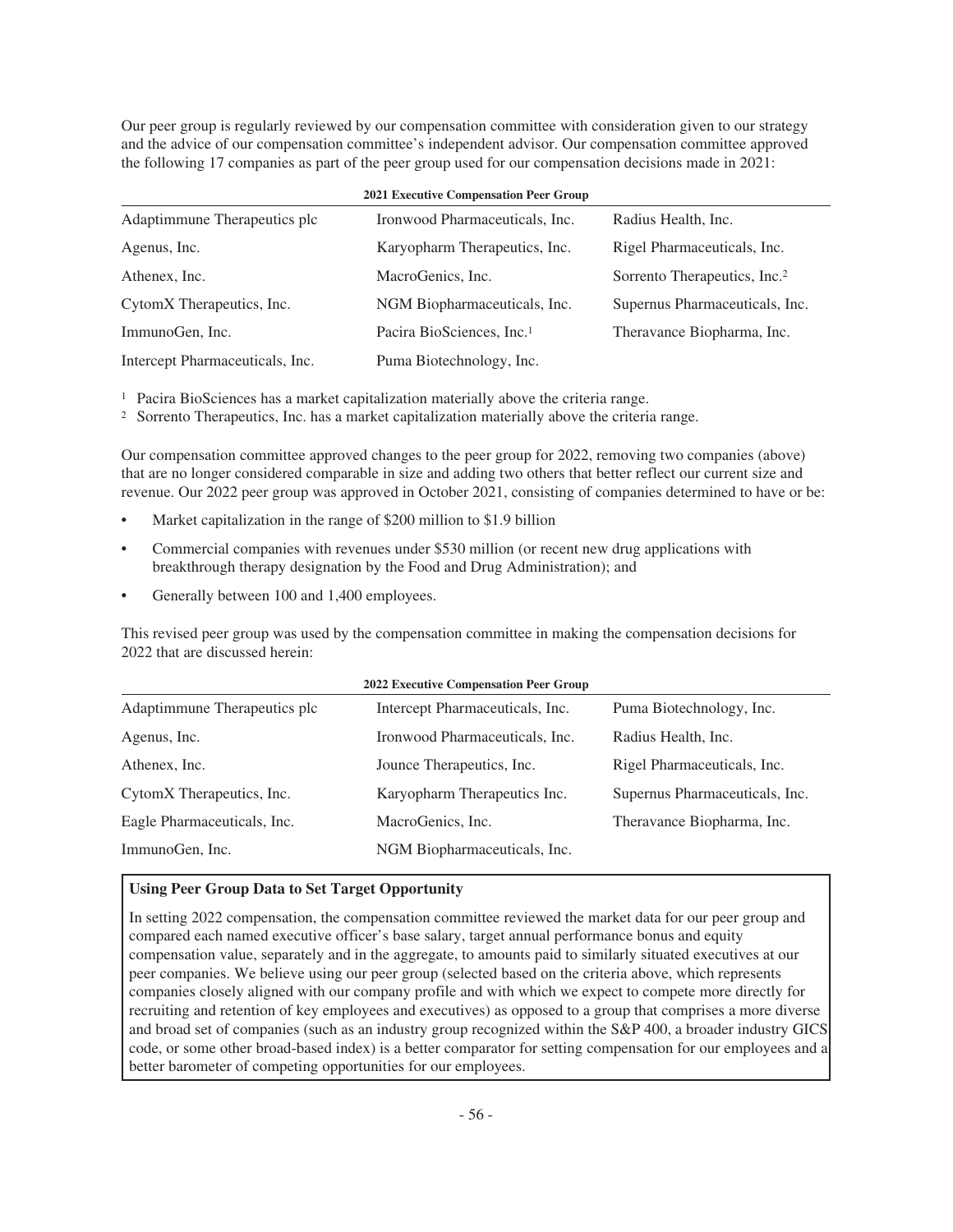Our peer group is regularly reviewed by our compensation committee with consideration given to our strategy and the advice of our compensation committee's independent advisor. Our compensation committee approved the following 17 companies as part of the peer group used for our compensation decisions made in 2021:

**2021 Executive Compensation Peer Group**

| | | |
|---|---|---|
| Adaptimmune Therapeutics plc | Ironwood Pharmaceuticals, Inc. | Radius Health, Inc. |
| Agenus, Inc. | Karyopharm Therapeutics, Inc. | Rigel Pharmaceuticals, Inc. |
| Athenex, Inc. | MacroGenics, Inc. | Sorrento Therapeutics, Inc.[2] |
| CytomX Therapeutics, Inc. | NGM Biopharmaceuticals, Inc. | Supernus Pharmaceuticals, Inc. |
| ImmunoGen, Inc. | Pacira BioSciences, Inc.[1] | Theravance Biopharma, Inc. |
| Intercept Pharmaceuticals, Inc. | Puma Biotechnology, Inc. | |

[1] Pacira BioSciences has a market capitalization materially above the criteria range.

[2] Sorrento Therapeutics, Inc. has a market capitalization materially above the criteria range.

Our compensation committee approved changes to the peer group for 2022, removing two companies (above) that are no longer considered comparable in size and adding two others that better reflect our current size and revenue. Our 2022 peer group was approved in October 2021, consisting of companies determined to have or be:

- Market capitalization in the range of $200 million to $1.9 billion
- Commercial companies with revenues under $530 million (or recent new drug applications with breakthrough therapy designation by the Food and Drug Administration); and
- Generally between 100 and 1,400 employees.

This revised peer group was used by the compensation committee in making the compensation decisions for 2022 that are discussed herein:

**2022 Executive Compensation Peer Group**

| | | |
|---|---|---|
| Adaptimmune Therapeutics plc | Intercept Pharmaceuticals, Inc. | Puma Biotechnology, Inc. |
| Agenus, Inc. | Ironwood Pharmaceuticals, Inc. | Radius Health, Inc. |
| Athenex, Inc. | Jounce Therapeutics, Inc. | Rigel Pharmaceuticals, Inc. |
| CytomX Therapeutics, Inc. | Karyopharm Therapeutics Inc. | Supernus Pharmaceuticals, Inc. |
| Eagle Pharmaceuticals, Inc. | MacroGenics, Inc. | Theravance Biopharma, Inc. |
| ImmunoGen, Inc. | NGM Biopharmaceuticals, Inc. | |

**Using Peer Group Data to Set Target Opportunity**

In setting 2022 compensation, the compensation committee reviewed the market data for our peer group and compared each named executive officer's base salary, target annual performance bonus and equity compensation value, separately and in the aggregate, to amounts paid to similarly situated executives at our peer companies. We believe using our peer group (selected based on the criteria above, which represents companies closely aligned with our company profile and with which we expect to compete more directly for recruiting and retention of key employees and executives) as opposed to a group that comprises a more diverse and broad set of companies (such as an industry group recognized within the S&P 400, a broader industry GICS code, or some other broad-based index) is a better comparator for setting compensation for our employees and a better barometer of competing opportunities for our employees.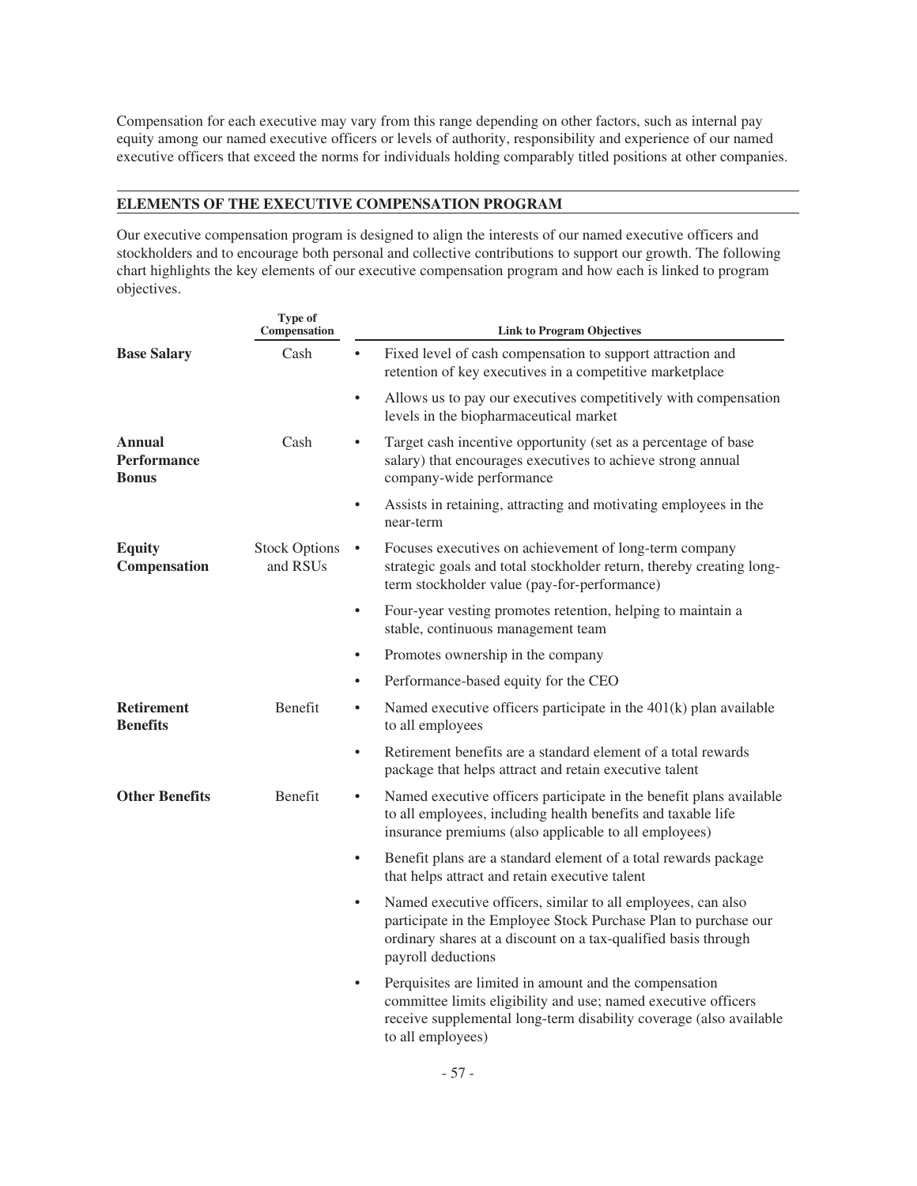Compensation for each executive may vary from this range depending on other factors, such as internal pay equity among our named executive officers or levels of authority, responsibility and experience of our named executive officers that exceed the norms for individuals holding comparably titled positions at other companies.

## ELEMENTS OF THE EXECUTIVE COMPENSATION PROGRAM

Our executive compensation program is designed to align the interests of our named executive officers and stockholders and to encourage both personal and collective contributions to support our growth. The following chart highlights the key elements of our executive compensation program and how each is linked to program objectives.

| | Type of Compensation | Link to Program Objectives |
|---|---|---|
| **Base Salary** | Cash | • Fixed level of cash compensation to support attraction and retention of key executives in a competitive marketplace<br>• Allows us to pay our executives competitively with compensation levels in the biopharmaceutical market |
| **Annual Performance Bonus** | Cash | • Target cash incentive opportunity (set as a percentage of base salary) that encourages executives to achieve strong annual company-wide performance<br>• Assists in retaining, attracting and motivating employees in the near-term |
| **Equity Compensation** | Stock Options and RSUs | • Focuses executives on achievement of long-term company strategic goals and total stockholder return, thereby creating long-term stockholder value (pay-for-performance)<br>• Four-year vesting promotes retention, helping to maintain a stable, continuous management team<br>• Promotes ownership in the company<br>• Performance-based equity for the CEO |
| **Retirement Benefits** | Benefit | • Named executive officers participate in the 401(k) plan available to all employees<br>• Retirement benefits are a standard element of a total rewards package that helps attract and retain executive talent |
| **Other Benefits** | Benefit | • Named executive officers participate in the benefit plans available to all employees, including health benefits and taxable life insurance premiums (also applicable to all employees)<br>• Benefit plans are a standard element of a total rewards package that helps attract and retain executive talent<br>• Named executive officers, similar to all employees, can also participate in the Employee Stock Purchase Plan to purchase our ordinary shares at a discount on a tax-qualified basis through payroll deductions<br>• Perquisites are limited in amount and the compensation committee limits eligibility and use; named executive officers receive supplemental long-term disability coverage (also available to all employees) |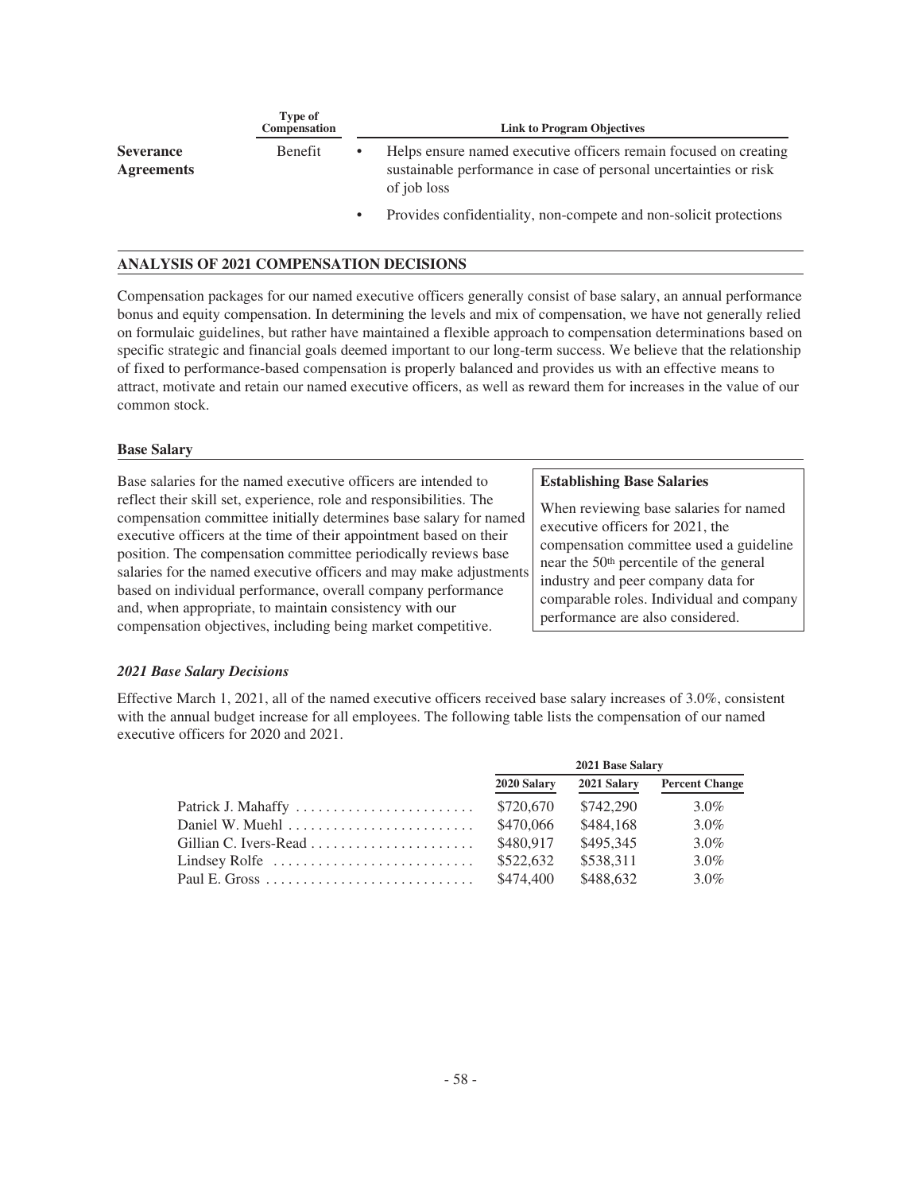| | Type of Compensation | Link to Program Objectives |
|---|---|---|
| **Severance Agreements** | Benefit | • Helps ensure named executive officers remain focused on creating sustainable performance in case of personal uncertainties or risk of job loss<br>• Provides confidentiality, non-compete and non-solicit protections |

## ANALYSIS OF 2021 COMPENSATION DECISIONS

Compensation packages for our named executive officers generally consist of base salary, an annual performance bonus and equity compensation. In determining the levels and mix of compensation, we have not generally relied on formulaic guidelines, but rather have maintained a flexible approach to compensation determinations based on specific strategic and financial goals deemed important to our long-term success. We believe that the relationship of fixed to performance-based compensation is properly balanced and provides us with an effective means to attract, motivate and retain our named executive officers, as well as reward them for increases in the value of our common stock.

### Base Salary

Base salaries for the named executive officers are intended to reflect their skill set, experience, role and responsibilities. The compensation committee initially determines base salary for named executive officers at the time of their appointment based on their position. The compensation committee periodically reviews base salaries for the named executive officers and may make adjustments based on individual performance, overall company performance and, when appropriate, to maintain consistency with our compensation objectives, including being market competitive.

**Establishing Base Salaries**

When reviewing base salaries for named executive officers for 2021, the compensation committee used a guideline near the 50th percentile of the general industry and peer company data for comparable roles. Individual and company performance are also considered.

#### *2021 Base Salary Decisions*

Effective March 1, 2021, all of the named executive officers received base salary increases of 3.0%, consistent with the annual budget increase for all employees. The following table lists the compensation of our named executive officers for 2020 and 2021.

| | 2021 Base Salary | | |
|---|---|---|---|
| | 2020 Salary | 2021 Salary | Percent Change |
| Patrick J. Mahaffy | $720,670 | $742,290 | 3.0% |
| Daniel W. Muehl | $470,066 | $484,168 | 3.0% |
| Gillian C. Ivers-Read | $480,917 | $495,345 | 3.0% |
| Lindsey Rolfe | $522,632 | $538,311 | 3.0% |
| Paul E. Gross | $474,400 | $488,632 | 3.0% |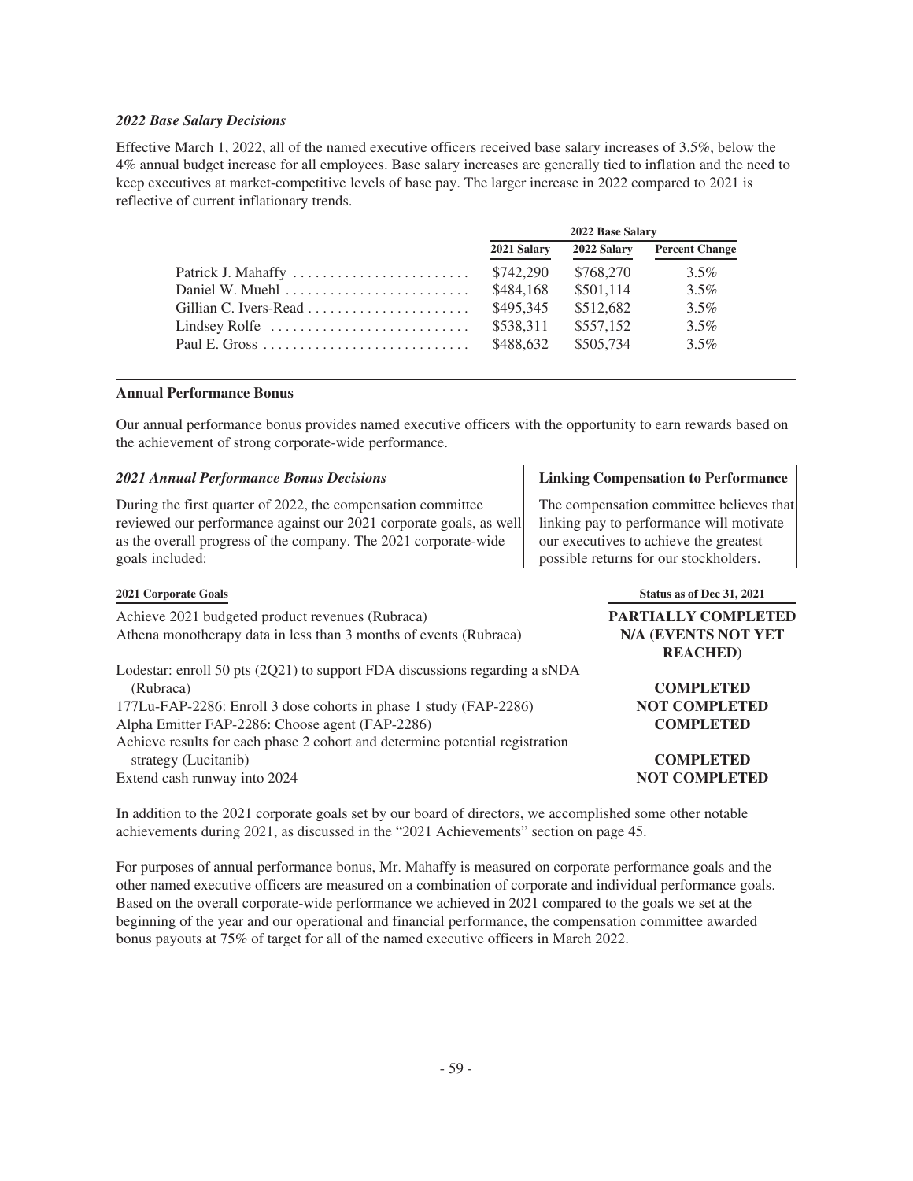### *2022 Base Salary Decisions*

Effective March 1, 2022, all of the named executive officers received base salary increases of 3.5%, below the 4% annual budget increase for all employees. Base salary increases are generally tied to inflation and the need to keep executives at market-competitive levels of base pay. The larger increase in 2022 compared to 2021 is reflective of current inflationary trends.

| | 2022 Base Salary | | |
|---|---|---|---|
| | 2021 Salary | 2022 Salary | Percent Change |
| Patrick J. Mahaffy | $742,290 | $768,270 | 3.5% |
| Daniel W. Muehl | $484,168 | $501,114 | 3.5% |
| Gillian C. Ivers-Read | $495,345 | $512,682 | 3.5% |
| Lindsey Rolfe | $538,311 | $557,152 | 3.5% |
| Paul E. Gross | $488,632 | $505,734 | 3.5% |

## Annual Performance Bonus

Our annual performance bonus provides named executive officers with the opportunity to earn rewards based on the achievement of strong corporate-wide performance.

### *2021 Annual Performance Bonus Decisions*

During the first quarter of 2022, the compensation committee reviewed our performance against our 2021 corporate goals, as well as the overall progress of the company. The 2021 corporate-wide goals included:

**Linking Compensation to Performance**

The compensation committee believes that linking pay to performance will motivate our executives to achieve the greatest possible returns for our stockholders.

| 2021 Corporate Goals | Status as of Dec 31, 2021 |
|---|---|
| Achieve 2021 budgeted product revenues (Rubraca) | **PARTIALLY COMPLETED** |
| Athena monotherapy data in less than 3 months of events (Rubraca) | **N/A (EVENTS NOT YET REACHED)** |
| Lodestar: enroll 50 pts (2Q21) to support FDA discussions regarding a sNDA (Rubraca) | **COMPLETED** |
| 177Lu-FAP-2286: Enroll 3 dose cohorts in phase 1 study (FAP-2286) | **NOT COMPLETED** |
| Alpha Emitter FAP-2286: Choose agent (FAP-2286) | **COMPLETED** |
| Achieve results for each phase 2 cohort and determine potential registration strategy (Lucitanib) | **COMPLETED** |
| Extend cash runway into 2024 | **NOT COMPLETED** |

In addition to the 2021 corporate goals set by our board of directors, we accomplished some other notable achievements during 2021, as discussed in the "2021 Achievements" section on page 45.

For purposes of annual performance bonus, Mr. Mahaffy is measured on corporate performance goals and the other named executive officers are measured on a combination of corporate and individual performance goals. Based on the overall corporate-wide performance we achieved in 2021 compared to the goals we set at the beginning of the year and our operational and financial performance, the compensation committee awarded bonus payouts at 75% of target for all of the named executive officers in March 2022.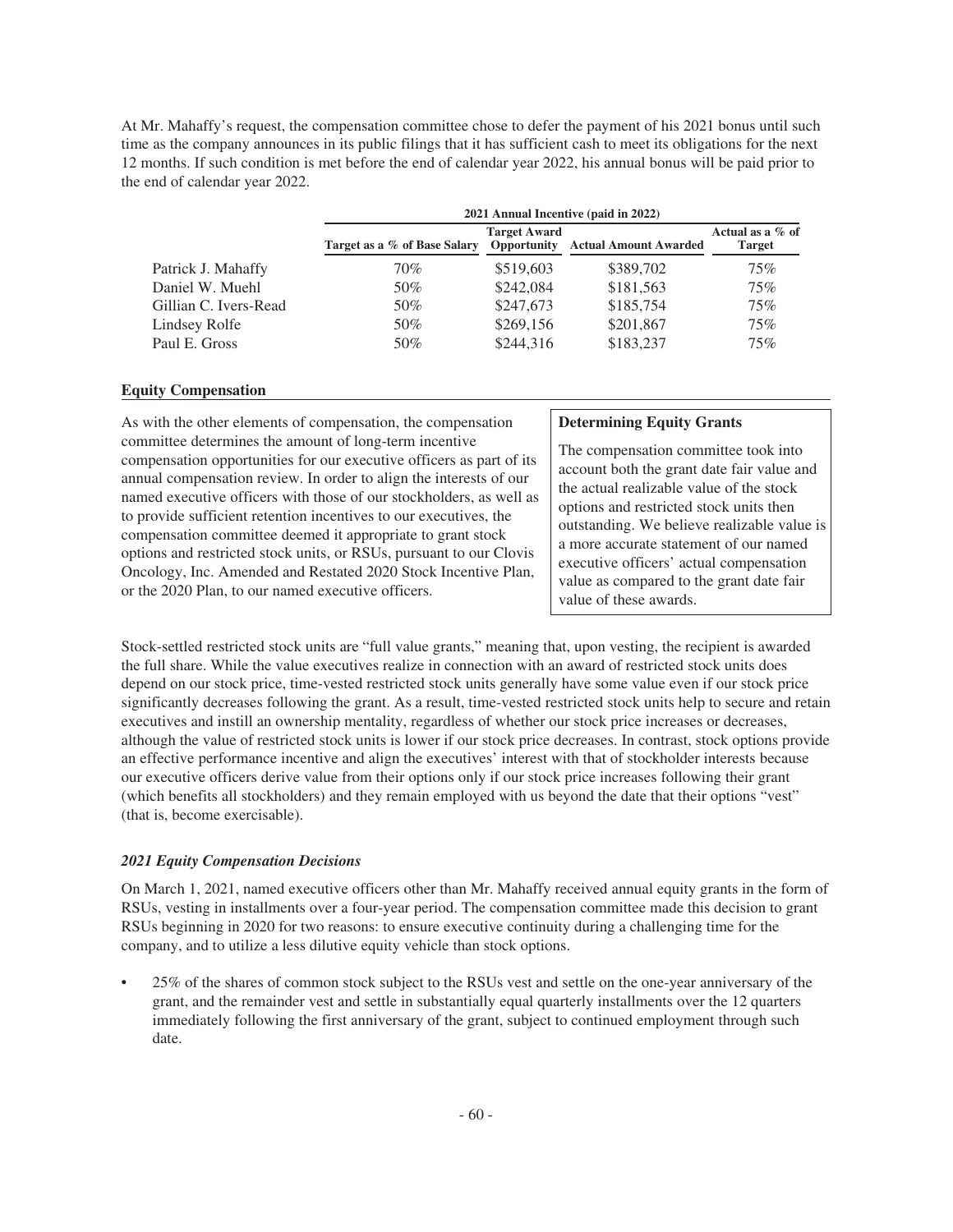At Mr. Mahaffy's request, the compensation committee chose to defer the payment of his 2021 bonus until such time as the company announces in its public filings that it has sufficient cash to meet its obligations for the next 12 months. If such condition is met before the end of calendar year 2022, his annual bonus will be paid prior to the end of calendar year 2022.

| | 2021 Annual Incentive (paid in 2022) | | | |
|---|---|---|---|---|
| | Target as a % of Base Salary | Target Award Opportunity | Actual Amount Awarded | Actual as a % of Target |
| Patrick J. Mahaffy | 70% | $519,603 | $389,702 | 75% |
| Daniel W. Muehl | 50% | $242,084 | $181,563 | 75% |
| Gillian C. Ivers-Read | 50% | $247,673 | $185,754 | 75% |
| Lindsey Rolfe | 50% | $269,156 | $201,867 | 75% |
| Paul E. Gross | 50% | $244,316 | $183,237 | 75% |

## Equity Compensation

As with the other elements of compensation, the compensation committee determines the amount of long-term incentive compensation opportunities for our executive officers as part of its annual compensation review. In order to align the interests of our named executive officers with those of our stockholders, as well as to provide sufficient retention incentives to our executives, the compensation committee deemed it appropriate to grant stock options and restricted stock units, or RSUs, pursuant to our Clovis Oncology, Inc. Amended and Restated 2020 Stock Incentive Plan, or the 2020 Plan, to our named executive officers.

**Determining Equity Grants**

The compensation committee took into account both the grant date fair value and the actual realizable value of the stock options and restricted stock units then outstanding. We believe realizable value is a more accurate statement of our named executive officers' actual compensation value as compared to the grant date fair value of these awards.

Stock-settled restricted stock units are "full value grants," meaning that, upon vesting, the recipient is awarded the full share. While the value executives realize in connection with an award of restricted stock units does depend on our stock price, time-vested restricted stock units generally have some value even if our stock price significantly decreases following the grant. As a result, time-vested restricted stock units help to secure and retain executives and instill an ownership mentality, regardless of whether our stock price increases or decreases, although the value of restricted stock units is lower if our stock price decreases. In contrast, stock options provide an effective performance incentive and align the executives' interest with that of stockholder interests because our executive officers derive value from their options only if our stock price increases following their grant (which benefits all stockholders) and they remain employed with us beyond the date that their options "vest" (that is, become exercisable).

### *2021 Equity Compensation Decisions*

On March 1, 2021, named executive officers other than Mr. Mahaffy received annual equity grants in the form of RSUs, vesting in installments over a four-year period. The compensation committee made this decision to grant RSUs beginning in 2020 for two reasons: to ensure executive continuity during a challenging time for the company, and to utilize a less dilutive equity vehicle than stock options.

- 25% of the shares of common stock subject to the RSUs vest and settle on the one-year anniversary of the grant, and the remainder vest and settle in substantially equal quarterly installments over the 12 quarters immediately following the first anniversary of the grant, subject to continued employment through such date.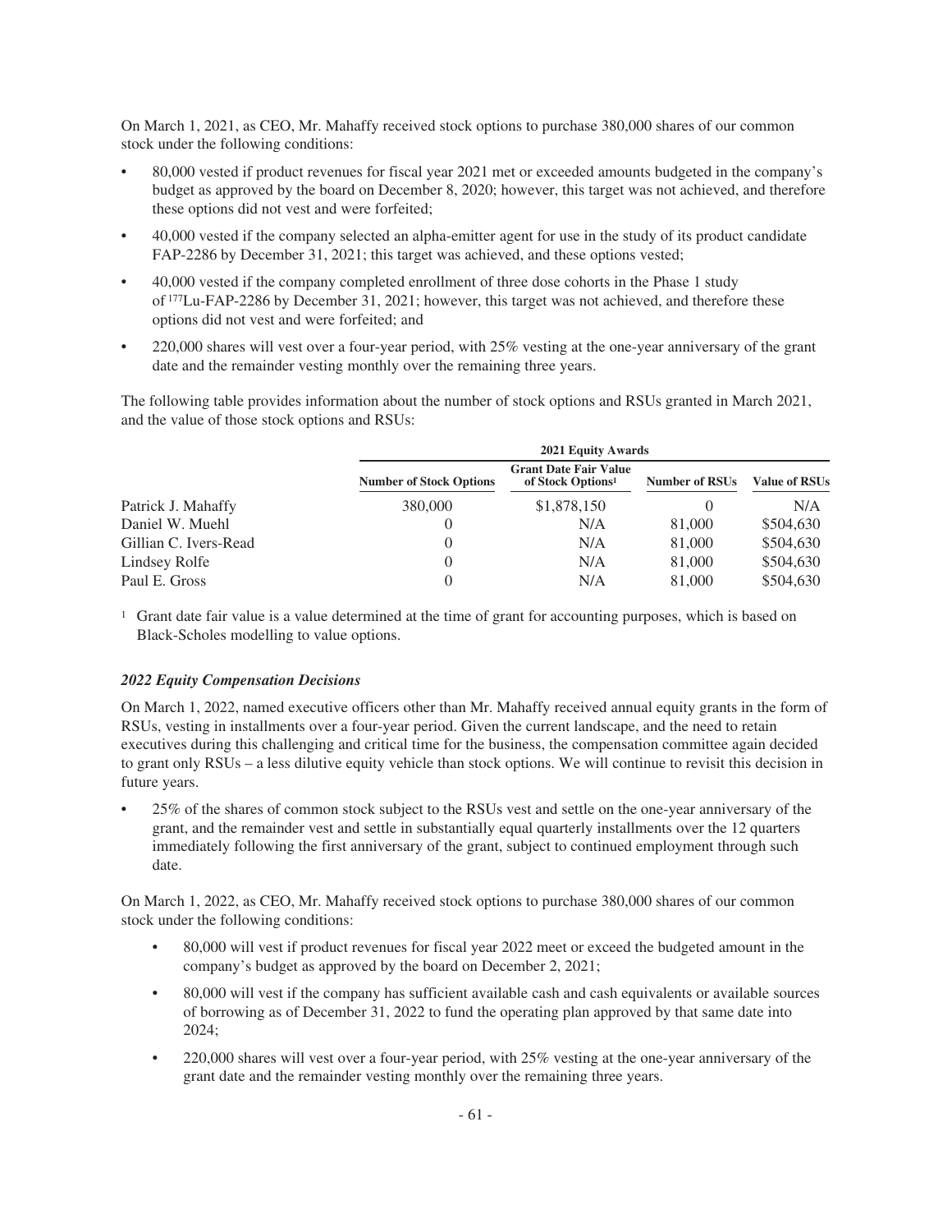On March 1, 2021, as CEO, Mr. Mahaffy received stock options to purchase 380,000 shares of our common stock under the following conditions:

- 80,000 vested if product revenues for fiscal year 2021 met or exceeded amounts budgeted in the company's budget as approved by the board on December 8, 2020; however, this target was not achieved, and therefore these options did not vest and were forfeited;
- 40,000 vested if the company selected an alpha-emitter agent for use in the study of its product candidate FAP-2286 by December 31, 2021; this target was achieved, and these options vested;
- 40,000 vested if the company completed enrollment of three dose cohorts in the Phase 1 study of $^{177}$Lu-FAP-2286 by December 31, 2021; however, this target was not achieved, and therefore these options did not vest and were forfeited; and
- 220,000 shares will vest over a four-year period, with 25% vesting at the one-year anniversary of the grant date and the remainder vesting monthly over the remaining three years.

The following table provides information about the number of stock options and RSUs granted in March 2021, and the value of those stock options and RSUs:

| | 2021 Equity Awards | | | |
|---|---|---|---|---|
| | Number of Stock Options | Grant Date Fair Value of Stock Options[1] | Number of RSUs | Value of RSUs |
| Patrick J. Mahaffy | 380,000 | $1,878,150 | 0 | N/A |
| Daniel W. Muehl | 0 | N/A | 81,000 | $504,630 |
| Gillian C. Ivers-Read | 0 | N/A | 81,000 | $504,630 |
| Lindsey Rolfe | 0 | N/A | 81,000 | $504,630 |
| Paul E. Gross | 0 | N/A | 81,000 | $504,630 |

[1] Grant date fair value is a value determined at the time of grant for accounting purposes, which is based on Black-Scholes modelling to value options.

### *2022 Equity Compensation Decisions*

On March 1, 2022, named executive officers other than Mr. Mahaffy received annual equity grants in the form of RSUs, vesting in installments over a four-year period. Given the current landscape, and the need to retain executives during this challenging and critical time for the business, the compensation committee again decided to grant only RSUs – a less dilutive equity vehicle than stock options. We will continue to revisit this decision in future years.

- 25% of the shares of common stock subject to the RSUs vest and settle on the one-year anniversary of the grant, and the remainder vest and settle in substantially equal quarterly installments over the 12 quarters immediately following the first anniversary of the grant, subject to continued employment through such date.

On March 1, 2022, as CEO, Mr. Mahaffy received stock options to purchase 380,000 shares of our common stock under the following conditions:

- 80,000 will vest if product revenues for fiscal year 2022 meet or exceed the budgeted amount in the company's budget as approved by the board on December 2, 2021;
- 80,000 will vest if the company has sufficient available cash and cash equivalents or available sources of borrowing as of December 31, 2022 to fund the operating plan approved by that same date into 2024;
- 220,000 shares will vest over a four-year period, with 25% vesting at the one-year anniversary of the grant date and the remainder vesting monthly over the remaining three years.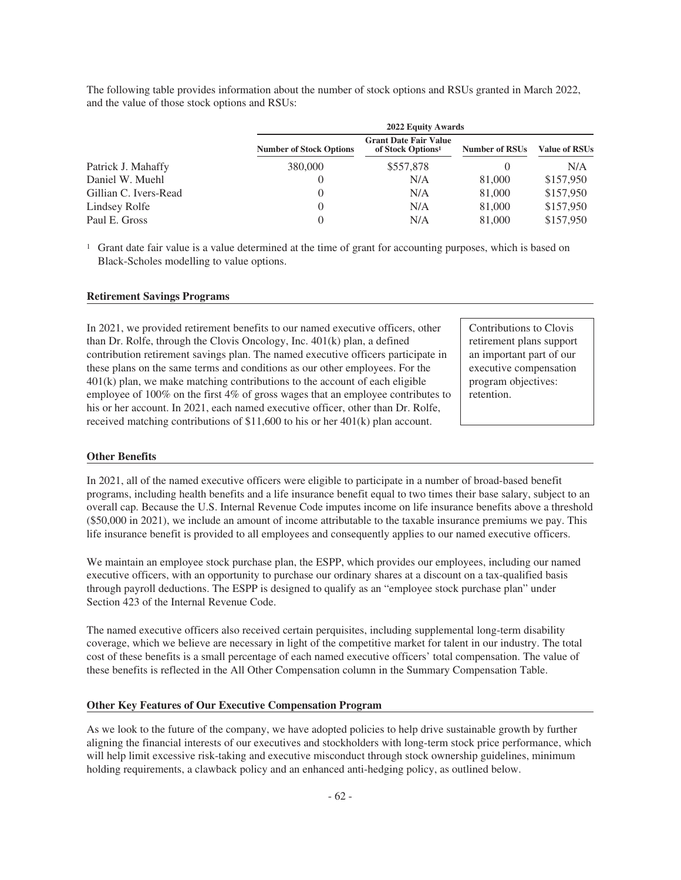The following table provides information about the number of stock options and RSUs granted in March 2022, and the value of those stock options and RSUs:

| | 2022 Equity Awards | | | |
|---|---|---|---|---|
| | Number of Stock Options | Grant Date Fair Value of Stock Options[1] | Number of RSUs | Value of RSUs |
| Patrick J. Mahaffy | 380,000 | $557,878 | 0 | N/A |
| Daniel W. Muehl | 0 | N/A | 81,000 | $157,950 |
| Gillian C. Ivers-Read | 0 | N/A | 81,000 | $157,950 |
| Lindsey Rolfe | 0 | N/A | 81,000 | $157,950 |
| Paul E. Gross | 0 | N/A | 81,000 | $157,950 |

[1] Grant date fair value is a value determined at the time of grant for accounting purposes, which is based on Black-Scholes modelling to value options.

### Retirement Savings Programs

In 2021, we provided retirement benefits to our named executive officers, other than Dr. Rolfe, through the Clovis Oncology, Inc. 401(k) plan, a defined contribution retirement savings plan. The named executive officers participate in these plans on the same terms and conditions as our other employees. For the 401(k) plan, we make matching contributions to the account of each eligible employee of 100% on the first 4% of gross wages that an employee contributes to his or her account. In 2021, each named executive officer, other than Dr. Rolfe, received matching contributions of $11,600 to his or her 401(k) plan account.

Contributions to Clovis retirement plans support an important part of our executive compensation program objectives: retention.

### Other Benefits

In 2021, all of the named executive officers were eligible to participate in a number of broad-based benefit programs, including health benefits and a life insurance benefit equal to two times their base salary, subject to an overall cap. Because the U.S. Internal Revenue Code imputes income on life insurance benefits above a threshold ($50,000 in 2021), we include an amount of income attributable to the taxable insurance premiums we pay. This life insurance benefit is provided to all employees and consequently applies to our named executive officers.

We maintain an employee stock purchase plan, the ESPP, which provides our employees, including our named executive officers, with an opportunity to purchase our ordinary shares at a discount on a tax-qualified basis through payroll deductions. The ESPP is designed to qualify as an "employee stock purchase plan" under Section 423 of the Internal Revenue Code.

The named executive officers also received certain perquisites, including supplemental long-term disability coverage, which we believe are necessary in light of the competitive market for talent in our industry. The total cost of these benefits is a small percentage of each named executive officers' total compensation. The value of these benefits is reflected in the All Other Compensation column in the Summary Compensation Table.

### Other Key Features of Our Executive Compensation Program

As we look to the future of the company, we have adopted policies to help drive sustainable growth by further aligning the financial interests of our executives and stockholders with long-term stock price performance, which will help limit excessive risk-taking and executive misconduct through stock ownership guidelines, minimum holding requirements, a clawback policy and an enhanced anti-hedging policy, as outlined below.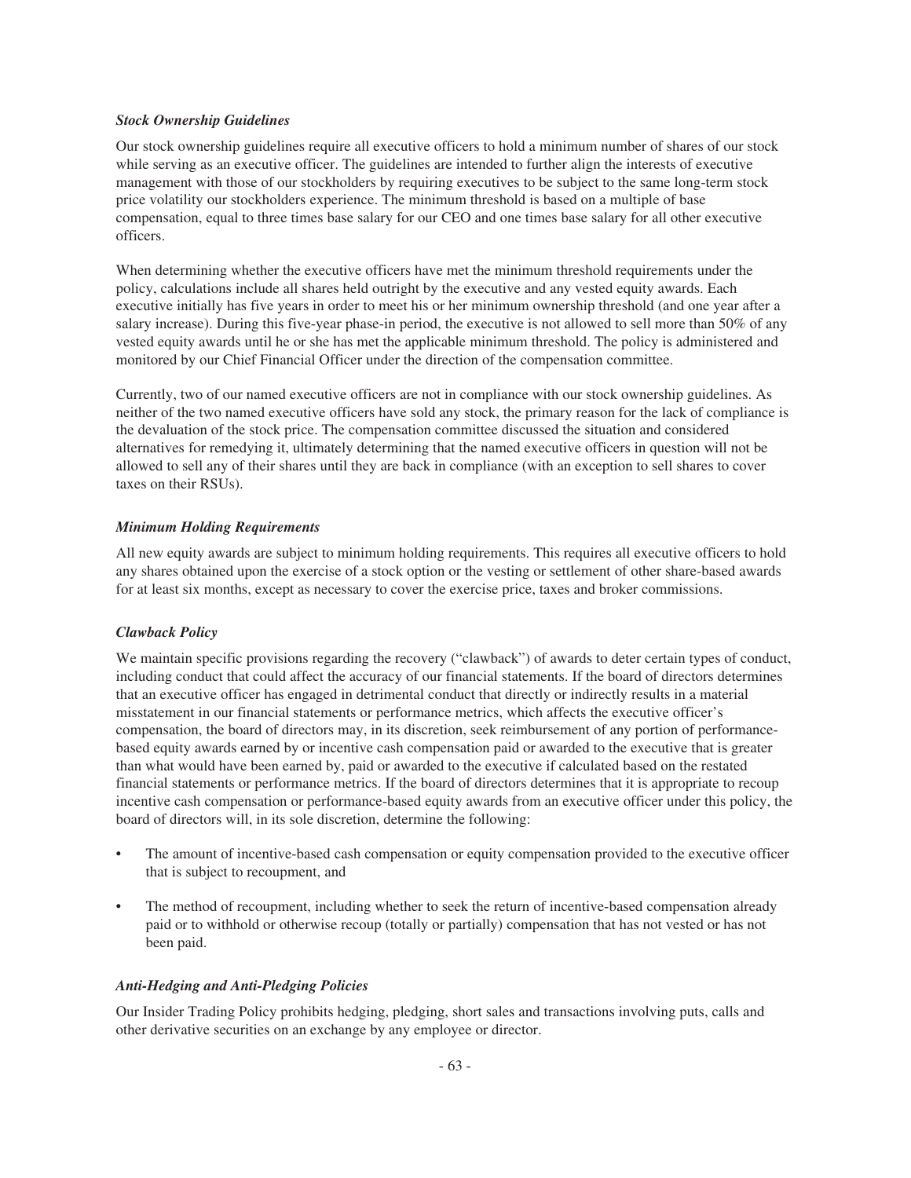### *Stock Ownership Guidelines*

Our stock ownership guidelines require all executive officers to hold a minimum number of shares of our stock while serving as an executive officer. The guidelines are intended to further align the interests of executive management with those of our stockholders by requiring executives to be subject to the same long-term stock price volatility our stockholders experience. The minimum threshold is based on a multiple of base compensation, equal to three times base salary for our CEO and one times base salary for all other executive officers.

When determining whether the executive officers have met the minimum threshold requirements under the policy, calculations include all shares held outright by the executive and any vested equity awards. Each executive initially has five years in order to meet his or her minimum ownership threshold (and one year after a salary increase). During this five-year phase-in period, the executive is not allowed to sell more than 50% of any vested equity awards until he or she has met the applicable minimum threshold. The policy is administered and monitored by our Chief Financial Officer under the direction of the compensation committee.

Currently, two of our named executive officers are not in compliance with our stock ownership guidelines. As neither of the two named executive officers have sold any stock, the primary reason for the lack of compliance is the devaluation of the stock price. The compensation committee discussed the situation and considered alternatives for remedying it, ultimately determining that the named executive officers in question will not be allowed to sell any of their shares until they are back in compliance (with an exception to sell shares to cover taxes on their RSUs).

### *Minimum Holding Requirements*

All new equity awards are subject to minimum holding requirements. This requires all executive officers to hold any shares obtained upon the exercise of a stock option or the vesting or settlement of other share-based awards for at least six months, except as necessary to cover the exercise price, taxes and broker commissions.

### *Clawback Policy*

We maintain specific provisions regarding the recovery ("clawback") of awards to deter certain types of conduct, including conduct that could affect the accuracy of our financial statements. If the board of directors determines that an executive officer has engaged in detrimental conduct that directly or indirectly results in a material misstatement in our financial statements or performance metrics, which affects the executive officer's compensation, the board of directors may, in its discretion, seek reimbursement of any portion of performance-based equity awards earned by or incentive cash compensation paid or awarded to the executive that is greater than what would have been earned by, paid or awarded to the executive if calculated based on the restated financial statements or performance metrics. If the board of directors determines that it is appropriate to recoup incentive cash compensation or performance-based equity awards from an executive officer under this policy, the board of directors will, in its sole discretion, determine the following:

- The amount of incentive-based cash compensation or equity compensation provided to the executive officer that is subject to recoupment, and
- The method of recoupment, including whether to seek the return of incentive-based compensation already paid or to withhold or otherwise recoup (totally or partially) compensation that has not vested or has not been paid.

### *Anti-Hedging and Anti-Pledging Policies*

Our Insider Trading Policy prohibits hedging, pledging, short sales and transactions involving puts, calls and other derivative securities on an exchange by any employee or director.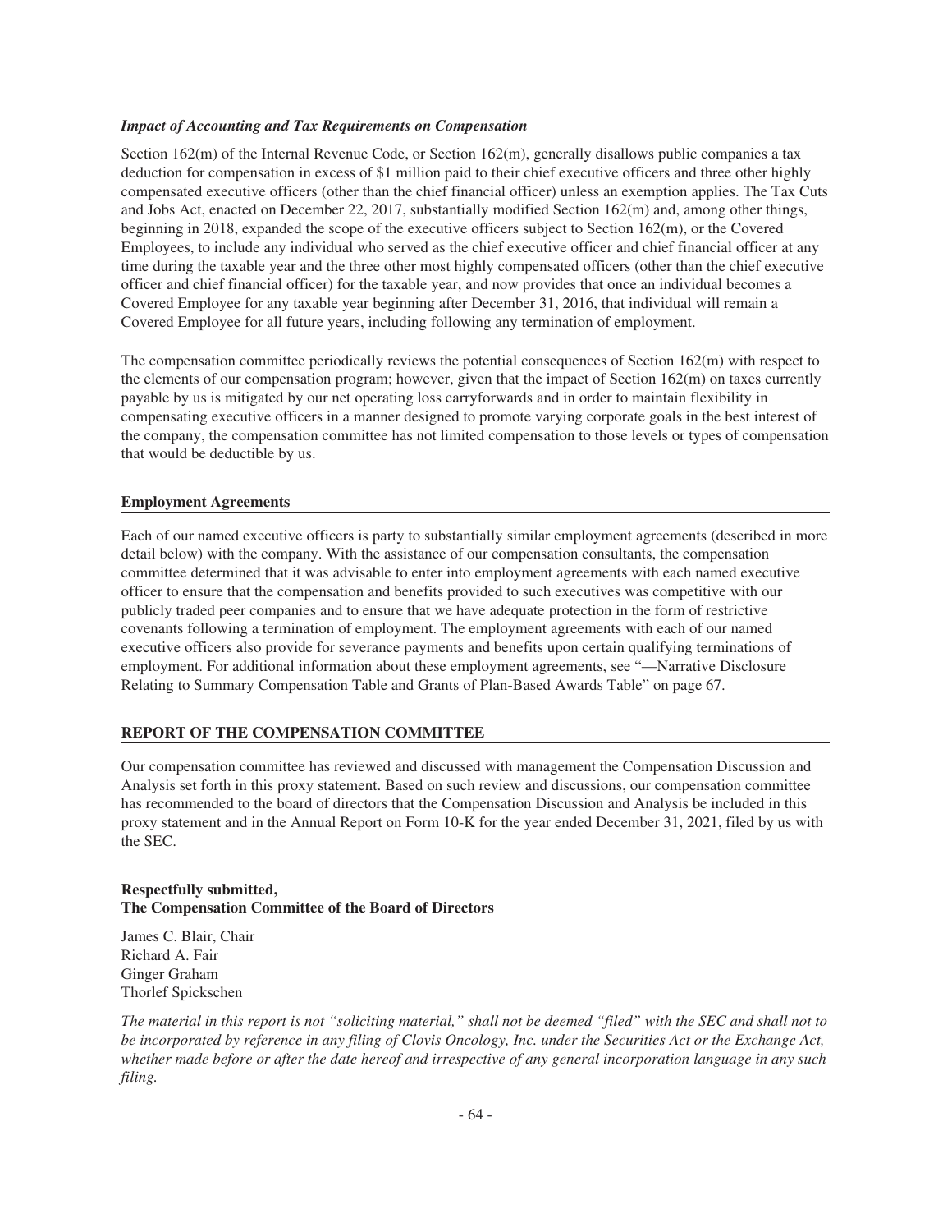### *Impact of Accounting and Tax Requirements on Compensation*

Section 162(m) of the Internal Revenue Code, or Section 162(m), generally disallows public companies a tax deduction for compensation in excess of $1 million paid to their chief executive officers and three other highly compensated executive officers (other than the chief financial officer) unless an exemption applies. The Tax Cuts and Jobs Act, enacted on December 22, 2017, substantially modified Section 162(m) and, among other things, beginning in 2018, expanded the scope of the executive officers subject to Section 162(m), or the Covered Employees, to include any individual who served as the chief executive officer and chief financial officer at any time during the taxable year and the three other most highly compensated officers (other than the chief executive officer and chief financial officer) for the taxable year, and now provides that once an individual becomes a Covered Employee for any taxable year beginning after December 31, 2016, that individual will remain a Covered Employee for all future years, including following any termination of employment.

The compensation committee periodically reviews the potential consequences of Section 162(m) with respect to the elements of our compensation program; however, given that the impact of Section 162(m) on taxes currently payable by us is mitigated by our net operating loss carryforwards and in order to maintain flexibility in compensating executive officers in a manner designed to promote varying corporate goals in the best interest of the company, the compensation committee has not limited compensation to those levels or types of compensation that would be deductible by us.

## Employment Agreements

Each of our named executive officers is party to substantially similar employment agreements (described in more detail below) with the company. With the assistance of our compensation consultants, the compensation committee determined that it was advisable to enter into employment agreements with each named executive officer to ensure that the compensation and benefits provided to such executives was competitive with our publicly traded peer companies and to ensure that we have adequate protection in the form of restrictive covenants following a termination of employment. The employment agreements with each of our named executive officers also provide for severance payments and benefits upon certain qualifying terminations of employment. For additional information about these employment agreements, see "—Narrative Disclosure Relating to Summary Compensation Table and Grants of Plan-Based Awards Table" on page 67.

## REPORT OF THE COMPENSATION COMMITTEE

Our compensation committee has reviewed and discussed with management the Compensation Discussion and Analysis set forth in this proxy statement. Based on such review and discussions, our compensation committee has recommended to the board of directors that the Compensation Discussion and Analysis be included in this proxy statement and in the Annual Report on Form 10-K for the year ended December 31, 2021, filed by us with the SEC.

**Respectfully submitted,**
**The Compensation Committee of the Board of Directors**

James C. Blair, Chair
Richard A. Fair
Ginger Graham
Thorlef Spickschen

*The material in this report is not "soliciting material," shall not be deemed "filed" with the SEC and shall not to be incorporated by reference in any filing of Clovis Oncology, Inc. under the Securities Act or the Exchange Act, whether made before or after the date hereof and irrespective of any general incorporation language in any such filing.*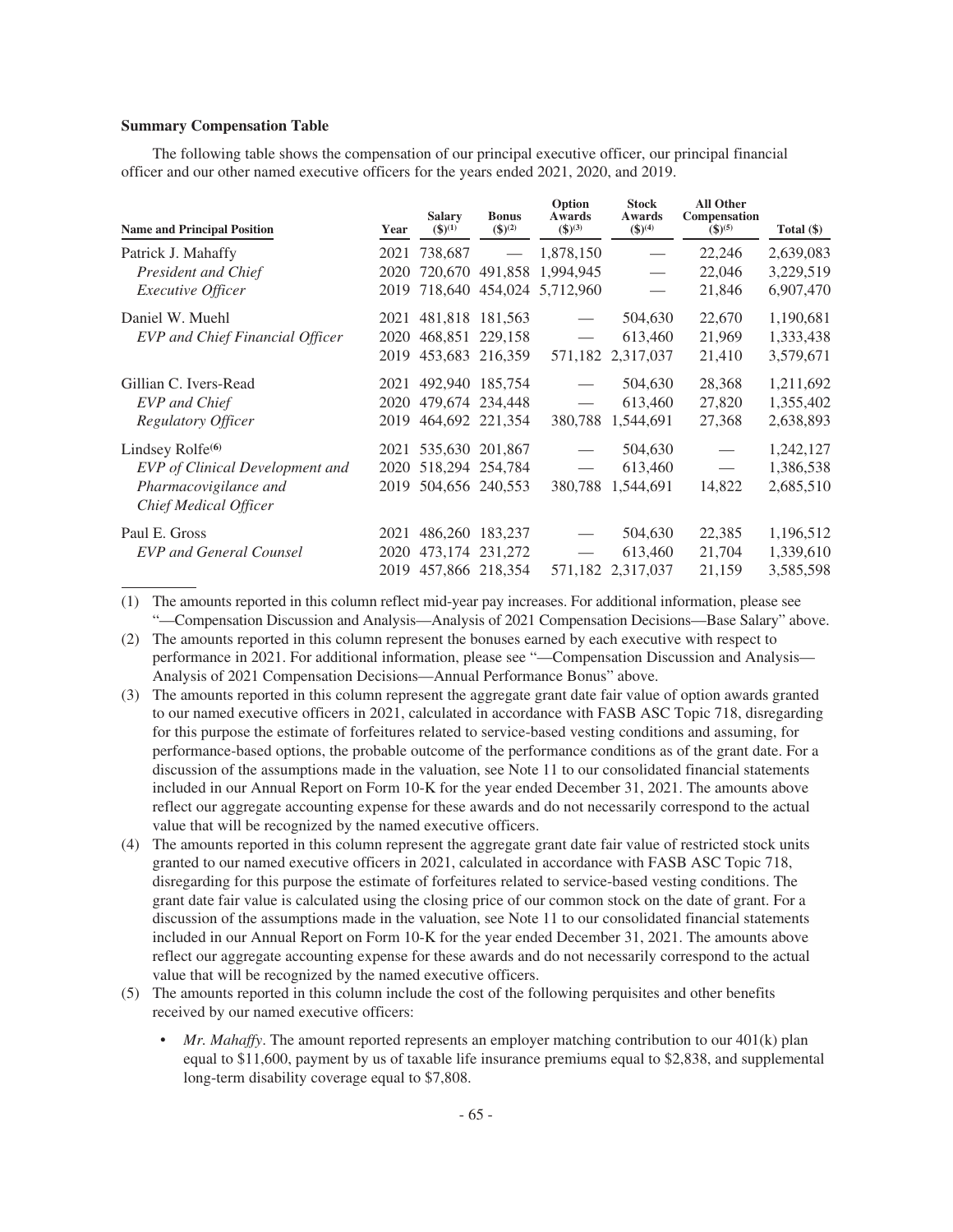**Summary Compensation Table**

The following table shows the compensation of our principal executive officer, our principal financial officer and our other named executive officers for the years ended 2021, 2020, and 2019.

| Name and Principal Position | Year | Salary ($)(1) | Bonus ($)(2) | Option Awards ($)(3) | Stock Awards ($)(4) | All Other Compensation ($)(5) | Total ($) |
|---|---|---|---|---|---|---|---|
| Patrick J. Mahaffy | 2021 | 738,687 | — | 1,878,150 | — | 22,246 | 2,639,083 |
| *President and Chief* | 2020 | 720,670 | 491,858 | 1,994,945 | — | 22,046 | 3,229,519 |
| *Executive Officer* | 2019 | 718,640 | 454,024 | 5,712,960 | — | 21,846 | 6,907,470 |
| Daniel W. Muehl | 2021 | 481,818 | 181,563 | — | 504,630 | 22,670 | 1,190,681 |
| *EVP and Chief Financial Officer* | 2020 | 468,851 | 229,158 | — | 613,460 | 21,969 | 1,333,438 |
| | 2019 | 453,683 | 216,359 | 571,182 | 2,317,037 | 21,410 | 3,579,671 |
| Gillian C. Ivers-Read | 2021 | 492,940 | 185,754 | — | 504,630 | 28,368 | 1,211,692 |
| *EVP and Chief* | 2020 | 479,674 | 234,448 | — | 613,460 | 27,820 | 1,355,402 |
| *Regulatory Officer* | 2019 | 464,692 | 221,354 | 380,788 | 1,544,691 | 27,368 | 2,638,893 |
| Lindsey Rolfe(6) | 2021 | 535,630 | 201,867 | — | 504,630 | — | 1,242,127 |
| *EVP of Clinical Development and* | 2020 | 518,294 | 254,784 | — | 613,460 | — | 1,386,538 |
| *Pharmacovigilance and Chief Medical Officer* | 2019 | 504,656 | 240,553 | 380,788 | 1,544,691 | 14,822 | 2,685,510 |
| Paul E. Gross | 2021 | 486,260 | 183,237 | — | 504,630 | 22,385 | 1,196,512 |
| *EVP and General Counsel* | 2020 | 473,174 | 231,272 | — | 613,460 | 21,704 | 1,339,610 |
| | 2019 | 457,866 | 218,354 | 571,182 | 2,317,037 | 21,159 | 3,585,598 |

(1) The amounts reported in this column reflect mid-year pay increases. For additional information, please see "—Compensation Discussion and Analysis—Analysis of 2021 Compensation Decisions—Base Salary" above.

(2) The amounts reported in this column represent the bonuses earned by each executive with respect to performance in 2021. For additional information, please see "—Compensation Discussion and Analysis—Analysis of 2021 Compensation Decisions—Annual Performance Bonus" above.

(3) The amounts reported in this column represent the aggregate grant date fair value of option awards granted to our named executive officers in 2021, calculated in accordance with FASB ASC Topic 718, disregarding for this purpose the estimate of forfeitures related to service-based vesting conditions and assuming, for performance-based options, the probable outcome of the performance conditions as of the grant date. For a discussion of the assumptions made in the valuation, see Note 11 to our consolidated financial statements included in our Annual Report on Form 10-K for the year ended December 31, 2021. The amounts above reflect our aggregate accounting expense for these awards and do not necessarily correspond to the actual value that will be recognized by the named executive officers.

(4) The amounts reported in this column represent the aggregate grant date fair value of restricted stock units granted to our named executive officers in 2021, calculated in accordance with FASB ASC Topic 718, disregarding for this purpose the estimate of forfeitures related to service-based vesting conditions. The grant date fair value is calculated using the closing price of our common stock on the date of grant. For a discussion of the assumptions made in the valuation, see Note 11 to our consolidated financial statements included in our Annual Report on Form 10-K for the year ended December 31, 2021. The amounts above reflect our aggregate accounting expense for these awards and do not necessarily correspond to the actual value that will be recognized by the named executive officers.

(5) The amounts reported in this column include the cost of the following perquisites and other benefits received by our named executive officers:

- *Mr. Mahaffy*. The amount reported represents an employer matching contribution to our 401(k) plan equal to $11,600, payment by us of taxable life insurance premiums equal to $2,838, and supplemental long-term disability coverage equal to $7,808.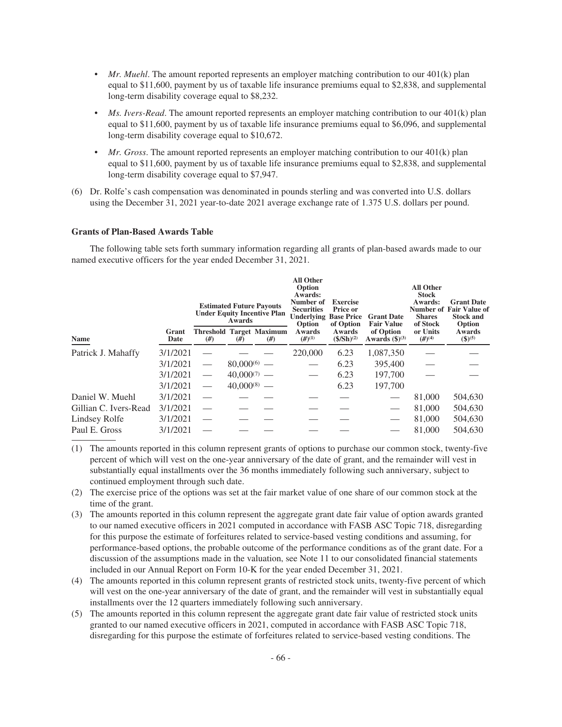- *Mr. Muehl*. The amount reported represents an employer matching contribution to our 401(k) plan equal to $11,600, payment by us of taxable life insurance premiums equal to $2,838, and supplemental long-term disability coverage equal to $8,232.
- *Ms. Ivers-Read*. The amount reported represents an employer matching contribution to our 401(k) plan equal to $11,600, payment by us of taxable life insurance premiums equal to $6,096, and supplemental long-term disability coverage equal to $10,672.
- *Mr. Gross*. The amount reported represents an employer matching contribution to our 401(k) plan equal to $11,600, payment by us of taxable life insurance premiums equal to $2,838, and supplemental long-term disability coverage equal to $7,947.

(6) Dr. Rolfe's cash compensation was denominated in pounds sterling and was converted into U.S. dollars using the December 31, 2021 year-to-date 2021 average exchange rate of 1.375 U.S. dollars per pound.

**Grants of Plan-Based Awards Table**

The following table sets forth summary information regarding all grants of plan-based awards made to our named executive officers for the year ended December 31, 2021.

| Name | Grant Date | Estimated Future Payouts Under Equity Incentive Plan Awards | | | All Other Option Awards: Number of Securities Underlying Option Awards (#)(1) | Exercise Price or Base Price of Option Awards ($/Sh)(2) | Grant Date Fair Value of Option Awards ($)(3) | All Other Stock Awards: Number of Shares of Stock or Units (#)(4) | Grant Date Fair Value of Stock and Option Awards ($)(5) |
|---|---|---|---|---|---|---|---|---|---|
| | | Threshold (#) | Target (#) | Maximum (#) | | | | | |
| Patrick J. Mahaffy | 3/1/2021 | — | — | — | 220,000 | 6.23 | 1,087,350 | — | — |
| | 3/1/2021 | — | 80,000(6) | — | — | 6.23 | 395,400 | — | — |
| | 3/1/2021 | — | 40,000(7) | — | — | 6.23 | 197,700 | — | — |
| | 3/1/2021 | — | 40,000(8) | — | | 6.23 | 197,700 | | |
| Daniel W. Muehl | 3/1/2021 | — | — | — | — | — | — | 81,000 | 504,630 |
| Gillian C. Ivers-Read | 3/1/2021 | — | — | — | — | — | — | 81,000 | 504,630 |
| Lindsey Rolfe | 3/1/2021 | — | — | — | — | — | — | 81,000 | 504,630 |
| Paul E. Gross | 3/1/2021 | — | — | — | — | — | — | 81,000 | 504,630 |

(1) The amounts reported in this column represent grants of options to purchase our common stock, twenty-five percent of which will vest on the one-year anniversary of the date of grant, and the remainder will vest in substantially equal installments over the 36 months immediately following such anniversary, subject to continued employment through such date.

(2) The exercise price of the options was set at the fair market value of one share of our common stock at the time of the grant.

(3) The amounts reported in this column represent the aggregate grant date fair value of option awards granted to our named executive officers in 2021 computed in accordance with FASB ASC Topic 718, disregarding for this purpose the estimate of forfeitures related to service-based vesting conditions and assuming, for performance-based options, the probable outcome of the performance conditions as of the grant date. For a discussion of the assumptions made in the valuation, see Note 11 to our consolidated financial statements included in our Annual Report on Form 10-K for the year ended December 31, 2021.

(4) The amounts reported in this column represent grants of restricted stock units, twenty-five percent of which will vest on the one-year anniversary of the date of grant, and the remainder will vest in substantially equal installments over the 12 quarters immediately following such anniversary.

(5) The amounts reported in this column represent the aggregate grant date fair value of restricted stock units granted to our named executive officers in 2021, computed in accordance with FASB ASC Topic 718, disregarding for this purpose the estimate of forfeitures related to service-based vesting conditions. The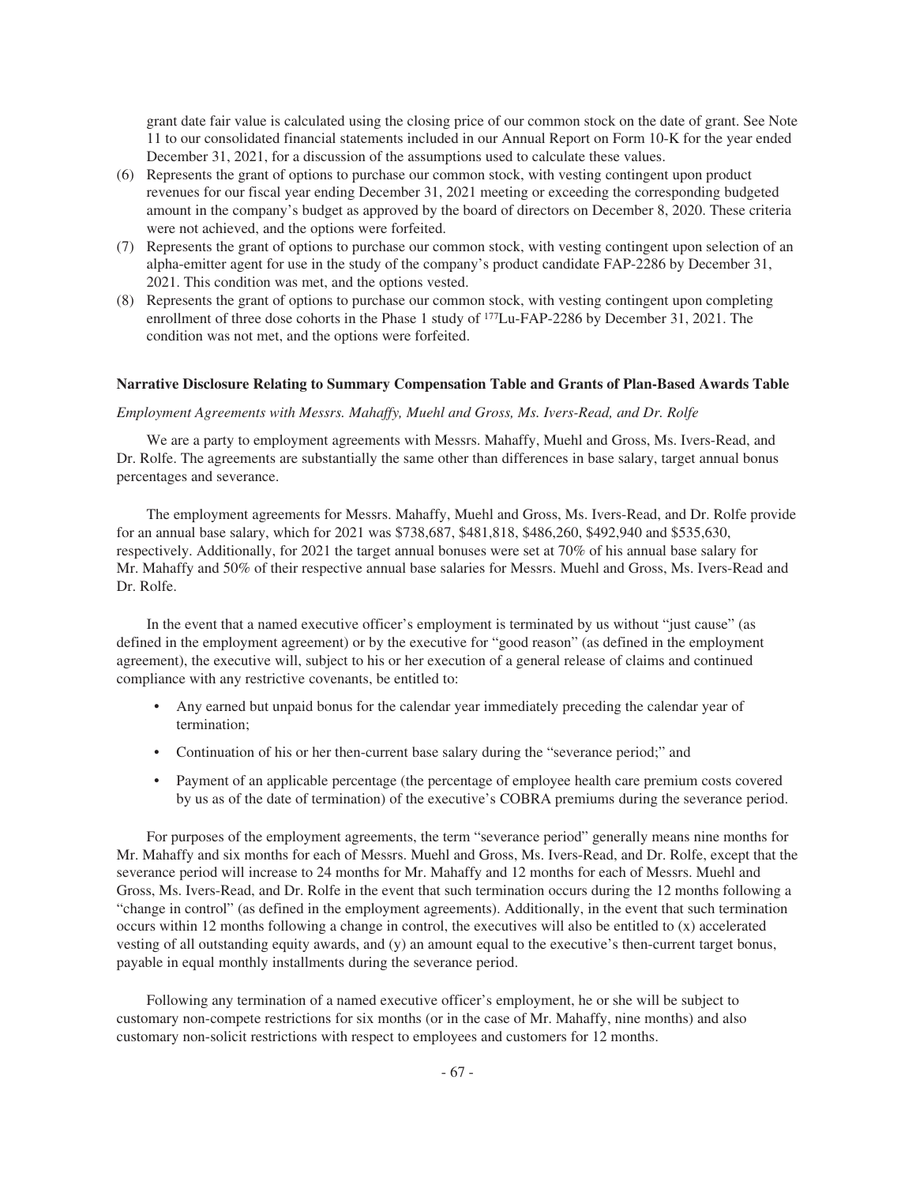grant date fair value is calculated using the closing price of our common stock on the date of grant. See Note 11 to our consolidated financial statements included in our Annual Report on Form 10-K for the year ended December 31, 2021, for a discussion of the assumptions used to calculate these values.

(6) Represents the grant of options to purchase our common stock, with vesting contingent upon product revenues for our fiscal year ending December 31, 2021 meeting or exceeding the corresponding budgeted amount in the company's budget as approved by the board of directors on December 8, 2020. These criteria were not achieved, and the options were forfeited.

(7) Represents the grant of options to purchase our common stock, with vesting contingent upon selection of an alpha-emitter agent for use in the study of the company's product candidate FAP-2286 by December 31, 2021. This condition was met, and the options vested.

(8) Represents the grant of options to purchase our common stock, with vesting contingent upon completing enrollment of three dose cohorts in the Phase 1 study of $^{177}$Lu-FAP-2286 by December 31, 2021. The condition was not met, and the options were forfeited.

**Narrative Disclosure Relating to Summary Compensation Table and Grants of Plan-Based Awards Table**

*Employment Agreements with Messrs. Mahaffy, Muehl and Gross, Ms. Ivers-Read, and Dr. Rolfe*

We are a party to employment agreements with Messrs. Mahaffy, Muehl and Gross, Ms. Ivers-Read, and Dr. Rolfe. The agreements are substantially the same other than differences in base salary, target annual bonus percentages and severance.

The employment agreements for Messrs. Mahaffy, Muehl and Gross, Ms. Ivers-Read, and Dr. Rolfe provide for an annual base salary, which for 2021 was $738,687, $481,818, $486,260, $492,940 and $535,630, respectively. Additionally, for 2021 the target annual bonuses were set at 70% of his annual base salary for Mr. Mahaffy and 50% of their respective annual base salaries for Messrs. Muehl and Gross, Ms. Ivers-Read and Dr. Rolfe.

In the event that a named executive officer's employment is terminated by us without "just cause" (as defined in the employment agreement) or by the executive for "good reason" (as defined in the employment agreement), the executive will, subject to his or her execution of a general release of claims and continued compliance with any restrictive covenants, be entitled to:

- Any earned but unpaid bonus for the calendar year immediately preceding the calendar year of termination;
- Continuation of his or her then-current base salary during the "severance period;" and
- Payment of an applicable percentage (the percentage of employee health care premium costs covered by us as of the date of termination) of the executive's COBRA premiums during the severance period.

For purposes of the employment agreements, the term "severance period" generally means nine months for Mr. Mahaffy and six months for each of Messrs. Muehl and Gross, Ms. Ivers-Read, and Dr. Rolfe, except that the severance period will increase to 24 months for Mr. Mahaffy and 12 months for each of Messrs. Muehl and Gross, Ms. Ivers-Read, and Dr. Rolfe in the event that such termination occurs during the 12 months following a "change in control" (as defined in the employment agreements). Additionally, in the event that such termination occurs within 12 months following a change in control, the executives will also be entitled to (x) accelerated vesting of all outstanding equity awards, and (y) an amount equal to the executive's then-current target bonus, payable in equal monthly installments during the severance period.

Following any termination of a named executive officer's employment, he or she will be subject to customary non-compete restrictions for six months (or in the case of Mr. Mahaffy, nine months) and also customary non-solicit restrictions with respect to employees and customers for 12 months.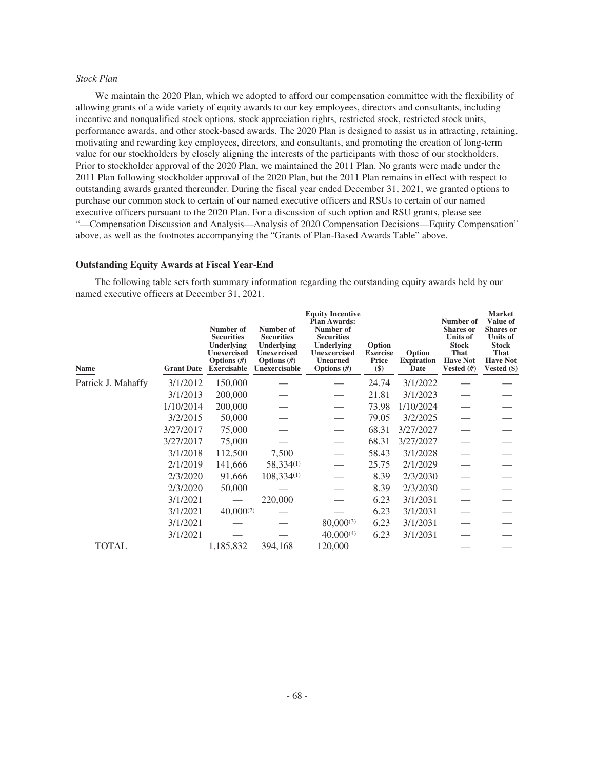*Stock Plan*

We maintain the 2020 Plan, which we adopted to afford our compensation committee with the flexibility of allowing grants of a wide variety of equity awards to our key employees, directors and consultants, including incentive and nonqualified stock options, stock appreciation rights, restricted stock, restricted stock units, performance awards, and other stock-based awards. The 2020 Plan is designed to assist us in attracting, retaining, motivating and rewarding key employees, directors, and consultants, and promoting the creation of long-term value for our stockholders by closely aligning the interests of the participants with those of our stockholders. Prior to stockholder approval of the 2020 Plan, we maintained the 2011 Plan. No grants were made under the 2011 Plan following stockholder approval of the 2020 Plan, but the 2011 Plan remains in effect with respect to outstanding awards granted thereunder. During the fiscal year ended December 31, 2021, we granted options to purchase our common stock to certain of our named executive officers and RSUs to certain of our named executive officers pursuant to the 2020 Plan. For a discussion of such option and RSU grants, please see "—Compensation Discussion and Analysis—Analysis of 2020 Compensation Decisions—Equity Compensation" above, as well as the footnotes accompanying the "Grants of Plan-Based Awards Table" above.

**Outstanding Equity Awards at Fiscal Year-End**

The following table sets forth summary information regarding the outstanding equity awards held by our named executive officers at December 31, 2021.

| Name | Grant Date | Number of Securities Underlying Unexercised Options (#) Exercisable | Number of Securities Underlying Unexercised Options (#) Unexercisable | Equity Incentive Plan Awards: Number of Securities Underlying Unexcercised Unearned Options (#) | Option Exercise Price ($) | Option Expiration Date | Number of Shares or Units of Stock That Have Not Vested (#) | Market Value of Shares or Units of Stock That Have Not Vested ($) |
|---|---|---|---|---|---|---|---|---|
| Patrick J. Mahaffy | 3/1/2012 | 150,000 | — | — | 24.74 | 3/1/2022 | — | — |
| | 3/1/2013 | 200,000 | — | — | 21.81 | 3/1/2023 | — | — |
| | 1/10/2014 | 200,000 | — | — | 73.98 | 1/10/2024 | — | — |
| | 3/2/2015 | 50,000 | — | — | 79.05 | 3/2/2025 | — | — |
| | 3/27/2017 | 75,000 | — | — | 68.31 | 3/27/2027 | — | — |
| | 3/27/2017 | 75,000 | — | — | 68.31 | 3/27/2027 | — | — |
| | 3/1/2018 | 112,500 | 7,500 | — | 58.43 | 3/1/2028 | — | — |
| | 2/1/2019 | 141,666 | 58,334(1) | — | 25.75 | 2/1/2029 | — | — |
| | 2/3/2020 | 91,666 | 108,334(1) | — | 8.39 | 2/3/2030 | — | — |
| | 2/3/2020 | 50,000 | — | — | 8.39 | 2/3/2030 | — | — |
| | 3/1/2021 | — | 220,000 | — | 6.23 | 3/1/2031 | — | — |
| | 3/1/2021 | 40,000(2) | — | — | 6.23 | 3/1/2031 | — | — |
| | 3/1/2021 | — | — | 80,000(3) | 6.23 | 3/1/2031 | — | — |
| | 3/1/2021 | — | — | 40,000(4) | 6.23 | 3/1/2031 | — | — |
| TOTAL | | 1,185,832 | 394,168 | 120,000 | | | — | — |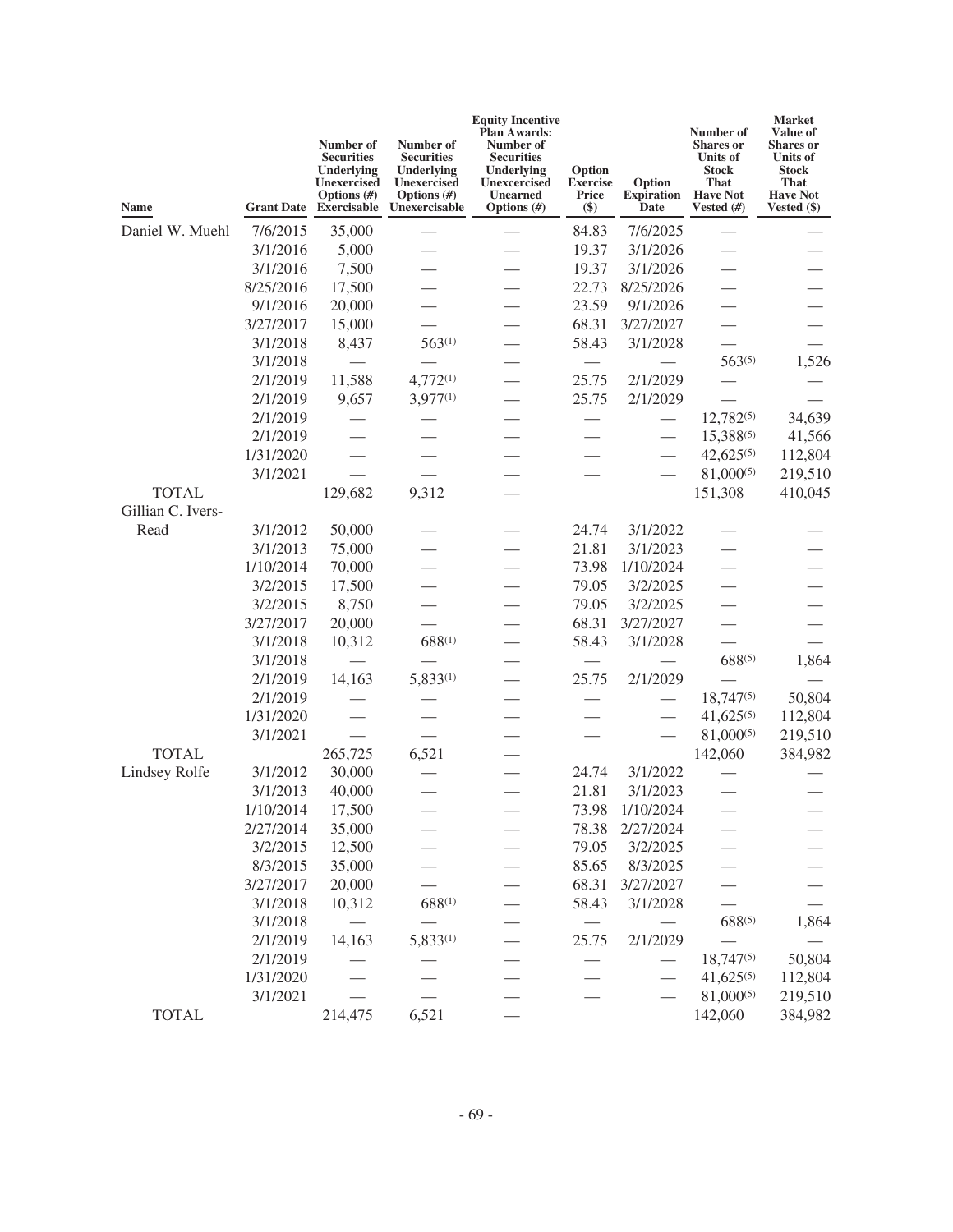| Name | Grant Date | Number of Securities Underlying Unexercised Options (#) Exercisable | Number of Securities Underlying Unexercised Options (#) Unexercisable | Equity Incentive Plan Awards: Number of Securities Underlying Unexercised Unearned Options (#) | Option Exercise Price ($) | Option Expiration Date | Number of Shares or Units of Stock That Have Not Vested (#) | Market Value of Shares or Units of Stock That Have Not Vested ($) |
|---|---|---|---|---|---|---|---|---|
| Daniel W. Muehl | 7/6/2015 | 35,000 | — | — | 84.83 | 7/6/2025 | — | — |
| | 3/1/2016 | 5,000 | — | — | 19.37 | 3/1/2026 | — | — |
| | 3/1/2016 | 7,500 | — | — | 19.37 | 3/1/2026 | — | — |
| | 8/25/2016 | 17,500 | — | — | 22.73 | 8/25/2026 | — | — |
| | 9/1/2016 | 20,000 | — | — | 23.59 | 9/1/2026 | — | — |
| | 3/27/2017 | 15,000 | — | — | 68.31 | 3/27/2027 | — | — |
| | 3/1/2018 | 8,437 | 563(1) | — | 58.43 | 3/1/2028 | — | — |
| | 3/1/2018 | — | — | — | — | — | 563(5) | 1,526 |
| | 2/1/2019 | 11,588 | 4,772(1) | — | 25.75 | 2/1/2029 | — | — |
| | 2/1/2019 | 9,657 | 3,977(1) | — | 25.75 | 2/1/2029 | — | — |
| | 2/1/2019 | — | — | — | — | — | 12,782(5) | 34,639 |
| | 2/1/2019 | — | — | — | — | — | 15,388(5) | 41,566 |
| | 1/31/2020 | — | — | — | — | — | 42,625(5) | 112,804 |
| | 3/1/2021 | — | — | — | — | — | 81,000(5) | 219,510 |
| TOTAL | | 129,682 | 9,312 | — | | | 151,308 | 410,045 |
| Gillian C. Ivers-Read | 3/1/2012 | 50,000 | — | — | 24.74 | 3/1/2022 | — | — |
| | 3/1/2013 | 75,000 | — | — | 21.81 | 3/1/2023 | — | — |
| | 1/10/2014 | 70,000 | — | — | 73.98 | 1/10/2024 | — | — |
| | 3/2/2015 | 17,500 | — | — | 79.05 | 3/2/2025 | — | — |
| | 3/2/2015 | 8,750 | — | — | 79.05 | 3/2/2025 | — | — |
| | 3/27/2017 | 20,000 | — | — | 68.31 | 3/27/2027 | — | — |
| | 3/1/2018 | 10,312 | 688(1) | — | 58.43 | 3/1/2028 | — | — |
| | 3/1/2018 | — | — | — | — | — | 688(5) | 1,864 |
| | 2/1/2019 | 14,163 | 5,833(1) | — | 25.75 | 2/1/2029 | — | — |
| | 2/1/2019 | — | — | — | — | — | 18,747(5) | 50,804 |
| | 1/31/2020 | — | — | — | — | — | 41,625(5) | 112,804 |
| | 3/1/2021 | — | — | — | — | — | 81,000(5) | 219,510 |
| TOTAL | | 265,725 | 6,521 | — | | | 142,060 | 384,982 |
| Lindsey Rolfe | 3/1/2012 | 30,000 | — | — | 24.74 | 3/1/2022 | — | — |
| | 3/1/2013 | 40,000 | — | — | 21.81 | 3/1/2023 | — | — |
| | 1/10/2014 | 17,500 | — | — | 73.98 | 1/10/2024 | — | — |
| | 2/27/2014 | 35,000 | — | — | 78.38 | 2/27/2024 | — | — |
| | 3/2/2015 | 12,500 | — | — | 79.05 | 3/2/2025 | — | — |
| | 8/3/2015 | 35,000 | — | — | 85.65 | 8/3/2025 | — | — |
| | 3/27/2017 | 20,000 | — | — | 68.31 | 3/27/2027 | — | — |
| | 3/1/2018 | 10,312 | 688(1) | — | 58.43 | 3/1/2028 | — | — |
| | 3/1/2018 | — | — | — | — | — | 688(5) | 1,864 |
| | 2/1/2019 | 14,163 | 5,833(1) | — | 25.75 | 2/1/2029 | — | — |
| | 2/1/2019 | — | — | — | — | — | 18,747(5) | 50,804 |
| | 1/31/2020 | — | — | — | — | — | 41,625(5) | 112,804 |
| | 3/1/2021 | — | — | — | — | — | 81,000(5) | 219,510 |
| TOTAL | | 214,475 | 6,521 | — | | | 142,060 | 384,982 |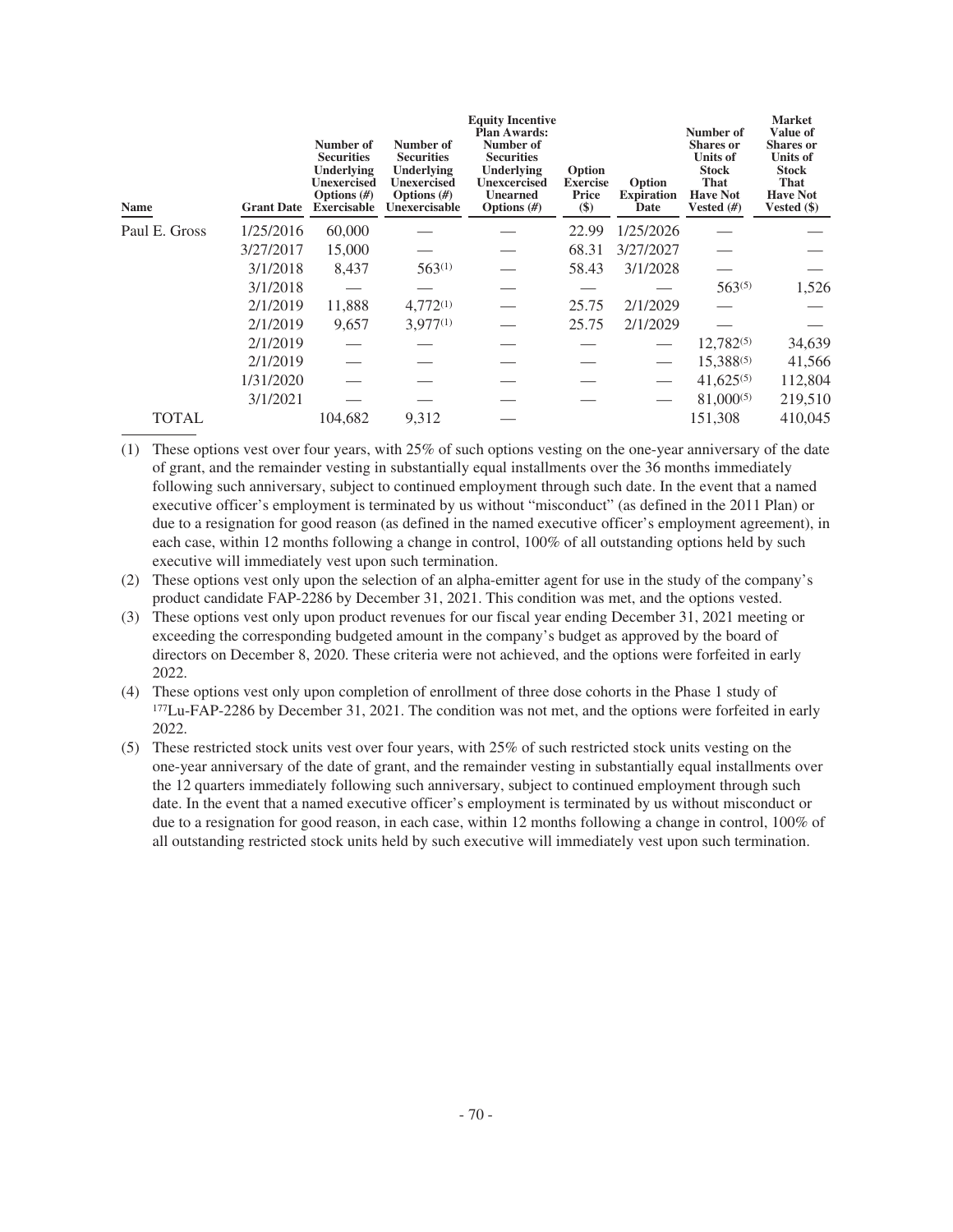| Name | Grant Date | Number of Securities Underlying Unexercised Options (#) Exercisable | Number of Securities Underlying Unexercised Options (#) Unexercisable | Equity Incentive Plan Awards: Number of Securities Underlying Unexercised Unearned Options (#) | Option Exercise Price ($) | Option Expiration Date | Number of Shares or Units of Stock That Have Not Vested (#) | Market Value of Shares or Units of Stock That Have Not Vested ($) |
|---|---|---|---|---|---|---|---|---|
| Paul E. Gross | 1/25/2016 | 60,000 | — | — | 22.99 | 1/25/2026 | — | — |
| | 3/27/2017 | 15,000 | — | — | 68.31 | 3/27/2027 | — | — |
| | 3/1/2018 | 8,437 | 563(1) | — | 58.43 | 3/1/2028 | — | — |
| | 3/1/2018 | — | — | — | — | — | 563(5) | 1,526 |
| | 2/1/2019 | 11,888 | 4,772(1) | — | 25.75 | 2/1/2029 | — | — |
| | 2/1/2019 | 9,657 | 3,977(1) | — | 25.75 | 2/1/2029 | — | — |
| | 2/1/2019 | — | — | — | — | — | 12,782(5) | 34,639 |
| | 2/1/2019 | — | — | — | — | — | 15,388(5) | 41,566 |
| | 1/31/2020 | — | — | — | — | — | 41,625(5) | 112,804 |
| | 3/1/2021 | — | — | — | — | — | 81,000(5) | 219,510 |
| TOTAL | | 104,682 | 9,312 | — | | | 151,308 | 410,045 |

(1) These options vest over four years, with 25% of such options vesting on the one-year anniversary of the date of grant, and the remainder vesting in substantially equal installments over the 36 months immediately following such anniversary, subject to continued employment through such date. In the event that a named executive officer's employment is terminated by us without "misconduct" (as defined in the 2011 Plan) or due to a resignation for good reason (as defined in the named executive officer's employment agreement), in each case, within 12 months following a change in control, 100% of all outstanding options held by such executive will immediately vest upon such termination.

(2) These options vest only upon the selection of an alpha-emitter agent for use in the study of the company's product candidate FAP-2286 by December 31, 2021. This condition was met, and the options vested.

(3) These options vest only upon product revenues for our fiscal year ending December 31, 2021 meeting or exceeding the corresponding budgeted amount in the company's budget as approved by the board of directors on December 8, 2020. These criteria were not achieved, and the options were forfeited in early 2022.

(4) These options vest only upon completion of enrollment of three dose cohorts in the Phase 1 study of $^{177}$Lu-FAP-2286 by December 31, 2021. The condition was not met, and the options were forfeited in early 2022.

(5) These restricted stock units vest over four years, with 25% of such restricted stock units vesting on the one-year anniversary of the date of grant, and the remainder vesting in substantially equal installments over the 12 quarters immediately following such anniversary, subject to continued employment through such date. In the event that a named executive officer's employment is terminated by us without misconduct or due to a resignation for good reason, in each case, within 12 months following a change in control, 100% of all outstanding restricted stock units held by such executive will immediately vest upon such termination.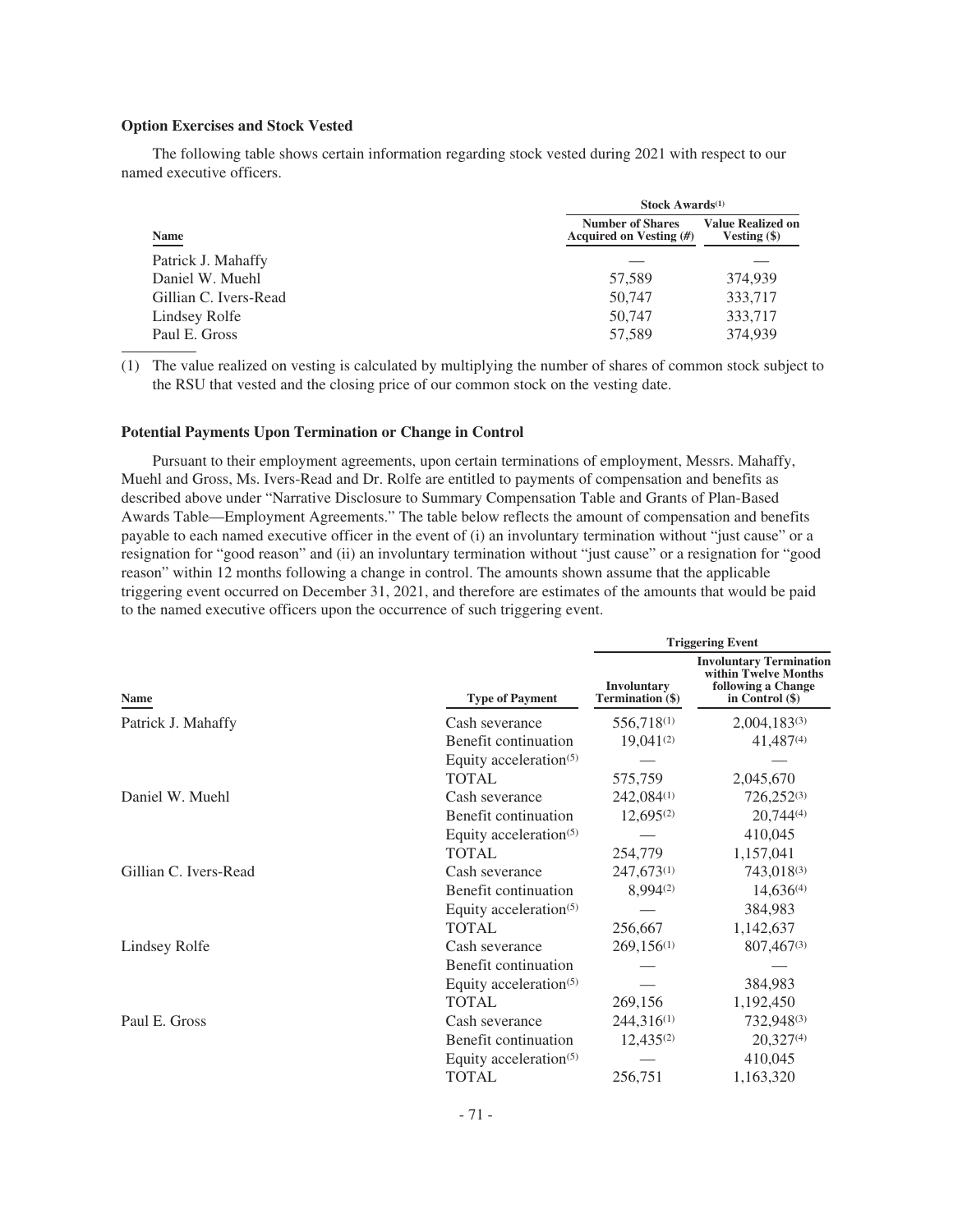### Option Exercises and Stock Vested

The following table shows certain information regarding stock vested during 2021 with respect to our named executive officers.

| | Stock Awards[(1)] | |
|---|---|---|
| Name | Number of Shares Acquired on Vesting (#) | Value Realized on Vesting ($) |
| Patrick J. Mahaffy | — | — |
| Daniel W. Muehl | 57,589 | 374,939 |
| Gillian C. Ivers-Read | 50,747 | 333,717 |
| Lindsey Rolfe | 50,747 | 333,717 |
| Paul E. Gross | 57,589 | 374,939 |

(1) The value realized on vesting is calculated by multiplying the number of shares of common stock subject to the RSU that vested and the closing price of our common stock on the vesting date.

### Potential Payments Upon Termination or Change in Control

Pursuant to their employment agreements, upon certain terminations of employment, Messrs. Mahaffy, Muehl and Gross, Ms. Ivers-Read and Dr. Rolfe are entitled to payments of compensation and benefits as described above under "Narrative Disclosure to Summary Compensation Table and Grants of Plan-Based Awards Table—Employment Agreements." The table below reflects the amount of compensation and benefits payable to each named executive officer in the event of (i) an involuntary termination without "just cause" or a resignation for "good reason" and (ii) an involuntary termination without "just cause" or a resignation for "good reason" within 12 months following a change in control. The amounts shown assume that the applicable triggering event occurred on December 31, 2021, and therefore are estimates of the amounts that would be paid to the named executive officers upon the occurrence of such triggering event.

| | | Triggering Event | |
|---|---|---|---|
| Name | Type of Payment | Involuntary Termination ($) | Involuntary Termination within Twelve Months following a Change in Control ($) |
| Patrick J. Mahaffy | Cash severance | 556,718[(1)] | 2,004,183[(3)] |
| | Benefit continuation | 19,041[(2)] | 41,487[(4)] |
| | Equity acceleration[(5)] | — | — |
| | TOTAL | 575,759 | 2,045,670 |
| Daniel W. Muehl | Cash severance | 242,084[(1)] | 726,252[(3)] |
| | Benefit continuation | 12,695[(2)] | 20,744[(4)] |
| | Equity acceleration[(5)] | — | 410,045 |
| | TOTAL | 254,779 | 1,157,041 |
| Gillian C. Ivers-Read | Cash severance | 247,673[(1)] | 743,018[(3)] |
| | Benefit continuation | 8,994[(2)] | 14,636[(4)] |
| | Equity acceleration[(5)] | — | 384,983 |
| | TOTAL | 256,667 | 1,142,637 |
| Lindsey Rolfe | Cash severance | 269,156[(1)] | 807,467[(3)] |
| | Benefit continuation | — | — |
| | Equity acceleration[(5)] | — | 384,983 |
| | TOTAL | 269,156 | 1,192,450 |
| Paul E. Gross | Cash severance | 244,316[(1)] | 732,948[(3)] |
| | Benefit continuation | 12,435[(2)] | 20,327[(4)] |
| | Equity acceleration[(5)] | — | 410,045 |
| | TOTAL | 256,751 | 1,163,320 |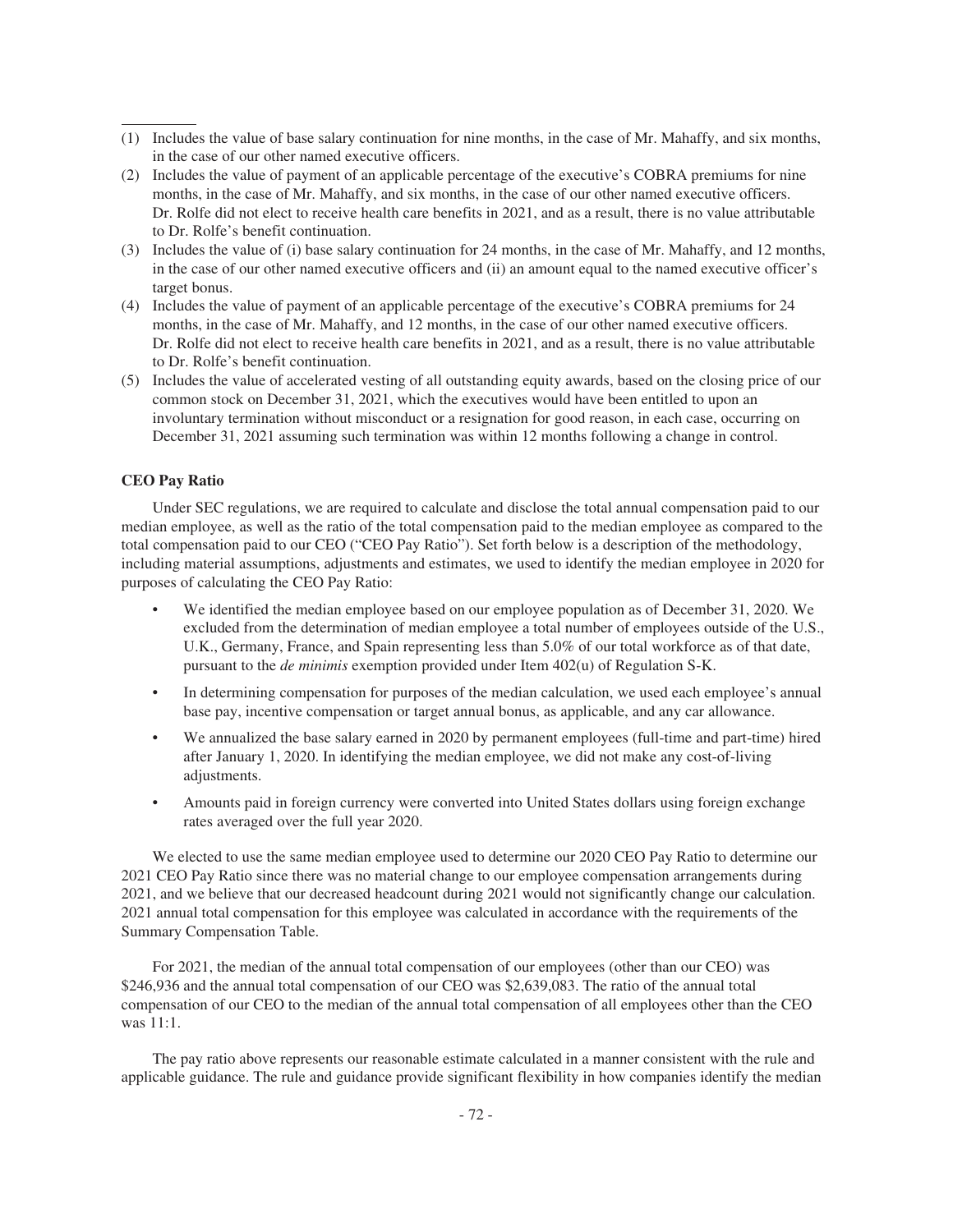(1) Includes the value of base salary continuation for nine months, in the case of Mr. Mahaffy, and six months, in the case of our other named executive officers.

(2) Includes the value of payment of an applicable percentage of the executive's COBRA premiums for nine months, in the case of Mr. Mahaffy, and six months, in the case of our other named executive officers. Dr. Rolfe did not elect to receive health care benefits in 2021, and as a result, there is no value attributable to Dr. Rolfe's benefit continuation.

(3) Includes the value of (i) base salary continuation for 24 months, in the case of Mr. Mahaffy, and 12 months, in the case of our other named executive officers and (ii) an amount equal to the named executive officer's target bonus.

(4) Includes the value of payment of an applicable percentage of the executive's COBRA premiums for 24 months, in the case of Mr. Mahaffy, and 12 months, in the case of our other named executive officers. Dr. Rolfe did not elect to receive health care benefits in 2021, and as a result, there is no value attributable to Dr. Rolfe's benefit continuation.

(5) Includes the value of accelerated vesting of all outstanding equity awards, based on the closing price of our common stock on December 31, 2021, which the executives would have been entitled to upon an involuntary termination without misconduct or a resignation for good reason, in each case, occurring on December 31, 2021 assuming such termination was within 12 months following a change in control.

### CEO Pay Ratio

Under SEC regulations, we are required to calculate and disclose the total annual compensation paid to our median employee, as well as the ratio of the total compensation paid to the median employee as compared to the total compensation paid to our CEO ("CEO Pay Ratio"). Set forth below is a description of the methodology, including material assumptions, adjustments and estimates, we used to identify the median employee in 2020 for purposes of calculating the CEO Pay Ratio:

- We identified the median employee based on our employee population as of December 31, 2020. We excluded from the determination of median employee a total number of employees outside of the U.S., U.K., Germany, France, and Spain representing less than 5.0% of our total workforce as of that date, pursuant to the *de minimis* exemption provided under Item 402(u) of Regulation S-K.
- In determining compensation for purposes of the median calculation, we used each employee's annual base pay, incentive compensation or target annual bonus, as applicable, and any car allowance.
- We annualized the base salary earned in 2020 by permanent employees (full-time and part-time) hired after January 1, 2020. In identifying the median employee, we did not make any cost-of-living adjustments.
- Amounts paid in foreign currency were converted into United States dollars using foreign exchange rates averaged over the full year 2020.

We elected to use the same median employee used to determine our 2020 CEO Pay Ratio to determine our 2021 CEO Pay Ratio since there was no material change to our employee compensation arrangements during 2021, and we believe that our decreased headcount during 2021 would not significantly change our calculation. 2021 annual total compensation for this employee was calculated in accordance with the requirements of the Summary Compensation Table.

For 2021, the median of the annual total compensation of our employees (other than our CEO) was $246,936 and the annual total compensation of our CEO was $2,639,083. The ratio of the annual total compensation of our CEO to the median of the annual total compensation of all employees other than the CEO was 11:1.

The pay ratio above represents our reasonable estimate calculated in a manner consistent with the rule and applicable guidance. The rule and guidance provide significant flexibility in how companies identify the median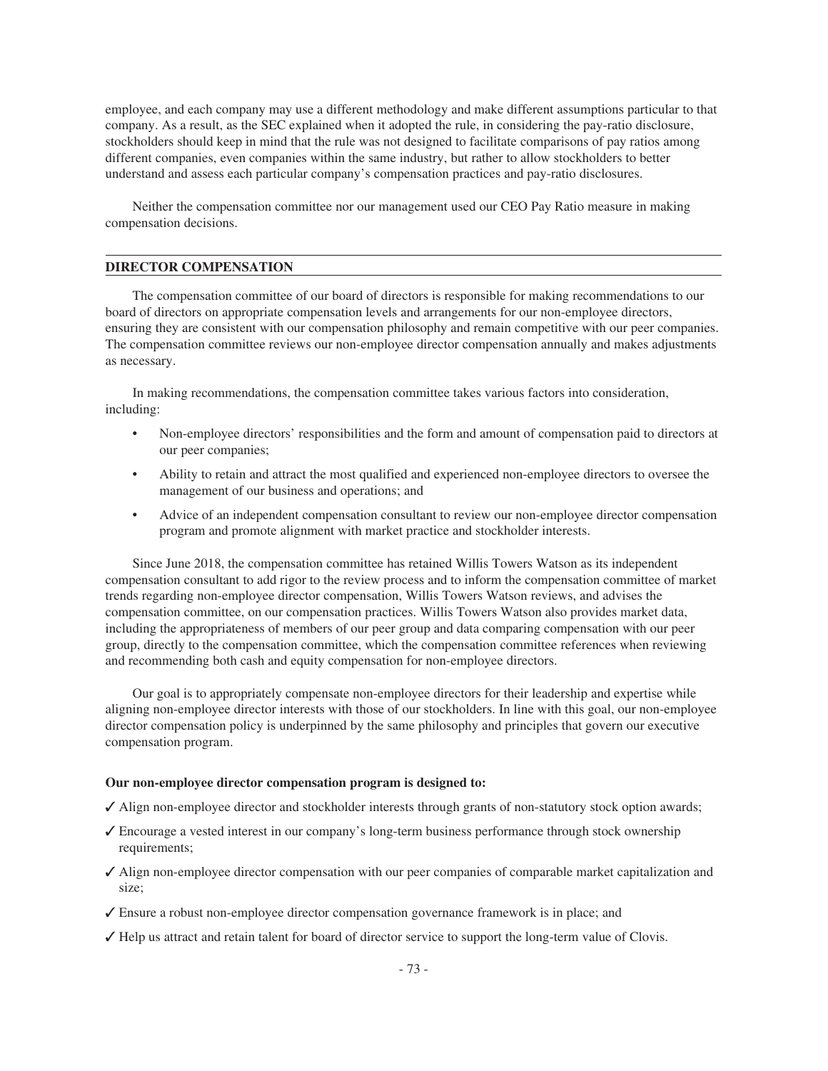employee, and each company may use a different methodology and make different assumptions particular to that company. As a result, as the SEC explained when it adopted the rule, in considering the pay-ratio disclosure, stockholders should keep in mind that the rule was not designed to facilitate comparisons of pay ratios among different companies, even companies within the same industry, but rather to allow stockholders to better understand and assess each particular company's compensation practices and pay-ratio disclosures.

Neither the compensation committee nor our management used our CEO Pay Ratio measure in making compensation decisions.

## DIRECTOR COMPENSATION

The compensation committee of our board of directors is responsible for making recommendations to our board of directors on appropriate compensation levels and arrangements for our non-employee directors, ensuring they are consistent with our compensation philosophy and remain competitive with our peer companies. The compensation committee reviews our non-employee director compensation annually and makes adjustments as necessary.

In making recommendations, the compensation committee takes various factors into consideration, including:

- Non-employee directors' responsibilities and the form and amount of compensation paid to directors at our peer companies;
- Ability to retain and attract the most qualified and experienced non-employee directors to oversee the management of our business and operations; and
- Advice of an independent compensation consultant to review our non-employee director compensation program and promote alignment with market practice and stockholder interests.

Since June 2018, the compensation committee has retained Willis Towers Watson as its independent compensation consultant to add rigor to the review process and to inform the compensation committee of market trends regarding non-employee director compensation, Willis Towers Watson reviews, and advises the compensation committee, on our compensation practices. Willis Towers Watson also provides market data, including the appropriateness of members of our peer group and data comparing compensation with our peer group, directly to the compensation committee, which the compensation committee references when reviewing and recommending both cash and equity compensation for non-employee directors.

Our goal is to appropriately compensate non-employee directors for their leadership and expertise while aligning non-employee director interests with those of our stockholders. In line with this goal, our non-employee director compensation policy is underpinned by the same philosophy and principles that govern our executive compensation program.

**Our non-employee director compensation program is designed to:**

✓ Align non-employee director and stockholder interests through grants of non-statutory stock option awards;

✓ Encourage a vested interest in our company's long-term business performance through stock ownership requirements;

✓ Align non-employee director compensation with our peer companies of comparable market capitalization and size;

✓ Ensure a robust non-employee director compensation governance framework is in place; and

✓ Help us attract and retain talent for board of director service to support the long-term value of Clovis.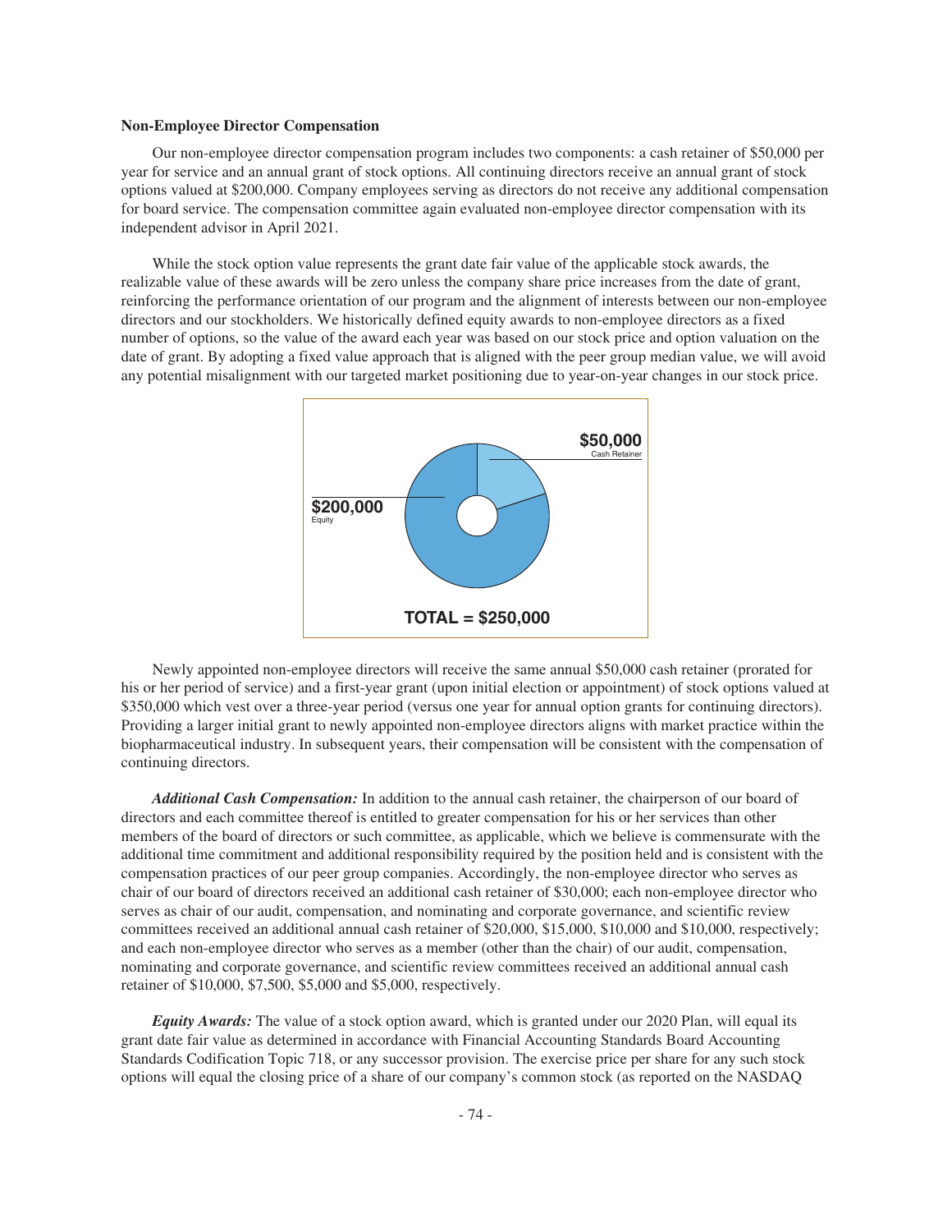**Non-Employee Director Compensation**

Our non-employee director compensation program includes two components: a cash retainer of $50,000 per year for service and an annual grant of stock options. All continuing directors receive an annual grant of stock options valued at $200,000. Company employees serving as directors do not receive any additional compensation for board service. The compensation committee again evaluated non-employee director compensation with its independent advisor in April 2021.

While the stock option value represents the grant date fair value of the applicable stock awards, the realizable value of these awards will be zero unless the company share price increases from the date of grant, reinforcing the performance orientation of our program and the alignment of interests between our non-employee directors and our stockholders. We historically defined equity awards to non-employee directors as a fixed number of options, so the value of the award each year was based on our stock price and option valuation on the date of grant. By adopting a fixed value approach that is aligned with the peer group median value, we will avoid any potential misalignment with our targeted market positioning due to year-on-year changes in our stock price.

**$50,000** Cash Retainer

**$200,000** Equity

**TOTAL = $250,000**

Newly appointed non-employee directors will receive the same annual $50,000 cash retainer (prorated for his or her period of service) and a first-year grant (upon initial election or appointment) of stock options valued at $350,000 which vest over a three-year period (versus one year for annual option grants for continuing directors). Providing a larger initial grant to newly appointed non-employee directors aligns with market practice within the biopharmaceutical industry. In subsequent years, their compensation will be consistent with the compensation of continuing directors.

***Additional Cash Compensation:*** In addition to the annual cash retainer, the chairperson of our board of directors and each committee thereof is entitled to greater compensation for his or her services than other members of the board of directors or such committee, as applicable, which we believe is commensurate with the additional time commitment and additional responsibility required by the position held and is consistent with the compensation practices of our peer group companies. Accordingly, the non-employee director who serves as chair of our board of directors received an additional cash retainer of $30,000; each non-employee director who serves as chair of our audit, compensation, and nominating and corporate governance, and scientific review committees received an additional annual cash retainer of $20,000, $15,000, $10,000 and $10,000, respectively; and each non-employee director who serves as a member (other than the chair) of our audit, compensation, nominating and corporate governance, and scientific review committees received an additional annual cash retainer of $10,000, $7,500, $5,000 and $5,000, respectively.

***Equity Awards:*** The value of a stock option award, which is granted under our 2020 Plan, will equal its grant date fair value as determined in accordance with Financial Accounting Standards Board Accounting Standards Codification Topic 718, or any successor provision. The exercise price per share for any such stock options will equal the closing price of a share of our company's common stock (as reported on the NASDAQ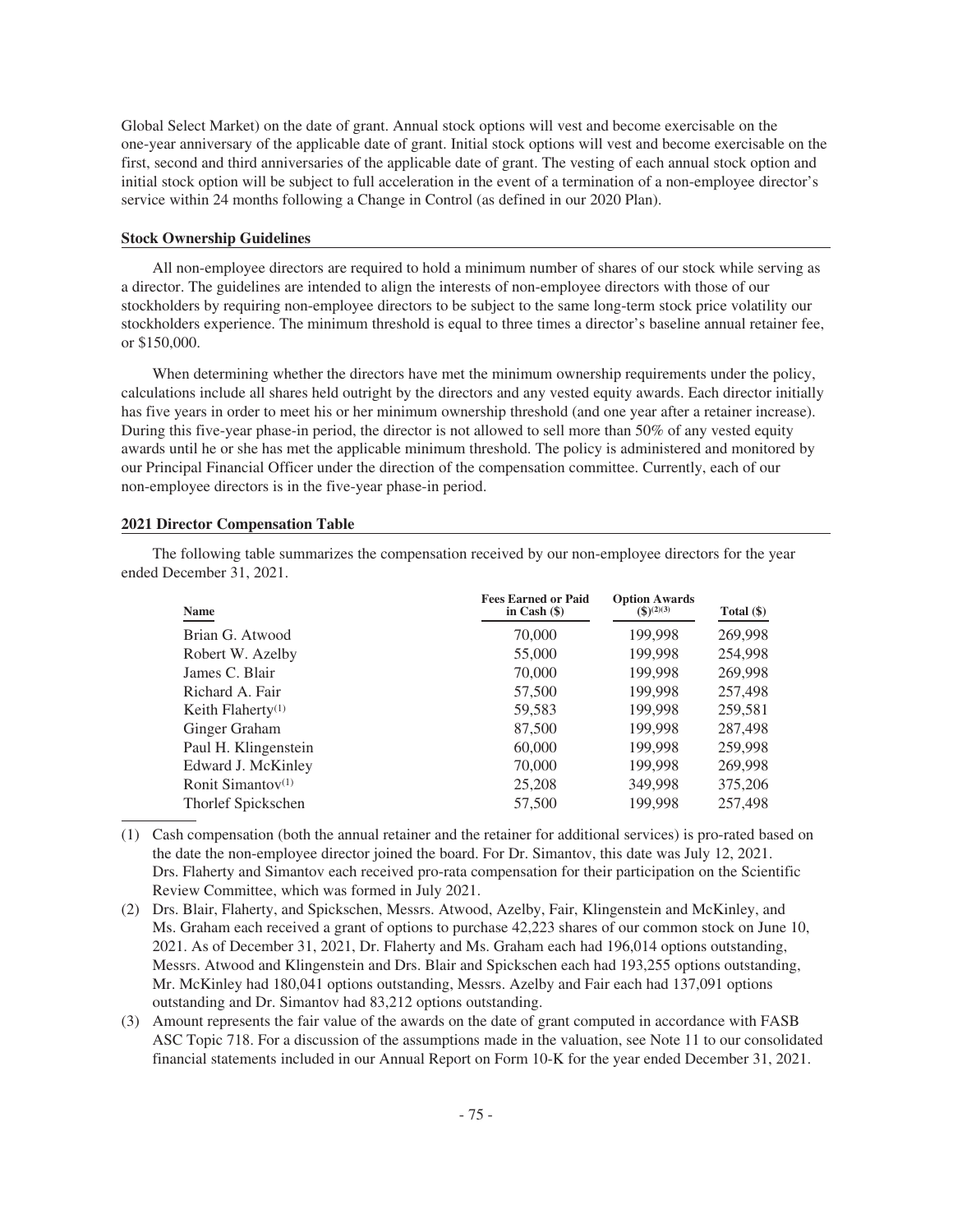Global Select Market) on the date of grant. Annual stock options will vest and become exercisable on the one-year anniversary of the applicable date of grant. Initial stock options will vest and become exercisable on the first, second and third anniversaries of the applicable date of grant. The vesting of each annual stock option and initial stock option will be subject to full acceleration in the event of a termination of a non-employee director's service within 24 months following a Change in Control (as defined in our 2020 Plan).

**Stock Ownership Guidelines**

All non-employee directors are required to hold a minimum number of shares of our stock while serving as a director. The guidelines are intended to align the interests of non-employee directors with those of our stockholders by requiring non-employee directors to be subject to the same long-term stock price volatility our stockholders experience. The minimum threshold is equal to three times a director's baseline annual retainer fee, or $150,000.

When determining whether the directors have met the minimum ownership requirements under the policy, calculations include all shares held outright by the directors and any vested equity awards. Each director initially has five years in order to meet his or her minimum ownership threshold (and one year after a retainer increase). During this five-year phase-in period, the director is not allowed to sell more than 50% of any vested equity awards until he or she has met the applicable minimum threshold. The policy is administered and monitored by our Principal Financial Officer under the direction of the compensation committee. Currently, each of our non-employee directors is in the five-year phase-in period.

**2021 Director Compensation Table**

The following table summarizes the compensation received by our non-employee directors for the year ended December 31, 2021.

| Name | Fees Earned or Paid in Cash ($) | Option Awards ($)(2)(3) | Total ($) |
|---|---|---|---|
| Brian G. Atwood | 70,000 | 199,998 | 269,998 |
| Robert W. Azelby | 55,000 | 199,998 | 254,998 |
| James C. Blair | 70,000 | 199,998 | 269,998 |
| Richard A. Fair | 57,500 | 199,998 | 257,498 |
| Keith Flaherty(1) | 59,583 | 199,998 | 259,581 |
| Ginger Graham | 87,500 | 199,998 | 287,498 |
| Paul H. Klingenstein | 60,000 | 199,998 | 259,998 |
| Edward J. McKinley | 70,000 | 199,998 | 269,998 |
| Ronit Simantov(1) | 25,208 | 349,998 | 375,206 |
| Thorlef Spickschen | 57,500 | 199,998 | 257,498 |

(1) Cash compensation (both the annual retainer and the retainer for additional services) is pro-rated based on the date the non-employee director joined the board. For Dr. Simantov, this date was July 12, 2021. Drs. Flaherty and Simantov each received pro-rata compensation for their participation on the Scientific Review Committee, which was formed in July 2021.

(2) Drs. Blair, Flaherty, and Spickschen, Messrs. Atwood, Azelby, Fair, Klingenstein and McKinley, and Ms. Graham each received a grant of options to purchase 42,223 shares of our common stock on June 10, 2021. As of December 31, 2021, Dr. Flaherty and Ms. Graham each had 196,014 options outstanding, Messrs. Atwood and Klingenstein and Drs. Blair and Spickschen each had 193,255 options outstanding, Mr. McKinley had 180,041 options outstanding, Messrs. Azelby and Fair each had 137,091 options outstanding and Dr. Simantov had 83,212 options outstanding.

(3) Amount represents the fair value of the awards on the date of grant computed in accordance with FASB ASC Topic 718. For a discussion of the assumptions made in the valuation, see Note 11 to our consolidated financial statements included in our Annual Report on Form 10-K for the year ended December 31, 2021.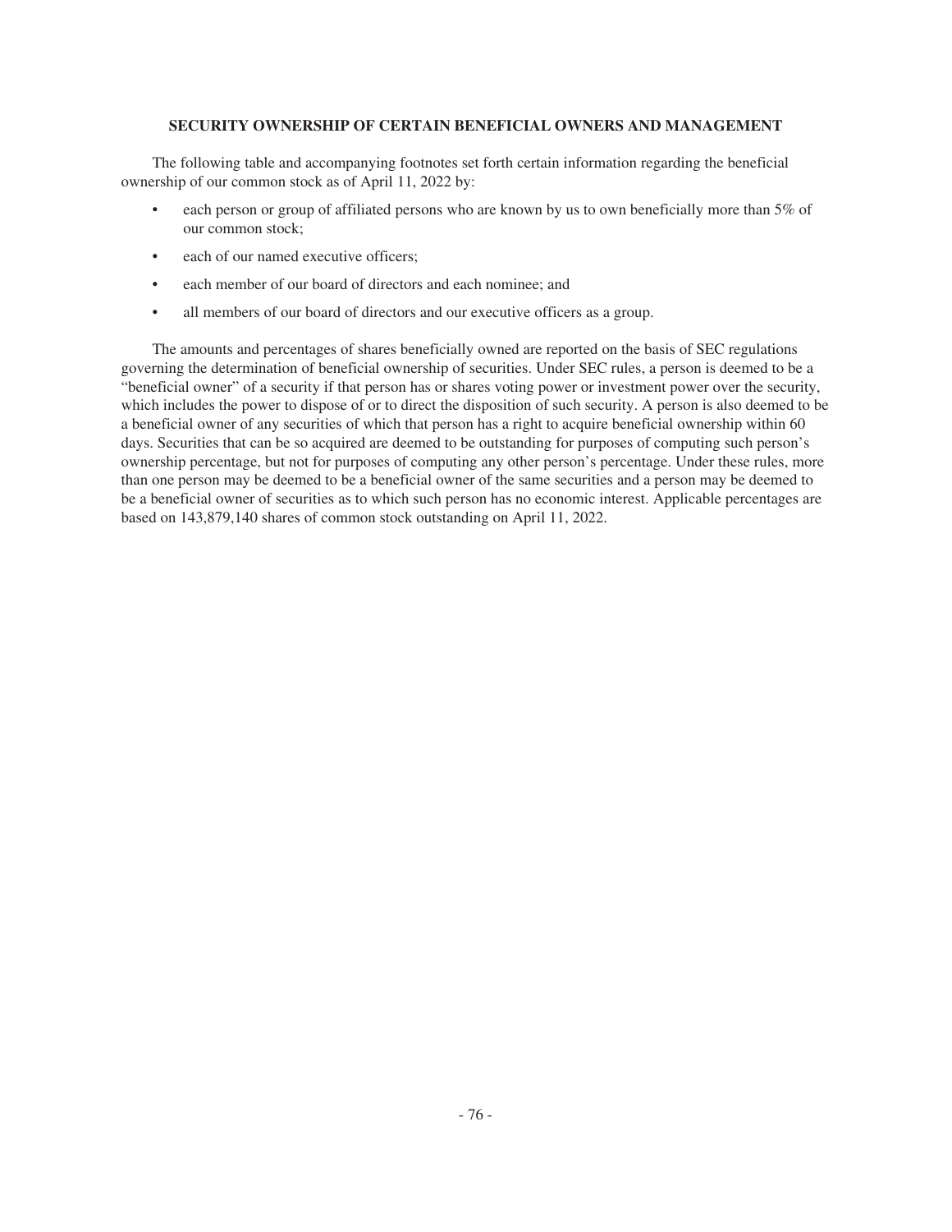## SECURITY OWNERSHIP OF CERTAIN BENEFICIAL OWNERS AND MANAGEMENT

The following table and accompanying footnotes set forth certain information regarding the beneficial ownership of our common stock as of April 11, 2022 by:

- each person or group of affiliated persons who are known by us to own beneficially more than 5% of our common stock;
- each of our named executive officers;
- each member of our board of directors and each nominee; and
- all members of our board of directors and our executive officers as a group.

The amounts and percentages of shares beneficially owned are reported on the basis of SEC regulations governing the determination of beneficial ownership of securities. Under SEC rules, a person is deemed to be a "beneficial owner" of a security if that person has or shares voting power or investment power over the security, which includes the power to dispose of or to direct the disposition of such security. A person is also deemed to be a beneficial owner of any securities of which that person has a right to acquire beneficial ownership within 60 days. Securities that can be so acquired are deemed to be outstanding for purposes of computing such person's ownership percentage, but not for purposes of computing any other person's percentage. Under these rules, more than one person may be deemed to be a beneficial owner of the same securities and a person may be deemed to be a beneficial owner of securities as to which such person has no economic interest. Applicable percentages are based on 143,879,140 shares of common stock outstanding on April 11, 2022.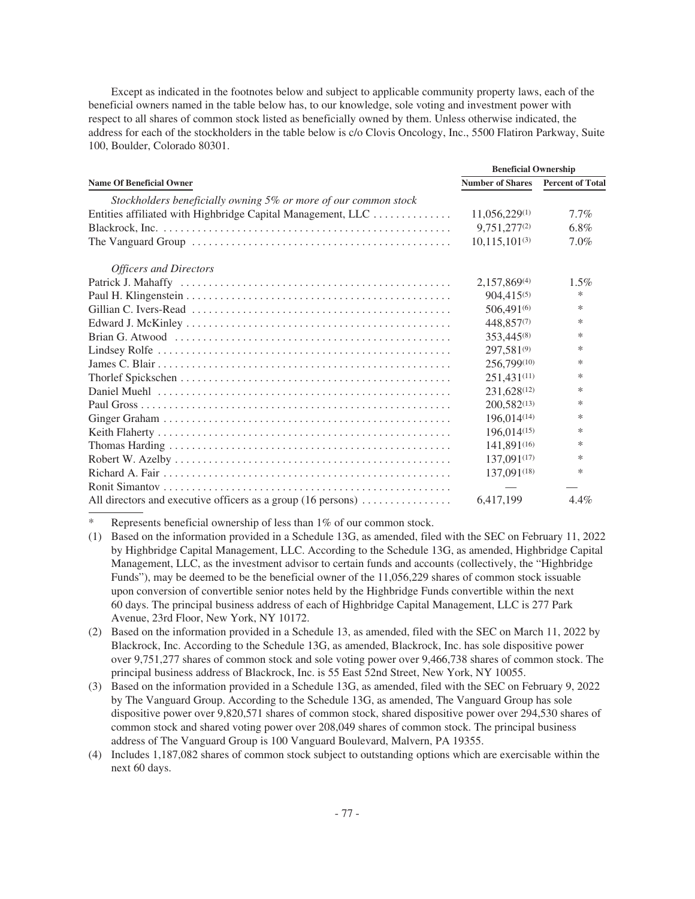Except as indicated in the footnotes below and subject to applicable community property laws, each of the beneficial owners named in the table below has, to our knowledge, sole voting and investment power with respect to all shares of common stock listed as beneficially owned by them. Unless otherwise indicated, the address for each of the stockholders in the table below is c/o Clovis Oncology, Inc., 5500 Flatiron Parkway, Suite 100, Boulder, Colorado 80301.

| | Beneficial Ownership | |
|---|---|---|
| **Name Of Beneficial Owner** | **Number of Shares** | **Percent of Total** |
| *Stockholders beneficially owning 5% or more of our common stock* | | |
| Entities affiliated with Highbridge Capital Management, LLC | 11,056,229[(1)] | 7.7% |
| Blackrock, Inc. | 9,751,277[(2)] | 6.8% |
| The Vanguard Group | 10,115,101[(3)] | 7.0% |
| *Officers and Directors* | | |
| Patrick J. Mahaffy | 2,157,869[(4)] | 1.5% |
| Paul H. Klingenstein | 904,415[(5)] | * |
| Gillian C. Ivers-Read | 506,491[(6)] | * |
| Edward J. McKinley | 448,857[(7)] | * |
| Brian G. Atwood | 353,445[(8)] | * |
| Lindsey Rolfe | 297,581[(9)] | * |
| James C. Blair | 256,799[(10)] | * |
| Thorlef Spickschen | 251,431[(11)] | * |
| Daniel Muehl | 231,628[(12)] | * |
| Paul Gross | 200,582[(13)] | * |
| Ginger Graham | 196,014[(14)] | * |
| Keith Flaherty | 196,014[(15)] | * |
| Thomas Harding | 141,891[(16)] | * |
| Robert W. Azelby | 137,091[(17)] | * |
| Richard A. Fair | 137,091[(18)] | * |
| Ronit Simantov | — | — |
| All directors and executive officers as a group (16 persons) | 6,417,199 | 4.4% |

\* Represents beneficial ownership of less than 1% of our common stock.

(1) Based on the information provided in a Schedule 13G, as amended, filed with the SEC on February 11, 2022 by Highbridge Capital Management, LLC. According to the Schedule 13G, as amended, Highbridge Capital Management, LLC, as the investment advisor to certain funds and accounts (collectively, the "Highbridge Funds"), may be deemed to be the beneficial owner of the 11,056,229 shares of common stock issuable upon conversion of convertible senior notes held by the Highbridge Funds convertible within the next 60 days. The principal business address of each of Highbridge Capital Management, LLC is 277 Park Avenue, 23rd Floor, New York, NY 10172.

(2) Based on the information provided in a Schedule 13, as amended, filed with the SEC on March 11, 2022 by Blackrock, Inc. According to the Schedule 13G, as amended, Blackrock, Inc. has sole dispositive power over 9,751,277 shares of common stock and sole voting power over 9,466,738 shares of common stock. The principal business address of Blackrock, Inc. is 55 East 52nd Street, New York, NY 10055.

(3) Based on the information provided in a Schedule 13G, as amended, filed with the SEC on February 9, 2022 by The Vanguard Group. According to the Schedule 13G, as amended, The Vanguard Group has sole dispositive power over 9,820,571 shares of common stock, shared dispositive power over 294,530 shares of common stock and shared voting power over 208,049 shares of common stock. The principal business address of The Vanguard Group is 100 Vanguard Boulevard, Malvern, PA 19355.

(4) Includes 1,187,082 shares of common stock subject to outstanding options which are exercisable within the next 60 days.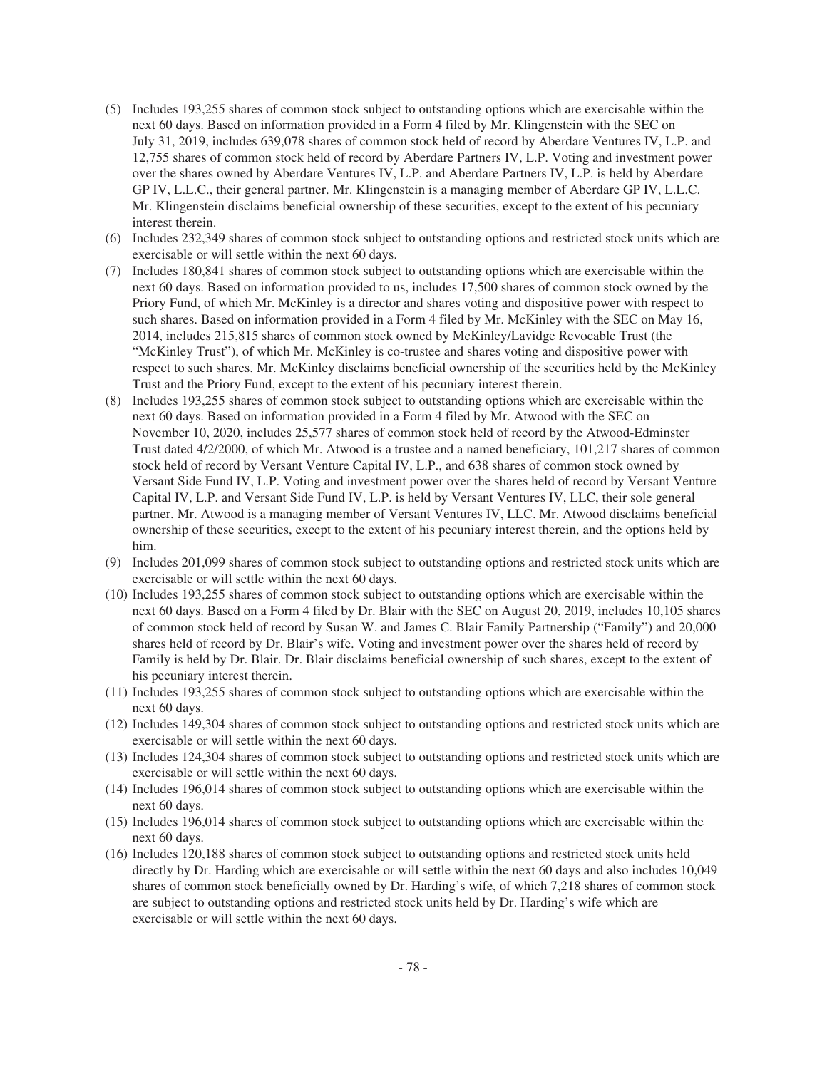(5) Includes 193,255 shares of common stock subject to outstanding options which are exercisable within the next 60 days. Based on information provided in a Form 4 filed by Mr. Klingenstein with the SEC on July 31, 2019, includes 639,078 shares of common stock held of record by Aberdare Ventures IV, L.P. and 12,755 shares of common stock held of record by Aberdare Partners IV, L.P. Voting and investment power over the shares owned by Aberdare Ventures IV, L.P. and Aberdare Partners IV, L.P. is held by Aberdare GP IV, L.L.C., their general partner. Mr. Klingenstein is a managing member of Aberdare GP IV, L.L.C. Mr. Klingenstein disclaims beneficial ownership of these securities, except to the extent of his pecuniary interest therein.

(6) Includes 232,349 shares of common stock subject to outstanding options and restricted stock units which are exercisable or will settle within the next 60 days.

(7) Includes 180,841 shares of common stock subject to outstanding options which are exercisable within the next 60 days. Based on information provided to us, includes 17,500 shares of common stock owned by the Priory Fund, of which Mr. McKinley is a director and shares voting and dispositive power with respect to such shares. Based on information provided in a Form 4 filed by Mr. McKinley with the SEC on May 16, 2014, includes 215,815 shares of common stock owned by McKinley/Lavidge Revocable Trust (the "McKinley Trust"), of which Mr. McKinley is co-trustee and shares voting and dispositive power with respect to such shares. Mr. McKinley disclaims beneficial ownership of the securities held by the McKinley Trust and the Priory Fund, except to the extent of his pecuniary interest therein.

(8) Includes 193,255 shares of common stock subject to outstanding options which are exercisable within the next 60 days. Based on information provided in a Form 4 filed by Mr. Atwood with the SEC on November 10, 2020, includes 25,577 shares of common stock held of record by the Atwood-Edminster Trust dated 4/2/2000, of which Mr. Atwood is a trustee and a named beneficiary, 101,217 shares of common stock held of record by Versant Venture Capital IV, L.P., and 638 shares of common stock owned by Versant Side Fund IV, L.P. Voting and investment power over the shares held of record by Versant Venture Capital IV, L.P. and Versant Side Fund IV, L.P. is held by Versant Ventures IV, LLC, their sole general partner. Mr. Atwood is a managing member of Versant Ventures IV, LLC. Mr. Atwood disclaims beneficial ownership of these securities, except to the extent of his pecuniary interest therein, and the options held by him.

(9) Includes 201,099 shares of common stock subject to outstanding options and restricted stock units which are exercisable or will settle within the next 60 days.

(10) Includes 193,255 shares of common stock subject to outstanding options which are exercisable within the next 60 days. Based on a Form 4 filed by Dr. Blair with the SEC on August 20, 2019, includes 10,105 shares of common stock held of record by Susan W. and James C. Blair Family Partnership ("Family") and 20,000 shares held of record by Dr. Blair's wife. Voting and investment power over the shares held of record by Family is held by Dr. Blair. Dr. Blair disclaims beneficial ownership of such shares, except to the extent of his pecuniary interest therein.

(11) Includes 193,255 shares of common stock subject to outstanding options which are exercisable within the next 60 days.

(12) Includes 149,304 shares of common stock subject to outstanding options and restricted stock units which are exercisable or will settle within the next 60 days.

(13) Includes 124,304 shares of common stock subject to outstanding options and restricted stock units which are exercisable or will settle within the next 60 days.

(14) Includes 196,014 shares of common stock subject to outstanding options which are exercisable within the next 60 days.

(15) Includes 196,014 shares of common stock subject to outstanding options which are exercisable within the next 60 days.

(16) Includes 120,188 shares of common stock subject to outstanding options and restricted stock units held directly by Dr. Harding which are exercisable or will settle within the next 60 days and also includes 10,049 shares of common stock beneficially owned by Dr. Harding's wife, of which 7,218 shares of common stock are subject to outstanding options and restricted stock units held by Dr. Harding's wife which are exercisable or will settle within the next 60 days.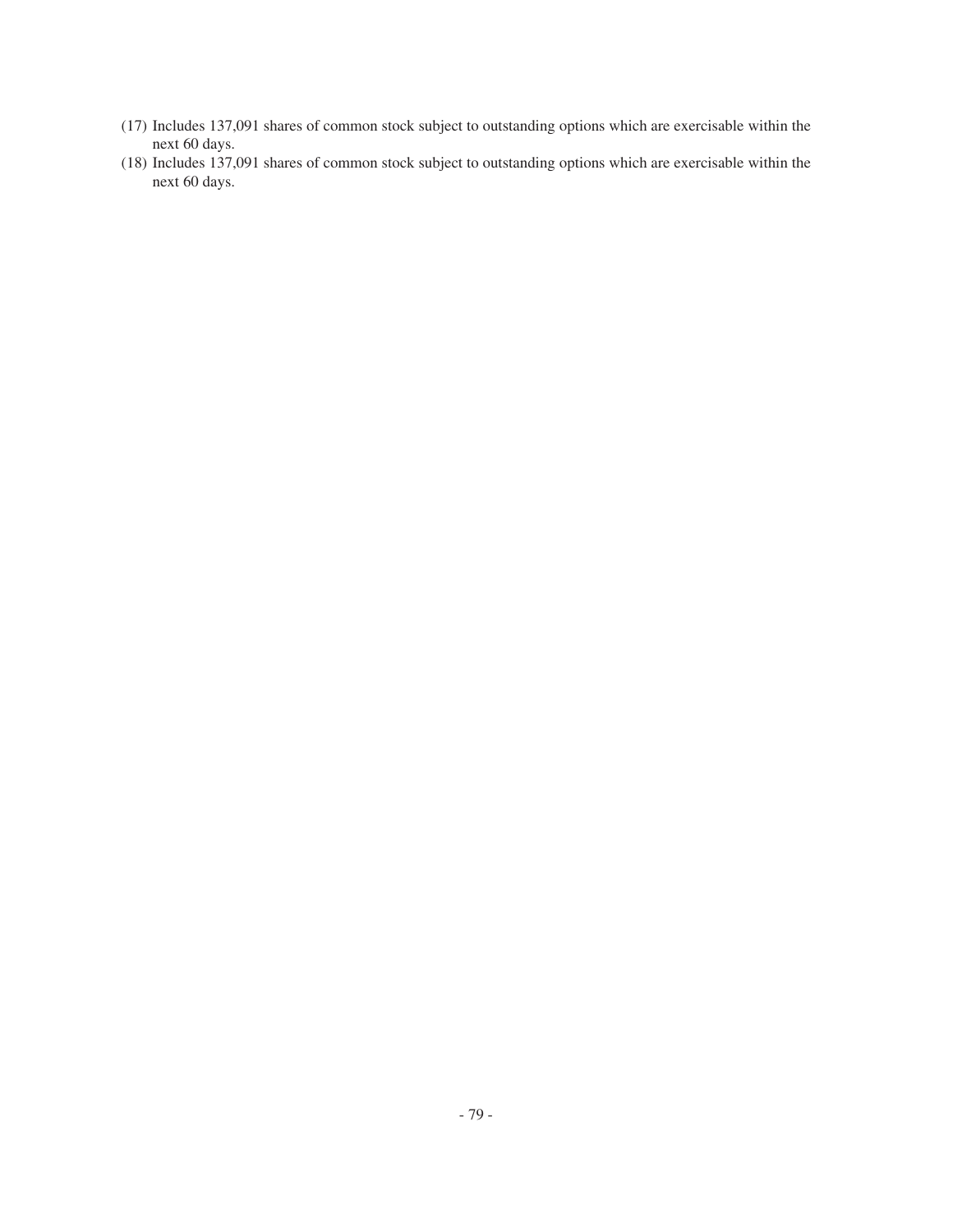(17) Includes 137,091 shares of common stock subject to outstanding options which are exercisable within the next 60 days.

(18) Includes 137,091 shares of common stock subject to outstanding options which are exercisable within the next 60 days.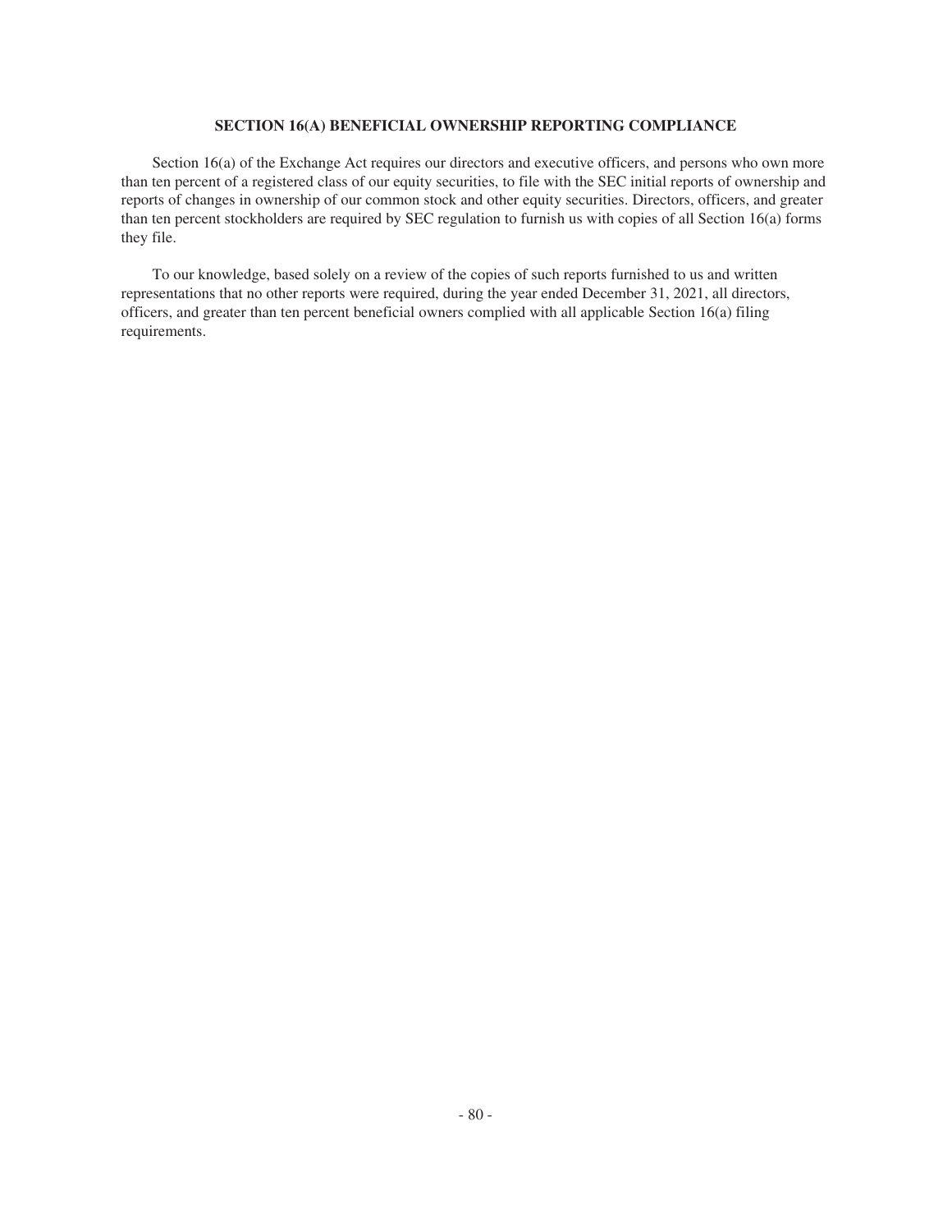## SECTION 16(A) BENEFICIAL OWNERSHIP REPORTING COMPLIANCE

Section 16(a) of the Exchange Act requires our directors and executive officers, and persons who own more than ten percent of a registered class of our equity securities, to file with the SEC initial reports of ownership and reports of changes in ownership of our common stock and other equity securities. Directors, officers, and greater than ten percent stockholders are required by SEC regulation to furnish us with copies of all Section 16(a) forms they file.

To our knowledge, based solely on a review of the copies of such reports furnished to us and written representations that no other reports were required, during the year ended December 31, 2021, all directors, officers, and greater than ten percent beneficial owners complied with all applicable Section 16(a) filing requirements.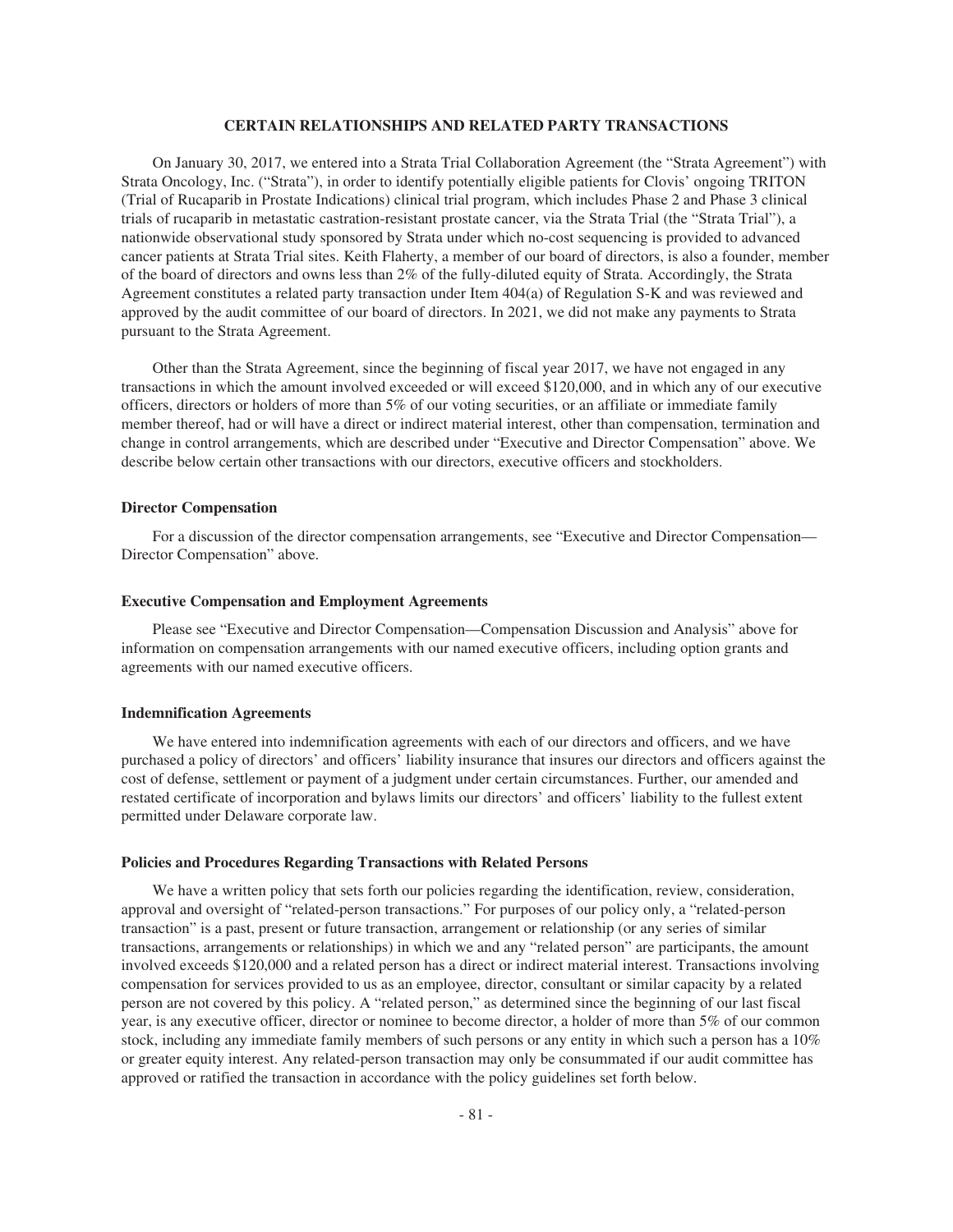## CERTAIN RELATIONSHIPS AND RELATED PARTY TRANSACTIONS

On January 30, 2017, we entered into a Strata Trial Collaboration Agreement (the "Strata Agreement") with Strata Oncology, Inc. ("Strata"), in order to identify potentially eligible patients for Clovis' ongoing TRITON (Trial of Rucaparib in Prostate Indications) clinical trial program, which includes Phase 2 and Phase 3 clinical trials of rucaparib in metastatic castration-resistant prostate cancer, via the Strata Trial (the "Strata Trial"), a nationwide observational study sponsored by Strata under which no-cost sequencing is provided to advanced cancer patients at Strata Trial sites. Keith Flaherty, a member of our board of directors, is also a founder, member of the board of directors and owns less than 2% of the fully-diluted equity of Strata. Accordingly, the Strata Agreement constitutes a related party transaction under Item 404(a) of Regulation S-K and was reviewed and approved by the audit committee of our board of directors. In 2021, we did not make any payments to Strata pursuant to the Strata Agreement.

Other than the Strata Agreement, since the beginning of fiscal year 2017, we have not engaged in any transactions in which the amount involved exceeded or will exceed $120,000, and in which any of our executive officers, directors or holders of more than 5% of our voting securities, or an affiliate or immediate family member thereof, had or will have a direct or indirect material interest, other than compensation, termination and change in control arrangements, which are described under "Executive and Director Compensation" above. We describe below certain other transactions with our directors, executive officers and stockholders.

### Director Compensation

For a discussion of the director compensation arrangements, see "Executive and Director Compensation—Director Compensation" above.

### Executive Compensation and Employment Agreements

Please see "Executive and Director Compensation—Compensation Discussion and Analysis" above for information on compensation arrangements with our named executive officers, including option grants and agreements with our named executive officers.

### Indemnification Agreements

We have entered into indemnification agreements with each of our directors and officers, and we have purchased a policy of directors' and officers' liability insurance that insures our directors and officers against the cost of defense, settlement or payment of a judgment under certain circumstances. Further, our amended and restated certificate of incorporation and bylaws limits our directors' and officers' liability to the fullest extent permitted under Delaware corporate law.

### Policies and Procedures Regarding Transactions with Related Persons

We have a written policy that sets forth our policies regarding the identification, review, consideration, approval and oversight of "related-person transactions." For purposes of our policy only, a "related-person transaction" is a past, present or future transaction, arrangement or relationship (or any series of similar transactions, arrangements or relationships) in which we and any "related person" are participants, the amount involved exceeds $120,000 and a related person has a direct or indirect material interest. Transactions involving compensation for services provided to us as an employee, director, consultant or similar capacity by a related person are not covered by this policy. A "related person," as determined since the beginning of our last fiscal year, is any executive officer, director or nominee to become director, a holder of more than 5% of our common stock, including any immediate family members of such persons or any entity in which such a person has a 10% or greater equity interest. Any related-person transaction may only be consummated if our audit committee has approved or ratified the transaction in accordance with the policy guidelines set forth below.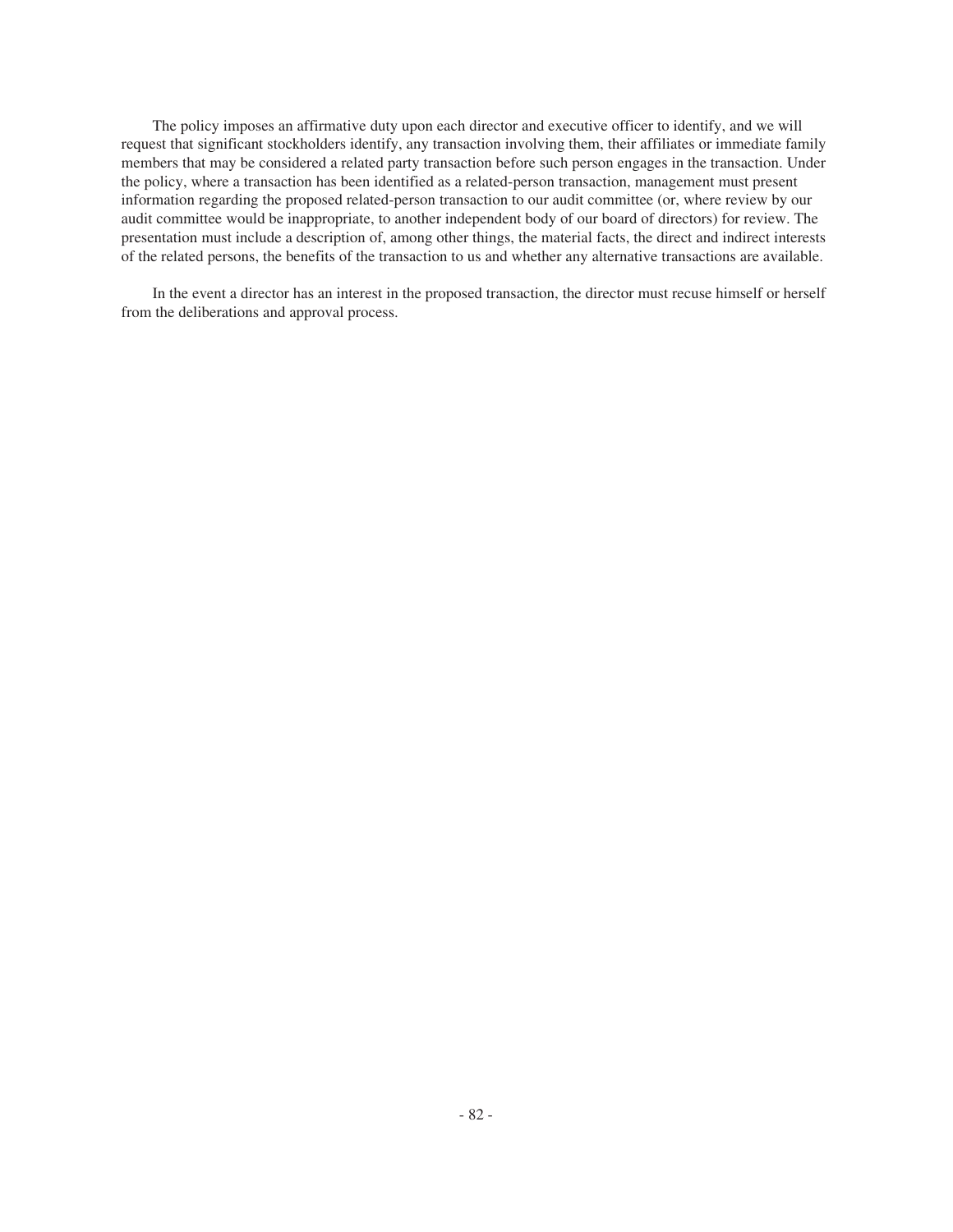The policy imposes an affirmative duty upon each director and executive officer to identify, and we will request that significant stockholders identify, any transaction involving them, their affiliates or immediate family members that may be considered a related party transaction before such person engages in the transaction. Under the policy, where a transaction has been identified as a related-person transaction, management must present information regarding the proposed related-person transaction to our audit committee (or, where review by our audit committee would be inappropriate, to another independent body of our board of directors) for review. The presentation must include a description of, among other things, the material facts, the direct and indirect interests of the related persons, the benefits of the transaction to us and whether any alternative transactions are available.

In the event a director has an interest in the proposed transaction, the director must recuse himself or herself from the deliberations and approval process.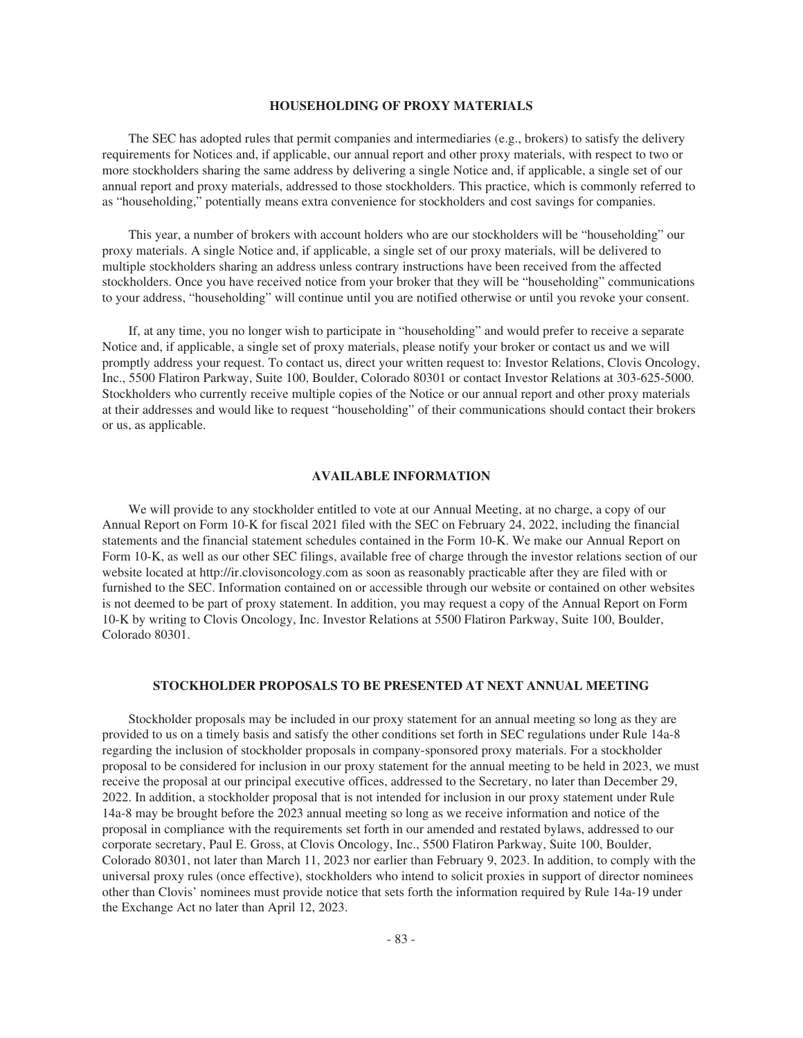## HOUSEHOLDING OF PROXY MATERIALS

The SEC has adopted rules that permit companies and intermediaries (e.g., brokers) to satisfy the delivery requirements for Notices and, if applicable, our annual report and other proxy materials, with respect to two or more stockholders sharing the same address by delivering a single Notice and, if applicable, a single set of our annual report and proxy materials, addressed to those stockholders. This practice, which is commonly referred to as "householding," potentially means extra convenience for stockholders and cost savings for companies.

This year, a number of brokers with account holders who are our stockholders will be "householding" our proxy materials. A single Notice and, if applicable, a single set of our proxy materials, will be delivered to multiple stockholders sharing an address unless contrary instructions have been received from the affected stockholders. Once you have received notice from your broker that they will be "householding" communications to your address, "householding" will continue until you are notified otherwise or until you revoke your consent.

If, at any time, you no longer wish to participate in "householding" and would prefer to receive a separate Notice and, if applicable, a single set of proxy materials, please notify your broker or contact us and we will promptly address your request. To contact us, direct your written request to: Investor Relations, Clovis Oncology, Inc., 5500 Flatiron Parkway, Suite 100, Boulder, Colorado 80301 or contact Investor Relations at 303-625-5000. Stockholders who currently receive multiple copies of the Notice or our annual report and other proxy materials at their addresses and would like to request "householding" of their communications should contact their brokers or us, as applicable.

## AVAILABLE INFORMATION

We will provide to any stockholder entitled to vote at our Annual Meeting, at no charge, a copy of our Annual Report on Form 10-K for fiscal 2021 filed with the SEC on February 24, 2022, including the financial statements and the financial statement schedules contained in the Form 10-K. We make our Annual Report on Form 10-K, as well as our other SEC filings, available free of charge through the investor relations section of our website located at http://ir.clovisoncology.com as soon as reasonably practicable after they are filed with or furnished to the SEC. Information contained on or accessible through our website or contained on other websites is not deemed to be part of proxy statement. In addition, you may request a copy of the Annual Report on Form 10-K by writing to Clovis Oncology, Inc. Investor Relations at 5500 Flatiron Parkway, Suite 100, Boulder, Colorado 80301.

## STOCKHOLDER PROPOSALS TO BE PRESENTED AT NEXT ANNUAL MEETING

Stockholder proposals may be included in our proxy statement for an annual meeting so long as they are provided to us on a timely basis and satisfy the other conditions set forth in SEC regulations under Rule 14a-8 regarding the inclusion of stockholder proposals in company-sponsored proxy materials. For a stockholder proposal to be considered for inclusion in our proxy statement for the annual meeting to be held in 2023, we must receive the proposal at our principal executive offices, addressed to the Secretary, no later than December 29, 2022. In addition, a stockholder proposal that is not intended for inclusion in our proxy statement under Rule 14a-8 may be brought before the 2023 annual meeting so long as we receive information and notice of the proposal in compliance with the requirements set forth in our amended and restated bylaws, addressed to our corporate secretary, Paul E. Gross, at Clovis Oncology, Inc., 5500 Flatiron Parkway, Suite 100, Boulder, Colorado 80301, not later than March 11, 2023 nor earlier than February 9, 2023. In addition, to comply with the universal proxy rules (once effective), stockholders who intend to solicit proxies in support of director nominees other than Clovis' nominees must provide notice that sets forth the information required by Rule 14a-19 under the Exchange Act no later than April 12, 2023.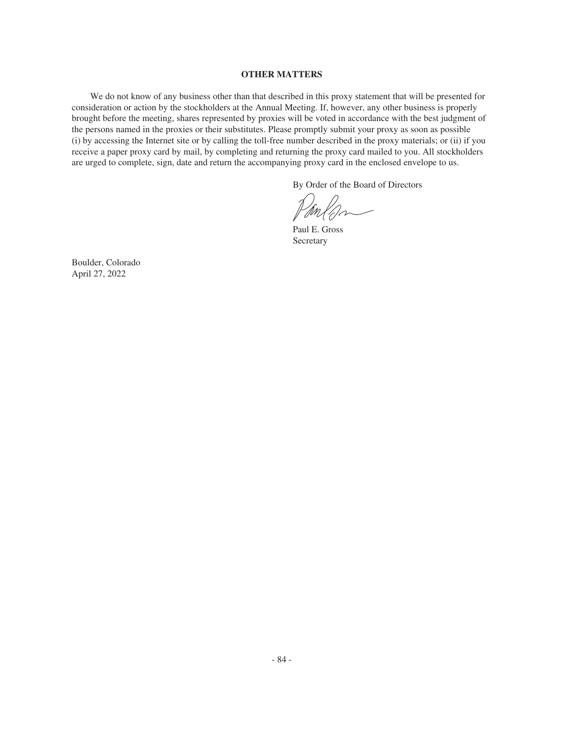## OTHER MATTERS

We do not know of any business other than that described in this proxy statement that will be presented for consideration or action by the stockholders at the Annual Meeting. If, however, any other business is properly brought before the meeting, shares represented by proxies will be voted in accordance with the best judgment of the persons named in the proxies or their substitutes. Please promptly submit your proxy as soon as possible (i) by accessing the Internet site or by calling the toll-free number described in the proxy materials; or (ii) if you receive a paper proxy card by mail, by completing and returning the proxy card mailed to you. All stockholders are urged to complete, sign, date and return the accompanying proxy card in the enclosed envelope to us.

By Order of the Board of Directors

Paul E. Gross
Secretary

Boulder, Colorado
April 27, 2022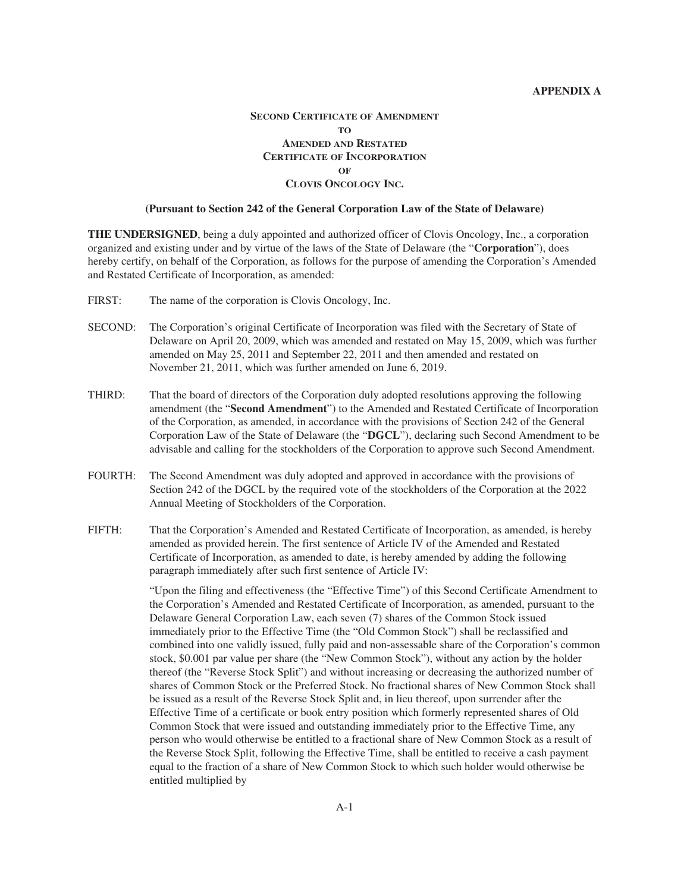**APPENDIX A**

**Second Certificate of Amendment**
**to**
**Amended and Restated**
**Certificate of Incorporation**
**of**
**Clovis Oncology Inc.**

**(Pursuant to Section 242 of the General Corporation Law of the State of Delaware)**

**THE UNDERSIGNED**, being a duly appointed and authorized officer of Clovis Oncology, Inc., a corporation organized and existing under and by virtue of the laws of the State of Delaware (the "**Corporation**"), does hereby certify, on behalf of the Corporation, as follows for the purpose of amending the Corporation's Amended and Restated Certificate of Incorporation, as amended:

FIRST: The name of the corporation is Clovis Oncology, Inc.

SECOND: The Corporation's original Certificate of Incorporation was filed with the Secretary of State of Delaware on April 20, 2009, which was amended and restated on May 15, 2009, which was further amended on May 25, 2011 and September 22, 2011 and then amended and restated on November 21, 2011, which was further amended on June 6, 2019.

THIRD: That the board of directors of the Corporation duly adopted resolutions approving the following amendment (the "**Second Amendment**") to the Amended and Restated Certificate of Incorporation of the Corporation, as amended, in accordance with the provisions of Section 242 of the General Corporation Law of the State of Delaware (the "**DGCL**"), declaring such Second Amendment to be advisable and calling for the stockholders of the Corporation to approve such Second Amendment.

FOURTH: The Second Amendment was duly adopted and approved in accordance with the provisions of Section 242 of the DGCL by the required vote of the stockholders of the Corporation at the 2022 Annual Meeting of Stockholders of the Corporation.

FIFTH: That the Corporation's Amended and Restated Certificate of Incorporation, as amended, is hereby amended as provided herein. The first sentence of Article IV of the Amended and Restated Certificate of Incorporation, as amended to date, is hereby amended by adding the following paragraph immediately after such first sentence of Article IV:

"Upon the filing and effectiveness (the "Effective Time") of this Second Certificate Amendment to the Corporation's Amended and Restated Certificate of Incorporation, as amended, pursuant to the Delaware General Corporation Law, each seven (7) shares of the Common Stock issued immediately prior to the Effective Time (the "Old Common Stock") shall be reclassified and combined into one validly issued, fully paid and non-assessable share of the Corporation's common stock, $0.001 par value per share (the "New Common Stock"), without any action by the holder thereof (the "Reverse Stock Split") and without increasing or decreasing the authorized number of shares of Common Stock or the Preferred Stock. No fractional shares of New Common Stock shall be issued as a result of the Reverse Stock Split and, in lieu thereof, upon surrender after the Effective Time of a certificate or book entry position which formerly represented shares of Old Common Stock that were issued and outstanding immediately prior to the Effective Time, any person who would otherwise be entitled to a fractional share of New Common Stock as a result of the Reverse Stock Split, following the Effective Time, shall be entitled to receive a cash payment equal to the fraction of a share of New Common Stock to which such holder would otherwise be entitled multiplied by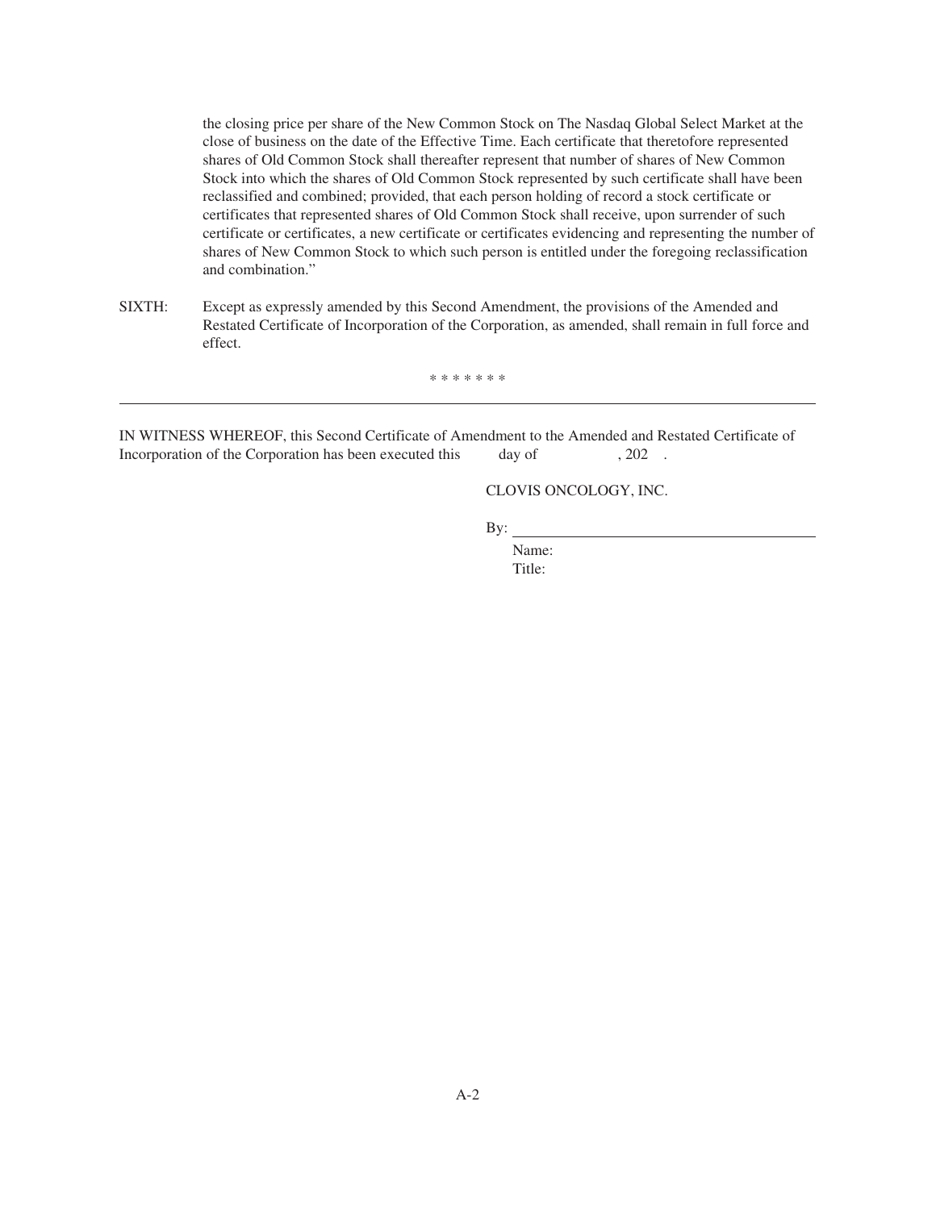the closing price per share of the New Common Stock on The Nasdaq Global Select Market at the close of business on the date of the Effective Time. Each certificate that theretofore represented shares of Old Common Stock shall thereafter represent that number of shares of New Common Stock into which the shares of Old Common Stock represented by such certificate shall have been reclassified and combined; provided, that each person holding of record a stock certificate or certificates that represented shares of Old Common Stock shall receive, upon surrender of such certificate or certificates, a new certificate or certificates evidencing and representing the number of shares of New Common Stock to which such person is entitled under the foregoing reclassification and combination."

SIXTH: Except as expressly amended by this Second Amendment, the provisions of the Amended and Restated Certificate of Incorporation of the Corporation, as amended, shall remain in full force and effect.

\* \* \* \* \* \* \*

---

IN WITNESS WHEREOF, this Second Certificate of Amendment to the Amended and Restated Certificate of Incorporation of the Corporation has been executed this ____ day of ________, 202__.

CLOVIS ONCOLOGY, INC.

By: ______________________________

Name:

Title: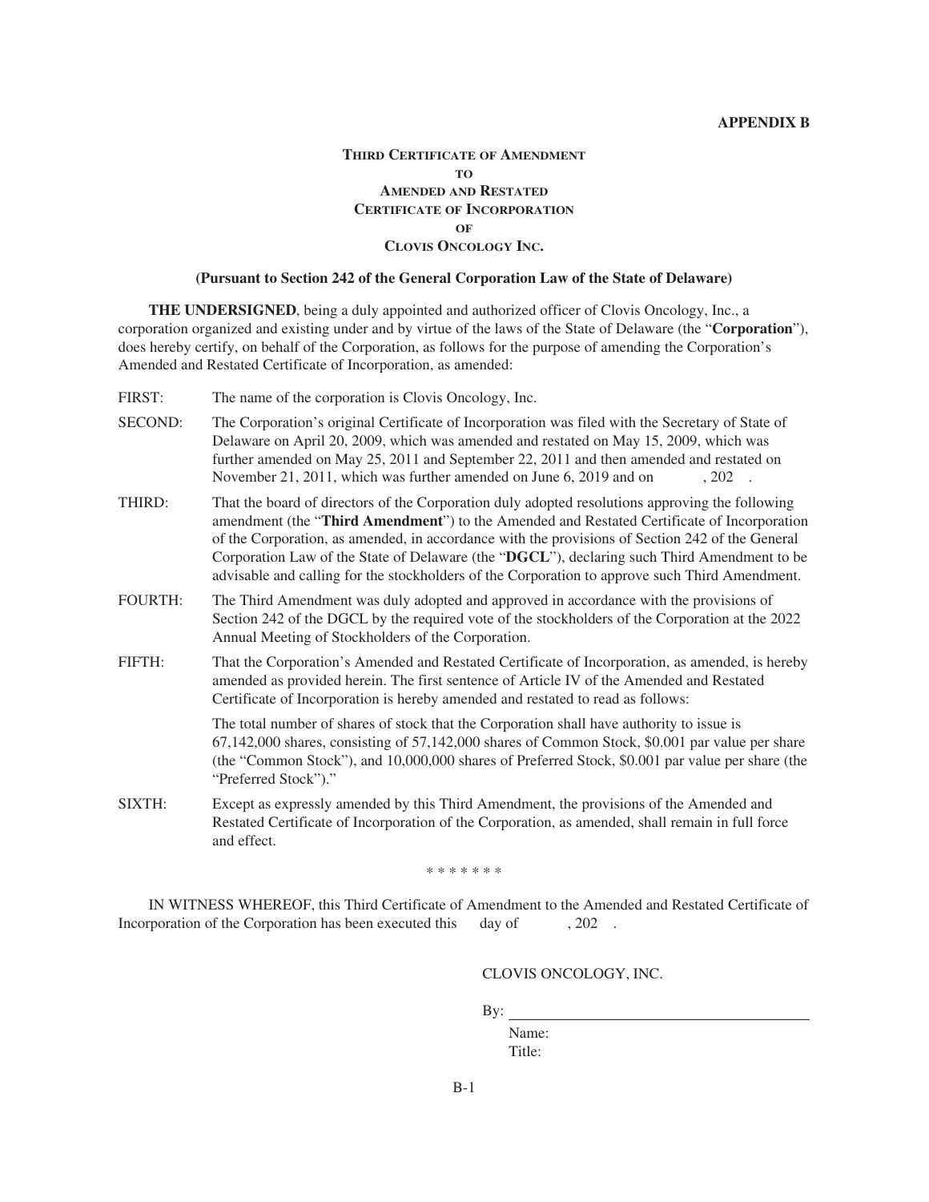**APPENDIX B**

# THIRD CERTIFICATE OF AMENDMENT TO AMENDED AND RESTATED CERTIFICATE OF INCORPORATION OF CLOVIS ONCOLOGY INC.

**(Pursuant to Section 242 of the General Corporation Law of the State of Delaware)**

**THE UNDERSIGNED**, being a duly appointed and authorized officer of Clovis Oncology, Inc., a corporation organized and existing under and by virtue of the laws of the State of Delaware (the "**Corporation**"), does hereby certify, on behalf of the Corporation, as follows for the purpose of amending the Corporation's Amended and Restated Certificate of Incorporation, as amended:

FIRST: The name of the corporation is Clovis Oncology, Inc.

SECOND: The Corporation's original Certificate of Incorporation was filed with the Secretary of State of Delaware on April 20, 2009, which was amended and restated on May 15, 2009, which was further amended on May 25, 2011 and September 22, 2011 and then amended and restated on November 21, 2011, which was further amended on June 6, 2019 and on , 202 .

THIRD: That the board of directors of the Corporation duly adopted resolutions approving the following amendment (the "**Third Amendment**") to the Amended and Restated Certificate of Incorporation of the Corporation, as amended, in accordance with the provisions of Section 242 of the General Corporation Law of the State of Delaware (the "**DGCL**"), declaring such Third Amendment to be advisable and calling for the stockholders of the Corporation to approve such Third Amendment.

FOURTH: The Third Amendment was duly adopted and approved in accordance with the provisions of Section 242 of the DGCL by the required vote of the stockholders of the Corporation at the 2022 Annual Meeting of Stockholders of the Corporation.

FIFTH: That the Corporation's Amended and Restated Certificate of Incorporation, as amended, is hereby amended as provided herein. The first sentence of Article IV of the Amended and Restated Certificate of Incorporation is hereby amended and restated to read as follows:

The total number of shares of stock that the Corporation shall have authority to issue is 67,142,000 shares, consisting of 57,142,000 shares of Common Stock, $0.001 par value per share (the "Common Stock"), and 10,000,000 shares of Preferred Stock, $0.001 par value per share (the "Preferred Stock")."

SIXTH: Except as expressly amended by this Third Amendment, the provisions of the Amended and Restated Certificate of Incorporation of the Corporation, as amended, shall remain in full force and effect.

\* \* \* \* \* \* \*

IN WITNESS WHEREOF, this Third Certificate of Amendment to the Amended and Restated Certificate of Incorporation of the Corporation has been executed this day of , 202 .

CLOVIS ONCOLOGY, INC.

By: ______________________________

Name:

Title: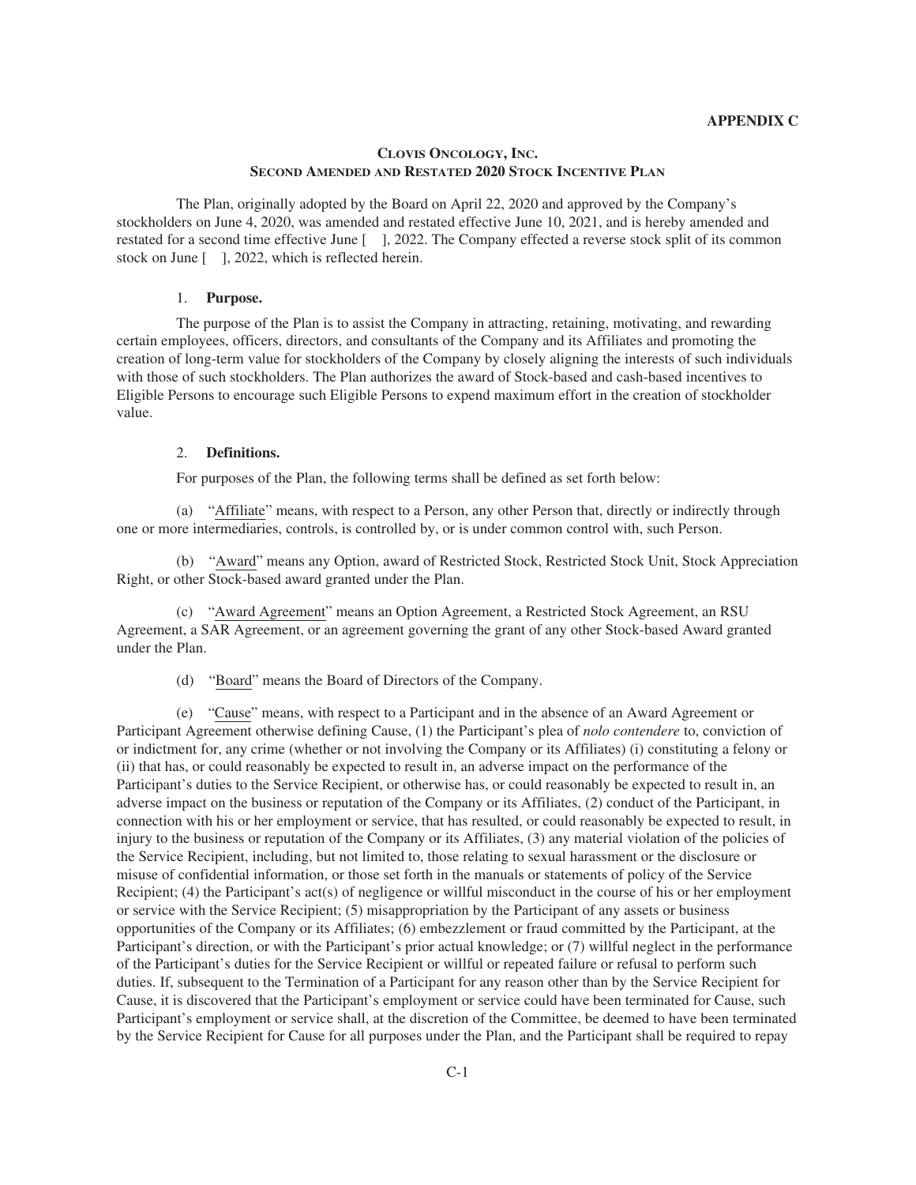**APPENDIX C**

# CLOVIS ONCOLOGY, INC.
## SECOND AMENDED AND RESTATED 2020 STOCK INCENTIVE PLAN

The Plan, originally adopted by the Board on April 22, 2020 and approved by the Company's stockholders on June 4, 2020, was amended and restated effective June 10, 2021, and is hereby amended and restated for a second time effective June [ ], 2022. The Company effected a reverse stock split of its common stock on June [ ], 2022, which is reflected herein.

1. **Purpose.**

The purpose of the Plan is to assist the Company in attracting, retaining, motivating, and rewarding certain employees, officers, directors, and consultants of the Company and its Affiliates and promoting the creation of long-term value for stockholders of the Company by closely aligning the interests of such individuals with those of such stockholders. The Plan authorizes the award of Stock-based and cash-based incentives to Eligible Persons to encourage such Eligible Persons to expend maximum effort in the creation of stockholder value.

2. **Definitions.**

For purposes of the Plan, the following terms shall be defined as set forth below:

(a) "Affiliate" means, with respect to a Person, any other Person that, directly or indirectly through one or more intermediaries, controls, is controlled by, or is under common control with, such Person.

(b) "Award" means any Option, award of Restricted Stock, Restricted Stock Unit, Stock Appreciation Right, or other Stock-based award granted under the Plan.

(c) "Award Agreement" means an Option Agreement, a Restricted Stock Agreement, an RSU Agreement, a SAR Agreement, or an agreement governing the grant of any other Stock-based Award granted under the Plan.

(d) "Board" means the Board of Directors of the Company.

(e) "Cause" means, with respect to a Participant and in the absence of an Award Agreement or Participant Agreement otherwise defining Cause, (1) the Participant's plea of *nolo contendere* to, conviction of or indictment for, any crime (whether or not involving the Company or its Affiliates) (i) constituting a felony or (ii) that has, or could reasonably be expected to result in, an adverse impact on the performance of the Participant's duties to the Service Recipient, or otherwise has, or could reasonably be expected to result in, an adverse impact on the business or reputation of the Company or its Affiliates, (2) conduct of the Participant, in connection with his or her employment or service, that has resulted, or could reasonably be expected to result, in injury to the business or reputation of the Company or its Affiliates, (3) any material violation of the policies of the Service Recipient, including, but not limited to, those relating to sexual harassment or the disclosure or misuse of confidential information, or those set forth in the manuals or statements of policy of the Service Recipient; (4) the Participant's act(s) of negligence or willful misconduct in the course of his or her employment or service with the Service Recipient; (5) misappropriation by the Participant of any assets or business opportunities of the Company or its Affiliates; (6) embezzlement or fraud committed by the Participant, at the Participant's direction, or with the Participant's prior actual knowledge; or (7) willful neglect in the performance of the Participant's duties for the Service Recipient or willful or repeated failure or refusal to perform such duties. If, subsequent to the Termination of a Participant for any reason other than by the Service Recipient for Cause, it is discovered that the Participant's employment or service could have been terminated for Cause, such Participant's employment or service shall, at the discretion of the Committee, be deemed to have been terminated by the Service Recipient for Cause for all purposes under the Plan, and the Participant shall be required to repay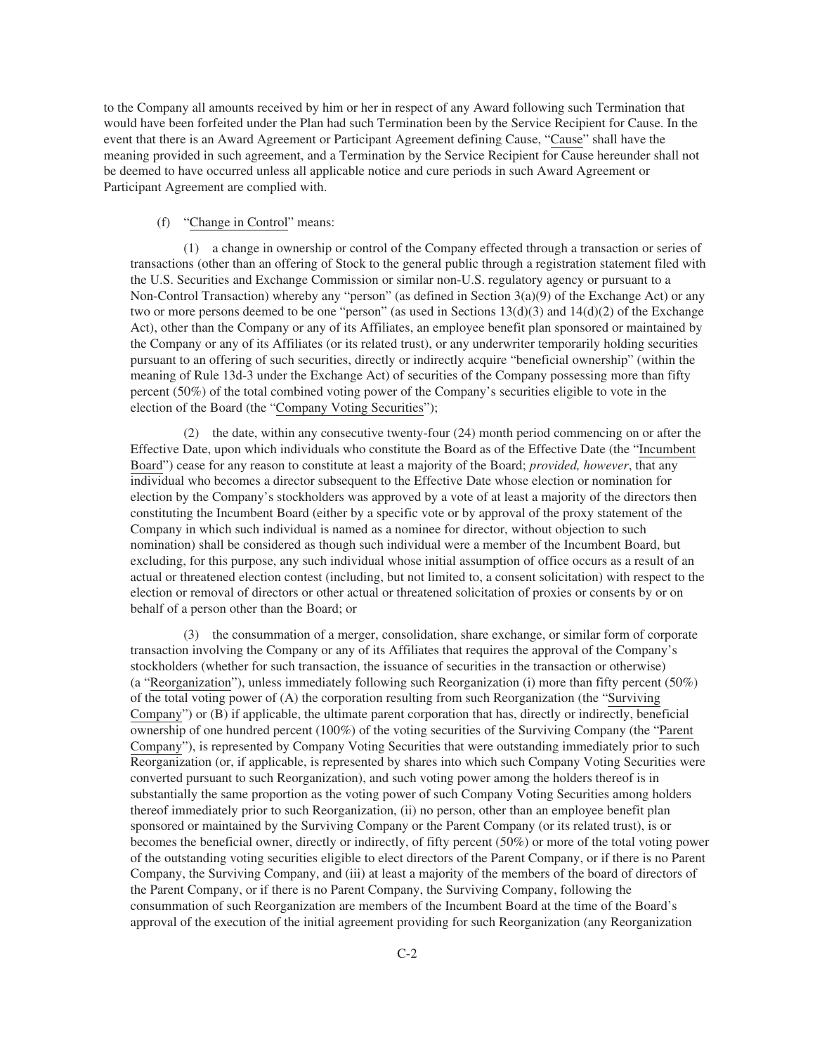to the Company all amounts received by him or her in respect of any Award following such Termination that would have been forfeited under the Plan had such Termination been by the Service Recipient for Cause. In the event that there is an Award Agreement or Participant Agreement defining Cause, "Cause" shall have the meaning provided in such agreement, and a Termination by the Service Recipient for Cause hereunder shall not be deemed to have occurred unless all applicable notice and cure periods in such Award Agreement or Participant Agreement are complied with.

(f) "Change in Control" means:

(1) a change in ownership or control of the Company effected through a transaction or series of transactions (other than an offering of Stock to the general public through a registration statement filed with the U.S. Securities and Exchange Commission or similar non-U.S. regulatory agency or pursuant to a Non-Control Transaction) whereby any "person" (as defined in Section 3(a)(9) of the Exchange Act) or any two or more persons deemed to be one "person" (as used in Sections 13(d)(3) and 14(d)(2) of the Exchange Act), other than the Company or any of its Affiliates, an employee benefit plan sponsored or maintained by the Company or any of its Affiliates (or its related trust), or any underwriter temporarily holding securities pursuant to an offering of such securities, directly or indirectly acquire "beneficial ownership" (within the meaning of Rule 13d-3 under the Exchange Act) of securities of the Company possessing more than fifty percent (50%) of the total combined voting power of the Company's securities eligible to vote in the election of the Board (the "Company Voting Securities");

(2) the date, within any consecutive twenty-four (24) month period commencing on or after the Effective Date, upon which individuals who constitute the Board as of the Effective Date (the "Incumbent Board") cease for any reason to constitute at least a majority of the Board; *provided, however*, that any individual who becomes a director subsequent to the Effective Date whose election or nomination for election by the Company's stockholders was approved by a vote of at least a majority of the directors then constituting the Incumbent Board (either by a specific vote or by approval of the proxy statement of the Company in which such individual is named as a nominee for director, without objection to such nomination) shall be considered as though such individual were a member of the Incumbent Board, but excluding, for this purpose, any such individual whose initial assumption of office occurs as a result of an actual or threatened election contest (including, but not limited to, a consent solicitation) with respect to the election or removal of directors or other actual or threatened solicitation of proxies or consents by or on behalf of a person other than the Board; or

(3) the consummation of a merger, consolidation, share exchange, or similar form of corporate transaction involving the Company or any of its Affiliates that requires the approval of the Company's stockholders (whether for such transaction, the issuance of securities in the transaction or otherwise) (a "Reorganization"), unless immediately following such Reorganization (i) more than fifty percent (50%) of the total voting power of (A) the corporation resulting from such Reorganization (the "Surviving Company") or (B) if applicable, the ultimate parent corporation that has, directly or indirectly, beneficial ownership of one hundred percent (100%) of the voting securities of the Surviving Company (the "Parent Company"), is represented by Company Voting Securities that were outstanding immediately prior to such Reorganization (or, if applicable, is represented by shares into which such Company Voting Securities were converted pursuant to such Reorganization), and such voting power among the holders thereof is in substantially the same proportion as the voting power of such Company Voting Securities among holders thereof immediately prior to such Reorganization, (ii) no person, other than an employee benefit plan sponsored or maintained by the Surviving Company or the Parent Company (or its related trust), is or becomes the beneficial owner, directly or indirectly, of fifty percent (50%) or more of the total voting power of the outstanding voting securities eligible to elect directors of the Parent Company, or if there is no Parent Company, the Surviving Company, and (iii) at least a majority of the members of the board of directors of the Parent Company, or if there is no Parent Company, the Surviving Company, following the consummation of such Reorganization are members of the Incumbent Board at the time of the Board's approval of the execution of the initial agreement providing for such Reorganization (any Reorganization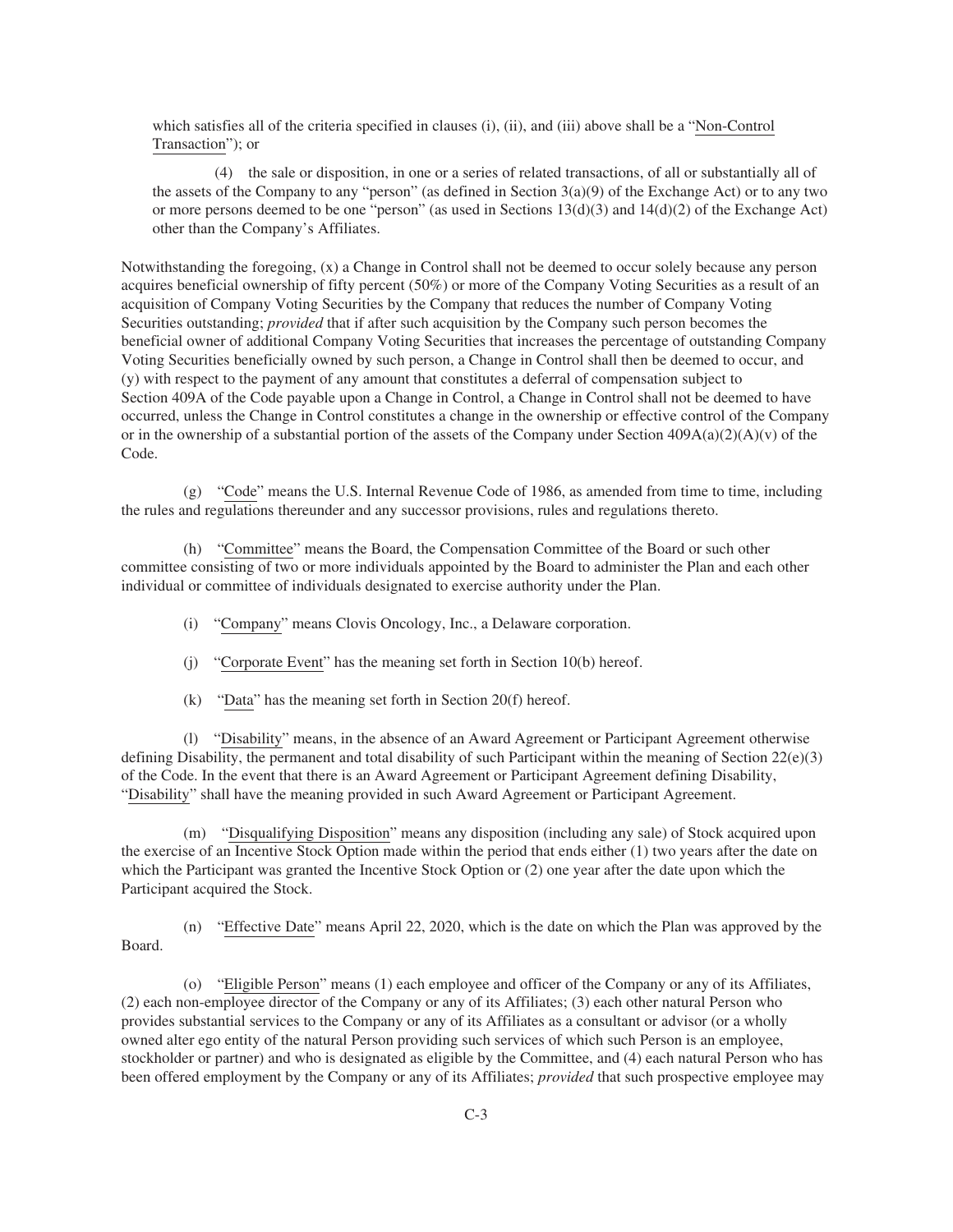which satisfies all of the criteria specified in clauses (i), (ii), and (iii) above shall be a "Non-Control Transaction"); or

(4) the sale or disposition, in one or a series of related transactions, of all or substantially all of the assets of the Company to any "person" (as defined in Section 3(a)(9) of the Exchange Act) or to any two or more persons deemed to be one "person" (as used in Sections 13(d)(3) and 14(d)(2) of the Exchange Act) other than the Company's Affiliates.

Notwithstanding the foregoing, (x) a Change in Control shall not be deemed to occur solely because any person acquires beneficial ownership of fifty percent (50%) or more of the Company Voting Securities as a result of an acquisition of Company Voting Securities by the Company that reduces the number of Company Voting Securities outstanding; *provided* that if after such acquisition by the Company such person becomes the beneficial owner of additional Company Voting Securities that increases the percentage of outstanding Company Voting Securities beneficially owned by such person, a Change in Control shall then be deemed to occur, and (y) with respect to the payment of any amount that constitutes a deferral of compensation subject to Section 409A of the Code payable upon a Change in Control, a Change in Control shall not be deemed to have occurred, unless the Change in Control constitutes a change in the ownership or effective control of the Company or in the ownership of a substantial portion of the assets of the Company under Section 409A(a)(2)(A)(v) of the Code.

(g) "Code" means the U.S. Internal Revenue Code of 1986, as amended from time to time, including the rules and regulations thereunder and any successor provisions, rules and regulations thereto.

(h) "Committee" means the Board, the Compensation Committee of the Board or such other committee consisting of two or more individuals appointed by the Board to administer the Plan and each other individual or committee of individuals designated to exercise authority under the Plan.

(i) "Company" means Clovis Oncology, Inc., a Delaware corporation.

(j) "Corporate Event" has the meaning set forth in Section 10(b) hereof.

(k) "Data" has the meaning set forth in Section 20(f) hereof.

(l) "Disability" means, in the absence of an Award Agreement or Participant Agreement otherwise defining Disability, the permanent and total disability of such Participant within the meaning of Section 22(e)(3) of the Code. In the event that there is an Award Agreement or Participant Agreement defining Disability, "Disability" shall have the meaning provided in such Award Agreement or Participant Agreement.

(m) "Disqualifying Disposition" means any disposition (including any sale) of Stock acquired upon the exercise of an Incentive Stock Option made within the period that ends either (1) two years after the date on which the Participant was granted the Incentive Stock Option or (2) one year after the date upon which the Participant acquired the Stock.

(n) "Effective Date" means April 22, 2020, which is the date on which the Plan was approved by the Board.

(o) "Eligible Person" means (1) each employee and officer of the Company or any of its Affiliates, (2) each non-employee director of the Company or any of its Affiliates; (3) each other natural Person who provides substantial services to the Company or any of its Affiliates as a consultant or advisor (or a wholly owned alter ego entity of the natural Person providing such services of which such Person is an employee, stockholder or partner) and who is designated as eligible by the Committee, and (4) each natural Person who has been offered employment by the Company or any of its Affiliates; *provided* that such prospective employee may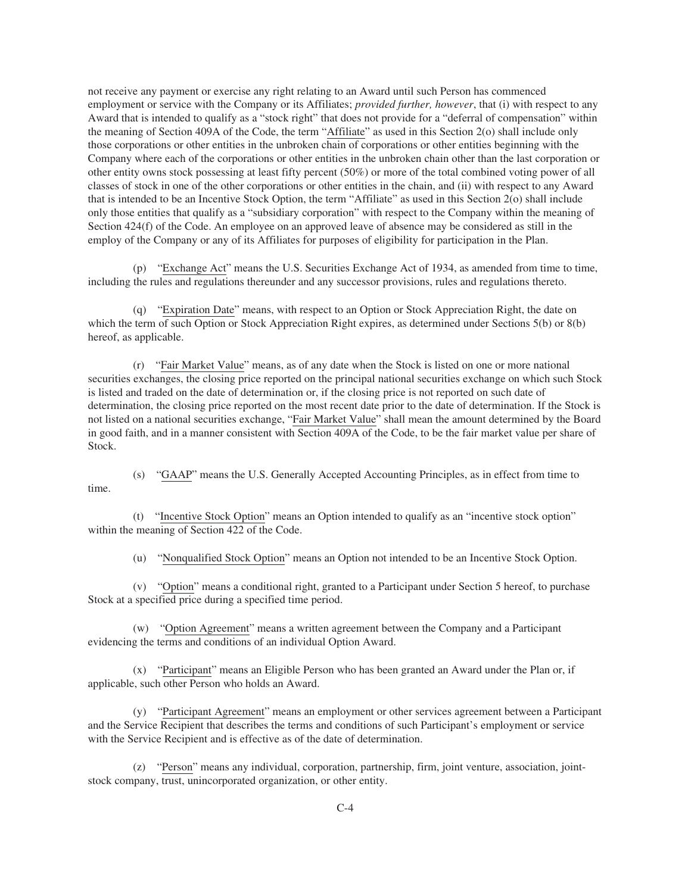not receive any payment or exercise any right relating to an Award until such Person has commenced employment or service with the Company or its Affiliates; *provided further, however*, that (i) with respect to any Award that is intended to qualify as a "stock right" that does not provide for a "deferral of compensation" within the meaning of Section 409A of the Code, the term "Affiliate" as used in this Section 2(o) shall include only those corporations or other entities in the unbroken chain of corporations or other entities beginning with the Company where each of the corporations or other entities in the unbroken chain other than the last corporation or other entity owns stock possessing at least fifty percent (50%) or more of the total combined voting power of all classes of stock in one of the other corporations or other entities in the chain, and (ii) with respect to any Award that is intended to be an Incentive Stock Option, the term "Affiliate" as used in this Section 2(o) shall include only those entities that qualify as a "subsidiary corporation" with respect to the Company within the meaning of Section 424(f) of the Code. An employee on an approved leave of absence may be considered as still in the employ of the Company or any of its Affiliates for purposes of eligibility for participation in the Plan.

(p) "Exchange Act" means the U.S. Securities Exchange Act of 1934, as amended from time to time, including the rules and regulations thereunder and any successor provisions, rules and regulations thereto.

(q) "Expiration Date" means, with respect to an Option or Stock Appreciation Right, the date on which the term of such Option or Stock Appreciation Right expires, as determined under Sections 5(b) or 8(b) hereof, as applicable.

(r) "Fair Market Value" means, as of any date when the Stock is listed on one or more national securities exchanges, the closing price reported on the principal national securities exchange on which such Stock is listed and traded on the date of determination or, if the closing price is not reported on such date of determination, the closing price reported on the most recent date prior to the date of determination. If the Stock is not listed on a national securities exchange, "Fair Market Value" shall mean the amount determined by the Board in good faith, and in a manner consistent with Section 409A of the Code, to be the fair market value per share of Stock.

(s) "GAAP" means the U.S. Generally Accepted Accounting Principles, as in effect from time to time.

(t) "Incentive Stock Option" means an Option intended to qualify as an "incentive stock option" within the meaning of Section 422 of the Code.

(u) "Nonqualified Stock Option" means an Option not intended to be an Incentive Stock Option.

(v) "Option" means a conditional right, granted to a Participant under Section 5 hereof, to purchase Stock at a specified price during a specified time period.

(w) "Option Agreement" means a written agreement between the Company and a Participant evidencing the terms and conditions of an individual Option Award.

(x) "Participant" means an Eligible Person who has been granted an Award under the Plan or, if applicable, such other Person who holds an Award.

(y) "Participant Agreement" means an employment or other services agreement between a Participant and the Service Recipient that describes the terms and conditions of such Participant's employment or service with the Service Recipient and is effective as of the date of determination.

(z) "Person" means any individual, corporation, partnership, firm, joint venture, association, joint-stock company, trust, unincorporated organization, or other entity.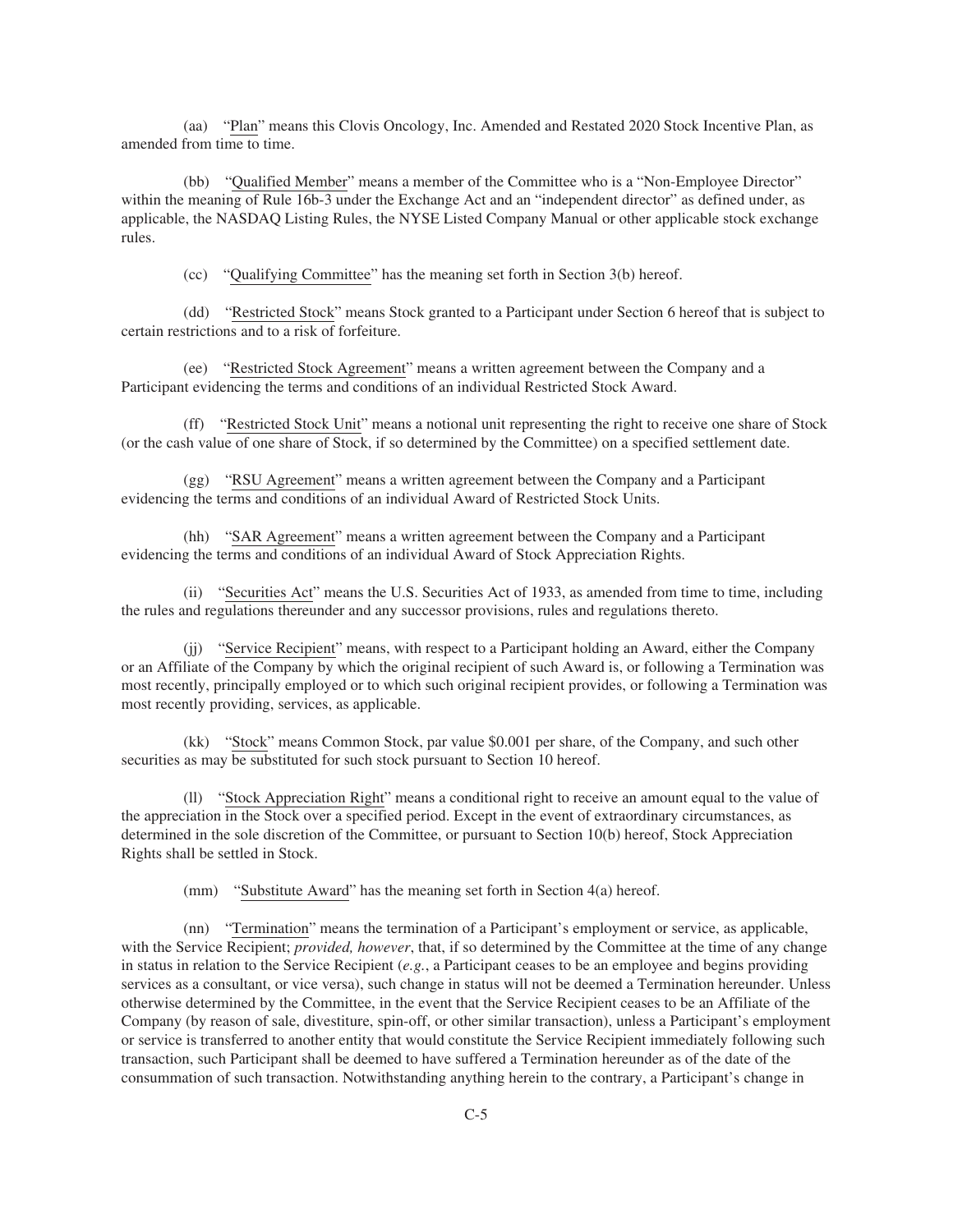(aa) "Plan" means this Clovis Oncology, Inc. Amended and Restated 2020 Stock Incentive Plan, as amended from time to time.

(bb) "Qualified Member" means a member of the Committee who is a "Non-Employee Director" within the meaning of Rule 16b-3 under the Exchange Act and an "independent director" as defined under, as applicable, the NASDAQ Listing Rules, the NYSE Listed Company Manual or other applicable stock exchange rules.

(cc) "Qualifying Committee" has the meaning set forth in Section 3(b) hereof.

(dd) "Restricted Stock" means Stock granted to a Participant under Section 6 hereof that is subject to certain restrictions and to a risk of forfeiture.

(ee) "Restricted Stock Agreement" means a written agreement between the Company and a Participant evidencing the terms and conditions of an individual Restricted Stock Award.

(ff) "Restricted Stock Unit" means a notional unit representing the right to receive one share of Stock (or the cash value of one share of Stock, if so determined by the Committee) on a specified settlement date.

(gg) "RSU Agreement" means a written agreement between the Company and a Participant evidencing the terms and conditions of an individual Award of Restricted Stock Units.

(hh) "SAR Agreement" means a written agreement between the Company and a Participant evidencing the terms and conditions of an individual Award of Stock Appreciation Rights.

(ii) "Securities Act" means the U.S. Securities Act of 1933, as amended from time to time, including the rules and regulations thereunder and any successor provisions, rules and regulations thereto.

(jj) "Service Recipient" means, with respect to a Participant holding an Award, either the Company or an Affiliate of the Company by which the original recipient of such Award is, or following a Termination was most recently, principally employed or to which such original recipient provides, or following a Termination was most recently providing, services, as applicable.

(kk) "Stock" means Common Stock, par value $0.001 per share, of the Company, and such other securities as may be substituted for such stock pursuant to Section 10 hereof.

(ll) "Stock Appreciation Right" means a conditional right to receive an amount equal to the value of the appreciation in the Stock over a specified period. Except in the event of extraordinary circumstances, as determined in the sole discretion of the Committee, or pursuant to Section 10(b) hereof, Stock Appreciation Rights shall be settled in Stock.

(mm) "Substitute Award" has the meaning set forth in Section 4(a) hereof.

(nn) "Termination" means the termination of a Participant's employment or service, as applicable, with the Service Recipient; *provided, however*, that, if so determined by the Committee at the time of any change in status in relation to the Service Recipient (*e.g.*, a Participant ceases to be an employee and begins providing services as a consultant, or vice versa), such change in status will not be deemed a Termination hereunder. Unless otherwise determined by the Committee, in the event that the Service Recipient ceases to be an Affiliate of the Company (by reason of sale, divestiture, spin-off, or other similar transaction), unless a Participant's employment or service is transferred to another entity that would constitute the Service Recipient immediately following such transaction, such Participant shall be deemed to have suffered a Termination hereunder as of the date of the consummation of such transaction. Notwithstanding anything herein to the contrary, a Participant's change in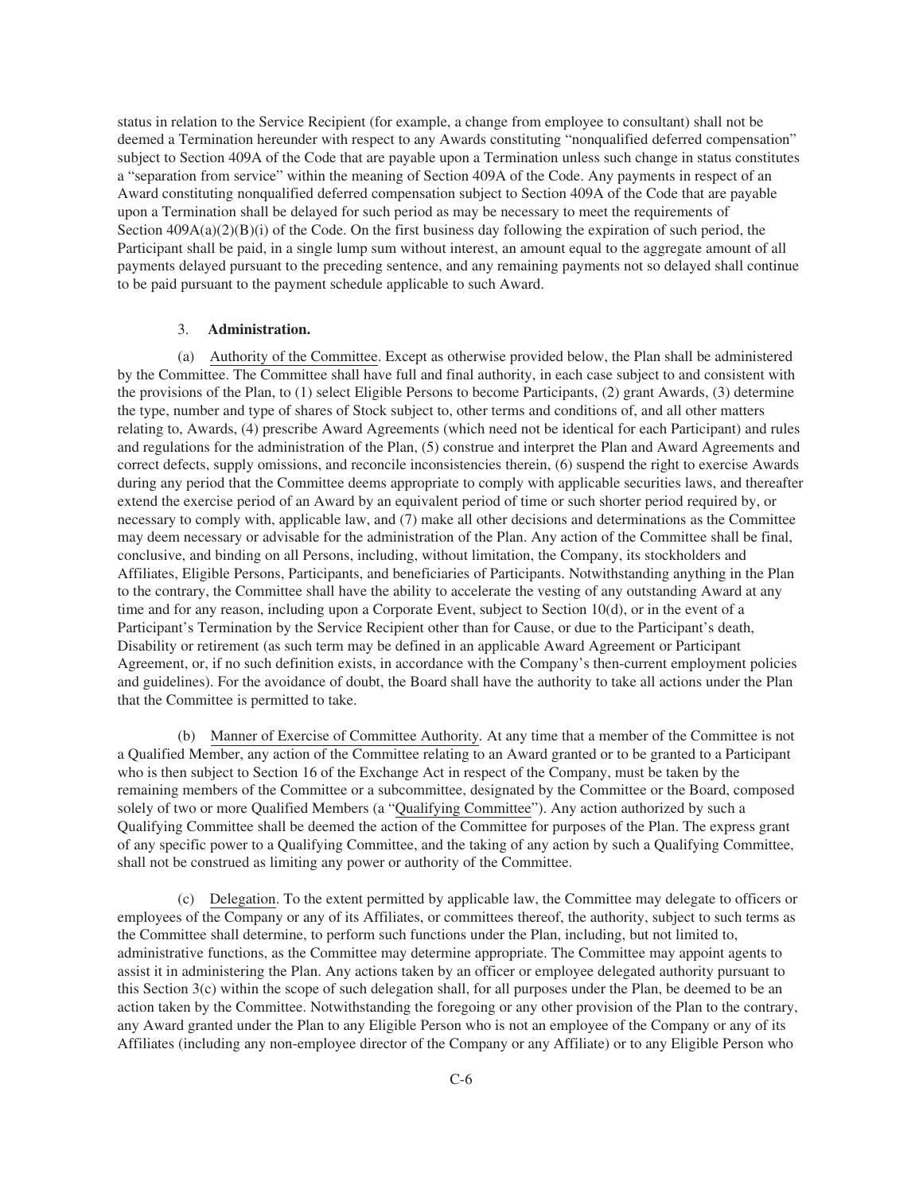status in relation to the Service Recipient (for example, a change from employee to consultant) shall not be deemed a Termination hereunder with respect to any Awards constituting "nonqualified deferred compensation" subject to Section 409A of the Code that are payable upon a Termination unless such change in status constitutes a "separation from service" within the meaning of Section 409A of the Code. Any payments in respect of an Award constituting nonqualified deferred compensation subject to Section 409A of the Code that are payable upon a Termination shall be delayed for such period as may be necessary to meet the requirements of Section 409A(a)(2)(B)(i) of the Code. On the first business day following the expiration of such period, the Participant shall be paid, in a single lump sum without interest, an amount equal to the aggregate amount of all payments delayed pursuant to the preceding sentence, and any remaining payments not so delayed shall continue to be paid pursuant to the payment schedule applicable to such Award.

3. **Administration.**

(a) Authority of the Committee. Except as otherwise provided below, the Plan shall be administered by the Committee. The Committee shall have full and final authority, in each case subject to and consistent with the provisions of the Plan, to (1) select Eligible Persons to become Participants, (2) grant Awards, (3) determine the type, number and type of shares of Stock subject to, other terms and conditions of, and all other matters relating to, Awards, (4) prescribe Award Agreements (which need not be identical for each Participant) and rules and regulations for the administration of the Plan, (5) construe and interpret the Plan and Award Agreements and correct defects, supply omissions, and reconcile inconsistencies therein, (6) suspend the right to exercise Awards during any period that the Committee deems appropriate to comply with applicable securities laws, and thereafter extend the exercise period of an Award by an equivalent period of time or such shorter period required by, or necessary to comply with, applicable law, and (7) make all other decisions and determinations as the Committee may deem necessary or advisable for the administration of the Plan. Any action of the Committee shall be final, conclusive, and binding on all Persons, including, without limitation, the Company, its stockholders and Affiliates, Eligible Persons, Participants, and beneficiaries of Participants. Notwithstanding anything in the Plan to the contrary, the Committee shall have the ability to accelerate the vesting of any outstanding Award at any time and for any reason, including upon a Corporate Event, subject to Section 10(d), or in the event of a Participant's Termination by the Service Recipient other than for Cause, or due to the Participant's death, Disability or retirement (as such term may be defined in an applicable Award Agreement or Participant Agreement, or, if no such definition exists, in accordance with the Company's then-current employment policies and guidelines). For the avoidance of doubt, the Board shall have the authority to take all actions under the Plan that the Committee is permitted to take.

(b) Manner of Exercise of Committee Authority. At any time that a member of the Committee is not a Qualified Member, any action of the Committee relating to an Award granted or to be granted to a Participant who is then subject to Section 16 of the Exchange Act in respect of the Company, must be taken by the remaining members of the Committee or a subcommittee, designated by the Committee or the Board, composed solely of two or more Qualified Members (a "Qualifying Committee"). Any action authorized by such a Qualifying Committee shall be deemed the action of the Committee for purposes of the Plan. The express grant of any specific power to a Qualifying Committee, and the taking of any action by such a Qualifying Committee, shall not be construed as limiting any power or authority of the Committee.

(c) Delegation. To the extent permitted by applicable law, the Committee may delegate to officers or employees of the Company or any of its Affiliates, or committees thereof, the authority, subject to such terms as the Committee shall determine, to perform such functions under the Plan, including, but not limited to, administrative functions, as the Committee may determine appropriate. The Committee may appoint agents to assist it in administering the Plan. Any actions taken by an officer or employee delegated authority pursuant to this Section 3(c) within the scope of such delegation shall, for all purposes under the Plan, be deemed to be an action taken by the Committee. Notwithstanding the foregoing or any other provision of the Plan to the contrary, any Award granted under the Plan to any Eligible Person who is not an employee of the Company or any of its Affiliates (including any non-employee director of the Company or any Affiliate) or to any Eligible Person who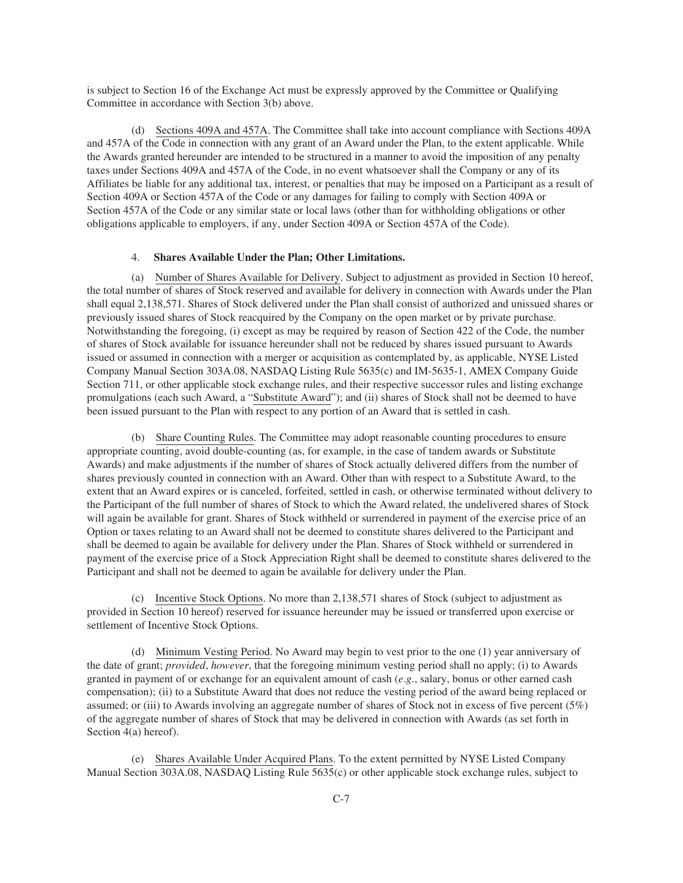is subject to Section 16 of the Exchange Act must be expressly approved by the Committee or Qualifying Committee in accordance with Section 3(b) above.

(d) Sections 409A and 457A. The Committee shall take into account compliance with Sections 409A and 457A of the Code in connection with any grant of an Award under the Plan, to the extent applicable. While the Awards granted hereunder are intended to be structured in a manner to avoid the imposition of any penalty taxes under Sections 409A and 457A of the Code, in no event whatsoever shall the Company or any of its Affiliates be liable for any additional tax, interest, or penalties that may be imposed on a Participant as a result of Section 409A or Section 457A of the Code or any damages for failing to comply with Section 409A or Section 457A of the Code or any similar state or local laws (other than for withholding obligations or other obligations applicable to employers, if any, under Section 409A or Section 457A of the Code).

4. **Shares Available Under the Plan; Other Limitations.**

(a) Number of Shares Available for Delivery. Subject to adjustment as provided in Section 10 hereof, the total number of shares of Stock reserved and available for delivery in connection with Awards under the Plan shall equal 2,138,571. Shares of Stock delivered under the Plan shall consist of authorized and unissued shares or previously issued shares of Stock reacquired by the Company on the open market or by private purchase. Notwithstanding the foregoing, (i) except as may be required by reason of Section 422 of the Code, the number of shares of Stock available for issuance hereunder shall not be reduced by shares issued pursuant to Awards issued or assumed in connection with a merger or acquisition as contemplated by, as applicable, NYSE Listed Company Manual Section 303A.08, NASDAQ Listing Rule 5635(c) and IM-5635-1, AMEX Company Guide Section 711, or other applicable stock exchange rules, and their respective successor rules and listing exchange promulgations (each such Award, a "Substitute Award"); and (ii) shares of Stock shall not be deemed to have been issued pursuant to the Plan with respect to any portion of an Award that is settled in cash.

(b) Share Counting Rules. The Committee may adopt reasonable counting procedures to ensure appropriate counting, avoid double-counting (as, for example, in the case of tandem awards or Substitute Awards) and make adjustments if the number of shares of Stock actually delivered differs from the number of shares previously counted in connection with an Award. Other than with respect to a Substitute Award, to the extent that an Award expires or is canceled, forfeited, settled in cash, or otherwise terminated without delivery to the Participant of the full number of shares of Stock to which the Award related, the undelivered shares of Stock will again be available for grant. Shares of Stock withheld or surrendered in payment of the exercise price of an Option or taxes relating to an Award shall not be deemed to constitute shares delivered to the Participant and shall be deemed to again be available for delivery under the Plan. Shares of Stock withheld or surrendered in payment of the exercise price of a Stock Appreciation Right shall be deemed to constitute shares delivered to the Participant and shall not be deemed to again be available for delivery under the Plan.

(c) Incentive Stock Options. No more than 2,138,571 shares of Stock (subject to adjustment as provided in Section 10 hereof) reserved for issuance hereunder may be issued or transferred upon exercise or settlement of Incentive Stock Options.

(d) Minimum Vesting Period. No Award may begin to vest prior to the one (1) year anniversary of the date of grant; *provided*, *however*, that the foregoing minimum vesting period shall no apply; (i) to Awards granted in payment of or exchange for an equivalent amount of cash (*e.g*., salary, bonus or other earned cash compensation); (ii) to a Substitute Award that does not reduce the vesting period of the award being replaced or assumed; or (iii) to Awards involving an aggregate number of shares of Stock not in excess of five percent (5%) of the aggregate number of shares of Stock that may be delivered in connection with Awards (as set forth in Section 4(a) hereof).

(e) Shares Available Under Acquired Plans. To the extent permitted by NYSE Listed Company Manual Section 303A.08, NASDAQ Listing Rule 5635(c) or other applicable stock exchange rules, subject to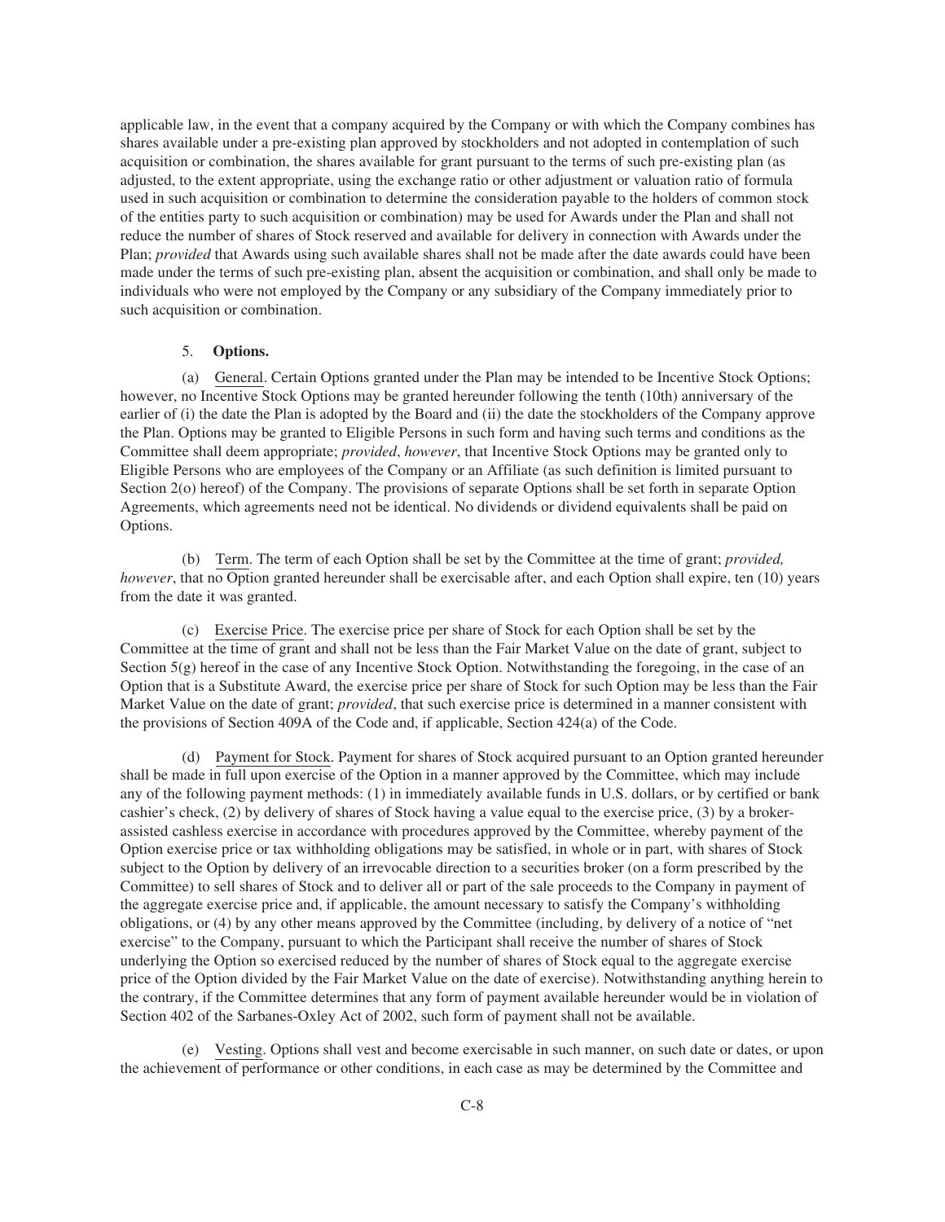applicable law, in the event that a company acquired by the Company or with which the Company combines has shares available under a pre-existing plan approved by stockholders and not adopted in contemplation of such acquisition or combination, the shares available for grant pursuant to the terms of such pre-existing plan (as adjusted, to the extent appropriate, using the exchange ratio or other adjustment or valuation ratio of formula used in such acquisition or combination to determine the consideration payable to the holders of common stock of the entities party to such acquisition or combination) may be used for Awards under the Plan and shall not reduce the number of shares of Stock reserved and available for delivery in connection with Awards under the Plan; *provided* that Awards using such available shares shall not be made after the date awards could have been made under the terms of such pre-existing plan, absent the acquisition or combination, and shall only be made to individuals who were not employed by the Company or any subsidiary of the Company immediately prior to such acquisition or combination.

5. **Options.**

(a) General. Certain Options granted under the Plan may be intended to be Incentive Stock Options; however, no Incentive Stock Options may be granted hereunder following the tenth (10th) anniversary of the earlier of (i) the date the Plan is adopted by the Board and (ii) the date the stockholders of the Company approve the Plan. Options may be granted to Eligible Persons in such form and having such terms and conditions as the Committee shall deem appropriate; *provided*, *however*, that Incentive Stock Options may be granted only to Eligible Persons who are employees of the Company or an Affiliate (as such definition is limited pursuant to Section 2(o) hereof) of the Company. The provisions of separate Options shall be set forth in separate Option Agreements, which agreements need not be identical. No dividends or dividend equivalents shall be paid on Options.

(b) Term. The term of each Option shall be set by the Committee at the time of grant; *provided, however*, that no Option granted hereunder shall be exercisable after, and each Option shall expire, ten (10) years from the date it was granted.

(c) Exercise Price. The exercise price per share of Stock for each Option shall be set by the Committee at the time of grant and shall not be less than the Fair Market Value on the date of grant, subject to Section 5(g) hereof in the case of any Incentive Stock Option. Notwithstanding the foregoing, in the case of an Option that is a Substitute Award, the exercise price per share of Stock for such Option may be less than the Fair Market Value on the date of grant; *provided*, that such exercise price is determined in a manner consistent with the provisions of Section 409A of the Code and, if applicable, Section 424(a) of the Code.

(d) Payment for Stock. Payment for shares of Stock acquired pursuant to an Option granted hereunder shall be made in full upon exercise of the Option in a manner approved by the Committee, which may include any of the following payment methods: (1) in immediately available funds in U.S. dollars, or by certified or bank cashier's check, (2) by delivery of shares of Stock having a value equal to the exercise price, (3) by a broker-assisted cashless exercise in accordance with procedures approved by the Committee, whereby payment of the Option exercise price or tax withholding obligations may be satisfied, in whole or in part, with shares of Stock subject to the Option by delivery of an irrevocable direction to a securities broker (on a form prescribed by the Committee) to sell shares of Stock and to deliver all or part of the sale proceeds to the Company in payment of the aggregate exercise price and, if applicable, the amount necessary to satisfy the Company's withholding obligations, or (4) by any other means approved by the Committee (including, by delivery of a notice of "net exercise" to the Company, pursuant to which the Participant shall receive the number of shares of Stock underlying the Option so exercised reduced by the number of shares of Stock equal to the aggregate exercise price of the Option divided by the Fair Market Value on the date of exercise). Notwithstanding anything herein to the contrary, if the Committee determines that any form of payment available hereunder would be in violation of Section 402 of the Sarbanes-Oxley Act of 2002, such form of payment shall not be available.

(e) Vesting. Options shall vest and become exercisable in such manner, on such date or dates, or upon the achievement of performance or other conditions, in each case as may be determined by the Committee and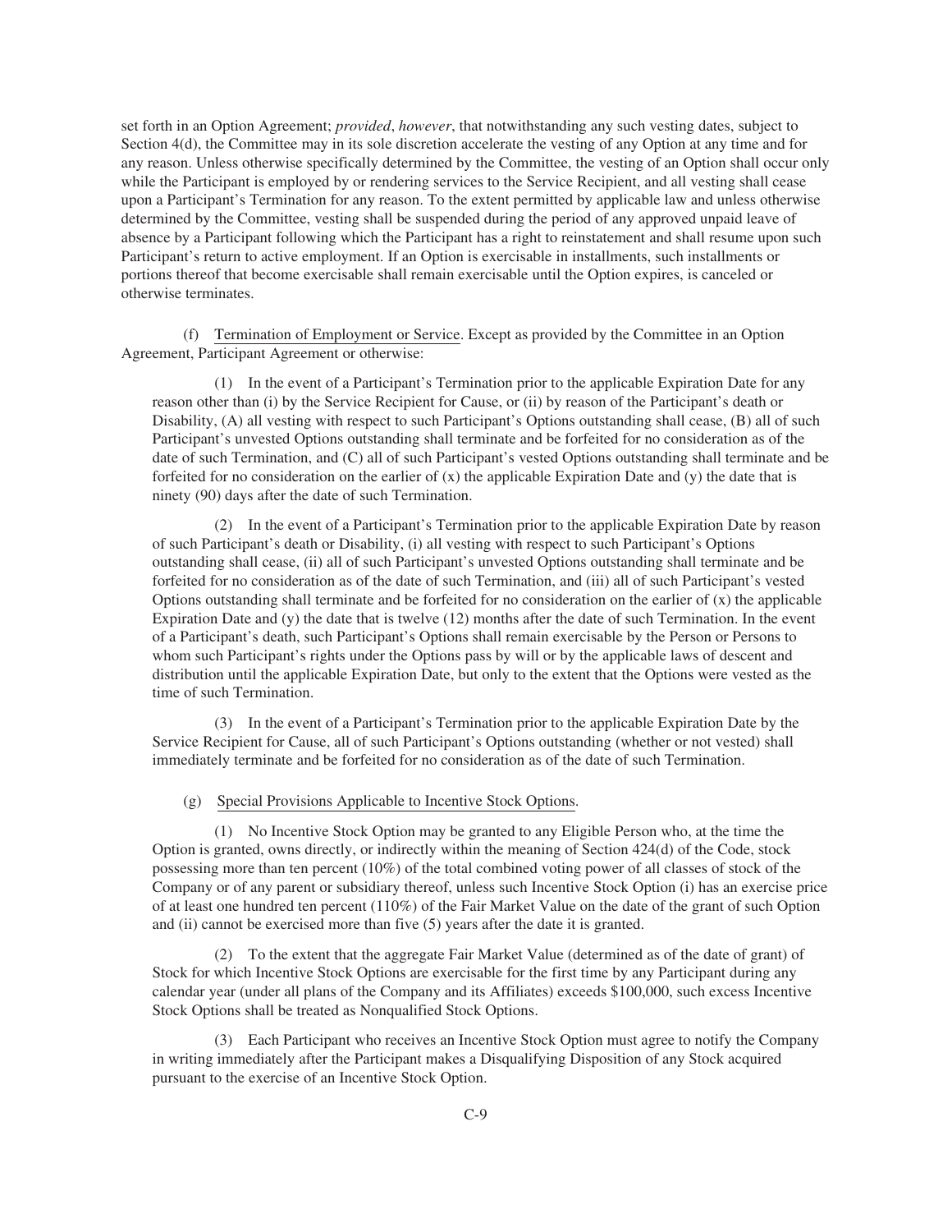set forth in an Option Agreement; *provided*, *however*, that notwithstanding any such vesting dates, subject to Section 4(d), the Committee may in its sole discretion accelerate the vesting of any Option at any time and for any reason. Unless otherwise specifically determined by the Committee, the vesting of an Option shall occur only while the Participant is employed by or rendering services to the Service Recipient, and all vesting shall cease upon a Participant's Termination for any reason. To the extent permitted by applicable law and unless otherwise determined by the Committee, vesting shall be suspended during the period of any approved unpaid leave of absence by a Participant following which the Participant has a right to reinstatement and shall resume upon such Participant's return to active employment. If an Option is exercisable in installments, such installments or portions thereof that become exercisable shall remain exercisable until the Option expires, is canceled or otherwise terminates.

(f) Termination of Employment or Service. Except as provided by the Committee in an Option Agreement, Participant Agreement or otherwise:

(1) In the event of a Participant's Termination prior to the applicable Expiration Date for any reason other than (i) by the Service Recipient for Cause, or (ii) by reason of the Participant's death or Disability, (A) all vesting with respect to such Participant's Options outstanding shall cease, (B) all of such Participant's unvested Options outstanding shall terminate and be forfeited for no consideration as of the date of such Termination, and (C) all of such Participant's vested Options outstanding shall terminate and be forfeited for no consideration on the earlier of (x) the applicable Expiration Date and (y) the date that is ninety (90) days after the date of such Termination.

(2) In the event of a Participant's Termination prior to the applicable Expiration Date by reason of such Participant's death or Disability, (i) all vesting with respect to such Participant's Options outstanding shall cease, (ii) all of such Participant's unvested Options outstanding shall terminate and be forfeited for no consideration as of the date of such Termination, and (iii) all of such Participant's vested Options outstanding shall terminate and be forfeited for no consideration on the earlier of (x) the applicable Expiration Date and (y) the date that is twelve (12) months after the date of such Termination. In the event of a Participant's death, such Participant's Options shall remain exercisable by the Person or Persons to whom such Participant's rights under the Options pass by will or by the applicable laws of descent and distribution until the applicable Expiration Date, but only to the extent that the Options were vested as the time of such Termination.

(3) In the event of a Participant's Termination prior to the applicable Expiration Date by the Service Recipient for Cause, all of such Participant's Options outstanding (whether or not vested) shall immediately terminate and be forfeited for no consideration as of the date of such Termination.

(g) Special Provisions Applicable to Incentive Stock Options.

(1) No Incentive Stock Option may be granted to any Eligible Person who, at the time the Option is granted, owns directly, or indirectly within the meaning of Section 424(d) of the Code, stock possessing more than ten percent (10%) of the total combined voting power of all classes of stock of the Company or of any parent or subsidiary thereof, unless such Incentive Stock Option (i) has an exercise price of at least one hundred ten percent (110%) of the Fair Market Value on the date of the grant of such Option and (ii) cannot be exercised more than five (5) years after the date it is granted.

(2) To the extent that the aggregate Fair Market Value (determined as of the date of grant) of Stock for which Incentive Stock Options are exercisable for the first time by any Participant during any calendar year (under all plans of the Company and its Affiliates) exceeds $100,000, such excess Incentive Stock Options shall be treated as Nonqualified Stock Options.

(3) Each Participant who receives an Incentive Stock Option must agree to notify the Company in writing immediately after the Participant makes a Disqualifying Disposition of any Stock acquired pursuant to the exercise of an Incentive Stock Option.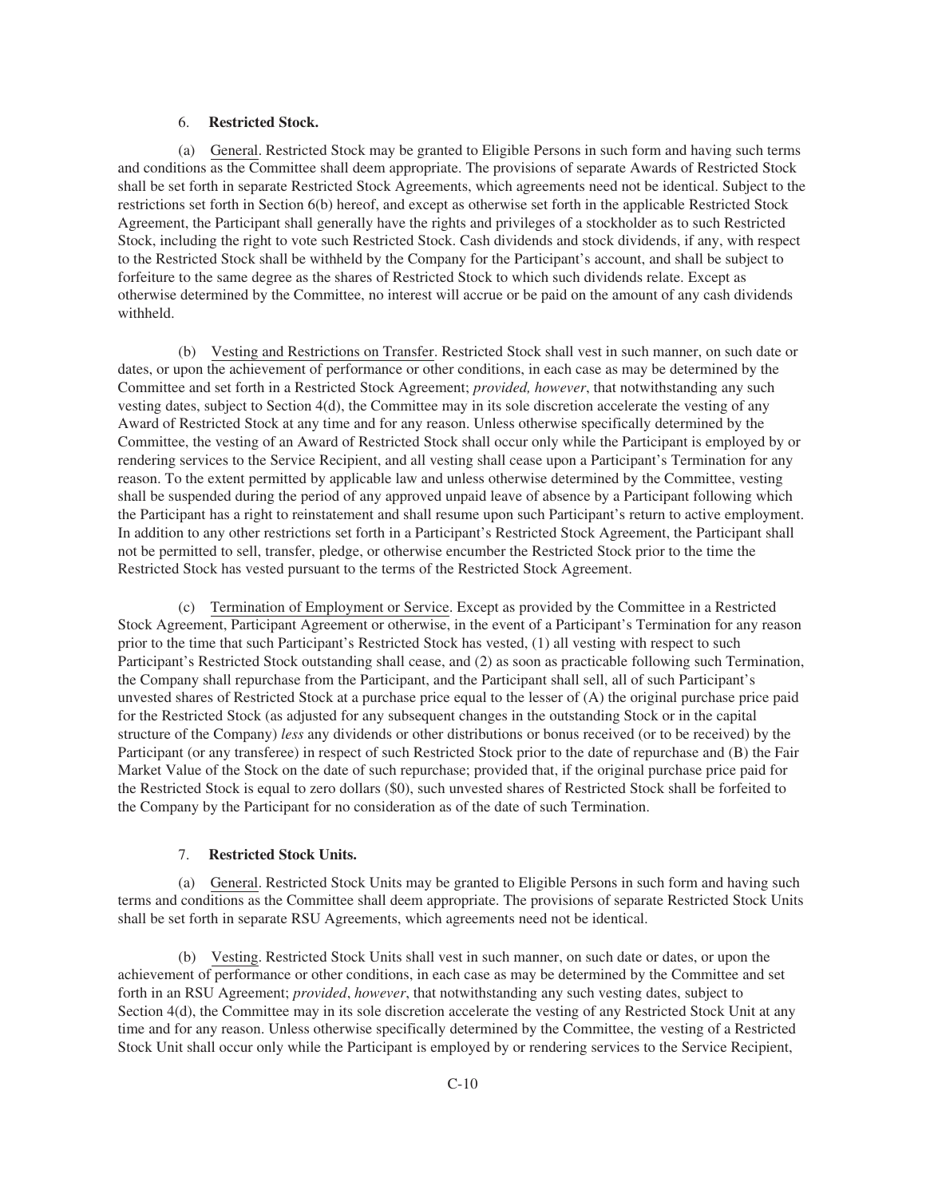6. **Restricted Stock.**

(a) General. Restricted Stock may be granted to Eligible Persons in such form and having such terms and conditions as the Committee shall deem appropriate. The provisions of separate Awards of Restricted Stock shall be set forth in separate Restricted Stock Agreements, which agreements need not be identical. Subject to the restrictions set forth in Section 6(b) hereof, and except as otherwise set forth in the applicable Restricted Stock Agreement, the Participant shall generally have the rights and privileges of a stockholder as to such Restricted Stock, including the right to vote such Restricted Stock. Cash dividends and stock dividends, if any, with respect to the Restricted Stock shall be withheld by the Company for the Participant's account, and shall be subject to forfeiture to the same degree as the shares of Restricted Stock to which such dividends relate. Except as otherwise determined by the Committee, no interest will accrue or be paid on the amount of any cash dividends withheld.

(b) Vesting and Restrictions on Transfer. Restricted Stock shall vest in such manner, on such date or dates, or upon the achievement of performance or other conditions, in each case as may be determined by the Committee and set forth in a Restricted Stock Agreement; *provided, however*, that notwithstanding any such vesting dates, subject to Section 4(d), the Committee may in its sole discretion accelerate the vesting of any Award of Restricted Stock at any time and for any reason. Unless otherwise specifically determined by the Committee, the vesting of an Award of Restricted Stock shall occur only while the Participant is employed by or rendering services to the Service Recipient, and all vesting shall cease upon a Participant's Termination for any reason. To the extent permitted by applicable law and unless otherwise determined by the Committee, vesting shall be suspended during the period of any approved unpaid leave of absence by a Participant following which the Participant has a right to reinstatement and shall resume upon such Participant's return to active employment. In addition to any other restrictions set forth in a Participant's Restricted Stock Agreement, the Participant shall not be permitted to sell, transfer, pledge, or otherwise encumber the Restricted Stock prior to the time the Restricted Stock has vested pursuant to the terms of the Restricted Stock Agreement.

(c) Termination of Employment or Service. Except as provided by the Committee in a Restricted Stock Agreement, Participant Agreement or otherwise, in the event of a Participant's Termination for any reason prior to the time that such Participant's Restricted Stock has vested, (1) all vesting with respect to such Participant's Restricted Stock outstanding shall cease, and (2) as soon as practicable following such Termination, the Company shall repurchase from the Participant, and the Participant shall sell, all of such Participant's unvested shares of Restricted Stock at a purchase price equal to the lesser of (A) the original purchase price paid for the Restricted Stock (as adjusted for any subsequent changes in the outstanding Stock or in the capital structure of the Company) *less* any dividends or other distributions or bonus received (or to be received) by the Participant (or any transferee) in respect of such Restricted Stock prior to the date of repurchase and (B) the Fair Market Value of the Stock on the date of such repurchase; provided that, if the original purchase price paid for the Restricted Stock is equal to zero dollars ($0), such unvested shares of Restricted Stock shall be forfeited to the Company by the Participant for no consideration as of the date of such Termination.

7. **Restricted Stock Units.**

(a) General. Restricted Stock Units may be granted to Eligible Persons in such form and having such terms and conditions as the Committee shall deem appropriate. The provisions of separate Restricted Stock Units shall be set forth in separate RSU Agreements, which agreements need not be identical.

(b) Vesting. Restricted Stock Units shall vest in such manner, on such date or dates, or upon the achievement of performance or other conditions, in each case as may be determined by the Committee and set forth in an RSU Agreement; *provided*, *however*, that notwithstanding any such vesting dates, subject to Section 4(d), the Committee may in its sole discretion accelerate the vesting of any Restricted Stock Unit at any time and for any reason. Unless otherwise specifically determined by the Committee, the vesting of a Restricted Stock Unit shall occur only while the Participant is employed by or rendering services to the Service Recipient,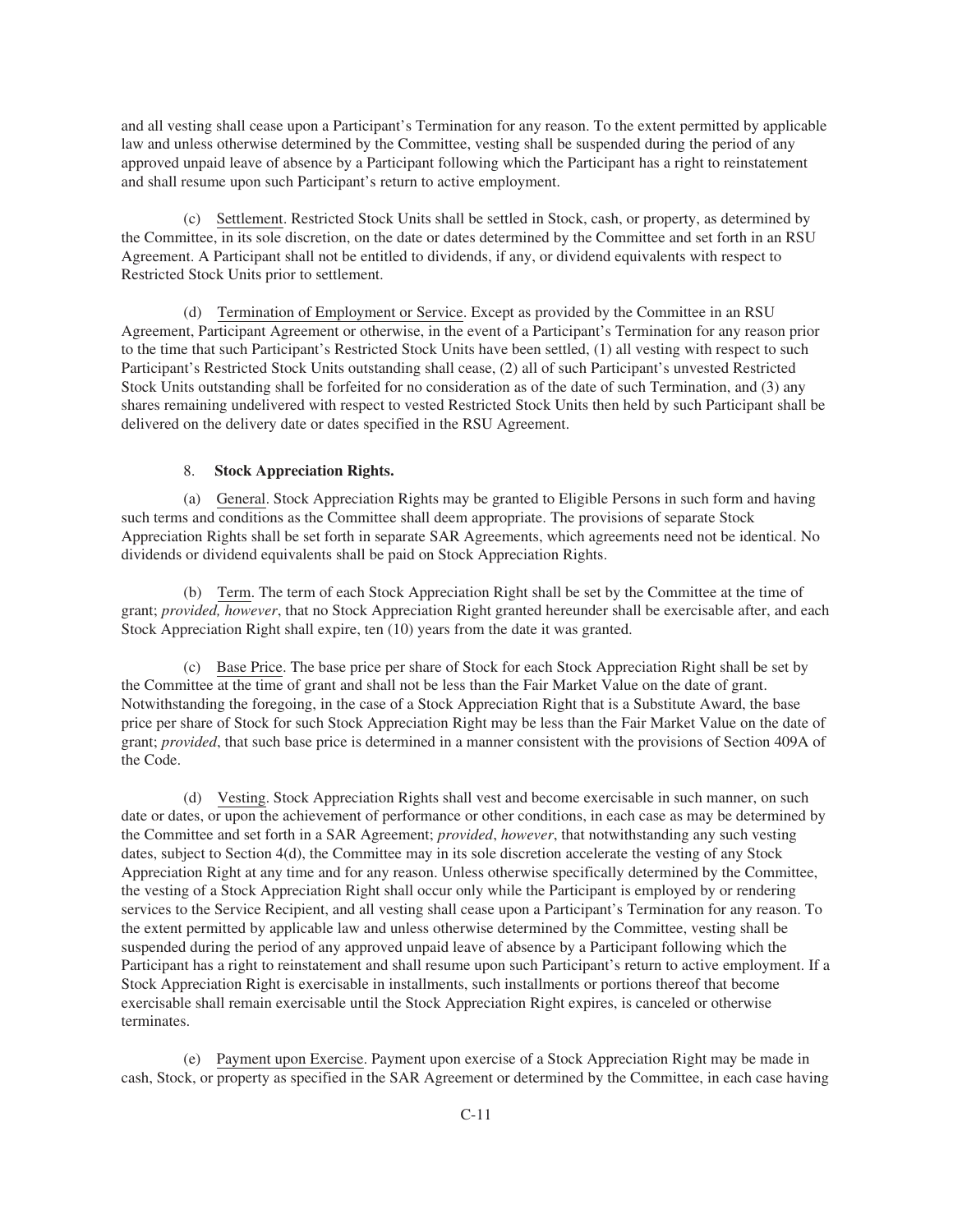and all vesting shall cease upon a Participant's Termination for any reason. To the extent permitted by applicable law and unless otherwise determined by the Committee, vesting shall be suspended during the period of any approved unpaid leave of absence by a Participant following which the Participant has a right to reinstatement and shall resume upon such Participant's return to active employment.

(c) Settlement. Restricted Stock Units shall be settled in Stock, cash, or property, as determined by the Committee, in its sole discretion, on the date or dates determined by the Committee and set forth in an RSU Agreement. A Participant shall not be entitled to dividends, if any, or dividend equivalents with respect to Restricted Stock Units prior to settlement.

(d) Termination of Employment or Service. Except as provided by the Committee in an RSU Agreement, Participant Agreement or otherwise, in the event of a Participant's Termination for any reason prior to the time that such Participant's Restricted Stock Units have been settled, (1) all vesting with respect to such Participant's Restricted Stock Units outstanding shall cease, (2) all of such Participant's unvested Restricted Stock Units outstanding shall be forfeited for no consideration as of the date of such Termination, and (3) any shares remaining undelivered with respect to vested Restricted Stock Units then held by such Participant shall be delivered on the delivery date or dates specified in the RSU Agreement.

8. **Stock Appreciation Rights.**

(a) General. Stock Appreciation Rights may be granted to Eligible Persons in such form and having such terms and conditions as the Committee shall deem appropriate. The provisions of separate Stock Appreciation Rights shall be set forth in separate SAR Agreements, which agreements need not be identical. No dividends or dividend equivalents shall be paid on Stock Appreciation Rights.

(b) Term. The term of each Stock Appreciation Right shall be set by the Committee at the time of grant; *provided, however*, that no Stock Appreciation Right granted hereunder shall be exercisable after, and each Stock Appreciation Right shall expire, ten (10) years from the date it was granted.

(c) Base Price. The base price per share of Stock for each Stock Appreciation Right shall be set by the Committee at the time of grant and shall not be less than the Fair Market Value on the date of grant. Notwithstanding the foregoing, in the case of a Stock Appreciation Right that is a Substitute Award, the base price per share of Stock for such Stock Appreciation Right may be less than the Fair Market Value on the date of grant; *provided*, that such base price is determined in a manner consistent with the provisions of Section 409A of the Code.

(d) Vesting. Stock Appreciation Rights shall vest and become exercisable in such manner, on such date or dates, or upon the achievement of performance or other conditions, in each case as may be determined by the Committee and set forth in a SAR Agreement; *provided*, *however*, that notwithstanding any such vesting dates, subject to Section 4(d), the Committee may in its sole discretion accelerate the vesting of any Stock Appreciation Right at any time and for any reason. Unless otherwise specifically determined by the Committee, the vesting of a Stock Appreciation Right shall occur only while the Participant is employed by or rendering services to the Service Recipient, and all vesting shall cease upon a Participant's Termination for any reason. To the extent permitted by applicable law and unless otherwise determined by the Committee, vesting shall be suspended during the period of any approved unpaid leave of absence by a Participant following which the Participant has a right to reinstatement and shall resume upon such Participant's return to active employment. If a Stock Appreciation Right is exercisable in installments, such installments or portions thereof that become exercisable shall remain exercisable until the Stock Appreciation Right expires, is canceled or otherwise terminates.

(e) Payment upon Exercise. Payment upon exercise of a Stock Appreciation Right may be made in cash, Stock, or property as specified in the SAR Agreement or determined by the Committee, in each case having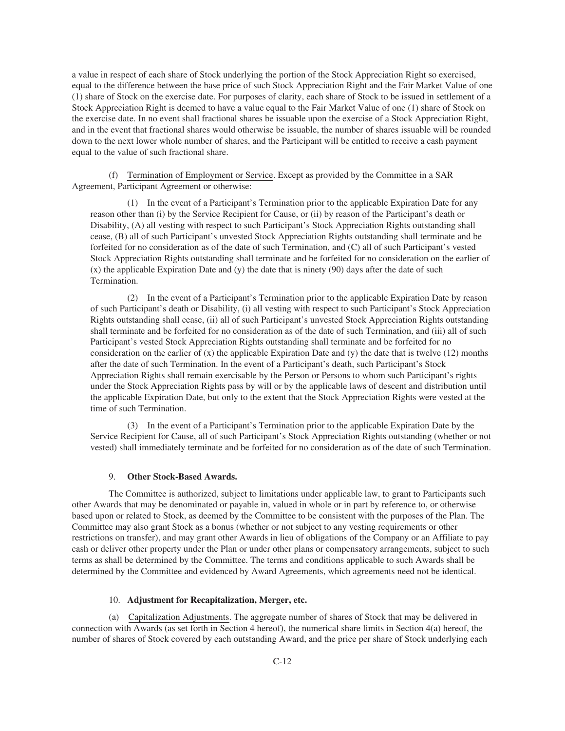a value in respect of each share of Stock underlying the portion of the Stock Appreciation Right so exercised, equal to the difference between the base price of such Stock Appreciation Right and the Fair Market Value of one (1) share of Stock on the exercise date. For purposes of clarity, each share of Stock to be issued in settlement of a Stock Appreciation Right is deemed to have a value equal to the Fair Market Value of one (1) share of Stock on the exercise date. In no event shall fractional shares be issuable upon the exercise of a Stock Appreciation Right, and in the event that fractional shares would otherwise be issuable, the number of shares issuable will be rounded down to the next lower whole number of shares, and the Participant will be entitled to receive a cash payment equal to the value of such fractional share.

(f) Termination of Employment or Service. Except as provided by the Committee in a SAR Agreement, Participant Agreement or otherwise:

(1) In the event of a Participant's Termination prior to the applicable Expiration Date for any reason other than (i) by the Service Recipient for Cause, or (ii) by reason of the Participant's death or Disability, (A) all vesting with respect to such Participant's Stock Appreciation Rights outstanding shall cease, (B) all of such Participant's unvested Stock Appreciation Rights outstanding shall terminate and be forfeited for no consideration as of the date of such Termination, and (C) all of such Participant's vested Stock Appreciation Rights outstanding shall terminate and be forfeited for no consideration on the earlier of (x) the applicable Expiration Date and (y) the date that is ninety (90) days after the date of such Termination.

(2) In the event of a Participant's Termination prior to the applicable Expiration Date by reason of such Participant's death or Disability, (i) all vesting with respect to such Participant's Stock Appreciation Rights outstanding shall cease, (ii) all of such Participant's unvested Stock Appreciation Rights outstanding shall terminate and be forfeited for no consideration as of the date of such Termination, and (iii) all of such Participant's vested Stock Appreciation Rights outstanding shall terminate and be forfeited for no consideration on the earlier of (x) the applicable Expiration Date and (y) the date that is twelve (12) months after the date of such Termination. In the event of a Participant's death, such Participant's Stock Appreciation Rights shall remain exercisable by the Person or Persons to whom such Participant's rights under the Stock Appreciation Rights pass by will or by the applicable laws of descent and distribution until the applicable Expiration Date, but only to the extent that the Stock Appreciation Rights were vested at the time of such Termination.

(3) In the event of a Participant's Termination prior to the applicable Expiration Date by the Service Recipient for Cause, all of such Participant's Stock Appreciation Rights outstanding (whether or not vested) shall immediately terminate and be forfeited for no consideration as of the date of such Termination.

9. **Other Stock-Based Awards.**

The Committee is authorized, subject to limitations under applicable law, to grant to Participants such other Awards that may be denominated or payable in, valued in whole or in part by reference to, or otherwise based upon or related to Stock, as deemed by the Committee to be consistent with the purposes of the Plan. The Committee may also grant Stock as a bonus (whether or not subject to any vesting requirements or other restrictions on transfer), and may grant other Awards in lieu of obligations of the Company or an Affiliate to pay cash or deliver other property under the Plan or under other plans or compensatory arrangements, subject to such terms as shall be determined by the Committee. The terms and conditions applicable to such Awards shall be determined by the Committee and evidenced by Award Agreements, which agreements need not be identical.

10. **Adjustment for Recapitalization, Merger, etc.**

(a) Capitalization Adjustments. The aggregate number of shares of Stock that may be delivered in connection with Awards (as set forth in Section 4 hereof), the numerical share limits in Section 4(a) hereof, the number of shares of Stock covered by each outstanding Award, and the price per share of Stock underlying each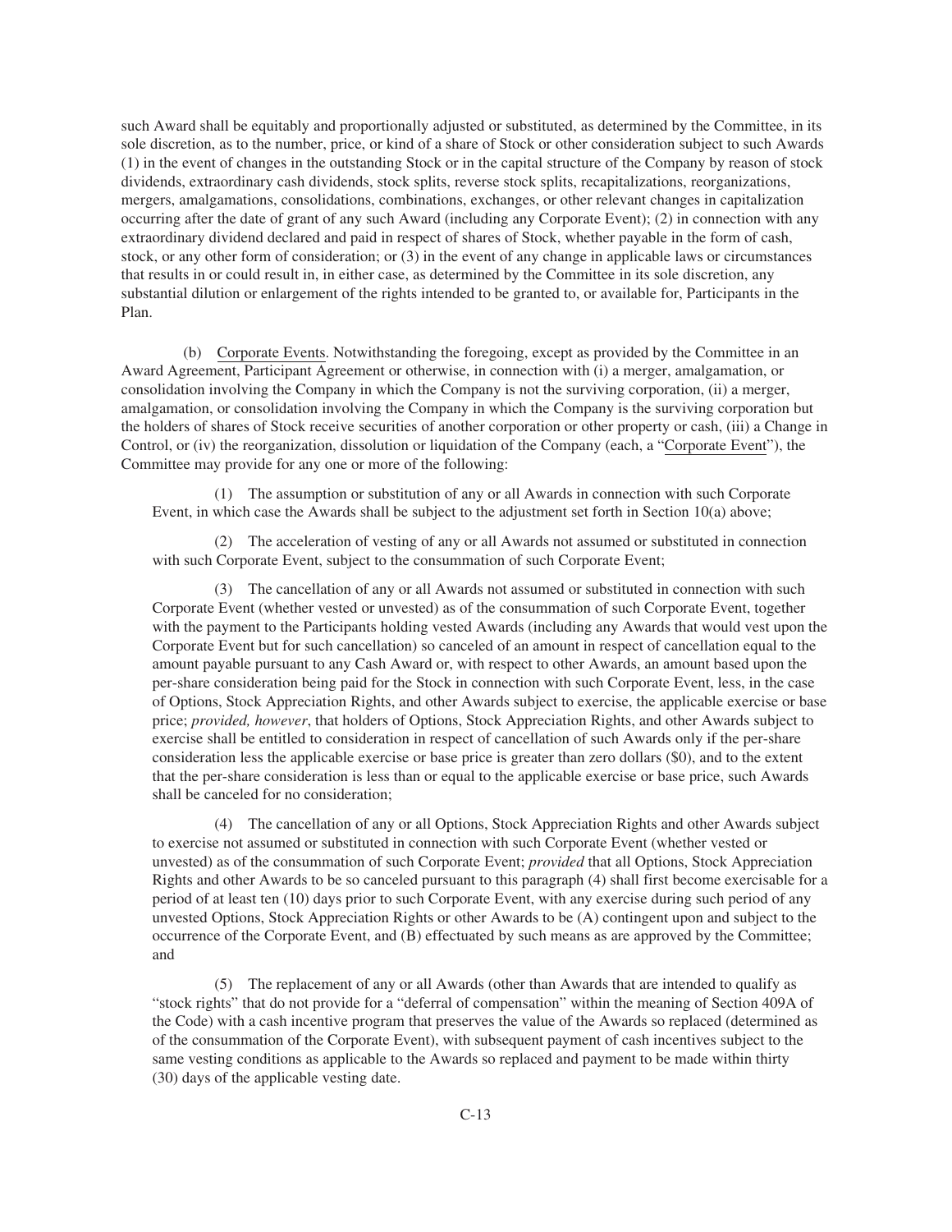such Award shall be equitably and proportionally adjusted or substituted, as determined by the Committee, in its sole discretion, as to the number, price, or kind of a share of Stock or other consideration subject to such Awards (1) in the event of changes in the outstanding Stock or in the capital structure of the Company by reason of stock dividends, extraordinary cash dividends, stock splits, reverse stock splits, recapitalizations, reorganizations, mergers, amalgamations, consolidations, combinations, exchanges, or other relevant changes in capitalization occurring after the date of grant of any such Award (including any Corporate Event); (2) in connection with any extraordinary dividend declared and paid in respect of shares of Stock, whether payable in the form of cash, stock, or any other form of consideration; or (3) in the event of any change in applicable laws or circumstances that results in or could result in, in either case, as determined by the Committee in its sole discretion, any substantial dilution or enlargement of the rights intended to be granted to, or available for, Participants in the Plan.

(b) Corporate Events. Notwithstanding the foregoing, except as provided by the Committee in an Award Agreement, Participant Agreement or otherwise, in connection with (i) a merger, amalgamation, or consolidation involving the Company in which the Company is not the surviving corporation, (ii) a merger, amalgamation, or consolidation involving the Company in which the Company is the surviving corporation but the holders of shares of Stock receive securities of another corporation or other property or cash, (iii) a Change in Control, or (iv) the reorganization, dissolution or liquidation of the Company (each, a "Corporate Event"), the Committee may provide for any one or more of the following:

(1) The assumption or substitution of any or all Awards in connection with such Corporate Event, in which case the Awards shall be subject to the adjustment set forth in Section 10(a) above;

(2) The acceleration of vesting of any or all Awards not assumed or substituted in connection with such Corporate Event, subject to the consummation of such Corporate Event;

(3) The cancellation of any or all Awards not assumed or substituted in connection with such Corporate Event (whether vested or unvested) as of the consummation of such Corporate Event, together with the payment to the Participants holding vested Awards (including any Awards that would vest upon the Corporate Event but for such cancellation) so canceled of an amount in respect of cancellation equal to the amount payable pursuant to any Cash Award or, with respect to other Awards, an amount based upon the per-share consideration being paid for the Stock in connection with such Corporate Event, less, in the case of Options, Stock Appreciation Rights, and other Awards subject to exercise, the applicable exercise or base price; *provided, however*, that holders of Options, Stock Appreciation Rights, and other Awards subject to exercise shall be entitled to consideration in respect of cancellation of such Awards only if the per-share consideration less the applicable exercise or base price is greater than zero dollars ($0), and to the extent that the per-share consideration is less than or equal to the applicable exercise or base price, such Awards shall be canceled for no consideration;

(4) The cancellation of any or all Options, Stock Appreciation Rights and other Awards subject to exercise not assumed or substituted in connection with such Corporate Event (whether vested or unvested) as of the consummation of such Corporate Event; *provided* that all Options, Stock Appreciation Rights and other Awards to be so canceled pursuant to this paragraph (4) shall first become exercisable for a period of at least ten (10) days prior to such Corporate Event, with any exercise during such period of any unvested Options, Stock Appreciation Rights or other Awards to be (A) contingent upon and subject to the occurrence of the Corporate Event, and (B) effectuated by such means as are approved by the Committee; and

(5) The replacement of any or all Awards (other than Awards that are intended to qualify as "stock rights" that do not provide for a "deferral of compensation" within the meaning of Section 409A of the Code) with a cash incentive program that preserves the value of the Awards so replaced (determined as of the consummation of the Corporate Event), with subsequent payment of cash incentives subject to the same vesting conditions as applicable to the Awards so replaced and payment to be made within thirty (30) days of the applicable vesting date.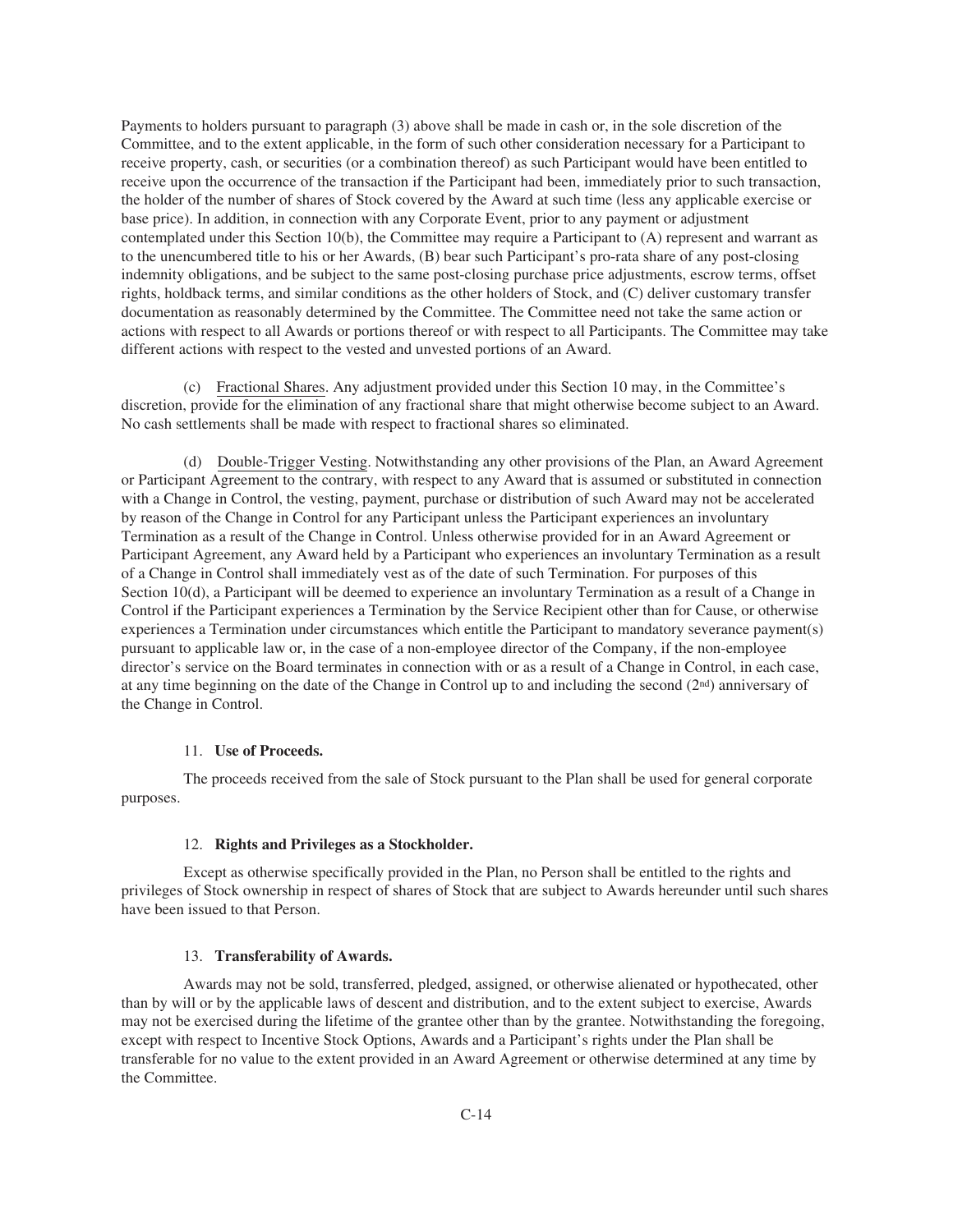Payments to holders pursuant to paragraph (3) above shall be made in cash or, in the sole discretion of the Committee, and to the extent applicable, in the form of such other consideration necessary for a Participant to receive property, cash, or securities (or a combination thereof) as such Participant would have been entitled to receive upon the occurrence of the transaction if the Participant had been, immediately prior to such transaction, the holder of the number of shares of Stock covered by the Award at such time (less any applicable exercise or base price). In addition, in connection with any Corporate Event, prior to any payment or adjustment contemplated under this Section 10(b), the Committee may require a Participant to (A) represent and warrant as to the unencumbered title to his or her Awards, (B) bear such Participant's pro-rata share of any post-closing indemnity obligations, and be subject to the same post-closing purchase price adjustments, escrow terms, offset rights, holdback terms, and similar conditions as the other holders of Stock, and (C) deliver customary transfer documentation as reasonably determined by the Committee. The Committee need not take the same action or actions with respect to all Awards or portions thereof or with respect to all Participants. The Committee may take different actions with respect to the vested and unvested portions of an Award.

(c) Fractional Shares. Any adjustment provided under this Section 10 may, in the Committee's discretion, provide for the elimination of any fractional share that might otherwise become subject to an Award. No cash settlements shall be made with respect to fractional shares so eliminated.

(d) Double-Trigger Vesting. Notwithstanding any other provisions of the Plan, an Award Agreement or Participant Agreement to the contrary, with respect to any Award that is assumed or substituted in connection with a Change in Control, the vesting, payment, purchase or distribution of such Award may not be accelerated by reason of the Change in Control for any Participant unless the Participant experiences an involuntary Termination as a result of the Change in Control. Unless otherwise provided for in an Award Agreement or Participant Agreement, any Award held by a Participant who experiences an involuntary Termination as a result of a Change in Control shall immediately vest as of the date of such Termination. For purposes of this Section 10(d), a Participant will be deemed to experience an involuntary Termination as a result of a Change in Control if the Participant experiences a Termination by the Service Recipient other than for Cause, or otherwise experiences a Termination under circumstances which entitle the Participant to mandatory severance payment(s) pursuant to applicable law or, in the case of a non-employee director of the Company, if the non-employee director's service on the Board terminates in connection with or as a result of a Change in Control, in each case, at any time beginning on the date of the Change in Control up to and including the second (2nd) anniversary of the Change in Control.

11. **Use of Proceeds.**

The proceeds received from the sale of Stock pursuant to the Plan shall be used for general corporate purposes.

12. **Rights and Privileges as a Stockholder.**

Except as otherwise specifically provided in the Plan, no Person shall be entitled to the rights and privileges of Stock ownership in respect of shares of Stock that are subject to Awards hereunder until such shares have been issued to that Person.

13. **Transferability of Awards.**

Awards may not be sold, transferred, pledged, assigned, or otherwise alienated or hypothecated, other than by will or by the applicable laws of descent and distribution, and to the extent subject to exercise, Awards may not be exercised during the lifetime of the grantee other than by the grantee. Notwithstanding the foregoing, except with respect to Incentive Stock Options, Awards and a Participant's rights under the Plan shall be transferable for no value to the extent provided in an Award Agreement or otherwise determined at any time by the Committee.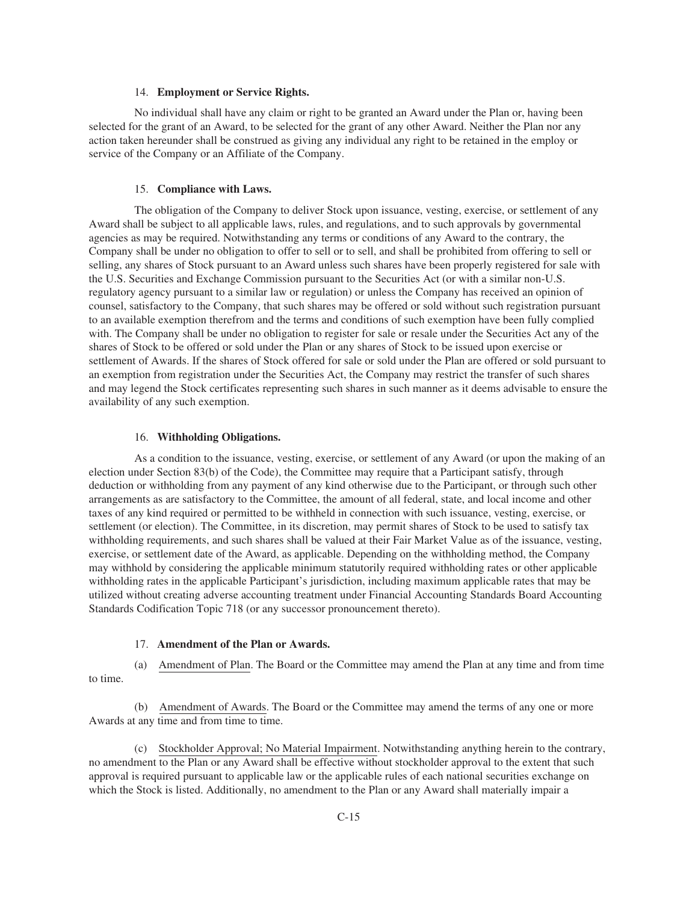### 14. **Employment or Service Rights.**

No individual shall have any claim or right to be granted an Award under the Plan or, having been selected for the grant of an Award, to be selected for the grant of any other Award. Neither the Plan nor any action taken hereunder shall be construed as giving any individual any right to be retained in the employ or service of the Company or an Affiliate of the Company.

### 15. **Compliance with Laws.**

The obligation of the Company to deliver Stock upon issuance, vesting, exercise, or settlement of any Award shall be subject to all applicable laws, rules, and regulations, and to such approvals by governmental agencies as may be required. Notwithstanding any terms or conditions of any Award to the contrary, the Company shall be under no obligation to offer to sell or to sell, and shall be prohibited from offering to sell or selling, any shares of Stock pursuant to an Award unless such shares have been properly registered for sale with the U.S. Securities and Exchange Commission pursuant to the Securities Act (or with a similar non-U.S. regulatory agency pursuant to a similar law or regulation) or unless the Company has received an opinion of counsel, satisfactory to the Company, that such shares may be offered or sold without such registration pursuant to an available exemption therefrom and the terms and conditions of such exemption have been fully complied with. The Company shall be under no obligation to register for sale or resale under the Securities Act any of the shares of Stock to be offered or sold under the Plan or any shares of Stock to be issued upon exercise or settlement of Awards. If the shares of Stock offered for sale or sold under the Plan are offered or sold pursuant to an exemption from registration under the Securities Act, the Company may restrict the transfer of such shares and may legend the Stock certificates representing such shares in such manner as it deems advisable to ensure the availability of any such exemption.

### 16. **Withholding Obligations.**

As a condition to the issuance, vesting, exercise, or settlement of any Award (or upon the making of an election under Section 83(b) of the Code), the Committee may require that a Participant satisfy, through deduction or withholding from any payment of any kind otherwise due to the Participant, or through such other arrangements as are satisfactory to the Committee, the amount of all federal, state, and local income and other taxes of any kind required or permitted to be withheld in connection with such issuance, vesting, exercise, or settlement (or election). The Committee, in its discretion, may permit shares of Stock to be used to satisfy tax withholding requirements, and such shares shall be valued at their Fair Market Value as of the issuance, vesting, exercise, or settlement date of the Award, as applicable. Depending on the withholding method, the Company may withhold by considering the applicable minimum statutorily required withholding rates or other applicable withholding rates in the applicable Participant's jurisdiction, including maximum applicable rates that may be utilized without creating adverse accounting treatment under Financial Accounting Standards Board Accounting Standards Codification Topic 718 (or any successor pronouncement thereto).

### 17. **Amendment of the Plan or Awards.**

(a) Amendment of Plan. The Board or the Committee may amend the Plan at any time and from time to time.

(b) Amendment of Awards. The Board or the Committee may amend the terms of any one or more Awards at any time and from time to time.

(c) Stockholder Approval; No Material Impairment. Notwithstanding anything herein to the contrary, no amendment to the Plan or any Award shall be effective without stockholder approval to the extent that such approval is required pursuant to applicable law or the applicable rules of each national securities exchange on which the Stock is listed. Additionally, no amendment to the Plan or any Award shall materially impair a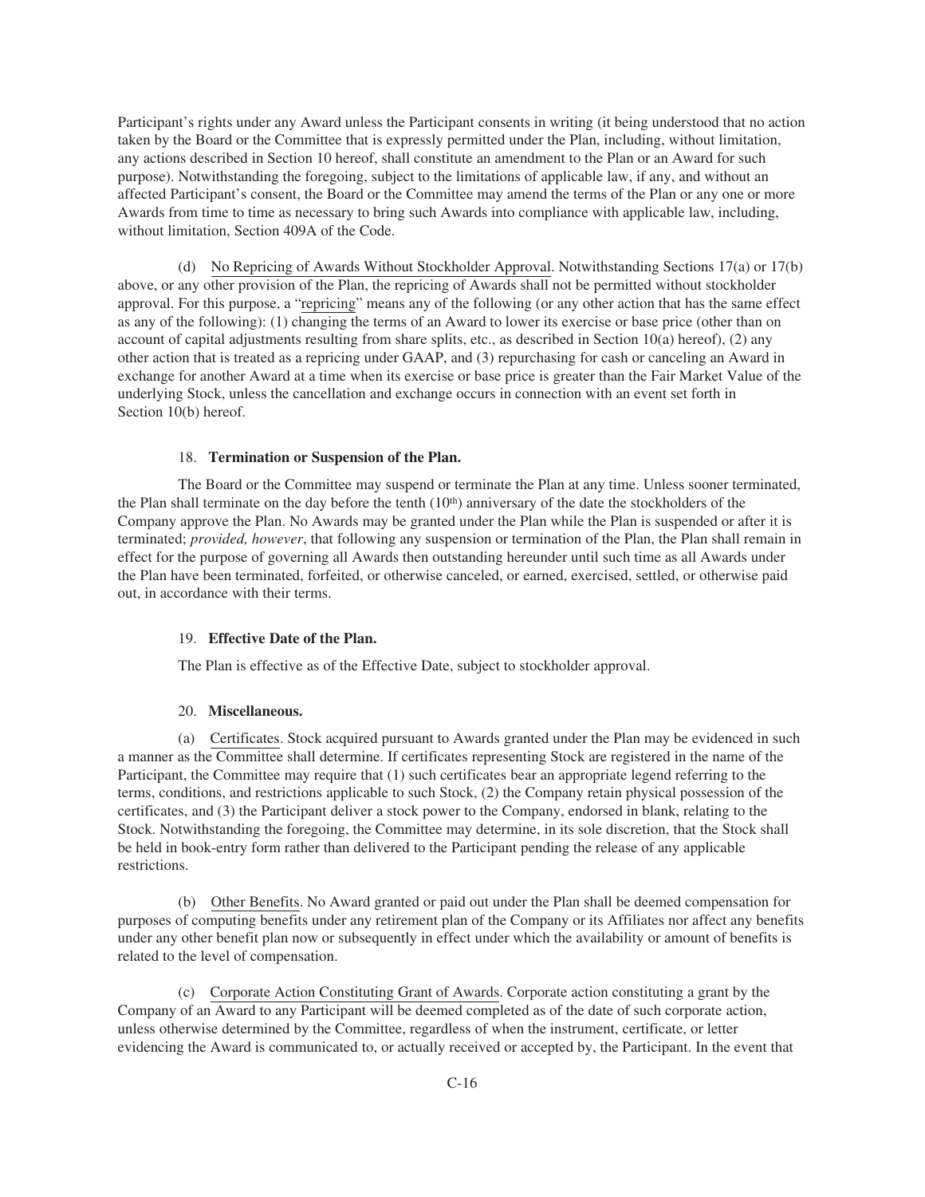Participant's rights under any Award unless the Participant consents in writing (it being understood that no action taken by the Board or the Committee that is expressly permitted under the Plan, including, without limitation, any actions described in Section 10 hereof, shall constitute an amendment to the Plan or an Award for such purpose). Notwithstanding the foregoing, subject to the limitations of applicable law, if any, and without an affected Participant's consent, the Board or the Committee may amend the terms of the Plan or any one or more Awards from time to time as necessary to bring such Awards into compliance with applicable law, including, without limitation, Section 409A of the Code.

(d) No Repricing of Awards Without Stockholder Approval. Notwithstanding Sections 17(a) or 17(b) above, or any other provision of the Plan, the repricing of Awards shall not be permitted without stockholder approval. For this purpose, a "repricing" means any of the following (or any other action that has the same effect as any of the following): (1) changing the terms of an Award to lower its exercise or base price (other than on account of capital adjustments resulting from share splits, etc., as described in Section 10(a) hereof), (2) any other action that is treated as a repricing under GAAP, and (3) repurchasing for cash or canceling an Award in exchange for another Award at a time when its exercise or base price is greater than the Fair Market Value of the underlying Stock, unless the cancellation and exchange occurs in connection with an event set forth in Section 10(b) hereof.

18. **Termination or Suspension of the Plan.**

The Board or the Committee may suspend or terminate the Plan at any time. Unless sooner terminated, the Plan shall terminate on the day before the tenth (10th) anniversary of the date the stockholders of the Company approve the Plan. No Awards may be granted under the Plan while the Plan is suspended or after it is terminated; *provided, however*, that following any suspension or termination of the Plan, the Plan shall remain in effect for the purpose of governing all Awards then outstanding hereunder until such time as all Awards under the Plan have been terminated, forfeited, or otherwise canceled, or earned, exercised, settled, or otherwise paid out, in accordance with their terms.

19. **Effective Date of the Plan.**

The Plan is effective as of the Effective Date, subject to stockholder approval.

20. **Miscellaneous.**

(a) Certificates. Stock acquired pursuant to Awards granted under the Plan may be evidenced in such a manner as the Committee shall determine. If certificates representing Stock are registered in the name of the Participant, the Committee may require that (1) such certificates bear an appropriate legend referring to the terms, conditions, and restrictions applicable to such Stock, (2) the Company retain physical possession of the certificates, and (3) the Participant deliver a stock power to the Company, endorsed in blank, relating to the Stock. Notwithstanding the foregoing, the Committee may determine, in its sole discretion, that the Stock shall be held in book-entry form rather than delivered to the Participant pending the release of any applicable restrictions.

(b) Other Benefits. No Award granted or paid out under the Plan shall be deemed compensation for purposes of computing benefits under any retirement plan of the Company or its Affiliates nor affect any benefits under any other benefit plan now or subsequently in effect under which the availability or amount of benefits is related to the level of compensation.

(c) Corporate Action Constituting Grant of Awards. Corporate action constituting a grant by the Company of an Award to any Participant will be deemed completed as of the date of such corporate action, unless otherwise determined by the Committee, regardless of when the instrument, certificate, or letter evidencing the Award is communicated to, or actually received or accepted by, the Participant. In the event that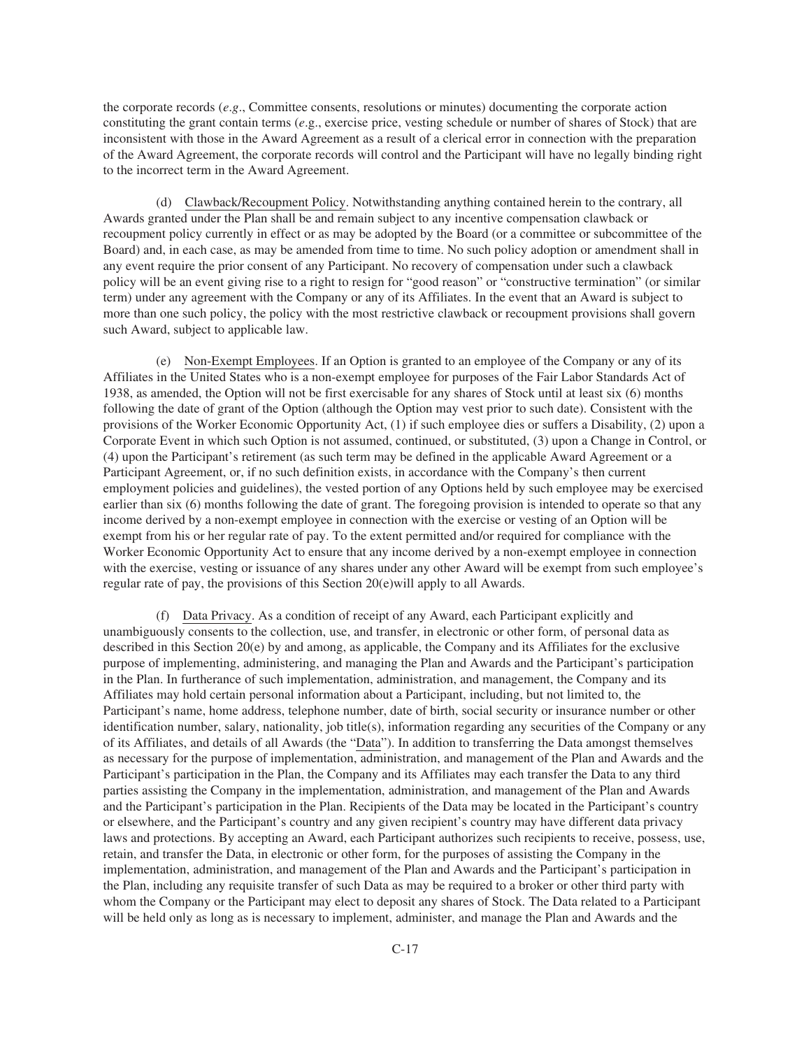the corporate records (*e.g*., Committee consents, resolutions or minutes) documenting the corporate action constituting the grant contain terms (*e*.g., exercise price, vesting schedule or number of shares of Stock) that are inconsistent with those in the Award Agreement as a result of a clerical error in connection with the preparation of the Award Agreement, the corporate records will control and the Participant will have no legally binding right to the incorrect term in the Award Agreement.

(d) Clawback/Recoupment Policy. Notwithstanding anything contained herein to the contrary, all Awards granted under the Plan shall be and remain subject to any incentive compensation clawback or recoupment policy currently in effect or as may be adopted by the Board (or a committee or subcommittee of the Board) and, in each case, as may be amended from time to time. No such policy adoption or amendment shall in any event require the prior consent of any Participant. No recovery of compensation under such a clawback policy will be an event giving rise to a right to resign for "good reason" or "constructive termination" (or similar term) under any agreement with the Company or any of its Affiliates. In the event that an Award is subject to more than one such policy, the policy with the most restrictive clawback or recoupment provisions shall govern such Award, subject to applicable law.

(e) Non-Exempt Employees. If an Option is granted to an employee of the Company or any of its Affiliates in the United States who is a non-exempt employee for purposes of the Fair Labor Standards Act of 1938, as amended, the Option will not be first exercisable for any shares of Stock until at least six (6) months following the date of grant of the Option (although the Option may vest prior to such date). Consistent with the provisions of the Worker Economic Opportunity Act, (1) if such employee dies or suffers a Disability, (2) upon a Corporate Event in which such Option is not assumed, continued, or substituted, (3) upon a Change in Control, or (4) upon the Participant's retirement (as such term may be defined in the applicable Award Agreement or a Participant Agreement, or, if no such definition exists, in accordance with the Company's then current employment policies and guidelines), the vested portion of any Options held by such employee may be exercised earlier than six (6) months following the date of grant. The foregoing provision is intended to operate so that any income derived by a non-exempt employee in connection with the exercise or vesting of an Option will be exempt from his or her regular rate of pay. To the extent permitted and/or required for compliance with the Worker Economic Opportunity Act to ensure that any income derived by a non-exempt employee in connection with the exercise, vesting or issuance of any shares under any other Award will be exempt from such employee's regular rate of pay, the provisions of this Section 20(e)will apply to all Awards.

(f) Data Privacy. As a condition of receipt of any Award, each Participant explicitly and unambiguously consents to the collection, use, and transfer, in electronic or other form, of personal data as described in this Section 20(e) by and among, as applicable, the Company and its Affiliates for the exclusive purpose of implementing, administering, and managing the Plan and Awards and the Participant's participation in the Plan. In furtherance of such implementation, administration, and management, the Company and its Affiliates may hold certain personal information about a Participant, including, but not limited to, the Participant's name, home address, telephone number, date of birth, social security or insurance number or other identification number, salary, nationality, job title(s), information regarding any securities of the Company or any of its Affiliates, and details of all Awards (the "Data"). In addition to transferring the Data amongst themselves as necessary for the purpose of implementation, administration, and management of the Plan and Awards and the Participant's participation in the Plan, the Company and its Affiliates may each transfer the Data to any third parties assisting the Company in the implementation, administration, and management of the Plan and Awards and the Participant's participation in the Plan. Recipients of the Data may be located in the Participant's country or elsewhere, and the Participant's country and any given recipient's country may have different data privacy laws and protections. By accepting an Award, each Participant authorizes such recipients to receive, possess, use, retain, and transfer the Data, in electronic or other form, for the purposes of assisting the Company in the implementation, administration, and management of the Plan and Awards and the Participant's participation in the Plan, including any requisite transfer of such Data as may be required to a broker or other third party with whom the Company or the Participant may elect to deposit any shares of Stock. The Data related to a Participant will be held only as long as is necessary to implement, administer, and manage the Plan and Awards and the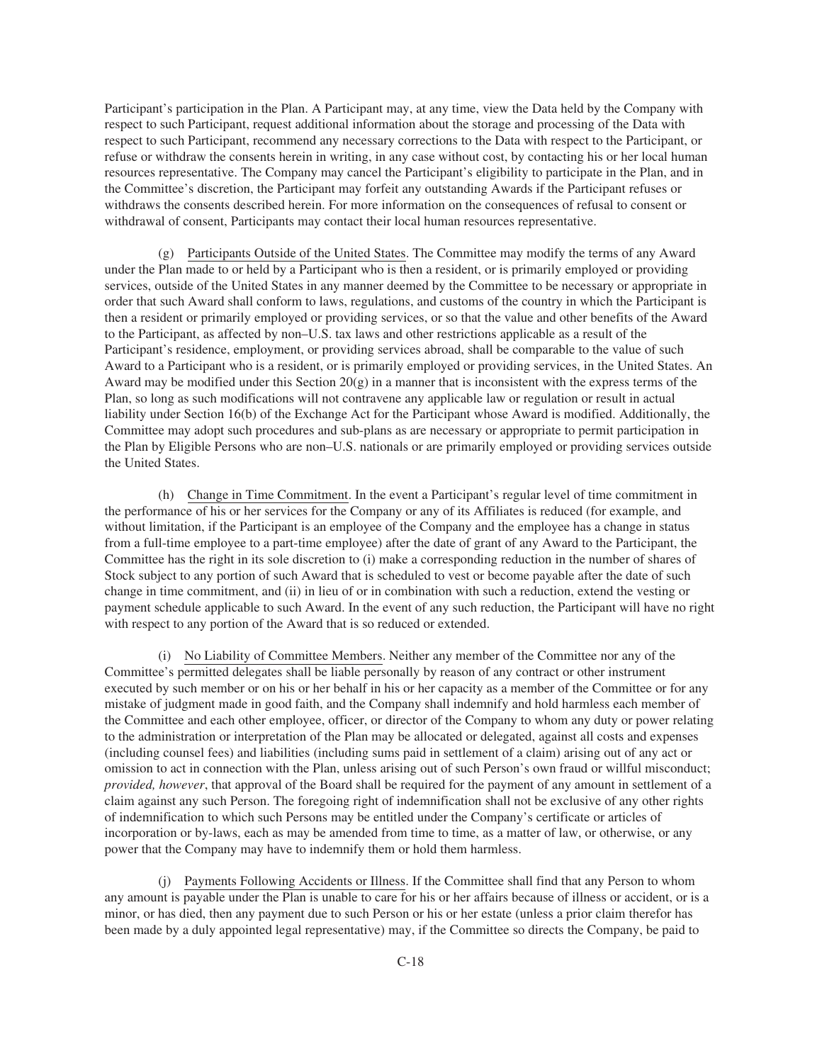Participant's participation in the Plan. A Participant may, at any time, view the Data held by the Company with respect to such Participant, request additional information about the storage and processing of the Data with respect to such Participant, recommend any necessary corrections to the Data with respect to the Participant, or refuse or withdraw the consents herein in writing, in any case without cost, by contacting his or her local human resources representative. The Company may cancel the Participant's eligibility to participate in the Plan, and in the Committee's discretion, the Participant may forfeit any outstanding Awards if the Participant refuses or withdraws the consents described herein. For more information on the consequences of refusal to consent or withdrawal of consent, Participants may contact their local human resources representative.

(g) Participants Outside of the United States. The Committee may modify the terms of any Award under the Plan made to or held by a Participant who is then a resident, or is primarily employed or providing services, outside of the United States in any manner deemed by the Committee to be necessary or appropriate in order that such Award shall conform to laws, regulations, and customs of the country in which the Participant is then a resident or primarily employed or providing services, or so that the value and other benefits of the Award to the Participant, as affected by non–U.S. tax laws and other restrictions applicable as a result of the Participant's residence, employment, or providing services abroad, shall be comparable to the value of such Award to a Participant who is a resident, or is primarily employed or providing services, in the United States. An Award may be modified under this Section 20(g) in a manner that is inconsistent with the express terms of the Plan, so long as such modifications will not contravene any applicable law or regulation or result in actual liability under Section 16(b) of the Exchange Act for the Participant whose Award is modified. Additionally, the Committee may adopt such procedures and sub-plans as are necessary or appropriate to permit participation in the Plan by Eligible Persons who are non–U.S. nationals or are primarily employed or providing services outside the United States.

(h) Change in Time Commitment. In the event a Participant's regular level of time commitment in the performance of his or her services for the Company or any of its Affiliates is reduced (for example, and without limitation, if the Participant is an employee of the Company and the employee has a change in status from a full-time employee to a part-time employee) after the date of grant of any Award to the Participant, the Committee has the right in its sole discretion to (i) make a corresponding reduction in the number of shares of Stock subject to any portion of such Award that is scheduled to vest or become payable after the date of such change in time commitment, and (ii) in lieu of or in combination with such a reduction, extend the vesting or payment schedule applicable to such Award. In the event of any such reduction, the Participant will have no right with respect to any portion of the Award that is so reduced or extended.

(i) No Liability of Committee Members. Neither any member of the Committee nor any of the Committee's permitted delegates shall be liable personally by reason of any contract or other instrument executed by such member or on his or her behalf in his or her capacity as a member of the Committee or for any mistake of judgment made in good faith, and the Company shall indemnify and hold harmless each member of the Committee and each other employee, officer, or director of the Company to whom any duty or power relating to the administration or interpretation of the Plan may be allocated or delegated, against all costs and expenses (including counsel fees) and liabilities (including sums paid in settlement of a claim) arising out of any act or omission to act in connection with the Plan, unless arising out of such Person's own fraud or willful misconduct; *provided, however*, that approval of the Board shall be required for the payment of any amount in settlement of a claim against any such Person. The foregoing right of indemnification shall not be exclusive of any other rights of indemnification to which such Persons may be entitled under the Company's certificate or articles of incorporation or by-laws, each as may be amended from time to time, as a matter of law, or otherwise, or any power that the Company may have to indemnify them or hold them harmless.

(j) Payments Following Accidents or Illness. If the Committee shall find that any Person to whom any amount is payable under the Plan is unable to care for his or her affairs because of illness or accident, or is a minor, or has died, then any payment due to such Person or his or her estate (unless a prior claim therefor has been made by a duly appointed legal representative) may, if the Committee so directs the Company, be paid to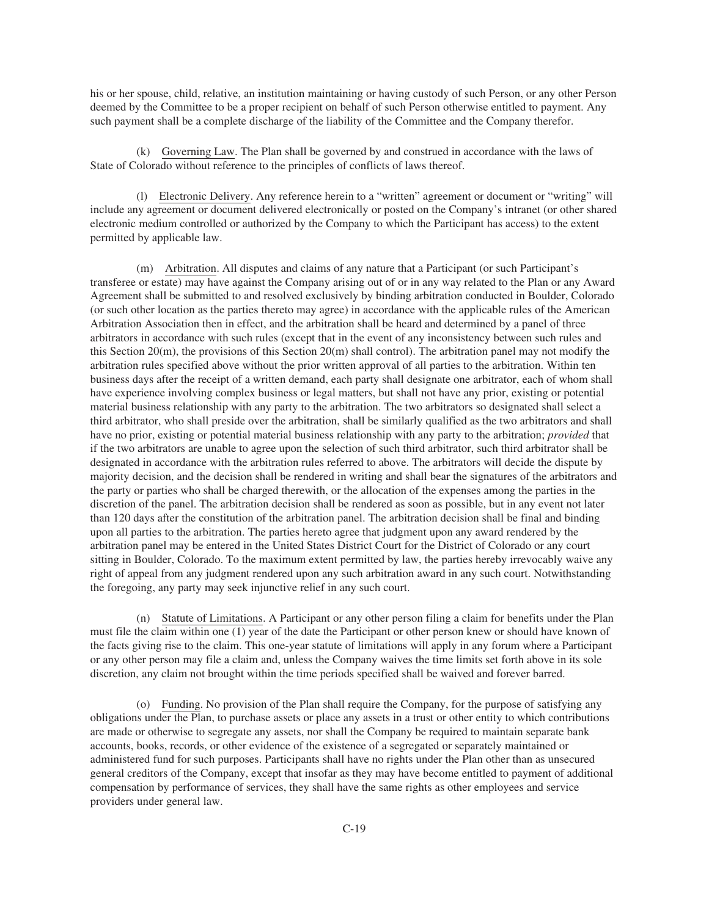his or her spouse, child, relative, an institution maintaining or having custody of such Person, or any other Person deemed by the Committee to be a proper recipient on behalf of such Person otherwise entitled to payment. Any such payment shall be a complete discharge of the liability of the Committee and the Company therefor.

(k) Governing Law. The Plan shall be governed by and construed in accordance with the laws of State of Colorado without reference to the principles of conflicts of laws thereof.

(l) Electronic Delivery. Any reference herein to a "written" agreement or document or "writing" will include any agreement or document delivered electronically or posted on the Company's intranet (or other shared electronic medium controlled or authorized by the Company to which the Participant has access) to the extent permitted by applicable law.

(m) Arbitration. All disputes and claims of any nature that a Participant (or such Participant's transferee or estate) may have against the Company arising out of or in any way related to the Plan or any Award Agreement shall be submitted to and resolved exclusively by binding arbitration conducted in Boulder, Colorado (or such other location as the parties thereto may agree) in accordance with the applicable rules of the American Arbitration Association then in effect, and the arbitration shall be heard and determined by a panel of three arbitrators in accordance with such rules (except that in the event of any inconsistency between such rules and this Section 20(m), the provisions of this Section 20(m) shall control). The arbitration panel may not modify the arbitration rules specified above without the prior written approval of all parties to the arbitration. Within ten business days after the receipt of a written demand, each party shall designate one arbitrator, each of whom shall have experience involving complex business or legal matters, but shall not have any prior, existing or potential material business relationship with any party to the arbitration. The two arbitrators so designated shall select a third arbitrator, who shall preside over the arbitration, shall be similarly qualified as the two arbitrators and shall have no prior, existing or potential material business relationship with any party to the arbitration; *provided* that if the two arbitrators are unable to agree upon the selection of such third arbitrator, such third arbitrator shall be designated in accordance with the arbitration rules referred to above. The arbitrators will decide the dispute by majority decision, and the decision shall be rendered in writing and shall bear the signatures of the arbitrators and the party or parties who shall be charged therewith, or the allocation of the expenses among the parties in the discretion of the panel. The arbitration decision shall be rendered as soon as possible, but in any event not later than 120 days after the constitution of the arbitration panel. The arbitration decision shall be final and binding upon all parties to the arbitration. The parties hereto agree that judgment upon any award rendered by the arbitration panel may be entered in the United States District Court for the District of Colorado or any court sitting in Boulder, Colorado. To the maximum extent permitted by law, the parties hereby irrevocably waive any right of appeal from any judgment rendered upon any such arbitration award in any such court. Notwithstanding the foregoing, any party may seek injunctive relief in any such court.

(n) Statute of Limitations. A Participant or any other person filing a claim for benefits under the Plan must file the claim within one (1) year of the date the Participant or other person knew or should have known of the facts giving rise to the claim. This one-year statute of limitations will apply in any forum where a Participant or any other person may file a claim and, unless the Company waives the time limits set forth above in its sole discretion, any claim not brought within the time periods specified shall be waived and forever barred.

(o) Funding. No provision of the Plan shall require the Company, for the purpose of satisfying any obligations under the Plan, to purchase assets or place any assets in a trust or other entity to which contributions are made or otherwise to segregate any assets, nor shall the Company be required to maintain separate bank accounts, books, records, or other evidence of the existence of a segregated or separately maintained or administered fund for such purposes. Participants shall have no rights under the Plan other than as unsecured general creditors of the Company, except that insofar as they may have become entitled to payment of additional compensation by performance of services, they shall have the same rights as other employees and service providers under general law.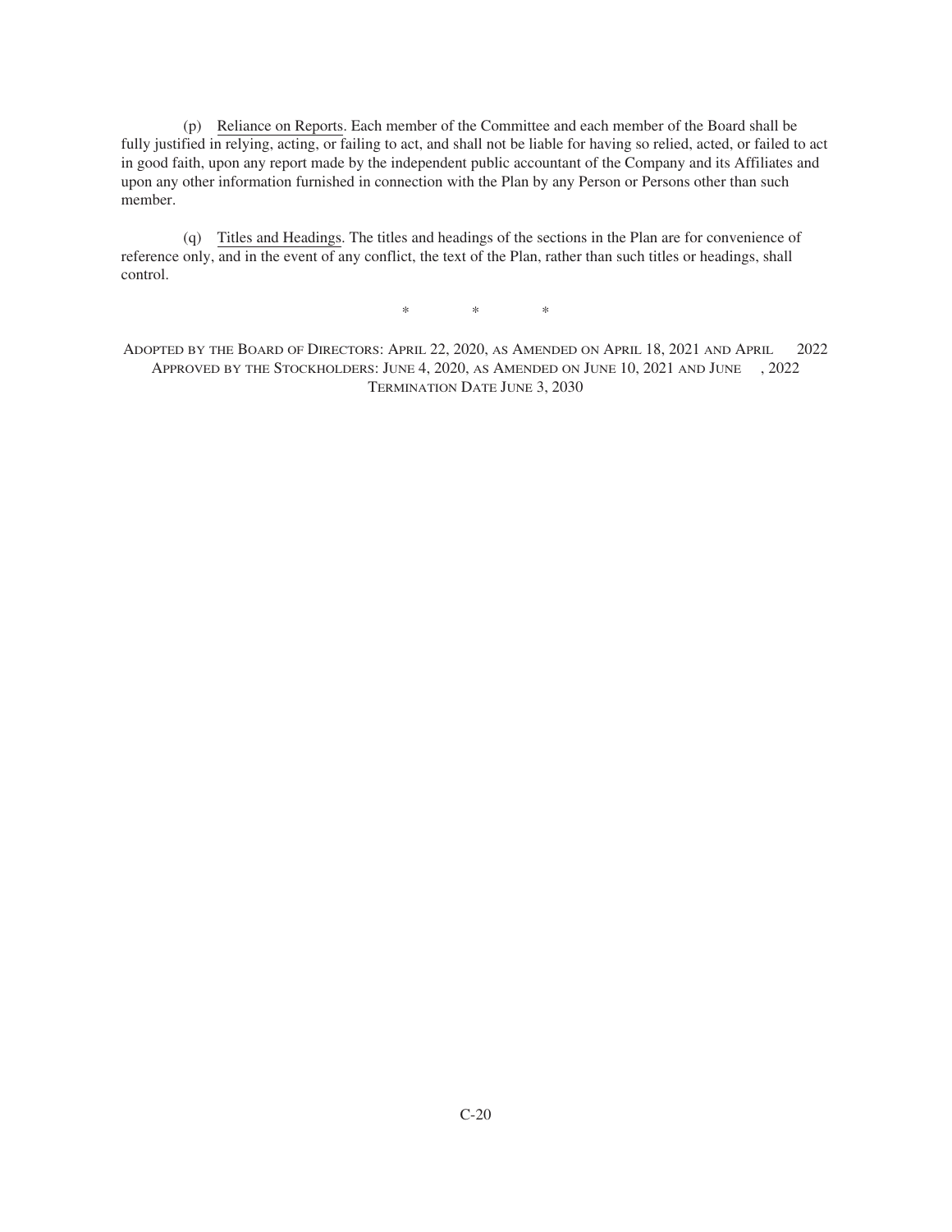(p) Reliance on Reports. Each member of the Committee and each member of the Board shall be fully justified in relying, acting, or failing to act, and shall not be liable for having so relied, acted, or failed to act in good faith, upon any report made by the independent public accountant of the Company and its Affiliates and upon any other information furnished in connection with the Plan by any Person or Persons other than such member.

(q) Titles and Headings. The titles and headings of the sections in the Plan are for convenience of reference only, and in the event of any conflict, the text of the Plan, rather than such titles or headings, shall control.

\* \* \*

ADOPTED BY THE BOARD OF DIRECTORS: APRIL 22, 2020, AS AMENDED ON APRIL 18, 2021 AND APRIL 2022
APPROVED BY THE STOCKHOLDERS: JUNE 4, 2020, AS AMENDED ON JUNE 10, 2021 AND JUNE , 2022
TERMINATION DATE JUNE 3, 2030